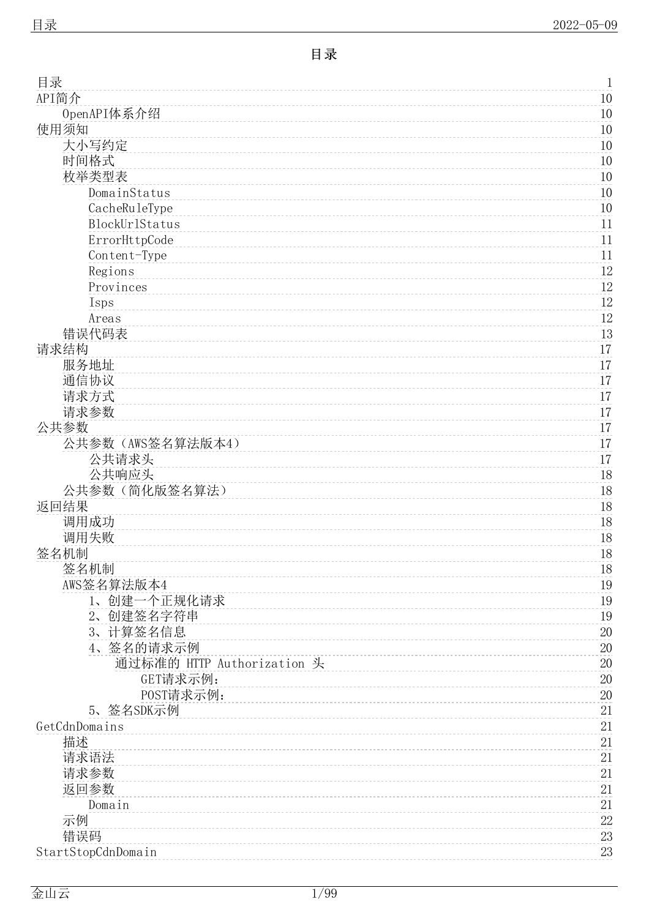# 目录

- 目录 ........ 1
- API简介 ........ 10
  - OpenAPI体系介绍 ........ 10
- 使用须知 ........ 10
  - 大小写约定 ........ 10
  - 时间格式 ........ 10
  - 枚举类型表 ........ 10
    - DomainStatus ........ 10
    - CacheRuleType ........ 10
    - BlockUrlStatus ........ 11
    - ErrorHttpCode ........ 11
    - Content-Type ........ 11
    - Regions ........ 12
    - Provinces ........ 12
    - Isps ........ 12
    - Areas ........ 12
  - 错误代码表 ........ 13
- 请求结构 ........ 17
  - 服务地址 ........ 17
  - 通信协议 ........ 17
  - 请求方式 ........ 17
  - 请求参数 ........ 17
- 公共参数 ........ 17
  - 公共参数（AWS签名算法版本4） ........ 17
    - 公共请求头 ........ 17
    - 公共响应头 ........ 18
  - 公共参数（简化版签名算法） ........ 18
- 返回结果 ........ 18
  - 调用成功 ........ 18
  - 调用失败 ........ 18
- 签名机制 ........ 18
  - 签名机制 ........ 18
  - AWS签名算法版本4 ........ 19
    - 1、创建一个正规化请求 ........ 19
    - 2、创建签名字符串 ........ 19
    - 3、计算签名信息 ........ 20
    - 4、签名的请求示例 ........ 20
      - 通过标准的 HTTP Authorization 头 ........ 20
        - GET请求示例： ........ 20
        - POST请求示例： ........ 20
    - 5、签名SDK示例 ........ 21
- GetCdnDomains ........ 21
  - 描述 ........ 21
  - 请求语法 ........ 21
  - 请求参数 ........ 21
  - 返回参数 ........ 21
    - Domain ........ 21
  - 示例 ........ 22
  - 错误码 ........ 23
- StartStopCdnDomain ........ 23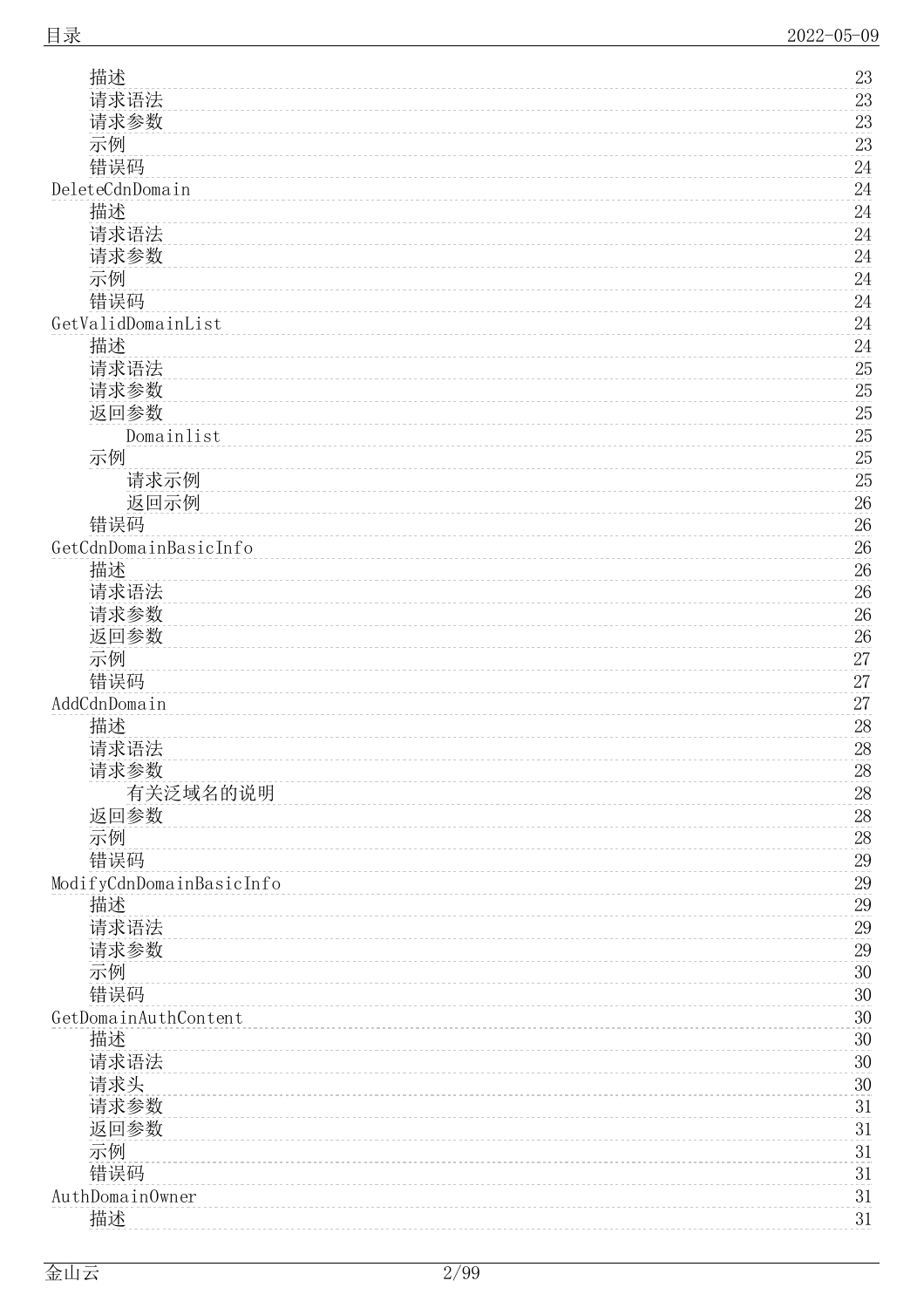- 描述 ........ 23
- 请求语法 ........ 23
- 请求参数 ........ 23
- 示例 ........ 23
- 错误码 ........ 24

DeleteCdnDomain ........ 24
- 描述 ........ 24
- 请求语法 ........ 24
- 请求参数 ........ 24
- 示例 ........ 24
- 错误码 ........ 24

GetValidDomainList ........ 24
- 描述 ........ 24
- 请求语法 ........ 25
- 请求参数 ........ 25
- 返回参数 ........ 25
  - Domainlist ........ 25
- 示例 ........ 25
  - 请求示例 ........ 25
  - 返回示例 ........ 26
- 错误码 ........ 26

GetCdnDomainBasicInfo ........ 26
- 描述 ........ 26
- 请求语法 ........ 26
- 请求参数 ........ 26
- 返回参数 ........ 26
- 示例 ........ 27
- 错误码 ........ 27

AddCdnDomain ........ 27
- 描述 ........ 28
- 请求语法 ........ 28
- 请求参数 ........ 28
  - 有关泛域名的说明 ........ 28
- 返回参数 ........ 28
- 示例 ........ 28
- 错误码 ........ 29

ModifyCdnDomainBasicInfo ........ 29
- 描述 ........ 29
- 请求语法 ........ 29
- 请求参数 ........ 29
- 示例 ........ 30
- 错误码 ........ 30

GetDomainAuthContent ........ 30
- 描述 ........ 30
- 请求语法 ........ 30
- 请求头 ........ 30
- 请求参数 ........ 31
- 返回参数 ........ 31
- 示例 ........ 31
- 错误码 ........ 31

AuthDomainOwner ........ 31
- 描述 ........ 31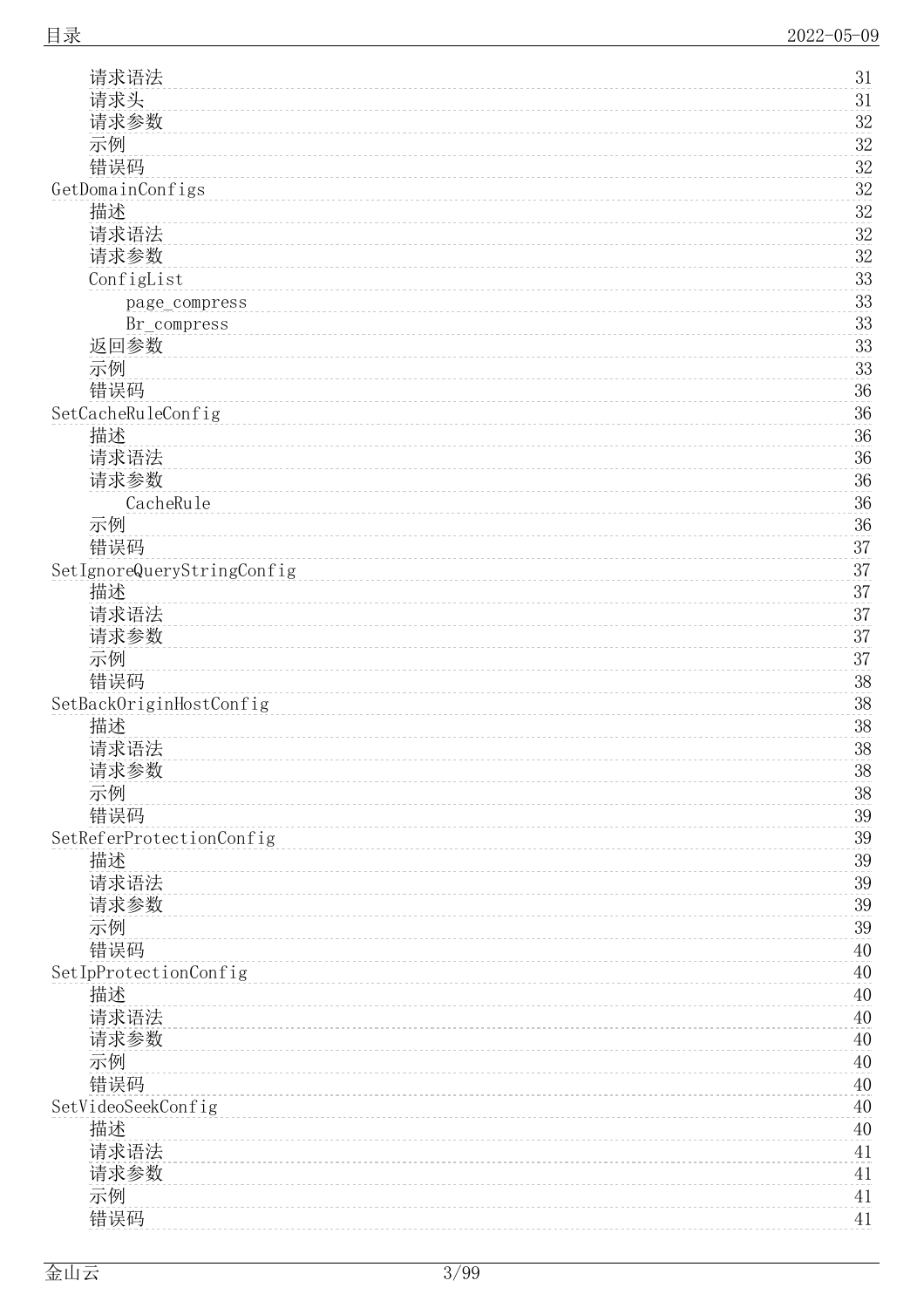- 请求语法 ........ 31
- 请求头 ........ 31
- 请求参数 ........ 32
- 示例 ........ 32
- 错误码 ........ 32

GetDomainConfigs ........ 32
- 描述 ........ 32
- 请求语法 ........ 32
- 请求参数 ........ 32
- ConfigList ........ 33
  - page_compress ........ 33
  - Br_compress ........ 33
- 返回参数 ........ 33
- 示例 ........ 33
- 错误码 ........ 36

SetCacheRuleConfig ........ 36
- 描述 ........ 36
- 请求语法 ........ 36
- 请求参数 ........ 36
  - CacheRule ........ 36
- 示例 ........ 36
- 错误码 ........ 37

SetIgnoreQueryStringConfig ........ 37
- 描述 ........ 37
- 请求语法 ........ 37
- 请求参数 ........ 37
- 示例 ........ 37
- 错误码 ........ 38

SetBackOriginHostConfig ........ 38
- 描述 ........ 38
- 请求语法 ........ 38
- 请求参数 ........ 38
- 示例 ........ 38
- 错误码 ........ 39

SetReferProtectionConfig ........ 39
- 描述 ........ 39
- 请求语法 ........ 39
- 请求参数 ........ 39
- 示例 ........ 39
- 错误码 ........ 40

SetIpProtectionConfig ........ 40
- 描述 ........ 40
- 请求语法 ........ 40
- 请求参数 ........ 40
- 示例 ........ 40
- 错误码 ........ 40

SetVideoSeekConfig ........ 40
- 描述 ........ 40
- 请求语法 ........ 41
- 请求参数 ........ 41
- 示例 ........ 41
- 错误码 ........ 41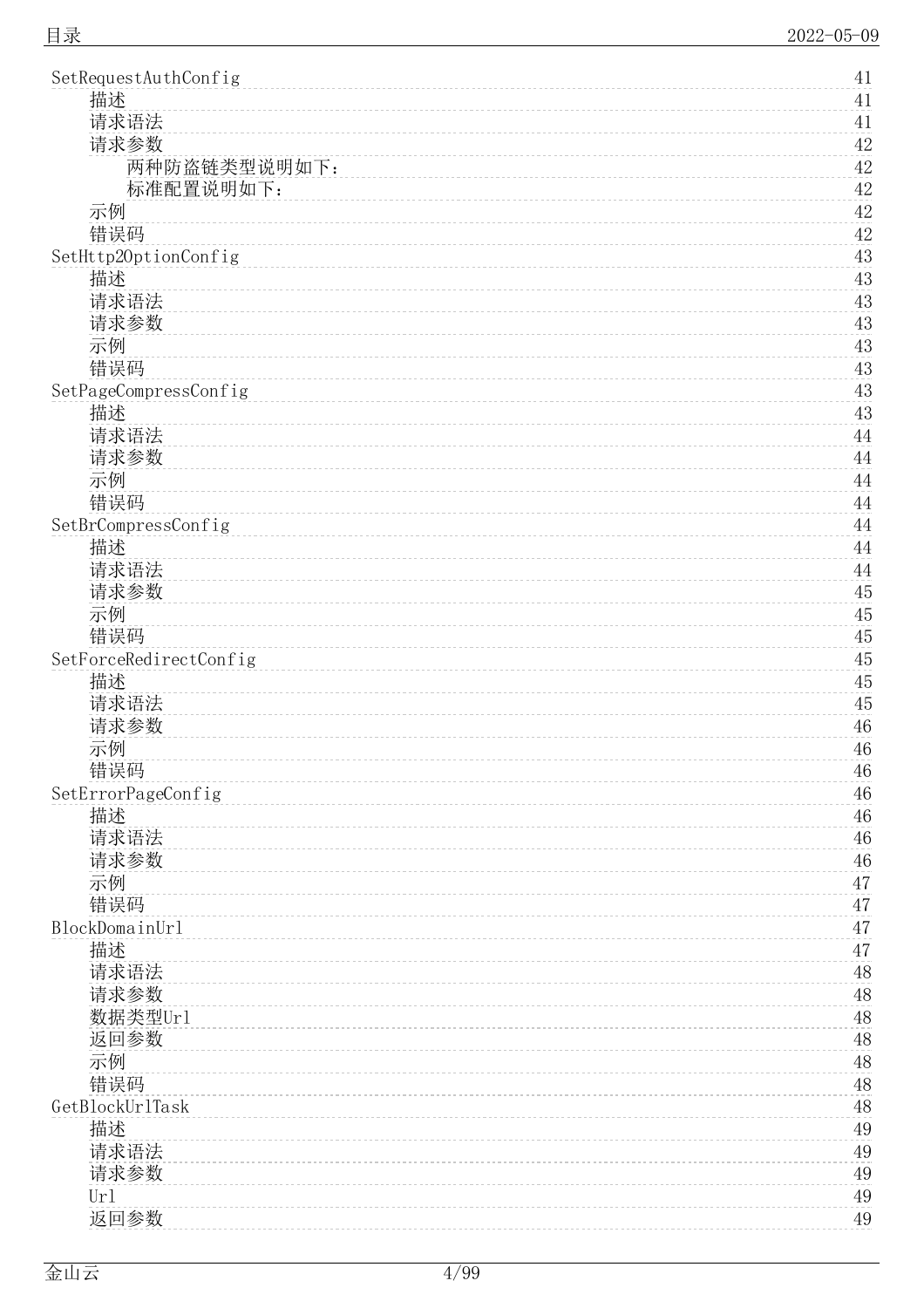- SetRequestAuthConfig 41
  - 描述 41
  - 请求语法 41
  - 请求参数 42
    - 两种防盗链类型说明如下： 42
    - 标准配置说明如下： 42
  - 示例 42
  - 错误码 42
- SetHttp2OptionConfig 43
  - 描述 43
  - 请求语法 43
  - 请求参数 43
  - 示例 43
  - 错误码 43
- SetPageCompressConfig 43
  - 描述 43
  - 请求语法 44
  - 请求参数 44
  - 示例 44
  - 错误码 44
- SetBrCompressConfig 44
  - 描述 44
  - 请求语法 44
  - 请求参数 45
  - 示例 45
  - 错误码 45
- SetForceRedirectConfig 45
  - 描述 45
  - 请求语法 45
  - 请求参数 46
  - 示例 46
  - 错误码 46
- SetErrorPageConfig 46
  - 描述 46
  - 请求语法 46
  - 请求参数 46
  - 示例 47
  - 错误码 47
- BlockDomainUrl 47
  - 描述 47
  - 请求语法 48
  - 请求参数 48
  - 数据类型Url 48
  - 返回参数 48
  - 示例 48
  - 错误码 48
- GetBlockUrlTask 48
  - 描述 49
  - 请求语法 49
  - 请求参数 49
  - Url 49
  - 返回参数 49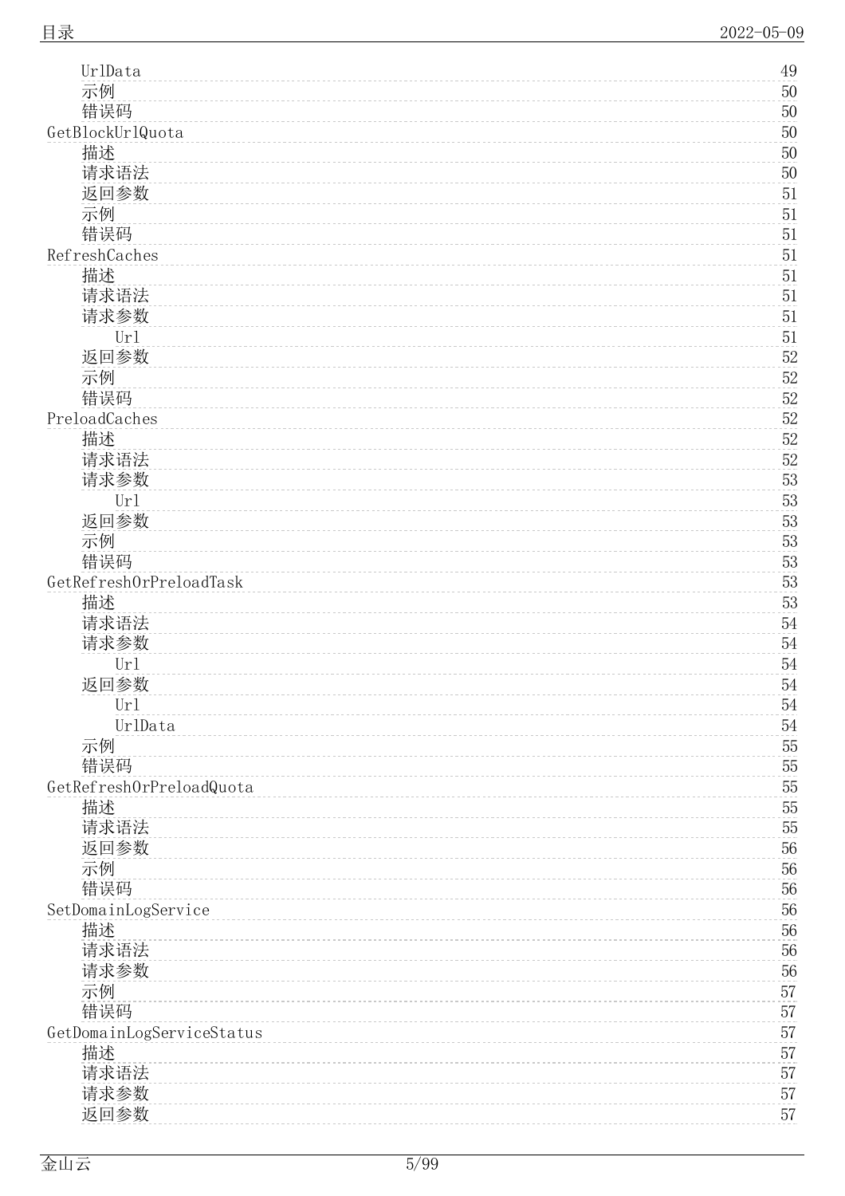- UrlData 49
- 示例 50
- 错误码 50

GetBlockUrlQuota 50
- 描述 50
- 请求语法 50
- 返回参数 51
- 示例 51
- 错误码 51

RefreshCaches 51
- 描述 51
- 请求语法 51
- 请求参数 51
  - Url 51
- 返回参数 52
- 示例 52
- 错误码 52

PreloadCaches 52
- 描述 52
- 请求语法 52
- 请求参数 53
  - Url 53
- 返回参数 53
- 示例 53
- 错误码 53

GetRefreshOrPreloadTask 53
- 描述 53
- 请求语法 54
- 请求参数 54
  - Url 54
- 返回参数 54
  - Url 54
  - UrlData 54
- 示例 55
- 错误码 55

GetRefreshOrPreloadQuota 55
- 描述 55
- 请求语法 55
- 返回参数 56
- 示例 56
- 错误码 56

SetDomainLogService 56
- 描述 56
- 请求语法 56
- 请求参数 56
- 示例 57
- 错误码 57

GetDomainLogServiceStatus 57
- 描述 57
- 请求语法 57
- 请求参数 57
- 返回参数 57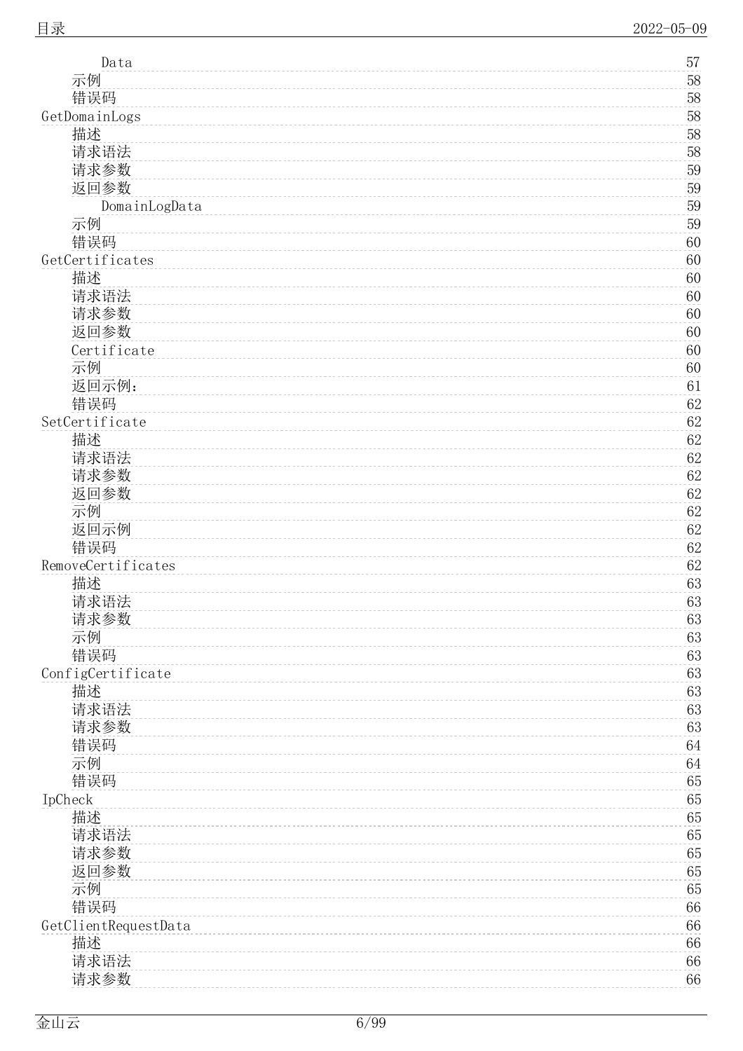- Data ........ 57
- 示例 ........ 58
- 错误码 ........ 58

GetDomainLogs ........ 58

- 描述 ........ 58
- 请求语法 ........ 58
- 请求参数 ........ 59
- 返回参数 ........ 59
  - DomainLogData ........ 59
- 示例 ........ 59
- 错误码 ........ 60

GetCertificates ........ 60

- 描述 ........ 60
- 请求语法 ........ 60
- 请求参数 ........ 60
- 返回参数 ........ 60
- Certificate ........ 60
- 示例 ........ 60
- 返回示例： ........ 61
- 错误码 ........ 62

SetCertificate ........ 62

- 描述 ........ 62
- 请求语法 ........ 62
- 请求参数 ........ 62
- 返回参数 ........ 62
- 示例 ........ 62
- 返回示例 ........ 62
- 错误码 ........ 62

RemoveCertificates ........ 62

- 描述 ........ 63
- 请求语法 ........ 63
- 请求参数 ........ 63
- 示例 ........ 63
- 错误码 ........ 63

ConfigCertificate ........ 63

- 描述 ........ 63
- 请求语法 ........ 63
- 请求参数 ........ 63
- 错误码 ........ 64
- 示例 ........ 64
- 错误码 ........ 65

IpCheck ........ 65

- 描述 ........ 65
- 请求语法 ........ 65
- 请求参数 ........ 65
- 返回参数 ........ 65
- 示例 ........ 65
- 错误码 ........ 66

GetClientRequestData ........ 66

- 描述 ........ 66
- 请求语法 ........ 66
- 请求参数 ........ 66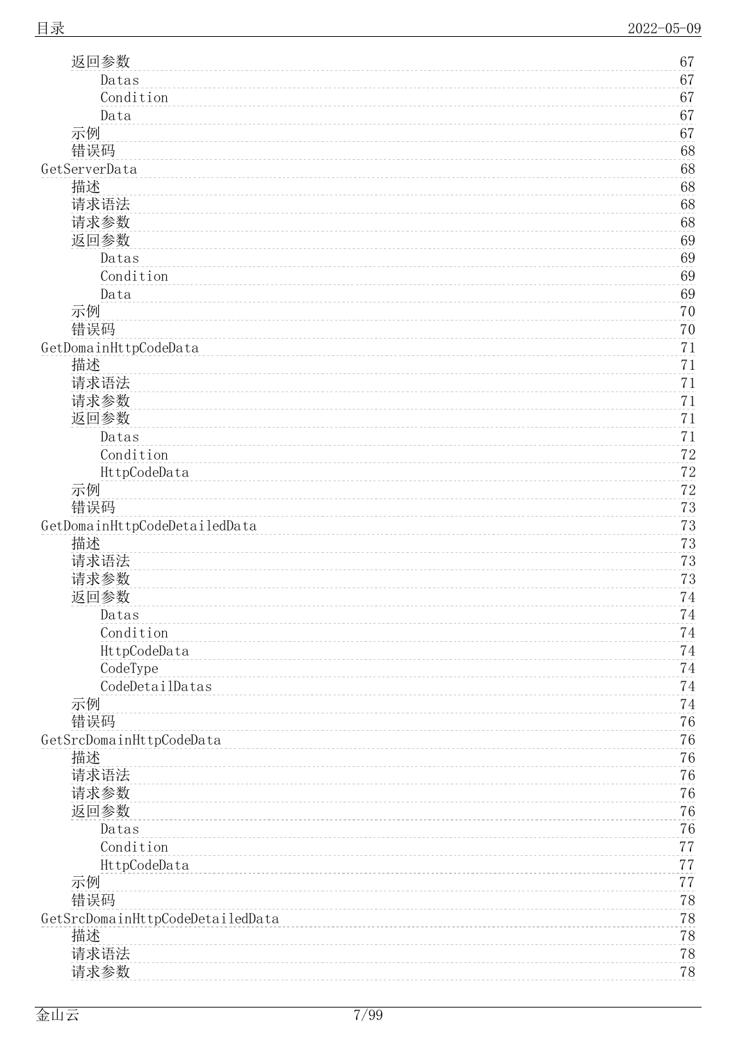- 返回参数 ........ 67
  - Datas ........ 67
  - Condition ........ 67
  - Data ........ 67
- 示例 ........ 67
- 错误码 ........ 68

GetServerData ........ 68
- 描述 ........ 68
- 请求语法 ........ 68
- 请求参数 ........ 68
- 返回参数 ........ 69
  - Datas ........ 69
  - Condition ........ 69
  - Data ........ 69
- 示例 ........ 70
- 错误码 ........ 70

GetDomainHttpCodeData ........ 71
- 描述 ........ 71
- 请求语法 ........ 71
- 请求参数 ........ 71
- 返回参数 ........ 71
  - Datas ........ 71
  - Condition ........ 72
  - HttpCodeData ........ 72
- 示例 ........ 72
- 错误码 ........ 73

GetDomainHttpCodeDetailedData ........ 73
- 描述 ........ 73
- 请求语法 ........ 73
- 请求参数 ........ 73
- 返回参数 ........ 74
  - Datas ........ 74
  - Condition ........ 74
  - HttpCodeData ........ 74
  - CodeType ........ 74
  - CodeDetailDatas ........ 74
- 示例 ........ 74
- 错误码 ........ 76

GetSrcDomainHttpCodeData ........ 76
- 描述 ........ 76
- 请求语法 ........ 76
- 请求参数 ........ 76
- 返回参数 ........ 76
  - Datas ........ 76
  - Condition ........ 77
  - HttpCodeData ........ 77
- 示例 ........ 77
- 错误码 ........ 78

GetSrcDomainHttpCodeDetailedData ........ 78
- 描述 ........ 78
- 请求语法 ........ 78
- 请求参数 ........ 78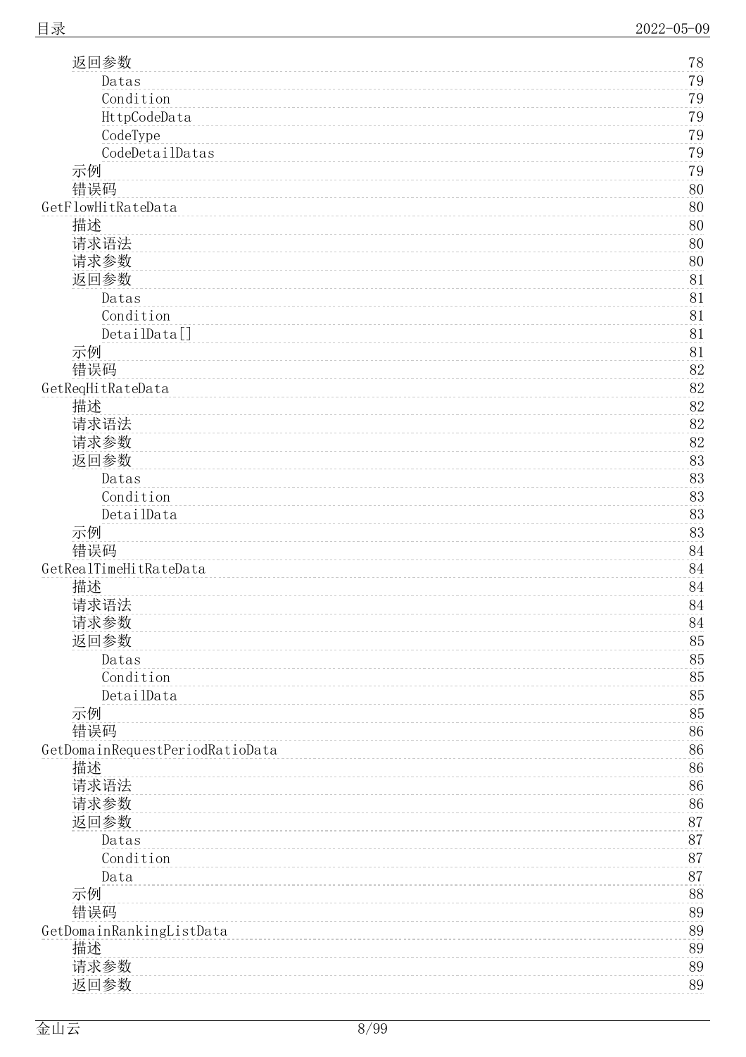- 返回参数 78
  - Datas 79
  - Condition 79
  - HttpCodeData 79
  - CodeType 79
  - CodeDetailDatas 79
- 示例 79
- 错误码 80

GetFlowHitRateData 80

- 描述 80
- 请求语法 80
- 请求参数 80
- 返回参数 81
  - Datas 81
  - Condition 81
  - DetailData[] 81
- 示例 81
- 错误码 82

GetReqHitRateData 82

- 描述 82
- 请求语法 82
- 请求参数 82
- 返回参数 83
  - Datas 83
  - Condition 83
  - DetailData 83
- 示例 83
- 错误码 84

GetRealTimeHitRateData 84

- 描述 84
- 请求语法 84
- 请求参数 84
- 返回参数 85
  - Datas 85
  - Condition 85
  - DetailData 85
- 示例 85
- 错误码 86

GetDomainRequestPeriodRatioData 86

- 描述 86
- 请求语法 86
- 请求参数 86
- 返回参数 87
  - Datas 87
  - Condition 87
  - Data 87
- 示例 88
- 错误码 89

GetDomainRankingListData 89

- 描述 89
- 请求参数 89
- 返回参数 89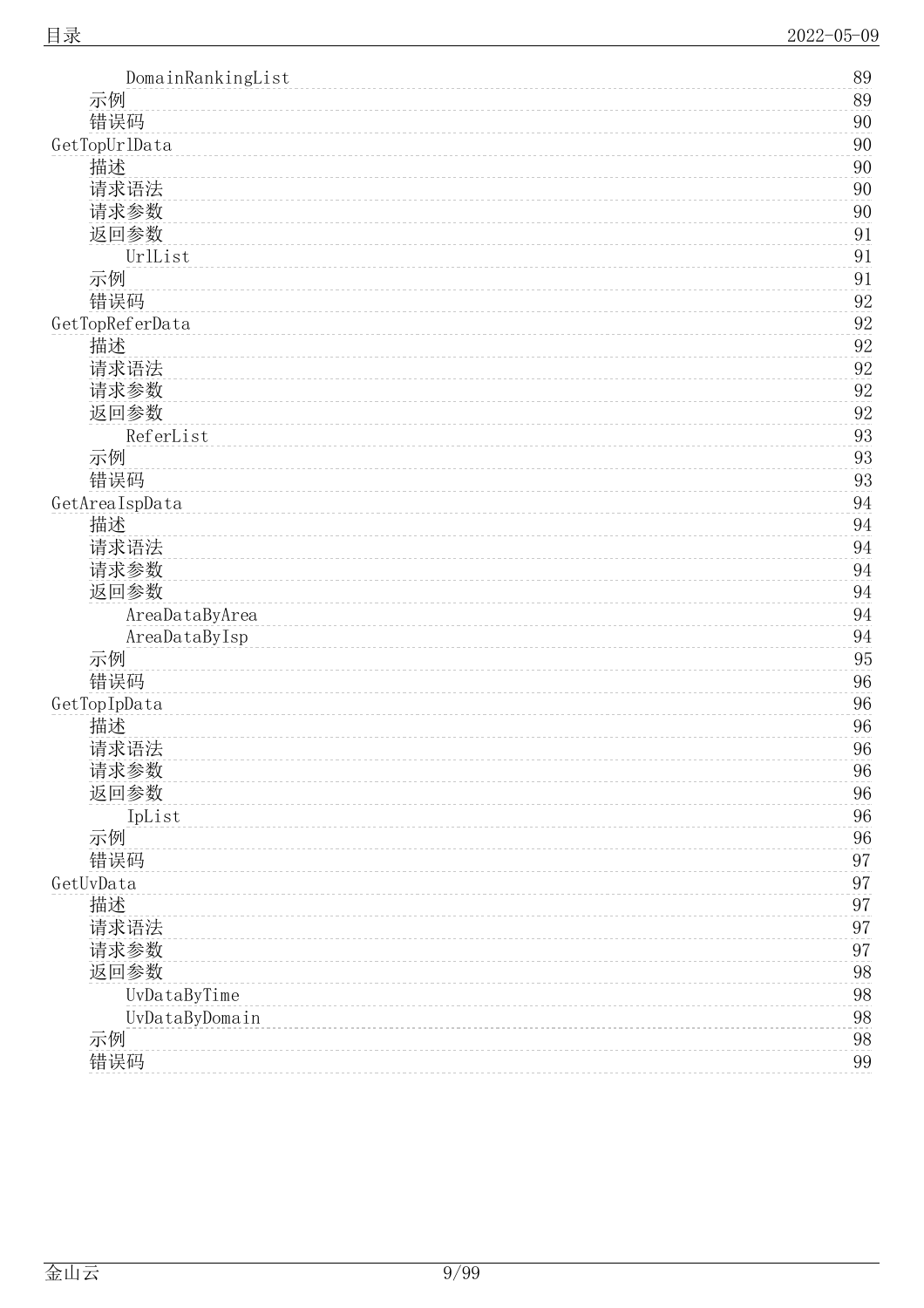- DomainRankingList 89
- 示例 89
- 错误码 90

GetTopUrlData 90
- 描述 90
- 请求语法 90
- 请求参数 90
- 返回参数 91
  - UrlList 91
- 示例 91
- 错误码 92

GetTopReferData 92
- 描述 92
- 请求语法 92
- 请求参数 92
- 返回参数 92
  - ReferList 93
- 示例 93
- 错误码 93

GetAreaIspData 94
- 描述 94
- 请求语法 94
- 请求参数 94
- 返回参数 94
  - AreaDataByArea 94
  - AreaDataByIsp 94
- 示例 95
- 错误码 96

GetTopIpData 96
- 描述 96
- 请求语法 96
- 请求参数 96
- 返回参数 96
  - IpList 96
- 示例 96
- 错误码 97

GetUvData 97
- 描述 97
- 请求语法 97
- 请求参数 97
- 返回参数 98
  - UvDataByTime 98
  - UvDataByDomain 98
- 示例 98
- 错误码 99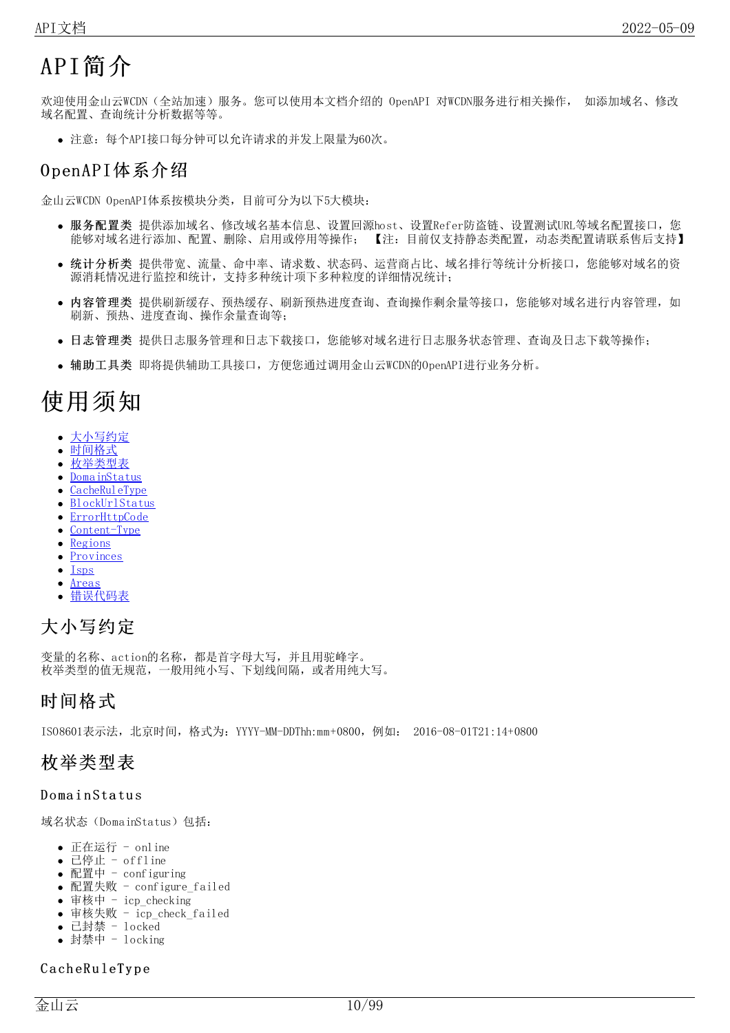# API简介

欢迎使用金山云WCDN（全站加速）服务。您可以使用本文档介绍的 OpenAPI 对WCDN服务进行相关操作， 如添加域名、修改域名配置、查询统计分析数据等等。

- 注意：每个API接口每分钟可以允许请求的并发上限量为60次。

## OpenAPI体系介绍

金山云WCDN OpenAPI体系按模块分类，目前可分为以下5大模块：

- **服务配置类** 提供添加域名、修改域名基本信息、设置回源host、设置Refer防盗链、设置测试URL等域名配置接口，您能够对域名进行添加、配置、删除、启用或停用等操作； 【注：目前仅支持静态类配置，动态类配置请联系售后支持】
- **统计分析类** 提供带宽、流量、命中率、请求数、状态码、运营商占比、域名排行等统计分析接口，您能够对域名的资源消耗情况进行监控和统计，支持多种统计项下多种粒度的详细情况统计；
- **内容管理类** 提供刷新缓存、预热缓存、刷新预热进度查询、查询操作剩余量等接口，您能够对域名进行内容管理，如刷新、预热、进度查询、操作余量查询等；
- **日志管理类** 提供日志服务管理和日志下载接口，您能够对域名进行日志服务状态管理、查询及日志下载等操作；
- **辅助工具类** 即将提供辅助工具接口，方便您通过调用金山云WCDN的OpenAPI进行业务分析。

# 使用须知

- 大小写约定
- 时间格式
- 枚举类型表
- DomainStatus
- CacheRuleType
- BlockUrlStatus
- ErrorHttpCode
- Content-Type
- Regions
- Provinces
- Isps
- Areas
- 错误代码表

## 大小写约定

变量的名称、action的名称，都是首字母大写，并且用驼峰字。
枚举类型的值无规范，一般用纯小写、下划线间隔，或者用纯大写。

## 时间格式

ISO8601表示法，北京时间，格式为：YYYY-MM-DDThh:mm+0800，例如： 2016-08-01T21:14+0800

## 枚举类型表

### DomainStatus

域名状态（DomainStatus）包括：

- 正在运行 - online
- 已停止 - offline
- 配置中 - configuring
- 配置失败 - configure_failed
- 审核中 - icp_checking
- 审核失败 - icp_check_failed
- 已封禁 - locked
- 封禁中 - locking

### CacheRuleType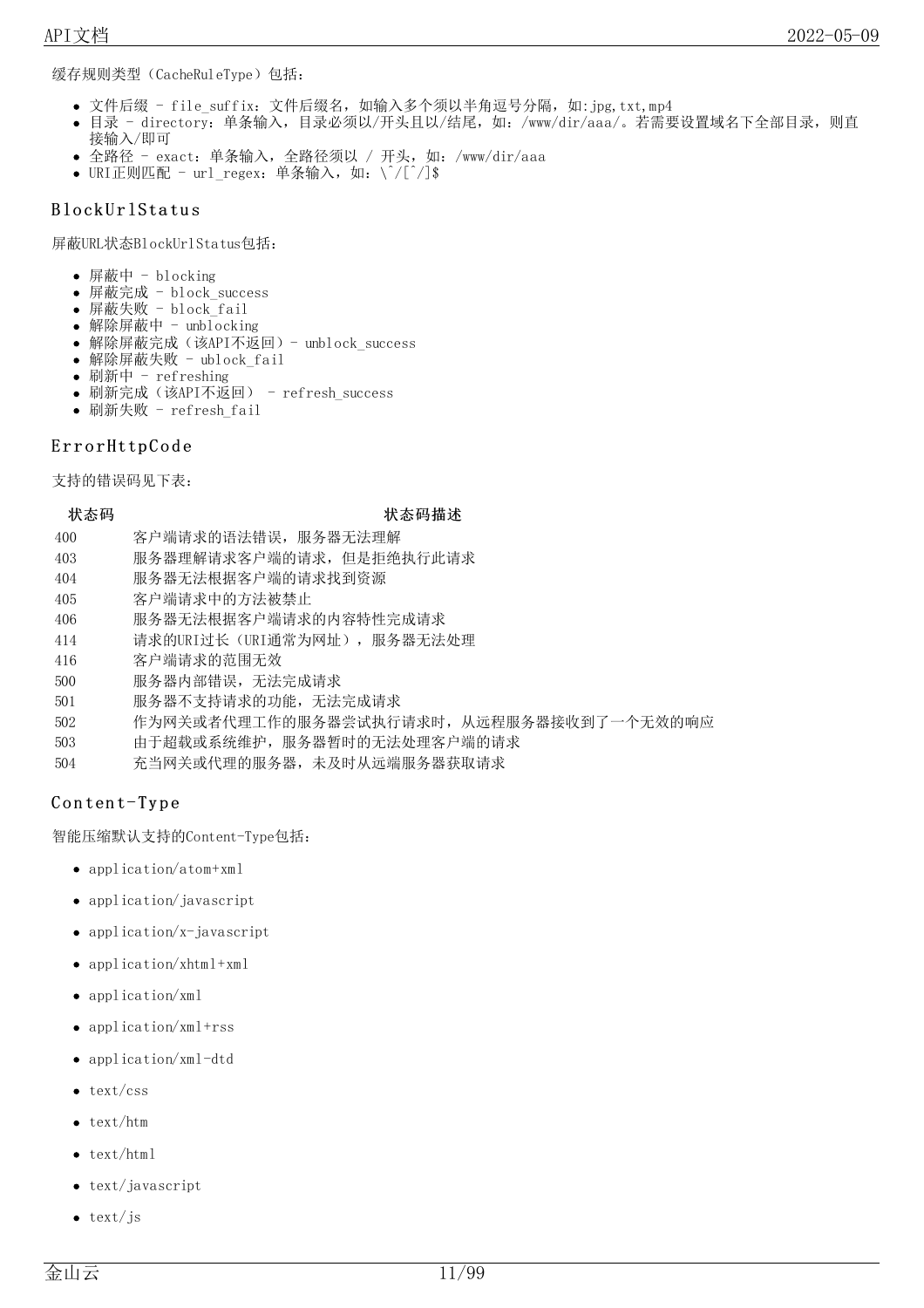缓存规则类型（CacheRuleType）包括：

- 文件后缀 - file_suffix：文件后缀名，如输入多个须以半角逗号分隔，如:jpg,txt,mp4
- 目录 - directory：单条输入，目录必须以/开头且以/结尾，如：/www/dir/aaa/。若需要设置域名下全部目录，则直接输入/即可
- 全路径 - exact：单条输入，全路径须以 / 开头，如：/www/dir/aaa
- URI正则匹配 - url_regex：单条输入，如：\^/[^/]$

## BlockUrlStatus

屏蔽URL状态BlockUrlStatus包括：

- 屏蔽中 - blocking
- 屏蔽完成 - block_success
- 屏蔽失败 - block_fail
- 解除屏蔽中 - unblocking
- 解除屏蔽完成（该API不返回）- unblock_success
- 解除屏蔽失败 - ublock_fail
- 刷新中 - refreshing
- 刷新完成（该API不返回） - refresh_success
- 刷新失败 - refresh_fail

## ErrorHttpCode

支持的错误码见下表：

| 状态码 | 状态码描述 |
| --- | --- |
| 400 | 客户端请求的语法错误，服务器无法理解 |
| 403 | 服务器理解请求客户端的请求，但是拒绝执行此请求 |
| 404 | 服务器无法根据客户端的请求找到资源 |
| 405 | 客户端请求中的方法被禁止 |
| 406 | 服务器无法根据客户端请求的内容特性完成请求 |
| 414 | 请求的URI过长（URI通常为网址），服务器无法处理 |
| 416 | 客户端请求的范围无效 |
| 500 | 服务器内部错误，无法完成请求 |
| 501 | 服务器不支持请求的功能，无法完成请求 |
| 502 | 作为网关或者代理工作的服务器尝试执行请求时，从远程服务器接收到了一个无效的响应 |
| 503 | 由于超载或系统维护，服务器暂时的无法处理客户端的请求 |
| 504 | 充当网关或代理的服务器，未及时从远端服务器获取请求 |

## Content-Type

智能压缩默认支持的Content-Type包括：

- application/atom+xml
- application/javascript
- application/x-javascript
- application/xhtml+xml
- application/xml
- application/xml+rss
- application/xml-dtd
- text/css
- text/htm
- text/html
- text/javascript
- text/js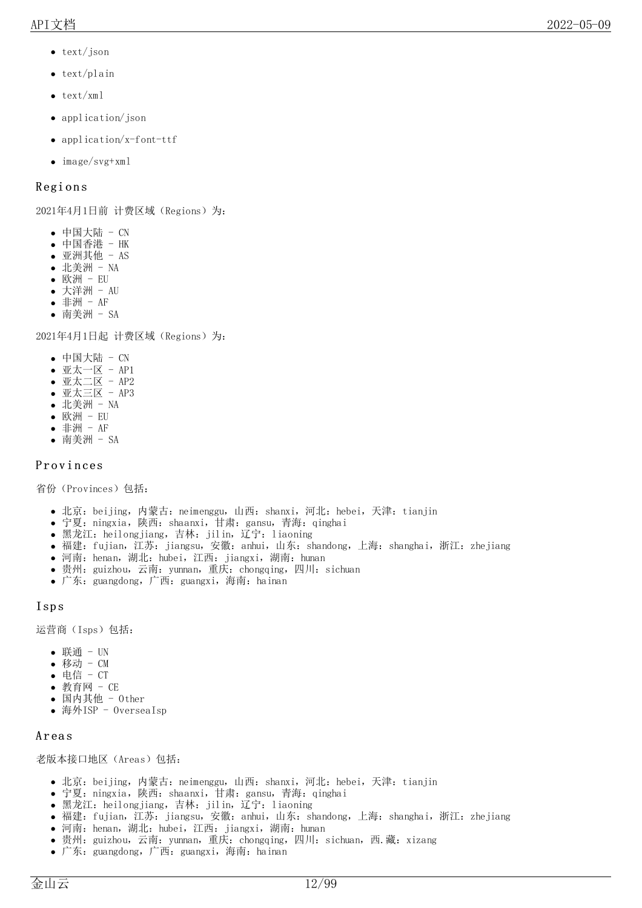- text/json
- text/plain
- text/xml
- application/json
- application/x-font-ttf
- image/svg+xml

## Regions

2021年4月1日前 计费区域（Regions）为：

- 中国大陆 - CN
- 中国香港 - HK
- 亚洲其他 - AS
- 北美洲 - NA
- 欧洲 - EU
- 大洋洲 - AU
- 非洲 - AF
- 南美洲 - SA

2021年4月1日起 计费区域（Regions）为：

- 中国大陆 - CN
- 亚太一区 - AP1
- 亚太二区 - AP2
- 亚太三区 - AP3
- 北美洲 - NA
- 欧洲 - EU
- 非洲 - AF
- 南美洲 - SA

## Provinces

省份（Provinces）包括：

- 北京：beijing，内蒙古：neimenggu，山西：shanxi，河北：hebei，天津：tianjin
- 宁夏：ningxia，陕西：shaanxi，甘肃：gansu，青海：qinghai
- 黑龙江：heilongjiang，吉林：jilin，辽宁：liaoning
- 福建：fujian，江苏：jiangsu，安徽：anhui，山东：shandong，上海：shanghai，浙江：zhejiang
- 河南：henan，湖北：hubei，江西：jiangxi，湖南：hunan
- 贵州：guizhou，云南：yunnan，重庆：chongqing，四川：sichuan
- 广东：guangdong，广西：guangxi，海南：hainan

## Isps

运营商（Isps）包括：

- 联通 - UN
- 移动 - CM
- 电信 - CT
- 教育网 - CE
- 国内其他 - Other
- 海外ISP - OverseaIsp

## Areas

老版本接口地区（Areas）包括：

- 北京：beijing，内蒙古：neimenggu，山西：shanxi，河北：hebei，天津：tianjin
- 宁夏：ningxia，陕西：shaanxi，甘肃：gansu，青海：qinghai
- 黑龙江：heilongjiang，吉林：jilin，辽宁：liaoning
- 福建：fujian，江苏：jiangsu，安徽：anhui，山东：shandong，上海：shanghai，浙江：zhejiang
- 河南：henan，湖北：hubei，江西：jiangxi，湖南：hunan
- 贵州：guizhou，云南：yunnan，重庆：chongqing，四川：sichuan，西.藏：xizang
- 广东：guangdong，广西：guangxi，海南：hainan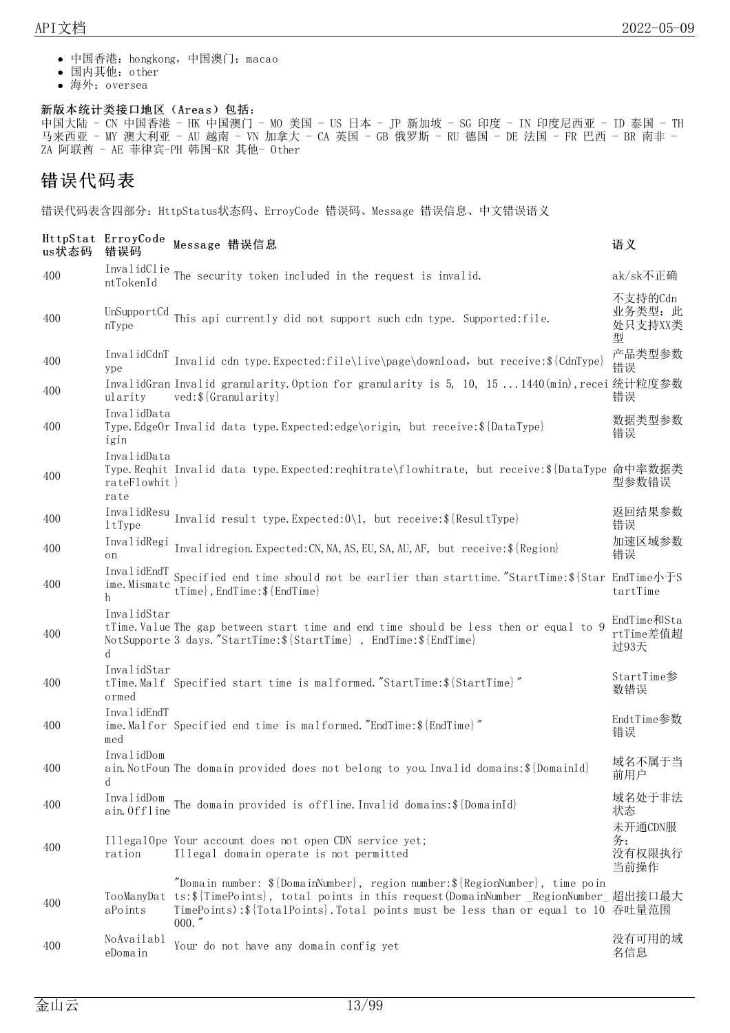- 中国香港：hongkong，中国澳门：macao
- 国内其他：other
- 海外：oversea

**新版本统计类接口地区（Areas）包括：**
中国大陆 - CN 中国香港 - HK 中国澳门 - MO 美国 - US 日本 - JP 新加坡 - SG 印度 - IN 印度尼西亚 - ID 泰国 - TH 马来西亚 - MY 澳大利亚 - AU 越南 - VN 加拿大 - CA 英国 - GB 俄罗斯 - RU 德国 - DE 法国 - FR 巴西 - BR 南非 - ZA 阿联酋 - AE 菲律宾-PH 韩国-KR 其他- Other

## 错误代码表

错误代码表含四部分：HttpStatus状态码、ErroyCode 错误码、Message 错误信息、中文错误语义

| HttpStatus状态码 | ErroyCode 错误码 | Message 错误信息 | 语义 |
|---|---|---|---|
| 400 | InvalidClientTokenId | The security token included in the request is invalid. | ak/sk不正确 |
| 400 | UnSupportCdnType | This api currently did not support such cdn type. Supported:file. | 不支持的Cdn业务类型：此处只支持XX类型 |
| 400 | InvalidCdnType | Invalid cdn type.Expected:file\live\page\download，but receive:${CdnType} | 产品类型参数错误 |
| 400 | InvalidGranularity | Invalid granularity.Option for granularity is 5, 10, 15 ...1440(min),received:${Granularity} | 统计粒度参数错误 |
| 400 | InvalidDataType.EdgeOrigin | Invalid data type.Expected:edge\origin, but receive:${DataType} | 数据类型参数错误 |
| 400 | InvalidDataType.ReqhitrateFlowhitrate | Invalid data type.Expected:reqhitrate\flowhitrate, but receive:${DataType} | 命中率数据类型参数错误 |
| 400 | InvalidResultType | Invalid result type.Expected:0\1, but receive:${ResultType} | 返回结果参数错误 |
| 400 | InvalidRegion | Invalidregion.Expected:CN,NA,AS,EU,SA,AU,AF, but receive:${Region} | 加速区域参数错误 |
| 400 | InvalidEndTime.Mismatch | Specified end time should not be earlier than starttime."StartTime:${StartTime},EndTime:${EndTime} | EndTime小于StartTime |
| 400 | InvalidStartTime.ValueNotSupported | The gap between start time and end time should be less then or equal to 93 days."StartTime:${StartTime} , EndTime:${EndTime} | EndTime和StartTime差值超过93天 |
| 400 | InvalidStartTime.Malformed | Specified start time is malformed."StartTime:${StartTime}" | StartTime参数错误 |
| 400 | InvalidEndTime.Malformed | Specified end time is malformed."EndTime:${EndTime}" | EndtTime参数错误 |
| 400 | InvalidDomain.NotFound | The domain provided does not belong to you.Invalid domains:${DomainId} | 域名不属于当前用户 |
| 400 | InvalidDomain.Offline | The domain provided is offline.Invalid domains:${DomainId} | 域名处于非法状态 |
| 400 | IllegalOperation | Your account does not open CDN service yet;<br>Illegal domain operate is not permitted | 未开通CDN服务；<br>没有权限执行当前操作 |
| 400 | TooManyDataPoints | "Domain number: ${DomainNumber}, region number:${RegionNumber}, time points:${TimePoints}, total points in this request(DomainNumber _RegionNumber_ TimePoints):${TotalPoints}.Total points must be less than or equal to 10000." | 超出接口最大吞吐量范围 |
| 400 | NoAvailableDomain | Your do not have any domain config yet | 没有可用的域名信息 |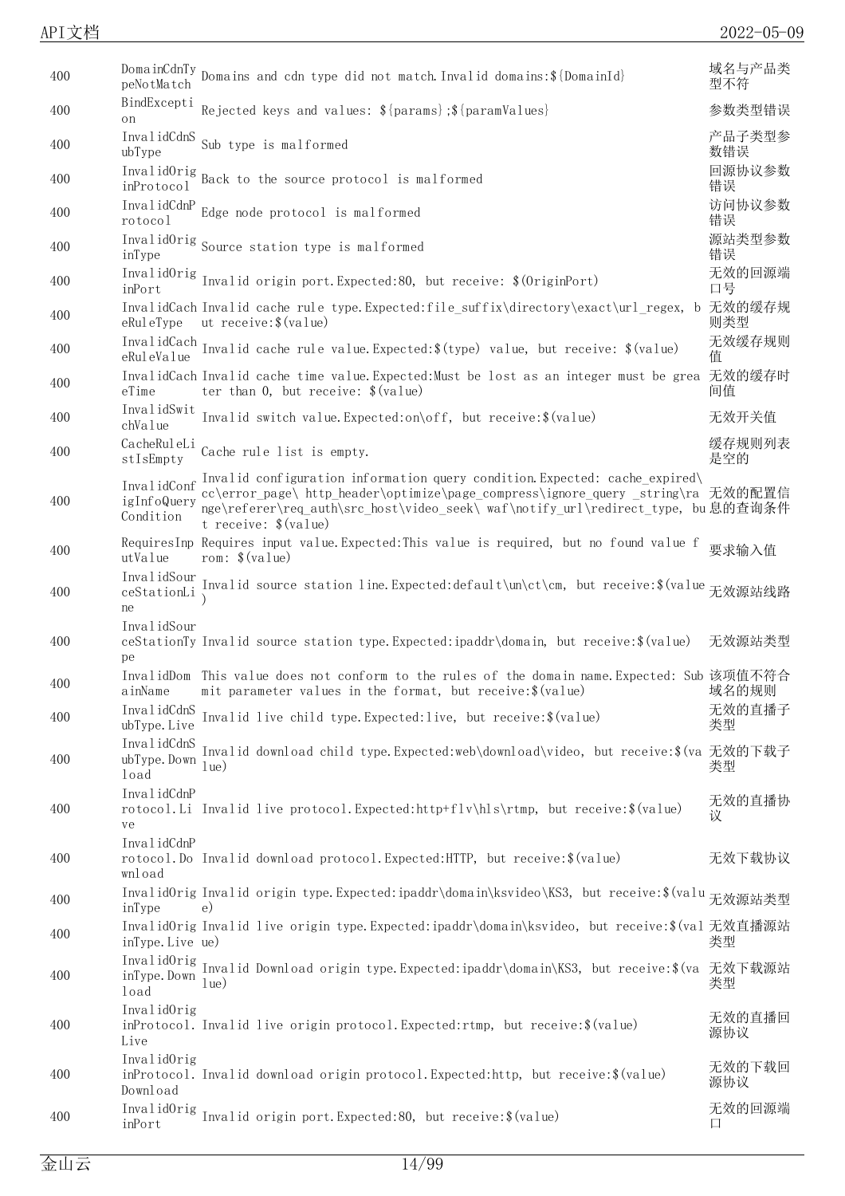| | | | |
|---|---|---|---|
| 400 | DomainCdnTypeNotMatch | Domains and cdn type did not match.Invalid domains:${DomainId} | 域名与产品类型不符 |
| 400 | BindException | Rejected keys and values: ${params};${paramValues} | 参数类型错误 |
| 400 | InvalidCdnSubType | Sub type is malformed | 产品子类型参数错误 |
| 400 | InvalidOriginProtocol | Back to the source protocol is malformed | 回源协议参数错误 |
| 400 | InvalidCdnProtocol | Edge node protocol is malformed | 访问协议参数错误 |
| 400 | InvalidOriginType | Source station type is malformed | 源站类型参数错误 |
| 400 | InvalidOriginPort | Invalid origin port.Expected:80, but receive: $(OriginPort) | 无效的回源端口号 |
| 400 | InvalidCacheRuleType | Invalid cache rule type.Expected:file_suffix\directory\exact\url_regex, but receive:$(value) | 无效的缓存规则类型 |
| 400 | InvalidCacheRuleValue | Invalid cache rule value.Expected:$(type) value, but receive: $(value) | 无效缓存规则值 |
| 400 | InvalidCacheTime | Invalid cache time value.Expected:Must be lost as an integer must be greater than 0, but receive: $(value) | 无效的缓存时间值 |
| 400 | InvalidSwitchValue | Invalid switch value.Expected:on\off, but receive:$(value) | 无效开关值 |
| 400 | CacheRuleListIsEmpty | Cache rule list is empty. | 缓存规则列表是空的 |
| 400 | InvalidConfigInfoQueryCondition | Invalid configuration information query condition.Expected: cache_expired\cc\error_page\ http_header\optimize\page_compress\ignore_query _string\range\referer\req_auth\src_host\video_seek\ waf\notify_url\redirect_type, but receive: $(value) | 无效的配置信息的查询条件 |
| 400 | RequiresInputValue | Requires input value.Expected:This value is required, but no found value from: $(value) | 要求输入值 |
| 400 | InvalidSourceStationLine | Invalid source station line.Expected:default\un\ct\cm, but receive:$(value) | 无效源站线路 |
| 400 | InvalidSourceStationType | Invalid source station type.Expected:ipaddr\domain, but receive:$(value) | 无效源站类型 |
| 400 | InvalidDomainName | This value does not conform to the rules of the domain name.Expected: Submit parameter values in the format, but receive:$(value) | 该项值不符合域名的规则 |
| 400 | InvalidCdnSubType.Live | Invalid live child type.Expected:live, but receive:$(value) | 无效的直播子类型 |
| 400 | InvalidCdnSubType.Download | Invalid download child type.Expected:web\download\video, but receive:$(value) | 无效的下载子类型 |
| 400 | InvalidCdnProtocol.Live | Invalid live protocol.Expected:http+flv\hls\rtmp, but receive:$(value) | 无效的直播协议 |
| 400 | InvalidCdnProtocol.Download | Invalid download protocol.Expected:HTTP, but receive:$(value) | 无效下载协议 |
| 400 | InvalidOriginType | Invalid origin type.Expected:ipaddr\domain\ksvideo\KS3, but receive:$(value) | 无效源站类型 |
| 400 | InvalidOriginType.Live | Invalid live origin type.Expected:ipaddr\domain\ksvideo, but receive:$(value) | 无效直播源站类型 |
| 400 | InvalidOriginType.Download | Invalid Download origin type.Expected:ipaddr\domain\KS3, but receive:$(value) | 无效下载源站类型 |
| 400 | InvalidOriginProtocol.Live | Invalid live origin protocol.Expected:rtmp, but receive:$(value) | 无效的直播回源协议 |
| 400 | InvalidOriginProtocol.Download | Invalid download origin protocol.Expected:http, but receive:$(value) | 无效的下载回源协议 |
| 400 | InvalidOriginPort | Invalid origin port.Expected:80, but receive:$(value) | 无效的回源端口 |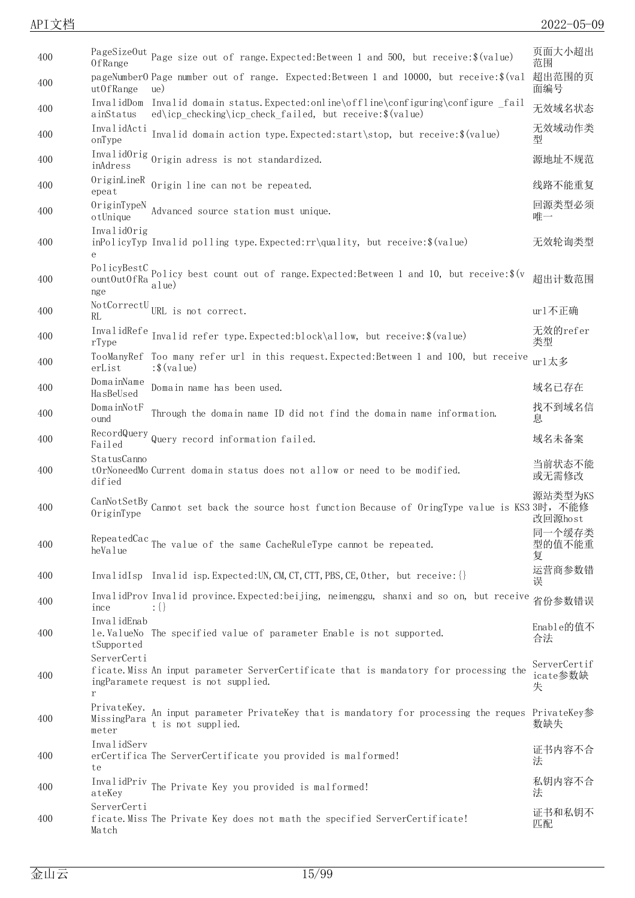| | | | |
|---|---|---|---|
| 400 | PageSizeOutOfRange | Page size out of range.Expected:Between 1 and 500, but receive:$(value) | 页面大小超出范围 |
| 400 | pageNumberOutOfRange | Page number out of range. Expected:Between 1 and 10000, but receive:$(value) | 超出范围的页面编号 |
| 400 | InvalidDomainStatus | Invalid domain status.Expected:online\offline\configuring\configure _failed\icp_checking\icp_check_failed, but receive:$(value) | 无效域名状态 |
| 400 | InvalidActionType | Invalid domain action type.Expected:start\stop, but receive:$(value) | 无效域动作类型 |
| 400 | InvalidOriginAdress | Origin adress is not standardized. | 源地址不规范 |
| 400 | OriginLineRepeat | Origin line can not be repeated. | 线路不能重复 |
| 400 | OriginTypeNotUnique | Advanced source station must unique. | 回源类型必须唯一 |
| 400 | InvalidOriginPolicyType | Invalid polling type.Expected:rr\quality, but receive:$(value) | 无效轮询类型 |
| 400 | PolicyBestCountOutOfRange | Policy best count out of range.Expected:Between 1 and 10, but receive:$(value) | 超出计数范围 |
| 400 | NotCorrectURL | URL is not correct. | url不正确 |
| 400 | InvalidReferType | Invalid refer type.Expected:block\allow, but receive:$(value) | 无效的refer类型 |
| 400 | TooManyReferList | Too many refer url in this request.Expected:Between 1 and 100, but receive:$(value) | url太多 |
| 400 | DomainNameHasBeUsed | Domain name has been used. | 域名已存在 |
| 400 | DomainNotFound | Through the domain name ID did not find the domain name information. | 找不到域名信息 |
| 400 | RecordQueryFailed | Query record information failed. | 域名未备案 |
| 400 | StatusCannotOrNoneedModified | Current domain status does not allow or need to be modified. | 当前状态不能或无需修改 |
| 400 | CanNotSetByOriginType | Cannot set back the source host function Because of OringType value is KS3 | 源站类型为KS3时，不能修改回源host |
| 400 | RepeatedCacheValue | The value of the same CacheRuleType cannot be repeated. | 同一个缓存类型的值不能重复 |
| 400 | InvalidIsp | Invalid isp.Expected:UN,CM,CT,CTT,PBS,CE,Other, but receive:{} | 运营商参数错误 |
| 400 | InvalidProvince | Invalid province.Expected:beijing, neimenggu, shanxi and so on, but receive:{} | 省份参数错误 |
| 400 | InvalidEnable.ValueNotSupported | The specified value of parameter Enable is not supported. | Enable的值不合法 |
| 400 | ServerCertificate.MissingParameter | An input parameter ServerCertificate that is mandatory for processing the request is not supplied. | ServerCertificate参数缺失 |
| 400 | PrivateKey.MissingParameter | An input parameter PrivateKey that is mandatory for processing the request is not supplied. | PrivateKey参数缺失 |
| 400 | InvalidServerCertificate | The ServerCertificate you provided is malformed! | 证书内容不合法 |
| 400 | InvalidPrivateKey | The Private Key you provided is malformed! | 私钥内容不合法 |
| 400 | ServerCertificate.MissMatch | The Private Key does not math the specified ServerCertificate! | 证书和私钥不匹配 |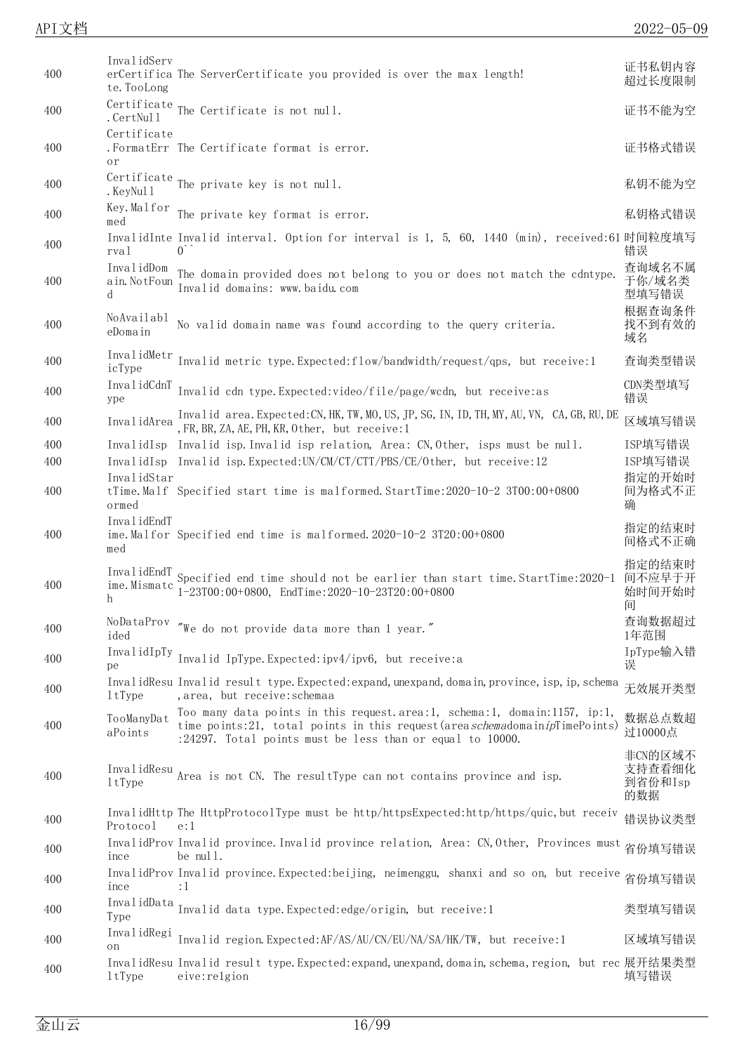| | | | |
|---|---|---|---|
| 400 | InvalidServerCertificate.TooLong | The ServerCertificate you provided is over the max length! | 证书私钥内容超过长度限制 |
| 400 | Certificate.CertNull | The Certificate is not null. | 证书不能为空 |
| 400 | Certificate.FormatError | The Certificate format is error. | 证书格式错误 |
| 400 | Certificate.KeyNull | The private key is not null. | 私钥不能为空 |
| 400 | Key.Malformed | The private key format is error. | 私钥格式错误 |
| 400 | InvalidInterval | Invalid interval. Option for interval is 1, 5, 60, 1440 (min), received:610`` | 时间粒度填写错误 |
| 400 | InvalidDomain.NotFound | The domain provided does not belong to you or does not match the cdntype. Invalid domains: www.baidu.com | 查询域名不属于你/域名类型填写错误 |
| 400 | NoAvailableDomain | No valid domain name was found according to the query criteria. | 根据查询条件找不到有效的域名 |
| 400 | InvalidMetricType | Invalid metric type.Expected:flow/bandwidth/request/qps, but receive:1 | 查询类型错误 |
| 400 | InvalidCdnType | Invalid cdn type.Expected:video/file/page/wcdn, but receive:as | CDN类型填写错误 |
| 400 | InvalidArea | Invalid area.Expected:CN,HK,TW,MO,US,JP,SG,IN,ID,TH,MY,AU,VN, CA,GB,RU,DE,FR,BR,ZA,AE,PH,KR,Other, but receive:1 | 区域填写错误 |
| 400 | InvalidIsp | Invalid isp.Invalid isp relation, Area: CN,Other, isps must be null. | ISP填写错误 |
| 400 | InvalidIsp | Invalid isp.Expected:UN/CM/CT/CTT/PBS/CE/Other, but receive:12 | ISP填写错误 |
| 400 | InvalidStartTime.Malformed | Specified start time is malformed.StartTime:2020-10-2 3T00:00+0800 | 指定的开始时间为格式不正确 |
| 400 | InvalidEndTime.Malformed | Specified end time is malformed.2020-10-2 3T20:00+0800 | 指定的结束时间格式不正确 |
| 400 | InvalidEndTime.Mismatch | Specified end time should not be earlier than start time.StartTime:2020-11-23T00:00+0800, EndTime:2020-10-23T20:00+0800 | 指定的结束时间不应早于开始时间开始时间 |
| 400 | NoDataProvided | "We do not provide data more than 1 year." | 查询数据超过1年范围 |
| 400 | InvalidIpType | Invalid IpType.Expected:ipv4/ipv6, but receive:a | IpType输入错误 |
| 400 | InvalidResultType | Invalid result type.Expected:expand,unexpand,domain,province,isp,ip,schema,area, but receive:schemaa | 无效展开类型 |
| 400 | TooManyDataPoints | Too many data points in this request.area:1, schema:1, domain:1157, ip:1, time points:21, total points in this request(area*schema*domain*ip*TimePoints):24297. Total points must be less than or equal to 10000. | 数据总点数超过10000点 |
| 400 | InvalidResultType | Area is not CN. The resultType can not contains province and isp. | 非CN的区域不支持查看细化到省份和Isp的数据 |
| 400 | InvalidHttpProtocol | The HttpProtocolType must be http/httpsExpected:http/https/quic,but receive:1 | 错误协议类型 |
| 400 | InvalidProvince | Invalid province.Invalid province relation, Area: CN,Other, Provinces must be null. | 省份填写错误 |
| 400 | InvalidProvince | Invalid province.Expected:beijing, neimenggu, shanxi and so on, but receive:1 | 省份填写错误 |
| 400 | InvalidDataType | Invalid data type.Expected:edge/origin, but receive:1 | 类型填写错误 |
| 400 | InvalidRegion | Invalid region.Expected:AF/AS/AU/CN/EU/NA/SA/HK/TW, but receive:1 | 区域填写错误 |
| 400 | InvalidResultType | Invalid result type.Expected:expand,unexpand,domain,schema,region, but receive:re1gion | 展开结果类型填写错误 |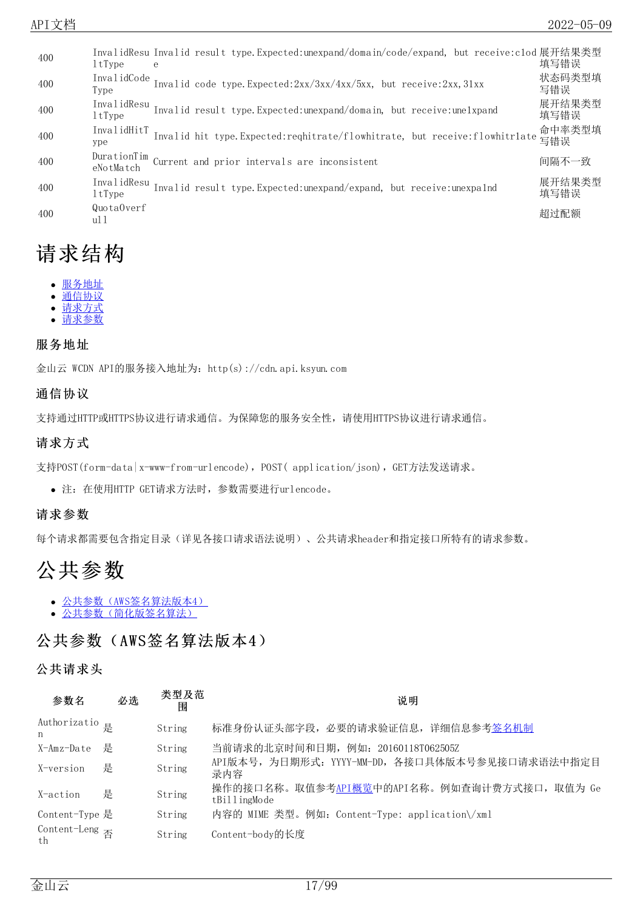| | | | |
|---|---|---|---|
| 400 | InvalidResultType | Invalid result type.Expected:unexpand/domain/code/expand, but receive:clode | 展开结果类型填写错误 |
| 400 | InvalidCodeType | Invalid code type.Expected:2xx/3xx/4xx/5xx, but receive:2xx,31xx | 状态码类型填写错误 |
| 400 | InvalidResultType | Invalid result type.Expected:unexpand/domain, but receive:une1xpand | 展开结果类型填写错误 |
| 400 | InvalidHitType | Invalid hit type.Expected:reqhitrate/flowhitrate, but receive:flowhitr1ate | 命中率类型填写错误 |
| 400 | DurationTimeNotMatch | Current and prior intervals are inconsistent | 间隔不一致 |
| 400 | InvalidResultType | Invalid result type.Expected:unexpand/expand, but receive:unexpa1nd | 展开结果类型填写错误 |
| 400 | QuotaOverfull | | 超过配额 |

# 请求结构

- 服务地址
- 通信协议
- 请求方式
- 请求参数

### 服务地址

金山云 WCDN API的服务接入地址为：http(s)://cdn.api.ksyun.com

### 通信协议

支持通过HTTP或HTTPS协议进行请求通信。为保障您的服务安全性，请使用HTTPS协议进行请求通信。

### 请求方式

支持POST(form-data|x-www-from-urlencode)，POST( application/json)，GET方法发送请求。

- 注：在使用HTTP GET请求方法时，参数需要进行urlencode。

### 请求参数

每个请求都需要包含指定目录（详见各接口请求语法说明）、公共请求header和指定接口所特有的请求参数。

# 公共参数

- 公共参数（AWS签名算法版本4）
- 公共参数（简化版签名算法）

## 公共参数（AWS签名算法版本4）

### 公共请求头

| 参数名 | 必选 | 类型及范围 | 说明 |
|---|---|---|---|
| Authorization | 是 | String | 标准身份认证头部字段，必要的请求验证信息，详细信息参考签名机制 |
| X-Amz-Date | 是 | String | 当前请求的北京时间和日期，例如：20160118T062505Z |
| X-version | 是 | String | API版本号，为日期形式：YYYY-MM-DD，各接口具体版本号参见接口请求语法中指定目录内容 |
| X-action | 是 | String | 操作的接口名称。取值参考API概览中的API名称。例如查询计费方式接口，取值为 GetBillingMode |
| Content-Type | 是 | String | 内容的 MIME 类型。例如：Content-Type: application\/xml |
| Content-Length | 否 | String | Content-body的长度 |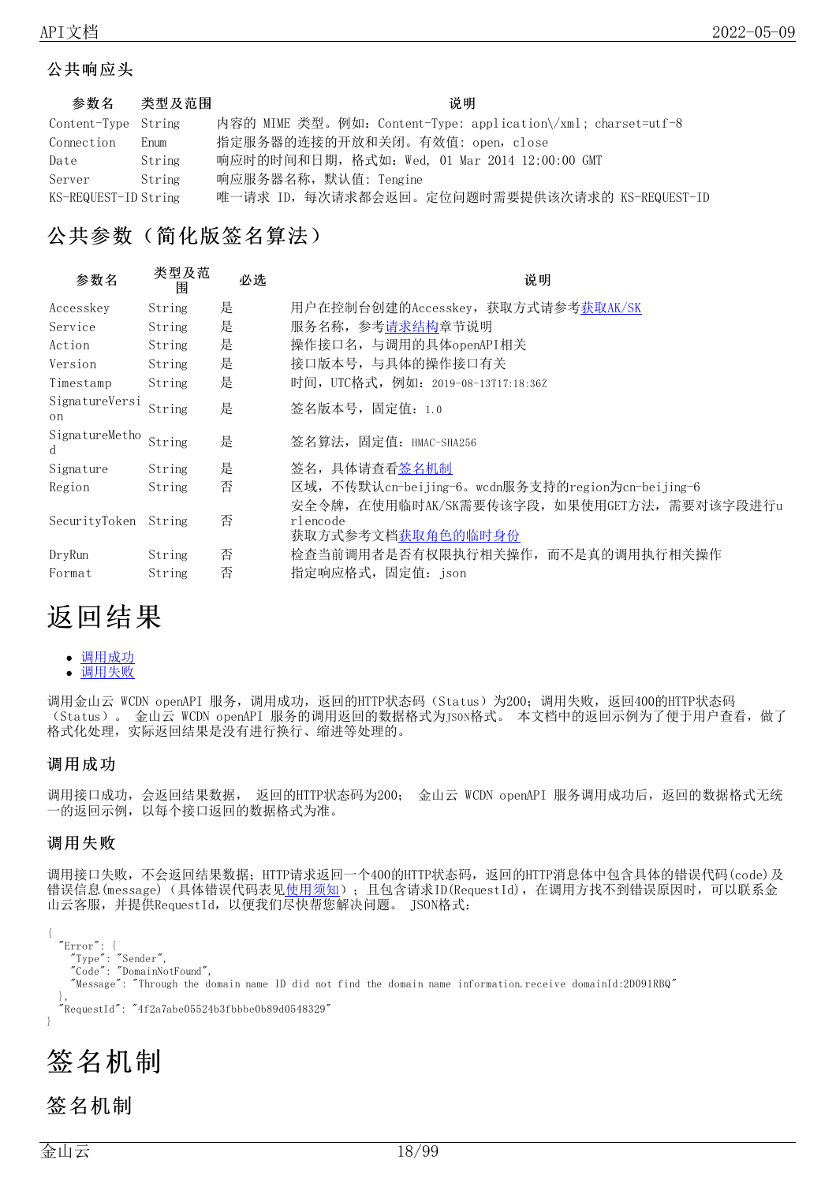### 公共响应头

| 参数名 | 类型及范围 | 说明 |
| --- | --- | --- |
| Content-Type | String | 内容的 MIME 类型。例如：Content-Type: application\/xml; charset=utf-8 |
| Connection | Enum | 指定服务器的连接的开放和关闭。有效值: open，close |
| Date | String | 响应时的时间和日期，格式如：Wed, 01 Mar 2014 12:00:00 GMT |
| Server | String | 响应服务器名称，默认值: Tengine |
| KS-REQUEST-ID | String | 唯一请求 ID，每次请求都会返回。定位问题时需要提供该次请求的 KS-REQUEST-ID |

## 公共参数（简化版签名算法）

| 参数名 | 类型及范围 | 必选 | 说明 |
| --- | --- | --- | --- |
| Accesskey | String | 是 | 用户在控制台创建的Accesskey，获取方式请参考获取AK/SK |
| Service | String | 是 | 服务名称，参考请求结构章节说明 |
| Action | String | 是 | 操作接口名，与调用的具体openAPI相关 |
| Version | String | 是 | 接口版本号，与具体的操作接口有关 |
| Timestamp | String | 是 | 时间，UTC格式，例如：2019-08-13T17:18:36Z |
| SignatureVersion | String | 是 | 签名版本号，固定值：1.0 |
| SignatureMethod | String | 是 | 签名算法，固定值：HMAC-SHA256 |
| Signature | String | 是 | 签名，具体请查看签名机制 |
| Region | String | 否 | 区域，不传默认cn-beijing-6。wcdn服务支持的region为cn-beijing-6 |
| SecurityToken | String | 否 | 安全令牌，在使用临时AK/SK需要传该字段，如果使用GET方法，需要对该字段进行urlencode<br>获取方式参考文档获取角色的临时身份 |
| DryRun | String | 否 | 检查当前调用者是否有权限执行相关操作，而不是真的调用执行相关操作 |
| Format | String | 否 | 指定响应格式，固定值：json |

# 返回结果

- 调用成功
- 调用失败

调用金山云 WCDN openAPI 服务，调用成功，返回的HTTP状态码（Status）为200；调用失败，返回400的HTTP状态码（Status）。 金山云 WCDN openAPI 服务的调用返回的数据格式为JSON格式。 本文档中的返回示例为了便于用户查看，做了格式化处理，实际返回结果是没有进行换行、缩进等处理的。

### 调用成功

调用接口成功，会返回结果数据， 返回的HTTP状态码为200； 金山云 WCDN openAPI 服务调用成功后，返回的数据格式无统一的返回示例，以每个接口返回的数据格式为准。

### 调用失败

调用接口失败，不会返回结果数据；HTTP请求返回一个400的HTTP状态码，返回的HTTP消息体中包含具体的错误代码(code)及错误信息(message)（具体错误代码表见使用须知）；且包含请求ID(RequestId)，在调用方找不到错误原因时，可以联系金山云客服，并提供RequestId，以便我们尽快帮您解决问题。 JSON格式：

```
{
  "Error": {
    "Type": "Sender",
    "Code": "DomainNotFound",
    "Message": "Through the domain name ID did not find the domain name information.receive domainId:2D091RBQ"
  },
  "RequestId": "4f2a7abe05524b3fbbbe0b89d0548329"
}
```

# 签名机制

## 签名机制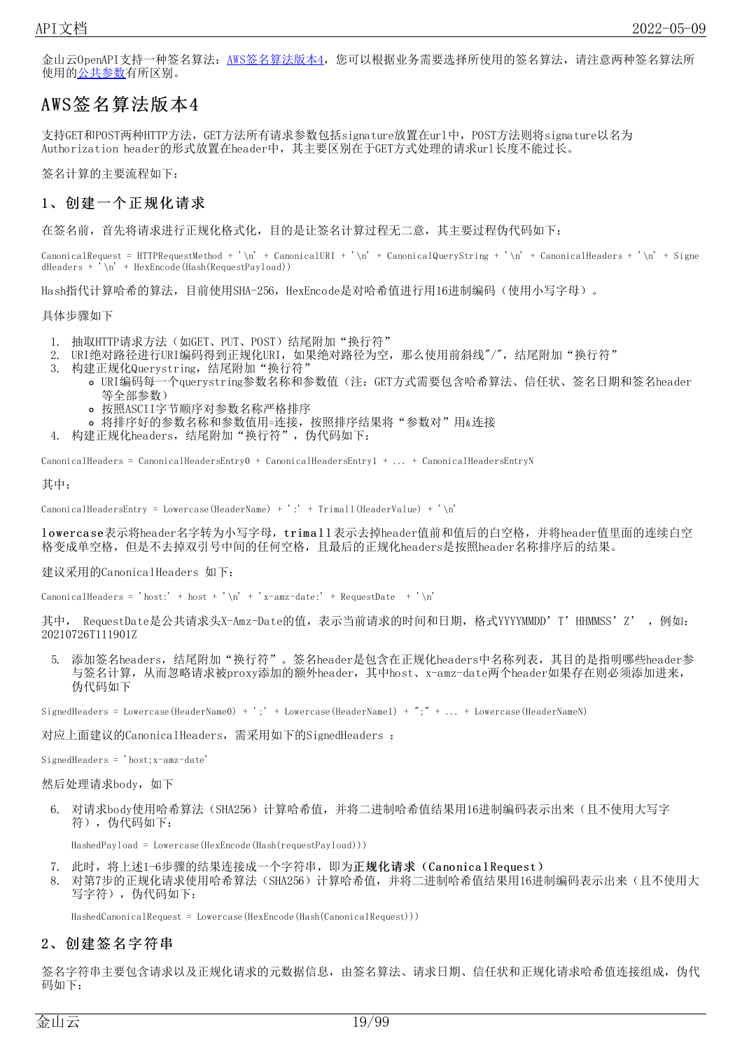金山云OpenAPI支持一种签名算法：[AWS签名算法版本4](#)，您可以根据业务需要选择所使用的签名算法，请注意两种签名算法所使用的[公共参数](#)有所区别。

# AWS签名算法版本4

支持GET和POST两种HTTP方法，GET方法所有请求参数包括signature放置在url中，POST方法则将signature以名为Authorization header的形式放置在header中，其主要区别在于GET方式处理的请求url长度不能过长。

签名计算的主要流程如下：

## 1、创建一个正规化请求

在签名前，首先将请求进行正规化格式化，目的是让签名计算过程无二意，其主要过程伪代码如下：

```
CanonicalRequest = HTTPRequestMethod + '\n' + CanonicalURI + '\n' + CanonicalQueryString + '\n' + CanonicalHeaders + '\n' + SignedHeaders + '\n' + HexEncode(Hash(RequestPayload))
```

Hash指代计算哈希的算法，目前使用SHA-256，HexEncode是对哈希值进行用16进制编码（使用小写字母）。

具体步骤如下

1. 抽取HTTP请求方法（如GET、PUT、POST）结尾附加“换行符”
2. URI绝对路径进行URI编码得到正规化URI，如果绝对路径为空，那么使用前斜线"/"，结尾附加“换行符”
3. 构建正规化Querystring，结尾附加“换行符”
   - URI编码每一个querystring参数名称和参数值（注：GET方式需要包含哈希算法、信任状、签名日期和签名header等全部参数）
   - 按照ASCII字节顺序对参数名称严格排序
   - 将排序好的参数名称和参数值用=连接，按照排序结果将“参数对”用&连接
4. 构建正规化headers，结尾附加“换行符”，伪代码如下：

```
CanonicalHeaders = CanonicalHeadersEntry0 + CanonicalHeadersEntry1 + ... + CanonicalHeadersEntryN
```

其中：

```
CanonicalHeadersEntry = Lowercase(HeaderName) + ':' + Trimall(HeaderValue) + '\n'
```

`lowercase`表示将header名字转为小写字母，`trimall`表示去掉header值前和值后的白空格，并将header值里面的连续白空格变成单空格，但是不去掉双引号中间的任何空格，且最后的正规化headers是按照header名称排序后的结果。

建议采用的CanonicalHeaders 如下：

```
CanonicalHeaders = 'host:' + host + '\n' + 'x-amz-date:' + RequestDate  + '\n'
```

其中， RequestDate是公共请求头X-Amz-Date的值，表示当前请求的时间和日期，格式YYYYMMDD’T’HHMMSS’Z’ ，例如：20210726T111901Z

5. 添加签名headers，结尾附加“换行符”。签名header是包含在正规化headers中名称列表，其目的是指明哪些header参与签名计算，从而忽略请求被proxy添加的额外header，其中host、x-amz-date两个header如果存在则必须添加进来，伪代码如下

```
SignedHeaders = Lowercase(HeaderName0) + ';' + Lowercase(HeaderName1) + ";" + ... + Lowercase(HeaderNameN)
```

对应上面建议的CanonicalHeaders，需采用如下的SignedHeaders ：

```
SignedHeaders = 'host;x-amz-date'
```

然后处理请求body，如下

6. 对请求body使用哈希算法（SHA256）计算哈希值，并将二进制哈希值结果用16进制编码表示出来（且不使用大写字符），伪代码如下：

   ```
   HashedPayload = Lowercase(HexEncode(Hash(requestPayload)))
   ```

7. 此时，将上述1-6步骤的结果连接成一个字符串，即为**正规化请求（CanonicalRequest）**
8. 对第7步的正规化请求使用哈希算法（SHA256）计算哈希值，并将二进制哈希值结果用16进制编码表示出来（且不使用大写字符），伪代码如下：

   ```
   HashedCanonicalRequest = Lowercase(HexEncode(Hash(CanonicalRequest)))
   ```

## 2、创建签名字符串

签名字符串主要包含请求以及正规化请求的元数据信息，由签名算法、请求日期、信任状和正规化请求哈希值连接组成，伪代码如下：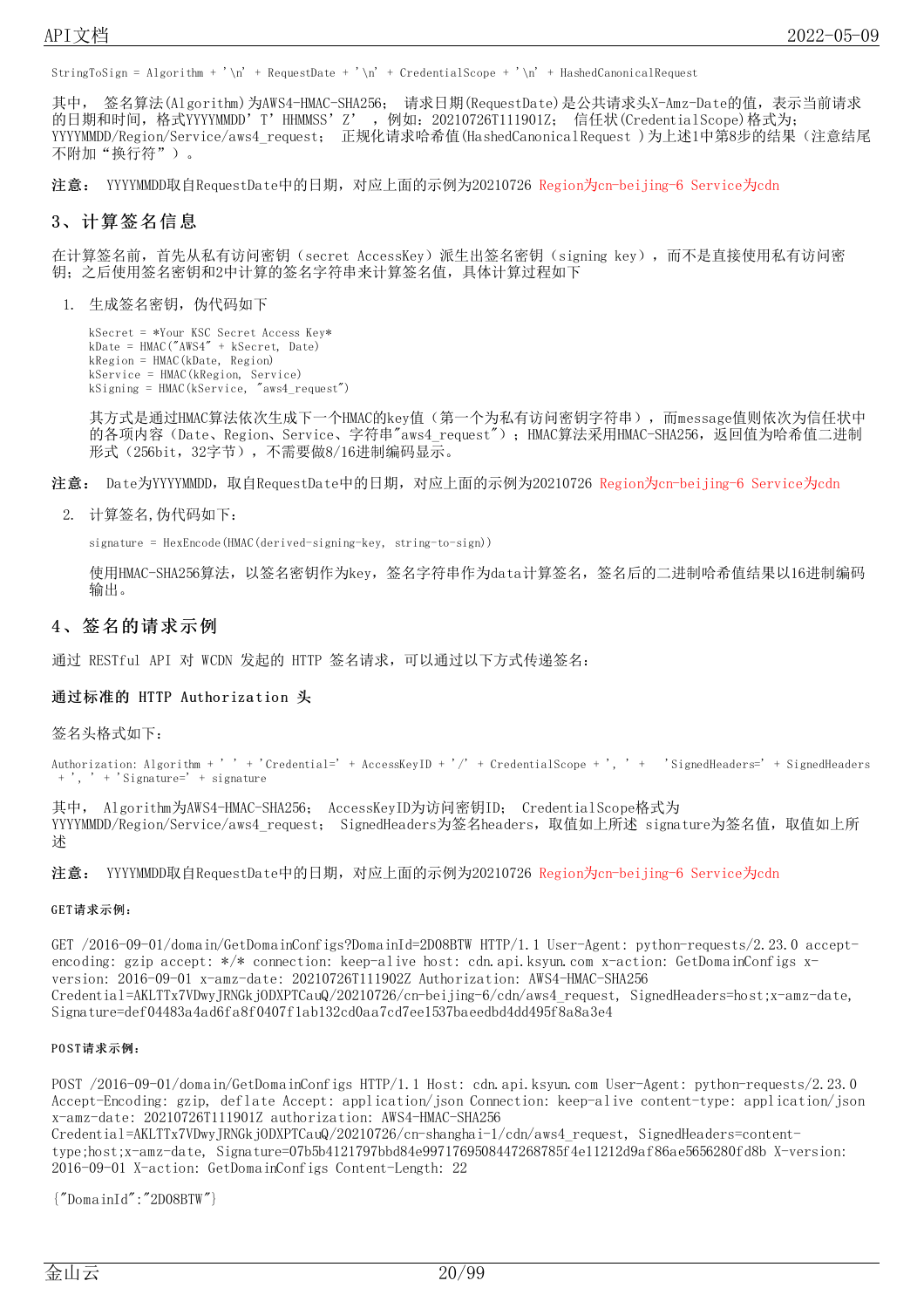```
StringToSign = Algorithm + '\n' + RequestDate + '\n' + CredentialScope + '\n' + HashedCanonicalRequest
```

其中， 签名算法(Algorithm)为AWS4-HMAC-SHA256； 请求日期(RequestDate)是公共请求头X-Amz-Date的值，表示当前请求的日期和时间，格式YYYYMMDD’T’HHMMSS’Z’ ，例如：20210726T111901Z； 信任状(CredentialScope)格式为：YYYYMMDD/Region/Service/aws4_request； 正规化请求哈希值(HashedCanonicalRequest )为上述1中第8步的结果（注意结尾不附加“换行符”）。

**注意：** YYYYMMDD取自RequestDate中的日期，对应上面的示例为20210726 Region为cn-beijing-6 Service为cdn

## 3、计算签名信息

在计算签名前，首先从私有访问密钥（secret AccessKey）派生出签名密钥（signing key），而不是直接使用私有访问密钥；之后使用签名密钥和2中计算的签名字符串来计算签名值，具体计算过程如下

1. 生成签名密钥，伪代码如下

```
kSecret = *Your KSC Secret Access Key*
kDate = HMAC("AWS4" + kSecret, Date)
kRegion = HMAC(kDate, Region)
kService = HMAC(kRegion, Service)
kSigning = HMAC(kService, "aws4_request")
```

其方式是通过HMAC算法依次生成下一个HMAC的key值（第一个为私有访问密钥字符串），而message值则依次为信任状中的各项内容（Date、Region、Service、字符串"aws4_request"）；HMAC算法采用HMAC-SHA256，返回值为哈希值二进制形式（256bit，32字节），不需要做8/16进制编码显示。

**注意：** Date为YYYYMMDD，取自RequestDate中的日期，对应上面的示例为20210726 Region为cn-beijing-6 Service为cdn

2. 计算签名,伪代码如下：

```
signature = HexEncode(HMAC(derived-signing-key, string-to-sign))
```

使用HMAC-SHA256算法，以签名密钥作为key，签名字符串作为data计算签名，签名后的二进制哈希值结果以16进制编码输出。

## 4、签名的请求示例

通过 RESTful API 对 WCDN 发起的 HTTP 签名请求，可以通过以下方式传递签名：

### 通过标准的 HTTP Authorization 头

签名头格式如下：

```
Authorization: Algorithm + ' ' + 'Credential=' + AccessKeyID + '/' + CredentialScope + ', ' + 'SignedHeaders=' + SignedHeaders + ', ' + 'Signature=' + signature
```

其中， Algorithm为AWS4-HMAC-SHA256； AccessKeyID为访问密钥ID； CredentialScope格式为YYYYMMDD/Region/Service/aws4_request； SignedHeaders为签名headers，取值如上所述 signature为签名值，取值如上所述

**注意：** YYYYMMDD取自RequestDate中的日期，对应上面的示例为20210726 Region为cn-beijing-6 Service为cdn

#### GET请求示例：

GET /2016-09-01/domain/GetDomainConfigs?DomainId=2D08BTW HTTP/1.1 User-Agent: python-requests/2.23.0 accept-encoding: gzip accept: */* connection: keep-alive host: cdn.api.ksyun.com x-action: GetDomainConfigs x-version: 2016-09-01 x-amz-date: 20210726T111902Z Authorization: AWS4-HMAC-SHA256 Credential=AKLTTx7VDwyJRNGkjODXPTCauQ/20210726/cn-beijing-6/cdn/aws4_request, SignedHeaders=host;x-amz-date, Signature=def04483a4ad6fa8f0407f1ab132cd0aa7cd7ee1537baeedbd4dd495f8a8a3e4

#### POST请求示例：

POST /2016-09-01/domain/GetDomainConfigs HTTP/1.1 Host: cdn.api.ksyun.com User-Agent: python-requests/2.23.0 Accept-Encoding: gzip, deflate Accept: application/json Connection: keep-alive content-type: application/json x-amz-date: 20210726T111901Z authorization: AWS4-HMAC-SHA256 Credential=AKLTTx7VDwyJRNGkjODXPTCauQ/20210726/cn-shanghai-1/cdn/aws4_request, SignedHeaders=content-type;host;x-amz-date, Signature=07b5b4121797bbd84e9971769508447268785f4e11212d9af86ae5656280fd8b X-version: 2016-09-01 X-action: GetDomainConfigs Content-Length: 22

{"DomainId":"2D08BTW"}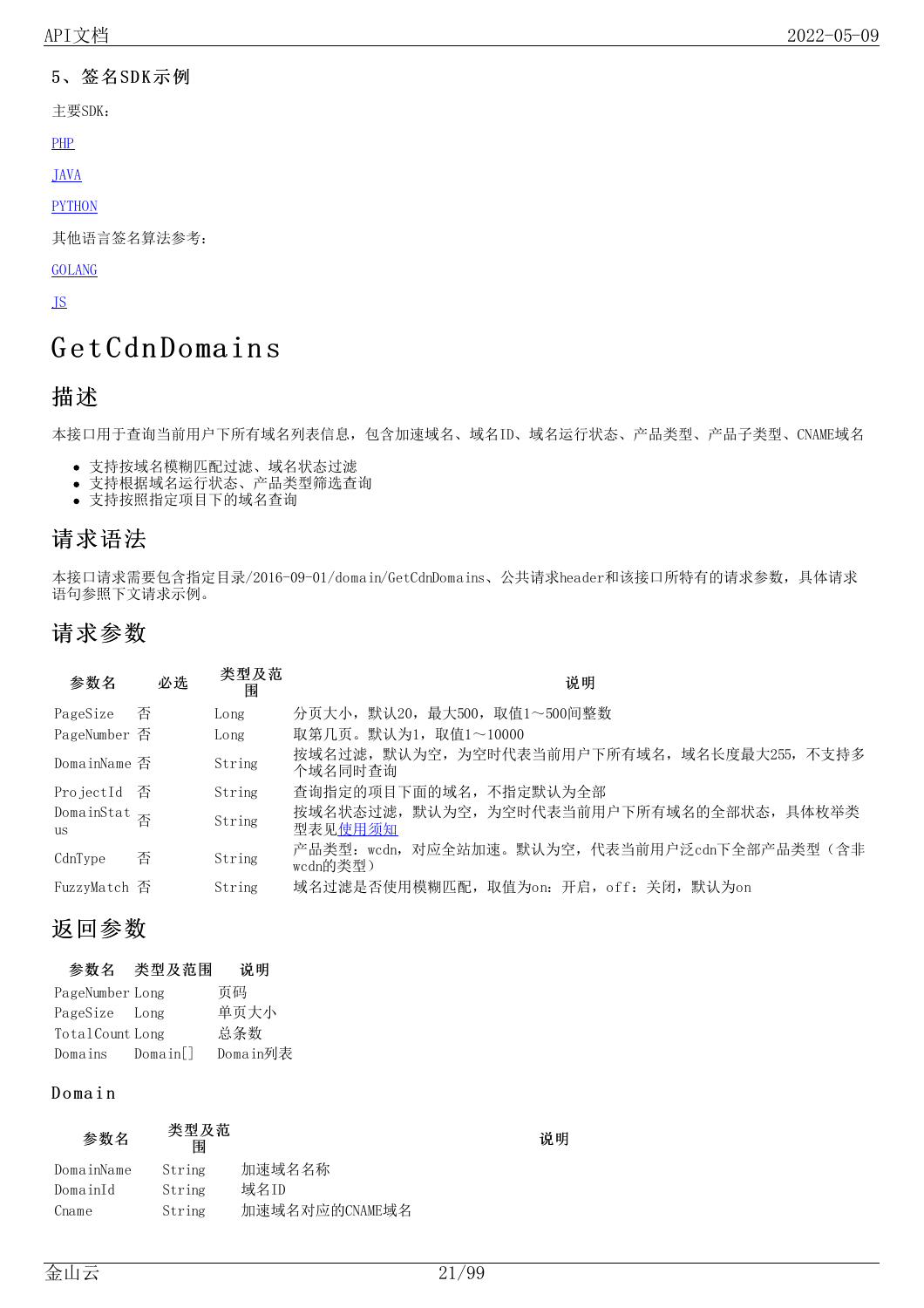### 5、签名SDK示例

主要SDK：

PHP

JAVA

PYTHON

其他语言签名算法参考：

GOLANG

JS

# GetCdnDomains

## 描述

本接口用于查询当前用户下所有域名列表信息，包含加速域名、域名ID、域名运行状态、产品类型、产品子类型、CNAME域名

- 支持按域名模糊匹配过滤、域名状态过滤
- 支持根据域名运行状态、产品类型筛选查询
- 支持按照指定项目下的域名查询

## 请求语法

本接口请求需要包含指定目录/2016-09-01/domain/GetCdnDomains、公共请求header和该接口所特有的请求参数，具体请求语句参照下文请求示例。

## 请求参数

| 参数名 | 必选 | 类型及范围 | 说明 |
|---|---|---|---|
| PageSize | 否 | Long | 分页大小，默认20，最大500，取值1～500间整数 |
| PageNumber | 否 | Long | 取第几页。默认为1，取值1～10000 |
| DomainName | 否 | String | 按域名过滤，默认为空，为空时代表当前用户下所有域名，域名长度最大255，不支持多个域名同时查询 |
| ProjectId | 否 | String | 查询指定的项目下面的域名，不指定默认为全部 |
| DomainStatus | 否 | String | 按域名状态过滤，默认为空，为空时代表当前用户下所有域名的全部状态，具体枚举类型表见使用须知 |
| CdnType | 否 | String | 产品类型：wcdn，对应全站加速。默认为空，代表当前用户泛cdn下全部产品类型（含非wcdn的类型） |
| FuzzyMatch | 否 | String | 域名过滤是否使用模糊匹配，取值为on：开启，off：关闭，默认为on |

## 返回参数

| 参数名 | 类型及范围 | 说明 |
|---|---|---|
| PageNumber | Long | 页码 |
| PageSize | Long | 单页大小 |
| TotalCount | Long | 总条数 |
| Domains | Domain[] | Domain列表 |

### Domain

| 参数名 | 类型及范围 | 说明 |
|---|---|---|
| DomainName | String | 加速域名名称 |
| DomainId | String | 域名ID |
| Cname | String | 加速域名对应的CNAME域名 |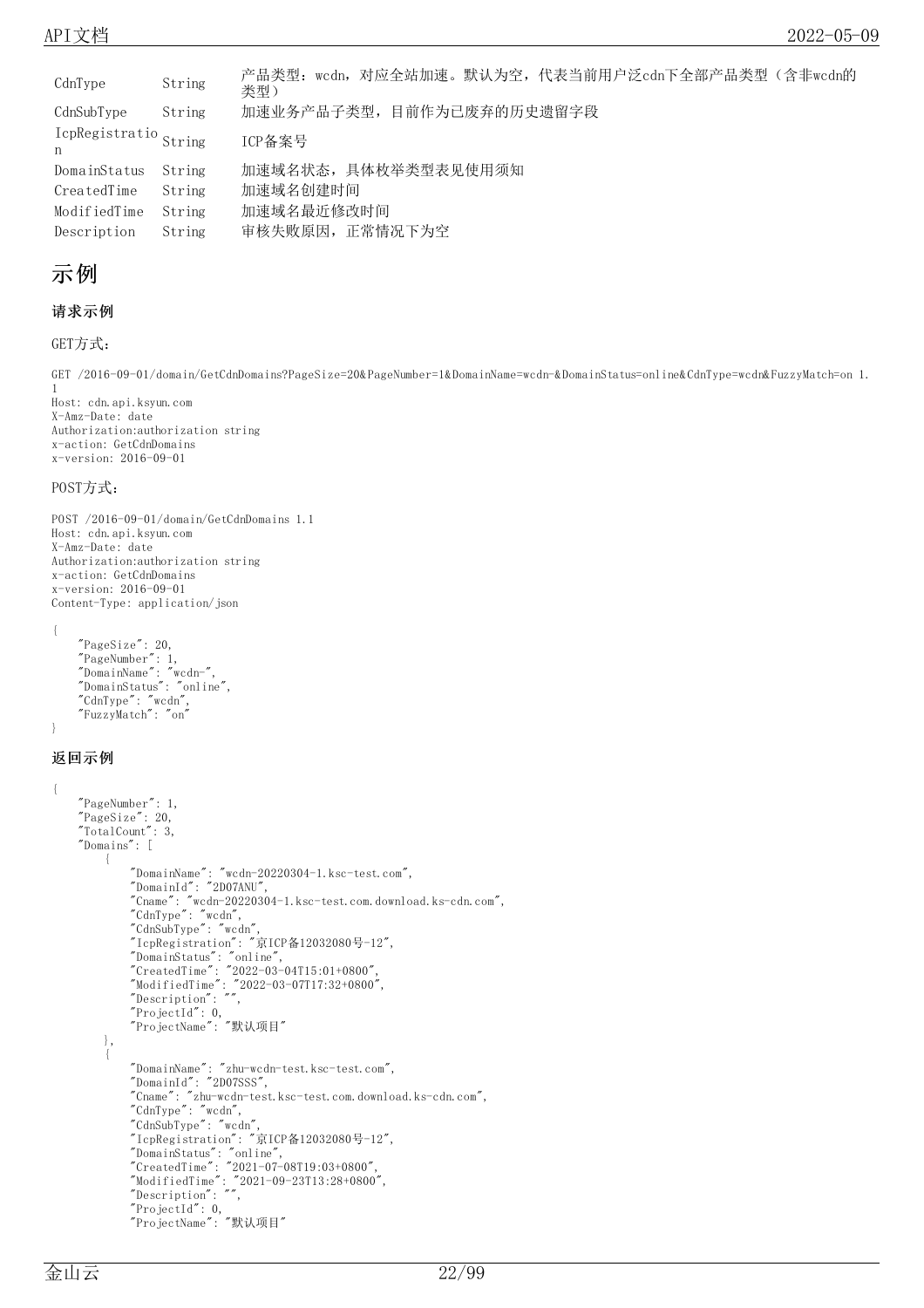| | | |
|---|---|---|
| CdnType | String | 产品类型：wcdn，对应全站加速。默认为空，代表当前用户泛cdn下全部产品类型（含非wcdn的类型） |
| CdnSubType | String | 加速业务产品子类型，目前作为已废弃的历史遗留字段 |
| IcpRegistration | String | ICP备案号 |
| DomainStatus | String | 加速域名状态，具体枚举类型表见使用须知 |
| CreatedTime | String | 加速域名创建时间 |
| ModifiedTime | String | 加速域名最近修改时间 |
| Description | String | 审核失败原因，正常情况下为空 |

# 示例

### 请求示例

GET方式：

```
GET /2016-09-01/domain/GetCdnDomains?PageSize=20&PageNumber=1&DomainName=wcdn-&DomainStatus=online&CdnType=wcdn&FuzzyMatch=on 1.1
Host: cdn.api.ksyun.com
X-Amz-Date: date
Authorization:authorization string
x-action: GetCdnDomains
x-version: 2016-09-01
```

POST方式：

```
POST /2016-09-01/domain/GetCdnDomains 1.1
Host: cdn.api.ksyun.com
X-Amz-Date: date
Authorization:authorization string
x-action: GetCdnDomains
x-version: 2016-09-01
Content-Type: application/json

{
    "PageSize": 20,
    "PageNumber": 1,
    "DomainName": "wcdn-",
    "DomainStatus": "online",
    "CdnType": "wcdn",
    "FuzzyMatch": "on"
}
```

### 返回示例

```
{
    "PageNumber": 1,
    "PageSize": 20,
    "TotalCount": 3,
    "Domains": [
        {
            "DomainName": "wcdn-20220304-1.ksc-test.com",
            "DomainId": "2D07ANU",
            "Cname": "wcdn-20220304-1.ksc-test.com.download.ks-cdn.com",
            "CdnType": "wcdn",
            "CdnSubType": "wcdn",
            "IcpRegistration": "京ICP备12032080号-12",
            "DomainStatus": "online",
            "CreatedTime": "2022-03-04T15:01+0800",
            "ModifiedTime": "2022-03-07T17:32+0800",
            "Description": "",
            "ProjectId": 0,
            "ProjectName": "默认项目"
        },
        {
            "DomainName": "zhu-wcdn-test.ksc-test.com",
            "DomainId": "2D07SSS",
            "Cname": "zhu-wcdn-test.ksc-test.com.download.ks-cdn.com",
            "CdnType": "wcdn",
            "CdnSubType": "wcdn",
            "IcpRegistration": "京ICP备12032080号-12",
            "DomainStatus": "online",
            "CreatedTime": "2021-07-08T19:03+0800",
            "ModifiedTime": "2021-09-23T13:28+0800",
            "Description": "",
            "ProjectId": 0,
            "ProjectName": "默认项目"
```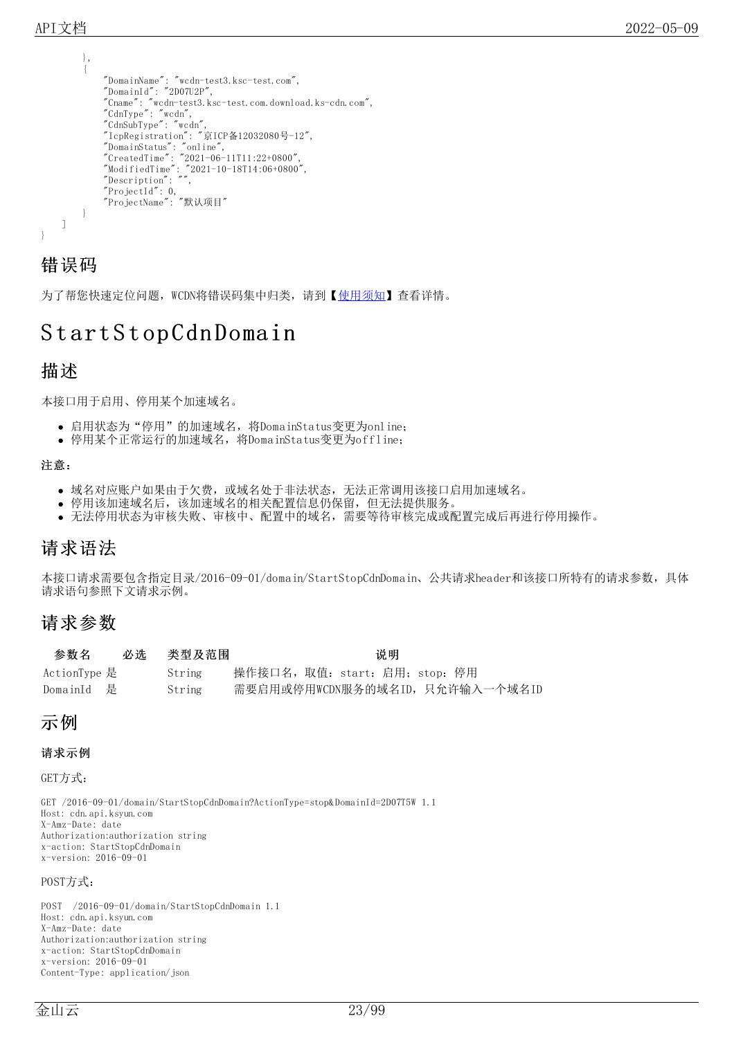```
        },
        {
            "DomainName": "wcdn-test3.ksc-test.com",
            "DomainId": "2D07U2P",
            "Cname": "wcdn-test3.ksc-test.com.download.ks-cdn.com",
            "CdnType": "wcdn",
            "CdnSubType": "wcdn",
            "IcpRegistration": "京ICP备12032080号-12",
            "DomainStatus": "online",
            "CreatedTime": "2021-06-11T11:22+0800",
            "ModifiedTime": "2021-10-18T14:06+0800",
            "Description": "",
            "ProjectId": 0,
            "ProjectName": "默认项目"
        }
    ]
}
```

## 错误码

为了帮您快速定位问题，WCDN将错误码集中归类，请到【使用须知】查看详情。

# StartStopCdnDomain

## 描述

本接口用于启用、停用某个加速域名。

- 启用状态为“停用”的加速域名，将DomainStatus变更为online；
- 停用某个正常运行的加速域名，将DomainStatus变更为offline；

**注意：**

- 域名对应账户如果由于欠费，或域名处于非法状态，无法正常调用该接口启用加速域名。
- 停用该加速域名后，该加速域名的相关配置信息仍保留，但无法提供服务。
- 无法停用状态为审核失败、审核中、配置中的域名，需要等待审核完成或配置完成后再进行停用操作。

## 请求语法

本接口请求需要包含指定目录/2016-09-01/domain/StartStopCdnDomain、公共请求header和该接口所特有的请求参数，具体请求语句参照下文请求示例。

## 请求参数

| 参数名 | 必选 | 类型及范围 | 说明 |
|---|---|---|---|
| ActionType | 是 | String | 操作接口名，取值：start：启用；stop：停用 |
| DomainId | 是 | String | 需要启用或停用WCDN服务的域名ID，只允许输入一个域名ID |

## 示例

### 请求示例

GET方式：

```
GET /2016-09-01/domain/StartStopCdnDomain?ActionType=stop&DomainId=2D07T5W 1.1
Host: cdn.api.ksyun.com
X-Amz-Date: date
Authorization:authorization string
x-action: StartStopCdnDomain
x-version: 2016-09-01
```

POST方式：

```
POST  /2016-09-01/domain/StartStopCdnDomain 1.1
Host: cdn.api.ksyun.com
X-Amz-Date: date
Authorization:authorization string
x-action: StartStopCdnDomain
x-version: 2016-09-01
Content-Type: application/json
```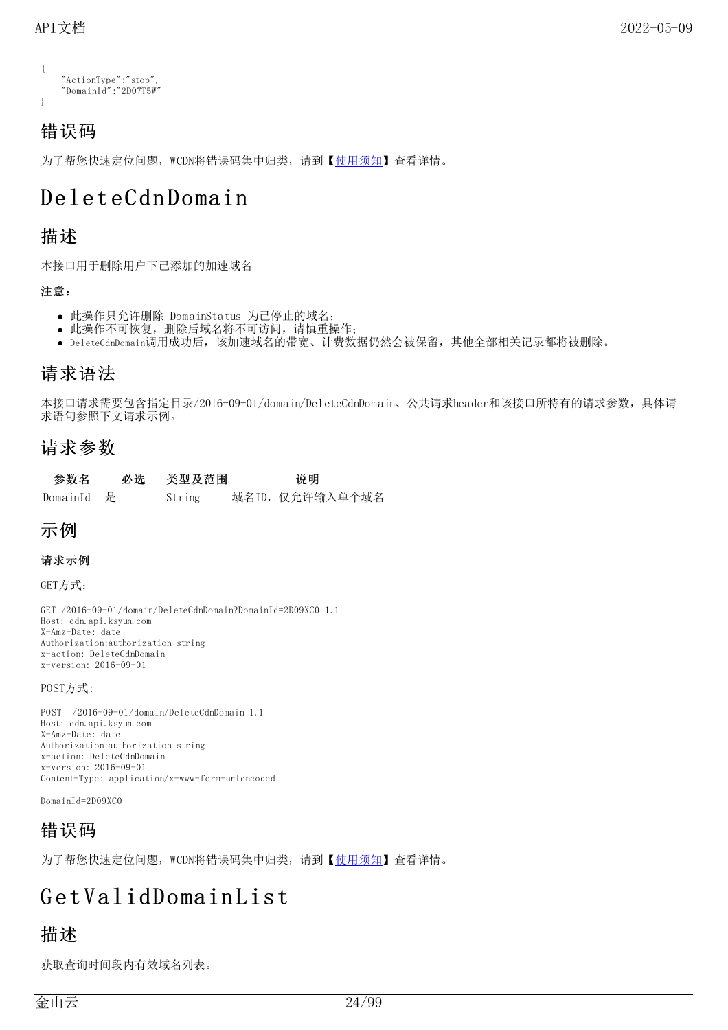```
{
    "ActionType":"stop",
    "DomainId":"2D07T5W"
}
```

## 错误码

为了帮您快速定位问题，WCDN将错误码集中归类，请到【使用须知】查看详情。

# DeleteCdnDomain

## 描述

本接口用于删除用户下已添加的加速域名

**注意：**

- 此操作只允许删除 DomainStatus 为已停止的域名；
- 此操作不可恢复，删除后域名将不可访问，请慎重操作；
- DeleteCdnDomain调用成功后，该加速域名的带宽、计费数据仍然会被保留，其他全部相关记录都将被删除。

## 请求语法

本接口请求需要包含指定目录/2016-09-01/domain/DeleteCdnDomain、公共请求header和该接口所特有的请求参数，具体请求语句参照下文请求示例。

## 请求参数

| 参数名 | 必选 | 类型及范围 | 说明 |
|---|---|---|---|
| DomainId | 是 | String | 域名ID，仅允许输入单个域名 |

## 示例

**请求示例**

GET方式：

```
GET /2016-09-01/domain/DeleteCdnDomain?DomainId=2D09XC0 1.1
Host: cdn.api.ksyun.com
X-Amz-Date: date
Authorization:authorization string
x-action: DeleteCdnDomain
x-version: 2016-09-01
```

POST方式：

```
POST  /2016-09-01/domain/DeleteCdnDomain 1.1
Host: cdn.api.ksyun.com
X-Amz-Date: date
Authorization:authorization string
x-action: DeleteCdnDomain
x-version: 2016-09-01
Content-Type: application/x-www-form-urlencoded

DomainId=2D09XC0
```

## 错误码

为了帮您快速定位问题，WCDN将错误码集中归类，请到【使用须知】查看详情。

# GetValidDomainList

## 描述

获取查询时间段内有效域名列表。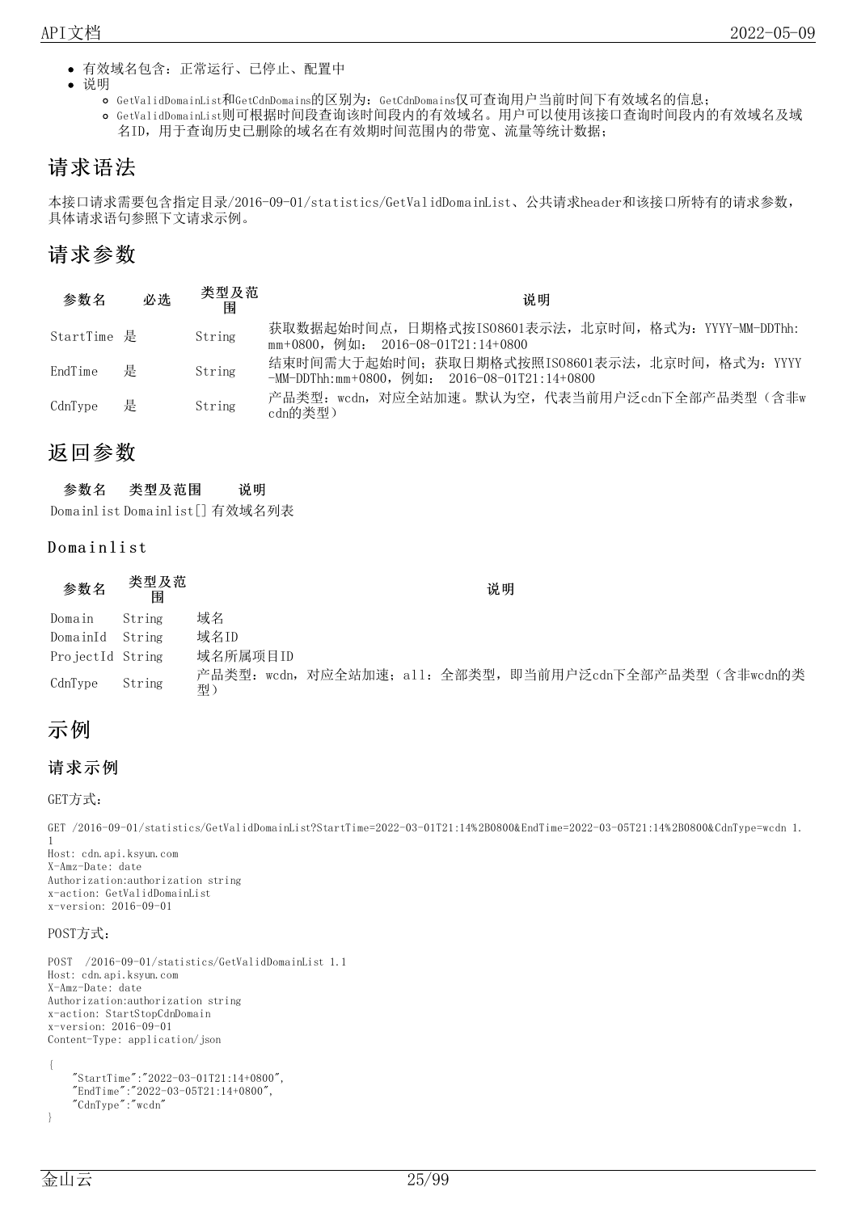- 有效域名包含：正常运行、已停止、配置中
- 说明
  - GetValidDomainList和GetCdnDomains的区别为：GetCdnDomains仅可查询用户当前时间下有效域名的信息；
  - GetValidDomainList则可根据时间段查询该时间段内的有效域名。用户可以使用该接口查询时间段内的有效域名及域名ID，用于查询历史已删除的域名在有效期时间范围内的带宽、流量等统计数据；

## 请求语法

本接口请求需要包含指定目录/2016-09-01/statistics/GetValidDomainList、公共请求header和该接口所特有的请求参数，具体请求语句参照下文请求示例。

## 请求参数

| 参数名 | 必选 | 类型及范围 | 说明 |
| --- | --- | --- | --- |
| StartTime | 是 | String | 获取数据起始时间点，日期格式按ISO8601表示法，北京时间，格式为：YYYY-MM-DDThh:mm+0800，例如： 2016-08-01T21:14+0800 |
| EndTime | 是 | String | 结束时间需大于起始时间；获取日期格式按照ISO8601表示法，北京时间，格式为：YYYY-MM-DDThh:mm+0800，例如： 2016-08-01T21:14+0800 |
| CdnType | 是 | String | 产品类型：wcdn，对应全站加速。默认为空，代表当前用户泛cdn下全部产品类型（含非wcdn的类型） |

## 返回参数

| 参数名 | 类型及范围 | 说明 |
| --- | --- | --- |
| Domainlist | Domainlist[] | 有效域名列表 |

### Domainlist

| 参数名 | 类型及范围 | 说明 |
| --- | --- | --- |
| Domain | String | 域名 |
| DomainId | String | 域名ID |
| ProjectId | String | 域名所属项目ID |
| CdnType | String | 产品类型：wcdn，对应全站加速；all：全部类型，即当前用户泛cdn下全部产品类型（含非wcdn的类型） |

## 示例

### 请求示例

GET方式：

```
GET /2016-09-01/statistics/GetValidDomainList?StartTime=2022-03-01T21:14%2B0800&EndTime=2022-03-05T21:14%2B0800&CdnType=wcdn 1.1
Host: cdn.api.ksyun.com
X-Amz-Date: date
Authorization:authorization string
x-action: GetValidDomainList
x-version: 2016-09-01
```

POST方式：

```
POST  /2016-09-01/statistics/GetValidDomainList 1.1
Host: cdn.api.ksyun.com
X-Amz-Date: date
Authorization:authorization string
x-action: StartStopCdnDomain
x-version: 2016-09-01
Content-Type: application/json

{
    "StartTime":"2022-03-01T21:14+0800",
    "EndTime":"2022-03-05T21:14+0800",
    "CdnType":"wcdn"
}
```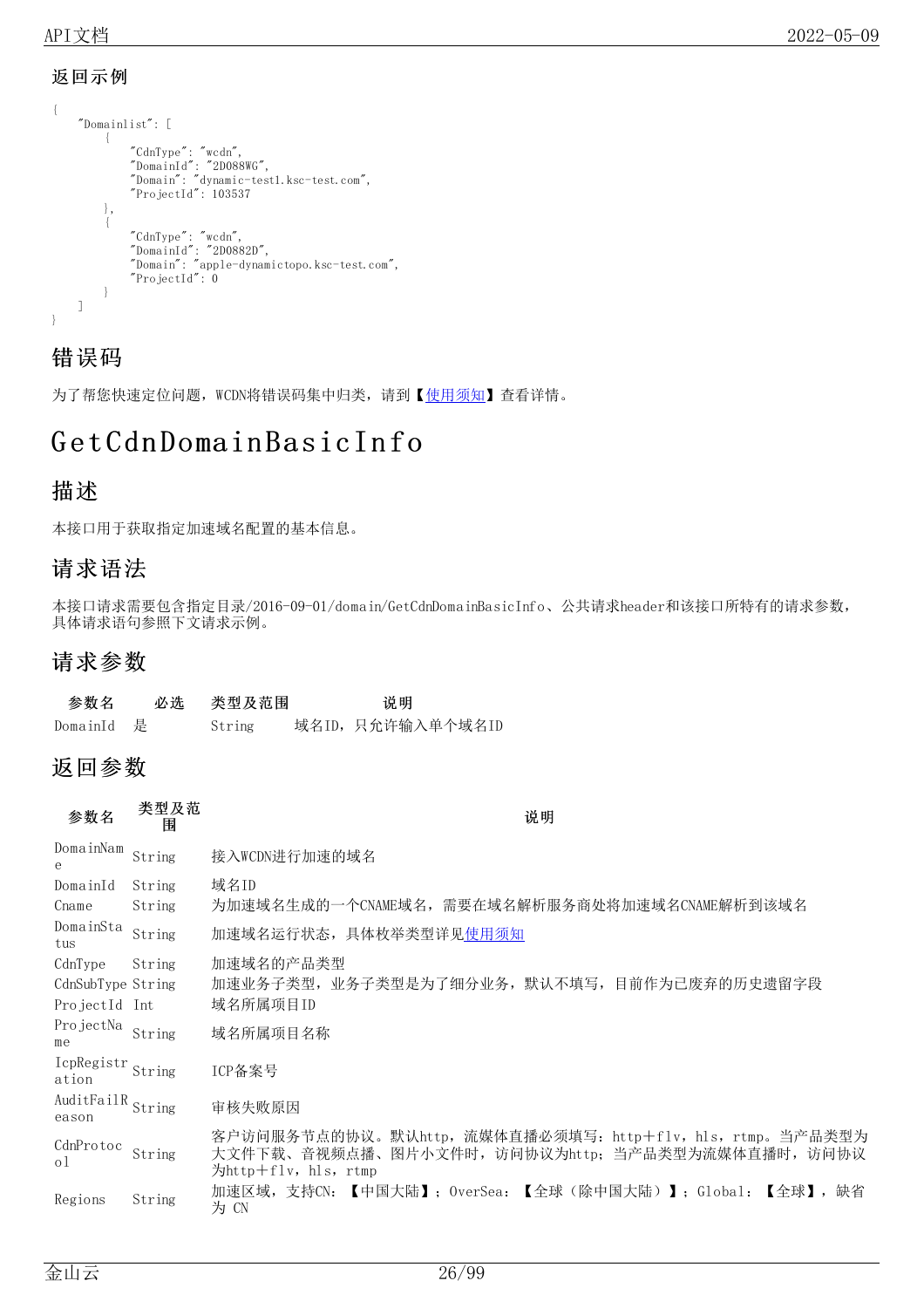### 返回示例

```
{
    "Domainlist": [
        {
            "CdnType": "wcdn",
            "DomainId": "2D088WG",
            "Domain": "dynamic-test1.ksc-test.com",
            "ProjectId": 103537
        },
        {
            "CdnType": "wcdn",
            "DomainId": "2D0882D",
            "Domain": "apple-dynamictopo.ksc-test.com",
            "ProjectId": 0
        }
    ]
}
```

## 错误码

为了帮您快速定位问题，WCDN将错误码集中归类，请到【使用须知】查看详情。

# GetCdnDomainBasicInfo

## 描述

本接口用于获取指定加速域名配置的基本信息。

## 请求语法

本接口请求需要包含指定目录/2016-09-01/domain/GetCdnDomainBasicInfo、公共请求header和该接口所特有的请求参数，具体请求语句参照下文请求示例。

## 请求参数

| 参数名 | 必选 | 类型及范围 | 说明 |
| --- | --- | --- | --- |
| DomainId | 是 | String | 域名ID，只允许输入单个域名ID |

## 返回参数

| 参数名 | 类型及范围 | 说明 |
| --- | --- | --- |
| DomainName | String | 接入WCDN进行加速的域名 |
| DomainId | String | 域名ID |
| Cname | String | 为加速域名生成的一个CNAME域名，需要在域名解析服务商处将加速域名CNAME解析到该域名 |
| DomainStatus | String | 加速域名运行状态，具体枚举类型详见使用须知 |
| CdnType | String | 加速域名的产品类型 |
| CdnSubType | String | 加速业务子类型，业务子类型是为了细分业务，默认不填写，目前作为已废弃的历史遗留字段 |
| ProjectId | Int | 域名所属项目ID |
| ProjectName | String | 域名所属项目名称 |
| IcpRegistration | String | ICP备案号 |
| AuditFailReason | String | 审核失败原因 |
| CdnProtocol | String | 客户访问服务节点的协议。默认http，流媒体直播必须填写：http+flv，hls，rtmp。当产品类型为大文件下载、音视频点播、图片小文件时，访问协议为http；当产品类型为流媒体直播时，访问协议为http+flv，hls，rtmp |
| Regions | String | 加速区域，支持CN：【中国大陆】；OverSea：【全球（除中国大陆）】；Global：【全球】，缺省为 CN |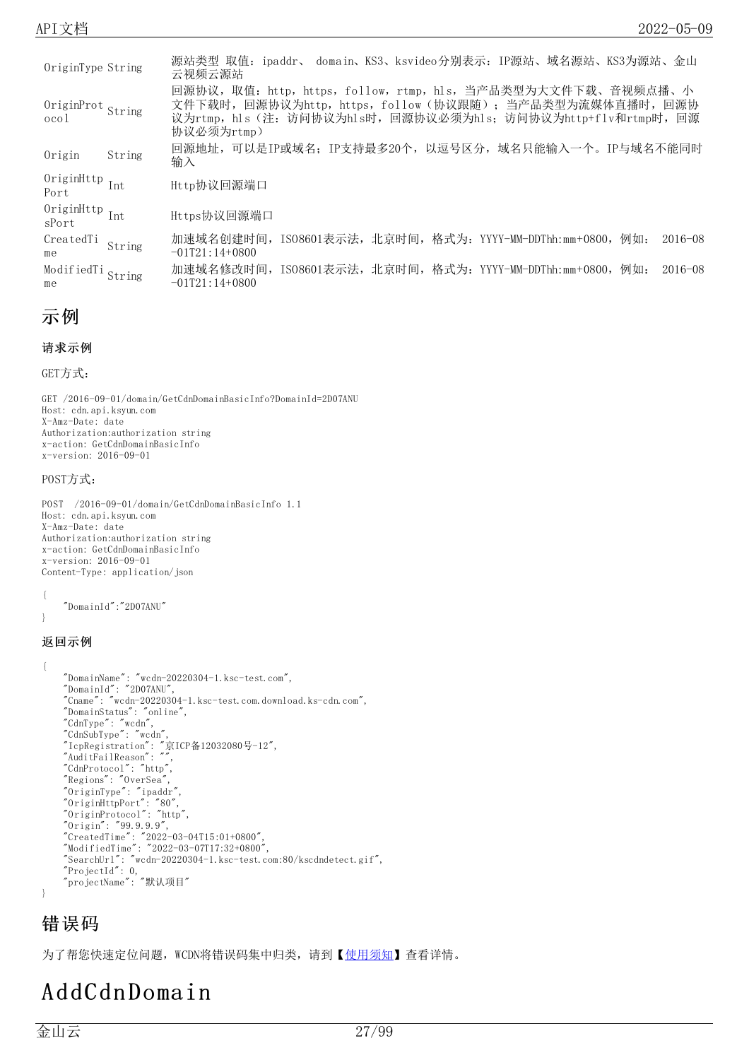| | | |
|---|---|---|
| OriginType | String | 源站类型 取值：ipaddr、 domain、KS3、ksvideo分别表示：IP源站、域名源站、KS3为源站、金山云视频云源站 |
| OriginProtocol | String | 回源协议，取值：http，https，follow，rtmp，hls，当产品类型为大文件下载、音视频点播、小文件下载时，回源协议为http，https，follow（协议跟随）；当产品类型为流媒体直播时，回源协议为rtmp，hls（注：访问协议为hls时，回源协议必须为hls；访问协议为http+flv和rtmp时，回源协议必须为rtmp） |
| Origin | String | 回源地址，可以是IP或域名；IP支持最多20个，以逗号区分，域名只能输入一个。IP与域名不能同时输入 |
| OriginHttpPort | Int | Http协议回源端口 |
| OriginHttpsPort | Int | Https协议回源端口 |
| CreatedTime | String | 加速域名创建时间，ISO8601表示法，北京时间，格式为：YYYY-MM-DDThh:mm+0800，例如： 2016-08-01T21:14+0800 |
| ModifiedTime | String | 加速域名修改时间，ISO8601表示法，北京时间，格式为：YYYY-MM-DDThh:mm+0800，例如： 2016-08-01T21:14+0800 |

## 示例

#### 请求示例

GET方式：

```
GET /2016-09-01/domain/GetCdnDomainBasicInfo?DomainId=2D07ANU
Host: cdn.api.ksyun.com
X-Amz-Date: date
Authorization:authorization string
x-action: GetCdnDomainBasicInfo
x-version: 2016-09-01
```

POST方式：

```
POST  /2016-09-01/domain/GetCdnDomainBasicInfo 1.1
Host: cdn.api.ksyun.com
X-Amz-Date: date
Authorization:authorization string
x-action: GetCdnDomainBasicInfo
x-version: 2016-09-01
Content-Type: application/json

{
    "DomainId":"2D07ANU"
}
```

#### 返回示例

```
{
    "DomainName": "wcdn-20220304-1.ksc-test.com",
    "DomainId": "2D07ANU",
    "Cname": "wcdn-20220304-1.ksc-test.com.download.ks-cdn.com",
    "DomainStatus": "online",
    "CdnType": "wcdn",
    "CdnSubType": "wcdn",
    "IcpRegistration": "京ICP备12032080号-12",
    "AuditFailReason": "",
    "CdnProtocol": "http",
    "Regions": "OverSea",
    "OriginType": "ipaddr",
    "OriginHttpPort": "80",
    "OriginProtocol": "http",
    "Origin": "99.9.9.9",
    "CreatedTime": "2022-03-04T15:01+0800",
    "ModifiedTime": "2022-03-07T17:32+0800",
    "SearchUrl": "wcdn-20220304-1.ksc-test.com:80/kscdndetect.gif",
    "ProjectId": 0,
    "projectName": "默认项目"
}
```

## 错误码

为了帮您快速定位问题，WCDN将错误码集中归类，请到【使用须知】查看详情。

# AddCdnDomain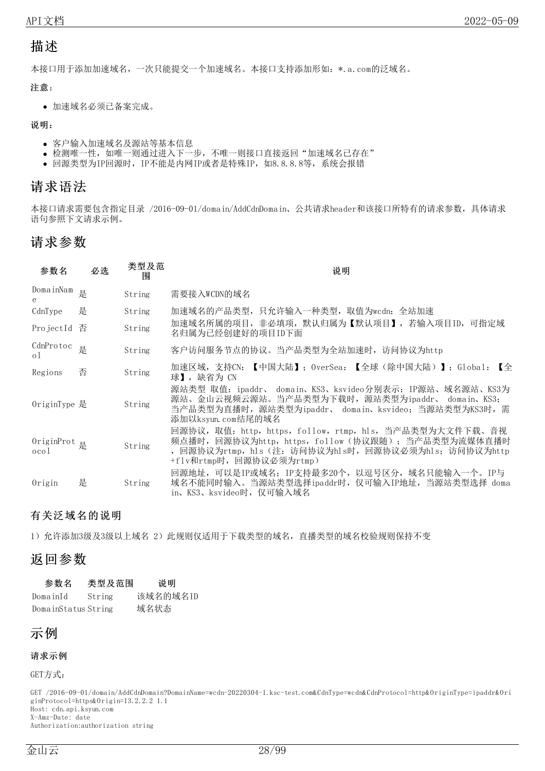## 描述

本接口用于添加加速域名，一次只能提交一个加速域名。本接口支持添加形如：*.a.com的泛域名。

**注意：**

- 加速域名必须已备案完成。

**说明：**

- 客户输入加速域名及源站等基本信息
- 检测唯一性，如唯一则通过进入下一步，不唯一则接口直接返回“加速域名已存在”
- 回源类型为IP回源时，IP不能是内网IP或者是特殊IP，如8.8.8.8等，系统会报错

## 请求语法

本接口请求需要包含指定目录 /2016-09-01/domain/AddCdnDomain、公共请求header和该接口所特有的请求参数，具体请求语句可参照下文请求示例。

## 请求参数

| 参数名 | 必选 | 类型及范围 | 说明 |
|---|---|---|---|
| DomainName | 是 | String | 需要接入WCDN的域名 |
| CdnType | 是 | String | 加速域名的产品类型，只允许输入一种类型，取值为wcdn：全站加速 |
| ProjectId | 否 | String | 加速域名所属的项目，非必填项，默认归属为【默认项目】，若输入项目ID，可指定域名归属为已经创建好的项目ID下面 |
| CdnProtocol | 是 | String | 客户访问服务节点的协议。当产品类型为全站加速时，访问协议为http |
| Regions | 否 | String | 加速区域，支持CN：【中国大陆】；OverSea：【全球（除中国大陆）】；Global：【全球】，缺省为 CN |
| OriginType | 是 | String | 源站类型 取值：ipaddr、 domain、KS3、ksvideo分别表示：IP源站、域名源站、KS3为源站、金山云视频云源站。当产品类型为下载时，源站类型为ipaddr、 domain、KS3；当产品类型为直播时，源站类型为ipaddr、 domain、ksvideo；当源站类型为KS3时，需添加以ksyun.com结尾的域名 |
| OriginProtocol | 是 | String | 回源协议，取值：http，https，follow，rtmp，hls，当产品类型为大文件下载、音视频点播时，回源协议为http，https，follow（协议跟随）；当产品类型为流媒体直播时，回源协议为rtmp，hls（注：访问协议为hls时，回源协议必须为hls；访问协议为http+flv和rtmp时，回源协议必须为rtmp） |
| Origin | 是 | String | 回源地址，可以是IP或域名；IP支持最多20个，以逗号区分，域名只能输入一个。IP与域名不能同时输入。当源站类型选择ipaddr时，仅可输入IP地址，当源站类型选择 domain、KS3、ksvideo时，仅可输入域名 |

### 有关泛域名的说明

1）允许添加3级及3级以上域名 2）此规则仅适用于下载类型的域名，直播类型的域名校验规则保持不变

## 返回参数

| 参数名 | 类型及范围 | 说明 |
|---|---|---|
| DomainId | String | 该域名的域名ID |
| DomainStatus | String | 域名状态 |

## 示例

**请求示例**

GET方式：

```
GET /2016-09-01/domain/AddCdnDomain?DomainName=wcdn-20220304-1.ksc-test.com&CdnType=wcdn&CdnProtocol=http&OriginType=ipaddr&OriginProtocol=https&Origin=13.2.2.2 1.1
Host: cdn.api.ksyun.com
X-Amz-Date: date
Authorization:authorization string
```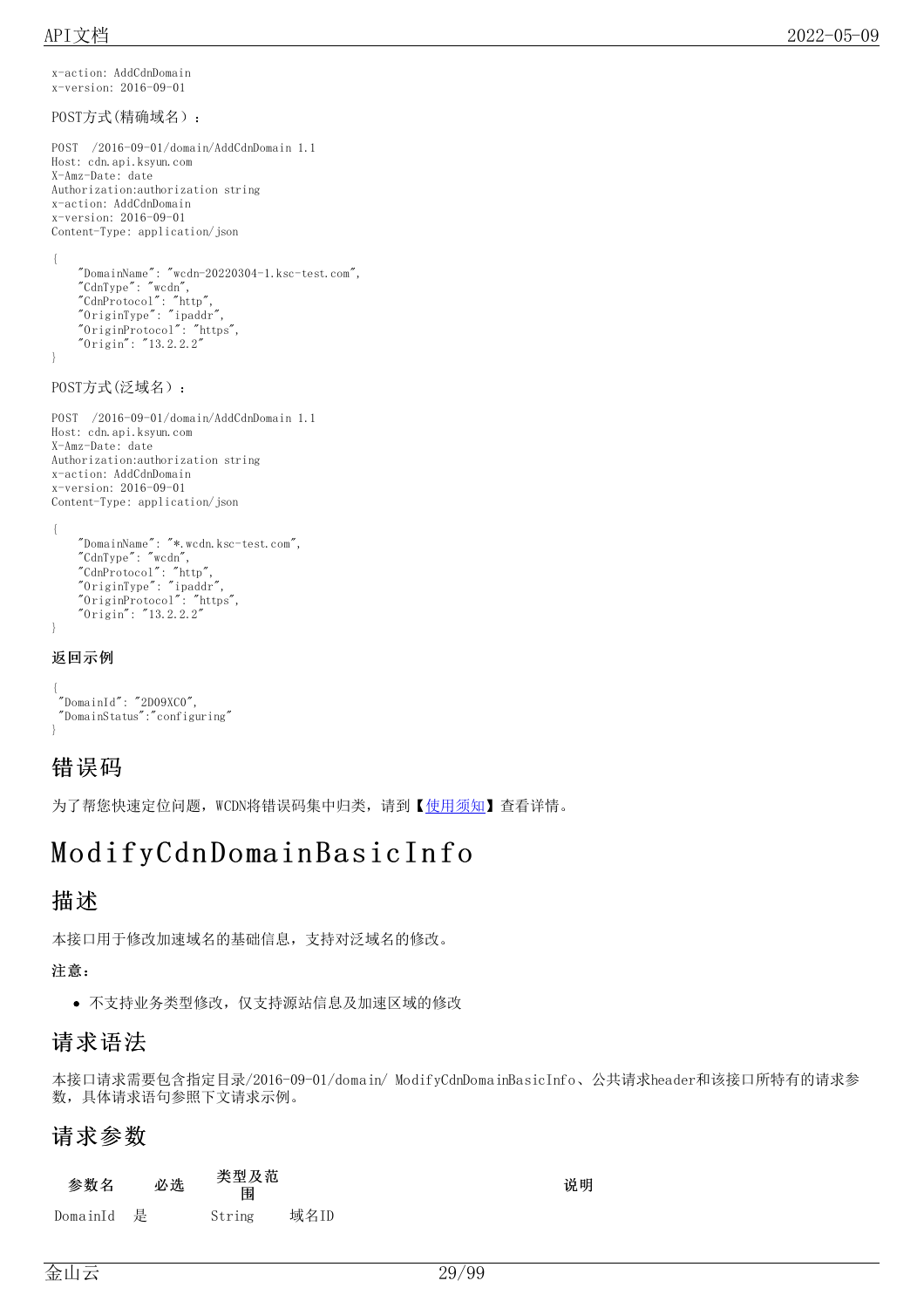```
x-action: AddCdnDomain
x-version: 2016-09-01
```

POST方式(精确域名)：

```
POST  /2016-09-01/domain/AddCdnDomain 1.1
Host: cdn.api.ksyun.com
X-Amz-Date: date
Authorization:authorization string
x-action: AddCdnDomain
x-version: 2016-09-01
Content-Type: application/json

{
    "DomainName": "wcdn-20220304-1.ksc-test.com",
    "CdnType": "wcdn",
    "CdnProtocol": "http",
    "OriginType": "ipaddr",
    "OriginProtocol": "https",
    "Origin": "13.2.2.2"
}
```

POST方式(泛域名)：

```
POST  /2016-09-01/domain/AddCdnDomain 1.1
Host: cdn.api.ksyun.com
X-Amz-Date: date
Authorization:authorization string
x-action: AddCdnDomain
x-version: 2016-09-01
Content-Type: application/json

{
    "DomainName": "*.wcdn.ksc-test.com",
    "CdnType": "wcdn",
    "CdnProtocol": "http",
    "OriginType": "ipaddr",
    "OriginProtocol": "https",
    "Origin": "13.2.2.2"
}
```

### 返回示例

```
{
 "DomainId": "2D09XC0",
 "DomainStatus":"configuring"
}
```

## 错误码

为了帮您快速定位问题，WCDN将错误码集中归类，请到【使用须知】查看详情。

# ModifyCdnDomainBasicInfo

## 描述

本接口用于修改加速域名的基础信息，支持对泛域名的修改。

**注意：**

- 不支持业务类型修改，仅支持源站信息及加速区域的修改

## 请求语法

本接口请求需要包含指定目录/2016-09-01/domain/ ModifyCdnDomainBasicInfo、公共请求header和该接口所特有的请求参数，具体请求语句参照下文请求示例。

## 请求参数

| 参数名 | 必选 | 类型及范围 | 说明 |
| --- | --- | --- | --- |
| DomainId | 是 | String | 域名ID |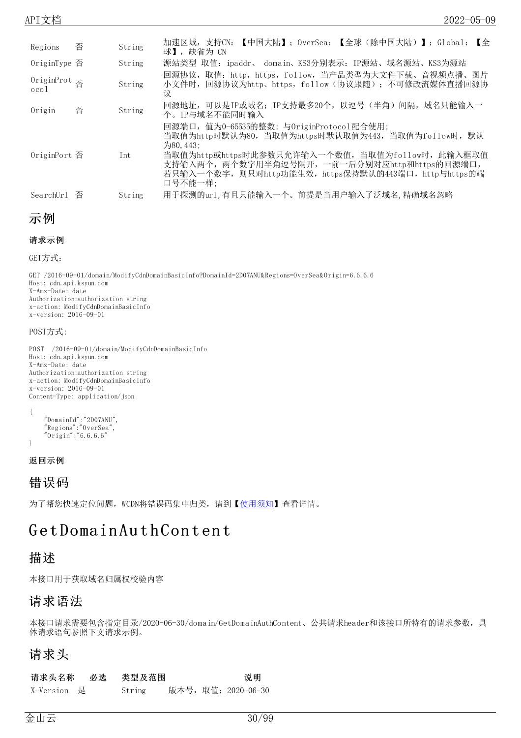| | | | |
|---|---|---|---|
| Regions | 否 | String | 加速区域，支持CN：【中国大陆】；OverSea：【全球（除中国大陆）】；Global：【全球】，缺省为 CN |
| OriginType | 否 | String | 源站类型 取值：ipaddr、 domain、KS3分别表示：IP源站、域名源站、KS3为源站 |
| OriginProtocol | 否 | String | 回源协议，取值：http，https，follow，当产品类型为大文件下载、音视频点播、图片小文件时，回源协议为http、https，follow（协议跟随）；不可修改流媒体直播回源协议 |
| Origin | 否 | String | 回源地址，可以是IP或域名；IP支持最多20个，以逗号（半角）间隔，域名只能输入一个。IP与域名不能同时输入 |
| OriginPort | 否 | Int | 回源端口，值为0-65535的整数；与OriginProtocol配合使用；<br>当取值为http时默认为80，当取值为https时默认取值为443，当取值为follow时，默认为80,443；<br>当取值为http或https时此参数只允许输入一个数值，当取值为follow时，此输入框取值支持输入两个，两个数字用半角逗号隔开，一前一后分别对应http和https的回源端口，若只输入一个数字，则只对http功能生效，https保持默认的443端口，http与https的端口号不能一样； |
| SearchUrl | 否 | String | 用于探测的url,有且只能输入一个。前提是当用户输入了泛域名,精确域名忽略 |

## 示例

**请求示例**

GET方式：

```
GET /2016-09-01/domain/ModifyCdnDomainBasicInfo?DomainId=2D07ANU&Regions=OverSea&Origin=6.6.6.6
Host: cdn.api.ksyun.com
X-Amz-Date: date
Authorization:authorization string
x-action: ModifyCdnDomainBasicInfo
x-version: 2016-09-01
```

POST方式:

```
POST  /2016-09-01/domain/ModifyCdnDomainBasicInfo
Host: cdn.api.ksyun.com
X-Amz-Date: date
Authorization:authorization string
x-action: ModifyCdnDomainBasicInfo
x-version: 2016-09-01
Content-Type: application/json

{
    "DomainId":"2D07ANU",
    "Regions":"OverSea",
    "Origin":"6.6.6.6"
}
```

**返回示例**

## 错误码

为了帮您快速定位问题，WCDN将错误码集中归类，请到【使用须知】查看详情。

# GetDomainAuthContent

## 描述

本接口用于获取域名归属权校验内容

## 请求语法

本接口请求需要包含指定目录/2020-06-30/domain/GetDomainAuthContent、公共请求header和该接口所特有的请求参数，具体请求语句参照下文请求示例。

## 请求头

| 请求头名称 | 必选 | 类型及范围 | 说明 |
|---|---|---|---|
| X-Version | 是 | String | 版本号，取值：2020-06-30 |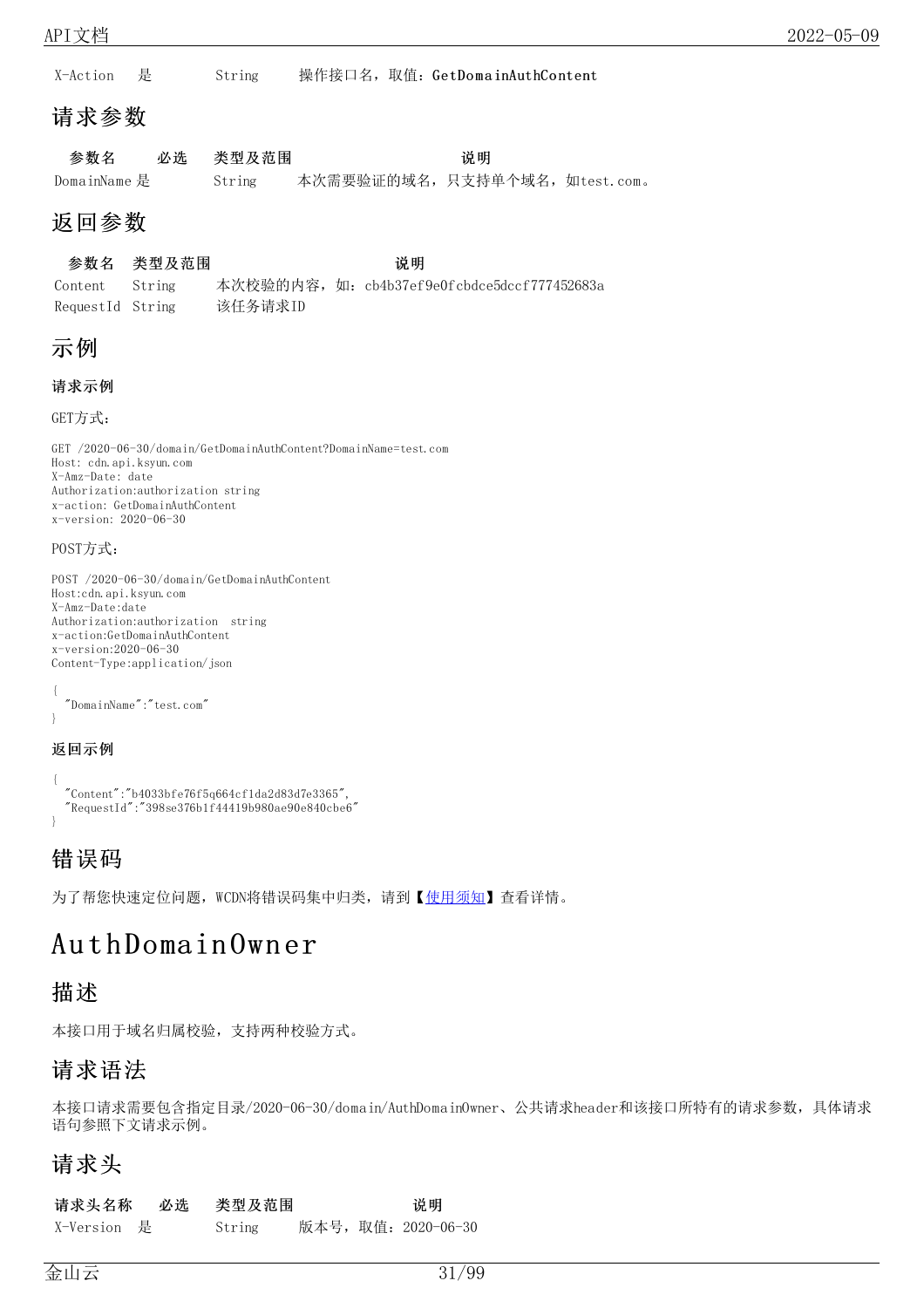| X-Action | 是 | String | 操作接口名，取值：GetDomainAuthContent |
|---|---|---|---|

## 请求参数

| 参数名 | 必选 | 类型及范围 | 说明 |
|---|---|---|---|
| DomainName | 是 | String | 本次需要验证的域名，只支持单个域名，如test.com。 |

## 返回参数

| 参数名 | 类型及范围 | 说明 |
|---|---|---|
| Content | String | 本次校验的内容，如：cb4b37ef9e0fcbdce5dccf777452683a |
| RequestId | String | 该任务请求ID |

## 示例

### 请求示例

GET方式：

```
GET /2020-06-30/domain/GetDomainAuthContent?DomainName=test.com
Host: cdn.api.ksyun.com
X-Amz-Date: date
Authorization:authorization string
x-action: GetDomainAuthContent
x-version: 2020-06-30
```

POST方式：

```
POST /2020-06-30/domain/GetDomainAuthContent
Host:cdn.api.ksyun.com
X-Amz-Date:date
Authorization:authorization  string
x-action:GetDomainAuthContent
x-version:2020-06-30
Content-Type:application/json

{
  "DomainName":"test.com"
}
```

### 返回示例

```
{
  "Content":"b4033bfe76f5q664cf1da2d83d7e3365",
  "RequestId":"398se376b1f44419b980ae90e840cbe6"
}
```

## 错误码

为了帮您快速定位问题，WCDN将错误码集中归类，请到【使用须知】查看详情。

# AuthDomainOwner

## 描述

本接口用于域名归属校验，支持两种校验方式。

## 请求语法

本接口请求需要包含指定目录/2020-06-30/domain/AuthDomainOwner、公共请求header和该接口所特有的请求参数，具体请求语句参照下文请求示例。

## 请求头

| 请求头名称 | 必选 | 类型及范围 | 说明 |
|---|---|---|---|
| X-Version | 是 | String | 版本号，取值：2020-06-30 |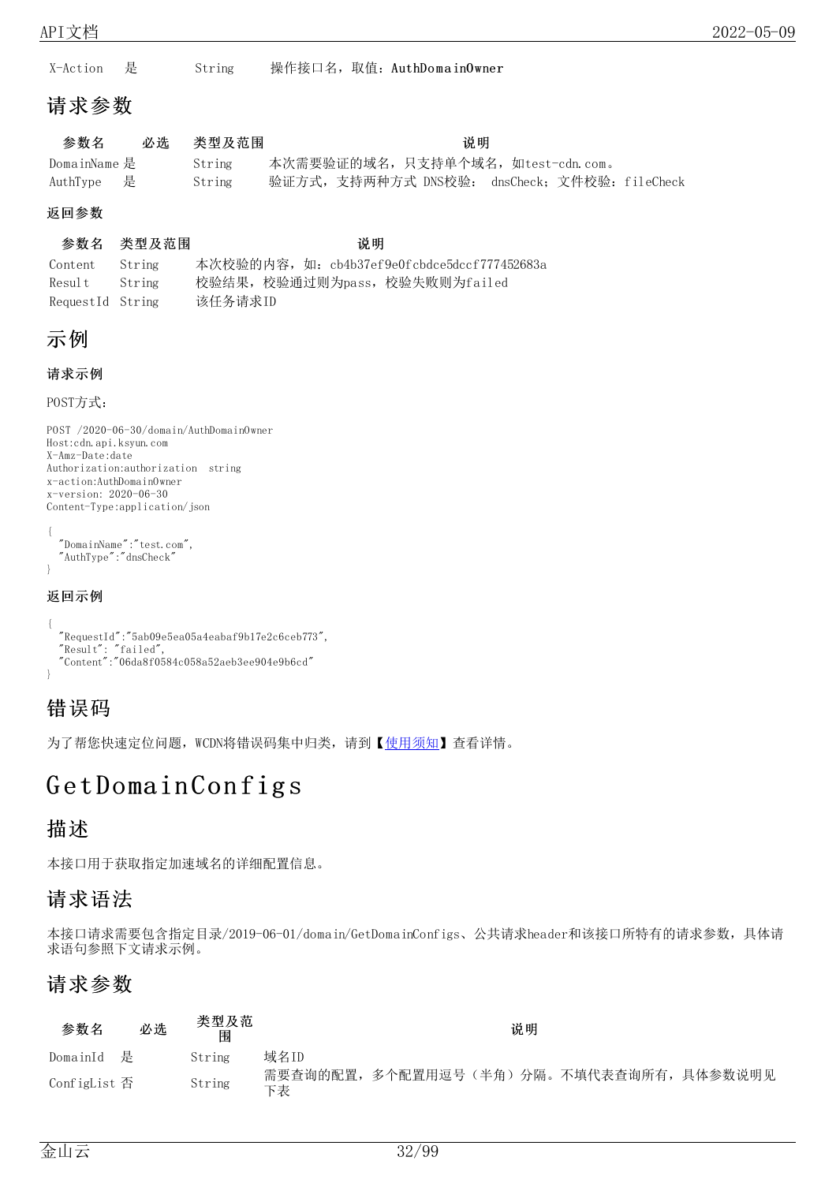| X-Action | 是 | String | 操作接口名，取值：AuthDomainOwner |
|---|---|---|---|

## 请求参数

| 参数名 | 必选 | 类型及范围 | 说明 |
|---|---|---|---|
| DomainName | 是 | String | 本次需要验证的域名，只支持单个域名，如test-cdn.com。 |
| AuthType | 是 | String | 验证方式，支持两种方式 DNS校验： dnsCheck；文件校验：fileCheck |

### 返回参数

| 参数名 | 类型及范围 | 说明 |
|---|---|---|
| Content | String | 本次校验的内容，如：cb4b37ef9e0fcbdce5dccf777452683a |
| Result | String | 校验结果，校验通过则为pass，校验失败则为failed |
| RequestId | String | 该任务请求ID |

## 示例

### 请求示例

POST方式：

```
POST /2020-06-30/domain/AuthDomainOwner
Host:cdn.api.ksyun.com
X-Amz-Date:date
Authorization:authorization  string
x-action:AuthDomainOwner
x-version: 2020-06-30
Content-Type:application/json

{
  "DomainName":"test.com",
  "AuthType":"dnsCheck"
}
```

### 返回示例

```
{
  "RequestId":"5ab09e5ea05a4eabaf9b17e2c6ceb773",
  "Result": "failed",
  "Content":"06da8f0584c058a52aeb3ee904e9b6cd"
}
```

## 错误码

为了帮您快速定位问题，WCDN将错误码集中归类，请到【使用须知】查看详情。

# GetDomainConfigs

## 描述

本接口用于获取指定加速域名的详细配置信息。

## 请求语法

本接口请求需要包含指定目录/2019-06-01/domain/GetDomainConfigs、公共请求header和该接口所特有的请求参数，具体请求语句参照下文请求示例。

## 请求参数

| 参数名 | 必选 | 类型及范围 | 说明 |
|---|---|---|---|
| DomainId | 是 | String | 域名ID |
| ConfigList | 否 | String | 需要查询的配置，多个配置用逗号（半角）分隔。不填代表查询所有，具体参数说明见下表 |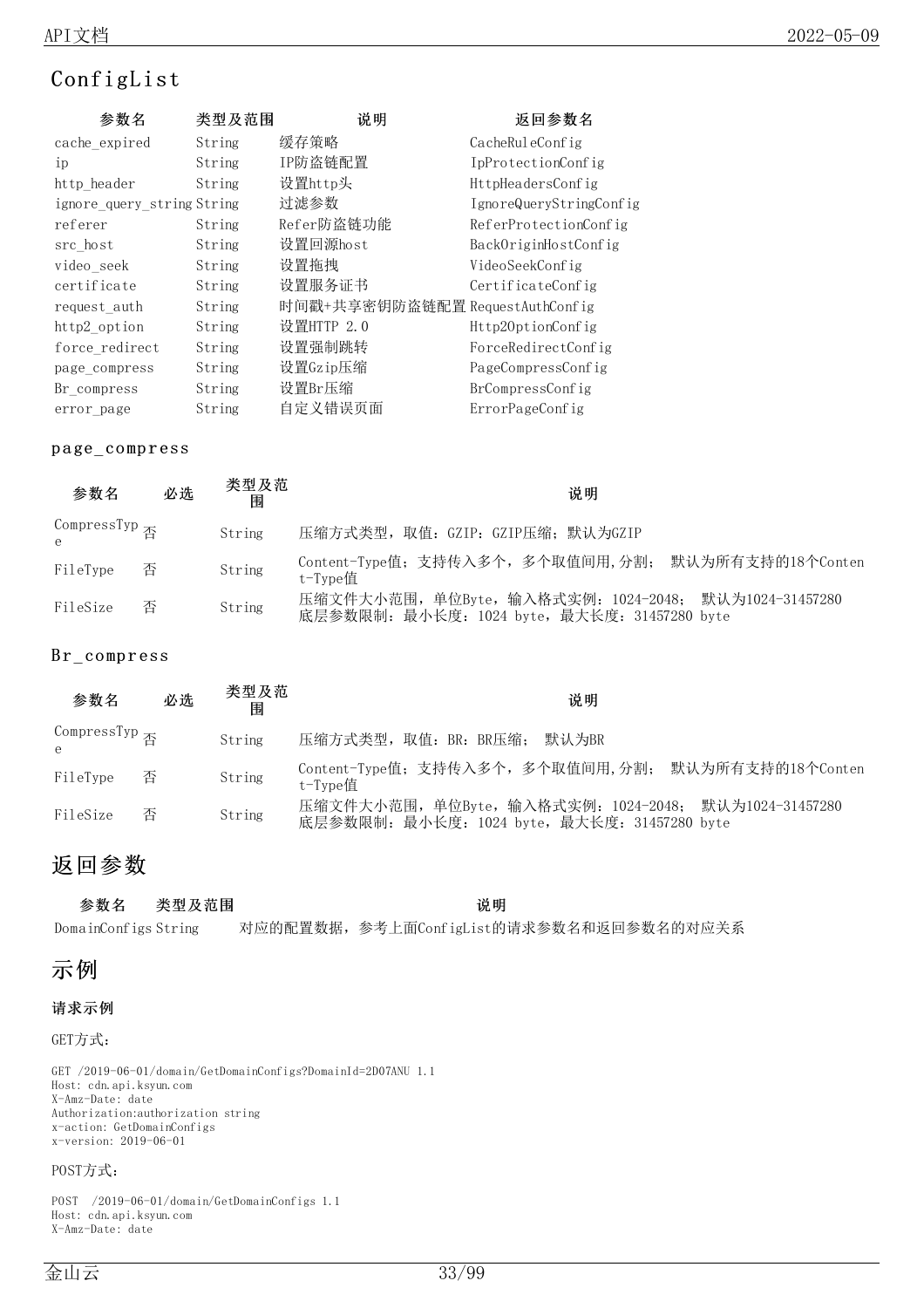## ConfigList

| 参数名 | 类型及范围 | 说明 | 返回参数名 |
|---|---|---|---|
| cache_expired | String | 缓存策略 | CacheRuleConfig |
| ip | String | IP防盗链配置 | IpProtectionConfig |
| http_header | String | 设置http头 | HttpHeadersConfig |
| ignore_query_string | String | 过滤参数 | IgnoreQueryStringConfig |
| referer | String | Refer防盗链功能 | ReferProtectionConfig |
| src_host | String | 设置回源host | BackOriginHostConfig |
| video_seek | String | 设置拖拽 | VideoSeekConfig |
| certificate | String | 设置服务证书 | CertificateConfig |
| request_auth | String | 时间戳+共享密钥防盗链配置 | RequestAuthConfig |
| http2_option | String | 设置HTTP 2.0 | Http2OptionConfig |
| force_redirect | String | 设置强制跳转 | ForceRedirectConfig |
| page_compress | String | 设置Gzip压缩 | PageCompressConfig |
| Br_compress | String | 设置Br压缩 | BrCompressConfig |
| error_page | String | 自定义错误页面 | ErrorPageConfig |

### page_compress

| 参数名 | 必选 | 类型及范围 | 说明 |
|---|---|---|---|
| CompressType | 否 | String | 压缩方式类型，取值：GZIP：GZIP压缩；默认为GZIP |
| FileType | 否 | String | Content-Type值；支持传入多个，多个取值间用,分割； 默认为所有支持的18个Content-Type值 |
| FileSize | 否 | String | 压缩文件大小范围，单位Byte，输入格式实例：1024-2048； 默认为1024-31457280 底层参数限制：最小长度：1024 byte，最大长度：31457280 byte |

### Br_compress

| 参数名 | 必选 | 类型及范围 | 说明 |
|---|---|---|---|
| CompressType | 否 | String | 压缩方式类型，取值：BR：BR压缩； 默认为BR |
| FileType | 否 | String | Content-Type值；支持传入多个，多个取值间用,分割； 默认为所有支持的18个Content-Type值 |
| FileSize | 否 | String | 压缩文件大小范围，单位Byte，输入格式实例：1024-2048； 默认为1024-31457280 底层参数限制：最小长度：1024 byte，最大长度：31457280 byte |

## 返回参数

| 参数名 | 类型及范围 | 说明 |
|---|---|---|
| DomainConfigs | String | 对应的配置数据，参考上面ConfigList的请求参数名和返回参数名的对应关系 |

## 示例

**请求示例**

GET方式：

```
GET /2019-06-01/domain/GetDomainConfigs?DomainId=2D07ANU 1.1
Host: cdn.api.ksyun.com
X-Amz-Date: date
Authorization:authorization string
x-action: GetDomainConfigs
x-version: 2019-06-01
```

POST方式：

```
POST  /2019-06-01/domain/GetDomainConfigs 1.1
Host: cdn.api.ksyun.com
X-Amz-Date: date
```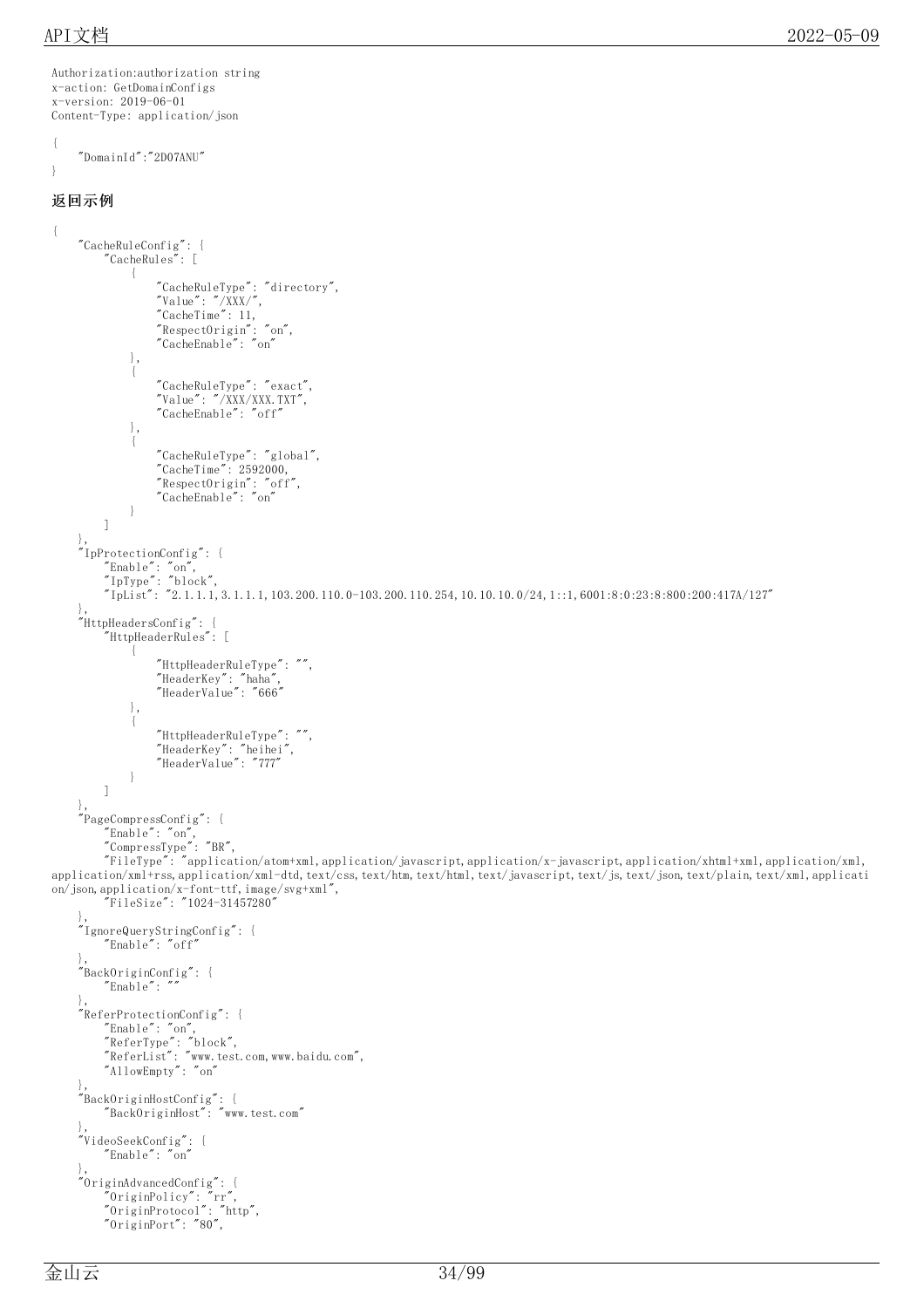```
Authorization:authorization string
x-action: GetDomainConfigs
x-version: 2019-06-01
Content-Type: application/json

{
    "DomainId":"2D07ANU"
}
```

### 返回示例

```
{
    "CacheRuleConfig": {
        "CacheRules": [
            {
                "CacheRuleType": "directory",
                "Value": "/XXX/",
                "CacheTime": 11,
                "RespectOrigin": "on",
                "CacheEnable": "on"
            },
            {
                "CacheRuleType": "exact",
                "Value": "/XXX/XXX.TXT",
                "CacheEnable": "off"
            },
            {
                "CacheRuleType": "global",
                "CacheTime": 2592000,
                "RespectOrigin": "off",
                "CacheEnable": "on"
            }
        ]
    },
    "IpProtectionConfig": {
        "Enable": "on",
        "IpType": "block",
        "IpList": "2.1.1.1,3.1.1.1,103.200.110.0-103.200.110.254,10.10.10.0/24,1::1,6001:8:0:23:8:800:200:417A/127"
    },
    "HttpHeadersConfig": {
        "HttpHeaderRules": [
            {
                "HttpHeaderRuleType": "",
                "HeaderKey": "haha",
                "HeaderValue": "666"
            },
            {
                "HttpHeaderRuleType": "",
                "HeaderKey": "heihei",
                "HeaderValue": "777"
            }
        ]
    },
    "PageCompressConfig": {
        "Enable": "on",
        "CompressType": "BR",
        "FileType": "application/atom+xml,application/javascript,application/x-javascript,application/xhtml+xml,application/xml,
application/xml+rss,application/xml-dtd,text/css,text/htm,text/html,text/javascript,text/js,text/json,text/plain,text/xml,applicati
on/json,application/x-font-ttf,image/svg+xml",
        "FileSize": "1024-31457280"
    },
    "IgnoreQueryStringConfig": {
        "Enable": "off"
    },
    "BackOriginConfig": {
        "Enable": ""
    },
    "ReferProtectionConfig": {
        "Enable": "on",
        "ReferType": "block",
        "ReferList": "www.test.com,www.baidu.com",
        "AllowEmpty": "on"
    },
    "BackOriginHostConfig": {
        "BackOriginHost": "www.test.com"
    },
    "VideoSeekConfig": {
        "Enable": "on"
    },
    "OriginAdvancedConfig": {
        "OriginPolicy": "rr",
        "OriginProtocol": "http",
        "OriginPort": "80",
```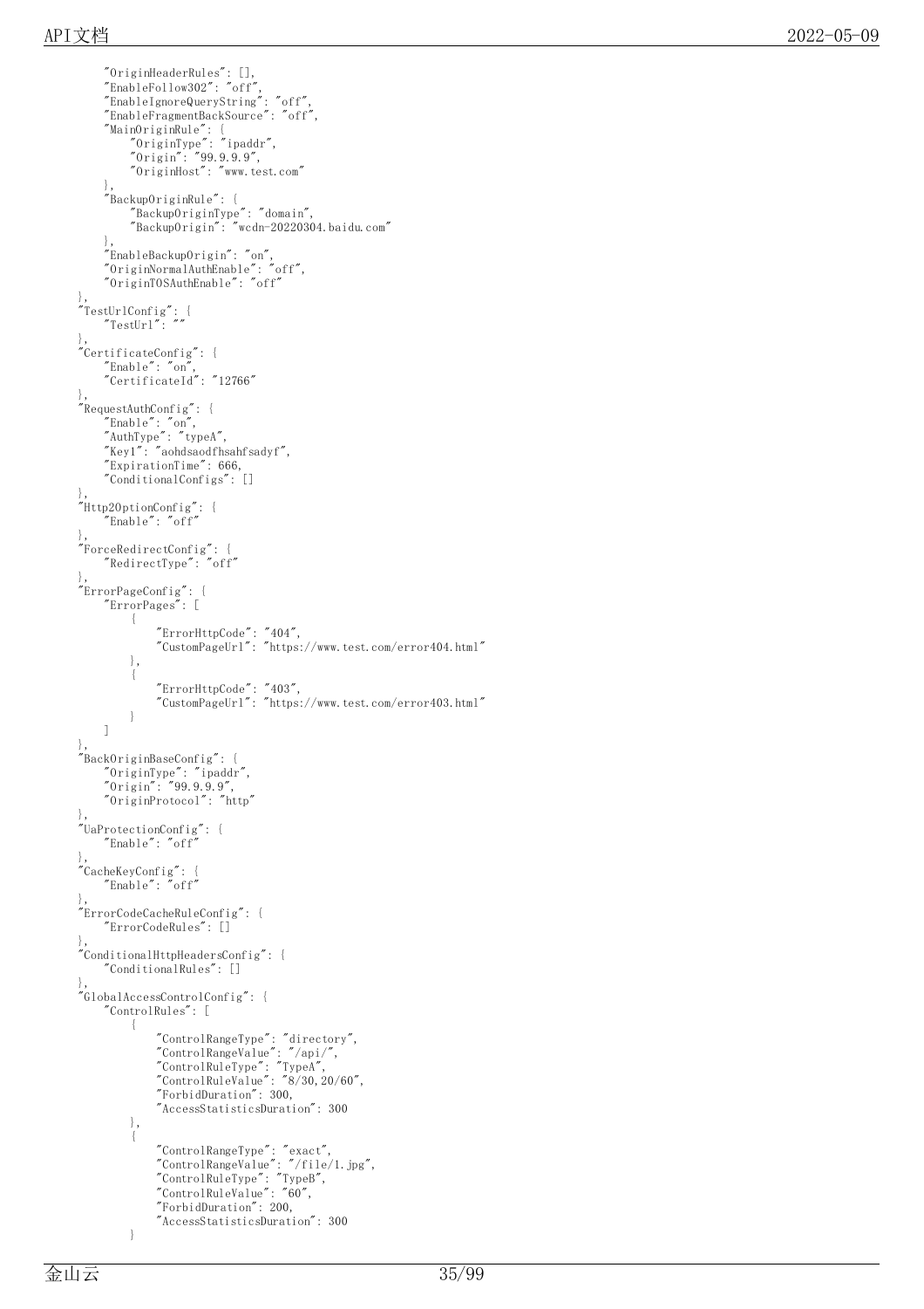```
        "OriginHeaderRules": [],
        "EnableFollow302": "off",
        "EnableIgnoreQueryString": "off",
        "EnableFragmentBackSource": "off",
        "MainOriginRule": {
            "OriginType": "ipaddr",
            "Origin": "99.9.9.9",
            "OriginHost": "www.test.com"
        },
        "BackupOriginRule": {
            "BackupOriginType": "domain",
            "BackupOrigin": "wcdn-20220304.baidu.com"
        },
        "EnableBackupOrigin": "on",
        "OriginNormalAuthEnable": "off",
        "OriginTOSAuthEnable": "off"
    },
    "TestUrlConfig": {
        "TestUrl": ""
    },
    "CertificateConfig": {
        "Enable": "on",
        "CertificateId": "12766"
    },
    "RequestAuthConfig": {
        "Enable": "on",
        "AuthType": "typeA",
        "Key1": "aohdsaodfhsahfsadyf",
        "ExpirationTime": 666,
        "ConditionalConfigs": []
    },
    "Http2OptionConfig": {
        "Enable": "off"
    },
    "ForceRedirectConfig": {
        "RedirectType": "off"
    },
    "ErrorPageConfig": {
        "ErrorPages": [
            {
                "ErrorHttpCode": "404",
                "CustomPageUrl": "https://www.test.com/error404.html"
            },
            {
                "ErrorHttpCode": "403",
                "CustomPageUrl": "https://www.test.com/error403.html"
            }
        ]
    },
    "BackOriginBaseConfig": {
        "OriginType": "ipaddr",
        "Origin": "99.9.9.9",
        "OriginProtocol": "http"
    },
    "UaProtectionConfig": {
        "Enable": "off"
    },
    "CacheKeyConfig": {
        "Enable": "off"
    },
    "ErrorCodeCacheRuleConfig": {
        "ErrorCodeRules": []
    },
    "ConditionalHttpHeadersConfig": {
        "ConditionalRules": []
    },
    "GlobalAccessControlConfig": {
        "ControlRules": [
            {
                "ControlRangeType": "directory",
                "ControlRangeValue": "/api/",
                "ControlRuleType": "TypeA",
                "ControlRuleValue": "8/30,20/60",
                "ForbidDuration": 300,
                "AccessStatisticsDuration": 300
            },
            {
                "ControlRangeType": "exact",
                "ControlRangeValue": "/file/1.jpg",
                "ControlRuleType": "TypeB",
                "ControlRuleValue": "60",
                "ForbidDuration": 200,
                "AccessStatisticsDuration": 300
            }
```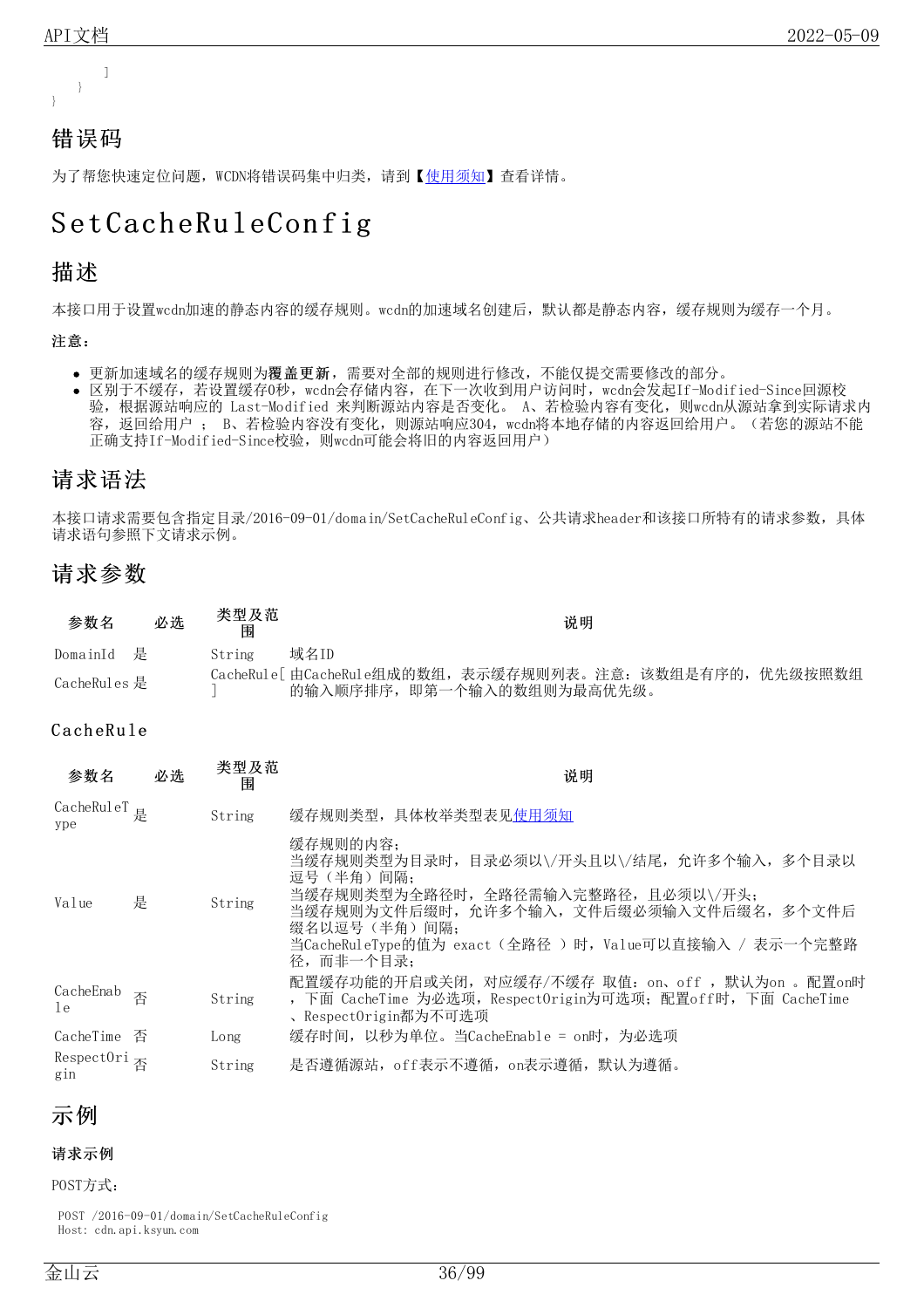```
        ]
    }
}
```

## 错误码

为了帮您快速定位问题，WCDN将错误码集中归类，请到【使用须知】查看详情。

# SetCacheRuleConfig

## 描述

本接口用于设置wcdn加速的静态内容的缓存规则。wcdn的加速域名创建后，默认都是静态内容，缓存规则为缓存一个月。

**注意：**

- 更新加速域名的缓存规则为**覆盖更新**，需要对全部的规则进行修改，不能仅提交需要修改的部分。
- 区别于不缓存，若设置缓存0秒，wcdn会存储内容，在下一次收到用户访问时，wcdn会发起If-Modified-Since回源校验，根据源站响应的 Last-Modified 来判断源站内容是否变化。 A、若检验内容有变化，则wcdn从源站拿到实际请求内容，返回给用户 ； B、若检验内容没有变化，则源站响应304，wcdn将本地存储的内容返回给用户。（若您的源站不能正确支持If-Modified-Since校验，则wcdn可能会将旧的内容返回用户）

## 请求语法

本接口请求需要包含指定目录/2016-09-01/domain/SetCacheRuleConfig、公共请求header和该接口所特有的请求参数，具体请求语句参照下文请求示例。

## 请求参数

| 参数名 | 必选 | 类型及范围 | 说明 |
| --- | --- | --- | --- |
| DomainId | 是 | String | 域名ID |
| CacheRules | 是 | CacheRule[] | 由CacheRule组成的数组，表示缓存规则列表。注意：该数组是有序的，优先级按照数组的输入顺序排序，即第一个输入的数组则为最高优先级。 |

### CacheRule

| 参数名 | 必选 | 类型及范围 | 说明 |
| --- | --- | --- | --- |
| CacheRuleType | 是 | String | 缓存规则类型，具体枚举类型表见使用须知 |
| Value | 是 | String | 缓存规则的内容；<br>当缓存规则类型为目录时，目录必须以\/开头且以\/结尾，允许多个输入，多个目录以逗号（半角）间隔；<br>当缓存规则类型为全路径时，全路径需输入完整路径，且必须以\/开头；<br>当缓存规则为文件后缀时，允许多个输入，文件后缀必须输入文件后缀名，多个文件后缀名以逗号（半角）间隔；<br>当CacheRuleType的值为 exact（全路径 ）时，Value可以直接输入 / 表示一个完整路径，而非一个目录； |
| CacheEnable | 否 | String | 配置缓存功能的开启或关闭，对应缓存/不缓存 取值：on、off ，默认为on 。配置on时，下面 CacheTime 为必选项，RespectOrigin为可选项；配置off时，下面 CacheTime、RespectOrigin都为不可选项 |
| CacheTime | 否 | Long | 缓存时间，以秒为单位。当CacheEnable = on时，为必选项 |
| RespectOrigin | 否 | String | 是否遵循源站，off表示不遵循，on表示遵循，默认为遵循。 |

## 示例

**请求示例**

POST方式：

```
POST /2016-09-01/domain/SetCacheRuleConfig
Host: cdn.api.ksyun.com
```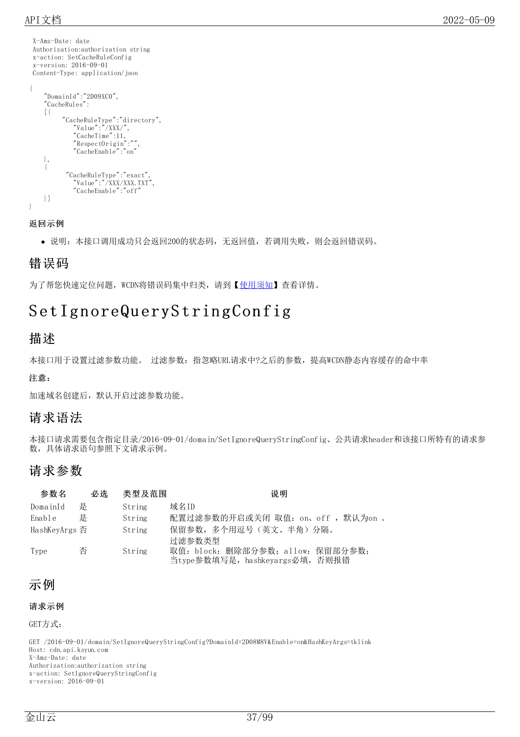```
X-Amz-Date: date
Authorization:authorization string
x-action: SetCacheRuleConfig
x-version: 2016-09-01
Content-Type: application/json
```

```
{
    "DomainId":"2D09XC0",
    "CacheRules":
    [{
         "CacheRuleType":"directory",
            "Value":"/XXX/",
            "CacheTime":11,
            "RespectOrigin":"",
            "CacheEnable":"on"
    },
    {
          "CacheRuleType":"exact",
            "Value":"/XXX/XXX.TXT",
            "CacheEnable":"off"
    }]
}
```

**返回示例**

- 说明：本接口调用成功只会返回200的状态码，无返回值，若调用失败，则会返回错误码。

## 错误码

为了帮您快速定位问题，WCDN将错误码集中归类，请到【使用须知】查看详情。

# SetIgnoreQueryStringConfig

## 描述

本接口用于设置过滤参数功能。 过滤参数：指忽略URL请求中?之后的参数，提高WCDN静态内容缓存的命中率

**注意：**

加速域名创建后，默认开启过滤参数功能。

## 请求语法

本接口请求需要包含指定目录/2016-09-01/domain/SetIgnoreQueryStringConfig、公共请求header和该接口所特有的请求参数，具体请求语句参照下文请求示例。

## 请求参数

| 参数名 | 必选 | 类型及范围 | 说明 |
| --- | --- | --- | --- |
| DomainId | 是 | String | 域名ID |
| Enable | 是 | String | 配置过滤参数的开启或关闭 取值：on、off ，默认为on 。 |
| HashKeyArgs | 否 | String | 保留参数，多个用逗号（英文、半角）分隔。 |
| Type | 否 | String | 过滤参数类型<br>取值：block：删除部分参数；allow：保留部分参数；<br>当type参数填写是，hashkeyargs必填，否则报错 |

## 示例

**请求示例**

GET方式：

```
GET /2016-09-01/domain/SetIgnoreQueryStringConfig?DomainId=2D08M8V&Enable=on&HashKeyArgs=tklink
Host: cdn.api.ksyun.com
X-Amz-Date: date
Authorization:authorization string
x-action: SetIgnoreQueryStringConfig
x-version: 2016-09-01
```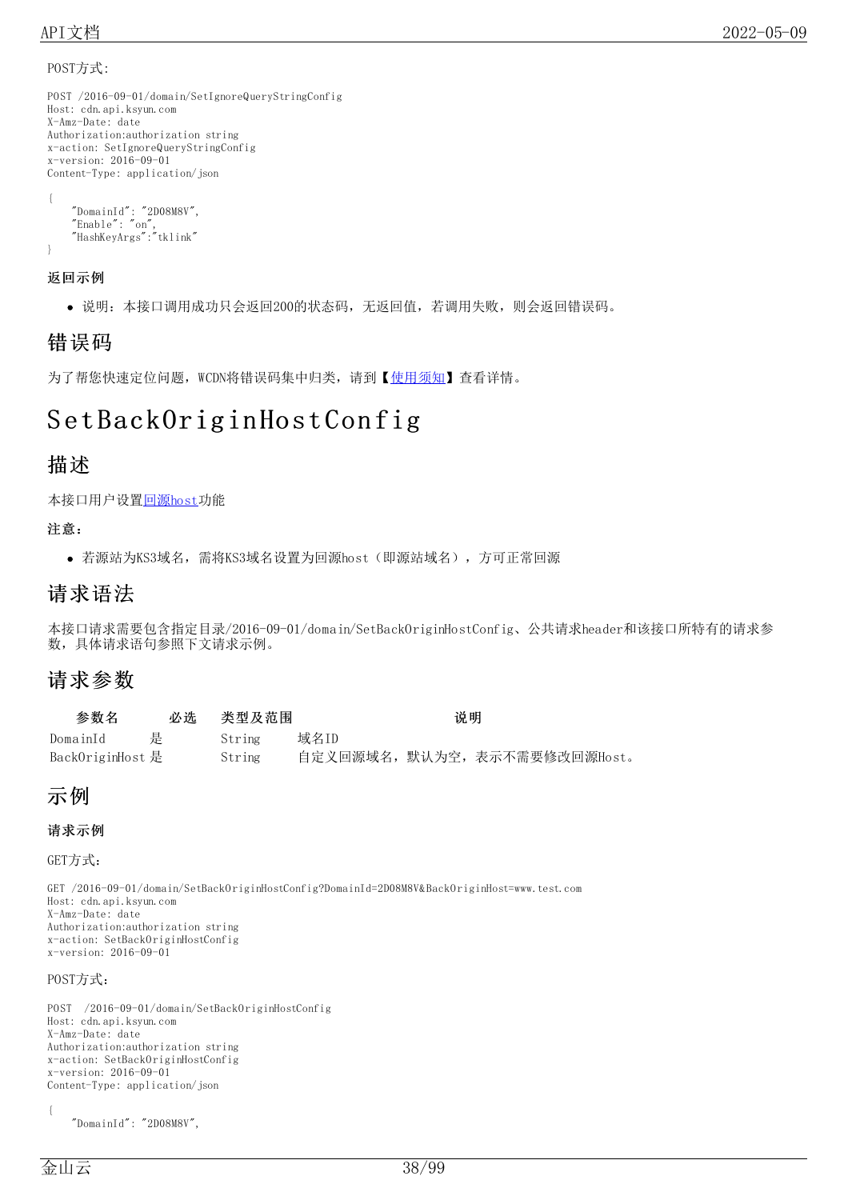POST方式:

```
POST /2016-09-01/domain/SetIgnoreQueryStringConfig
Host: cdn.api.ksyun.com
X-Amz-Date: date
Authorization:authorization string
x-action: SetIgnoreQueryStringConfig
x-version: 2016-09-01
Content-Type: application/json

{
    "DomainId": "2D08M8V",
    "Enable": "on",
    "HashKeyArgs":"tklink"
}
```

**返回示例**

- 说明：本接口调用成功只会返回200的状态码，无返回值，若调用失败，则会返回错误码。

## 错误码

为了帮您快速定位问题，WCDN将错误码集中归类，请到【使用须知】查看详情。

# SetBackOriginHostConfig

## 描述

本接口用户设置回源host功能

**注意：**

- 若源站为KS3域名，需将KS3域名设置为回源host（即源站域名），方可正常回源

## 请求语法

本接口请求需要包含指定目录/2016-09-01/domain/SetBackOriginHostConfig、公共请求header和该接口所特有的请求参数，具体请求语句参照下文请求示例。

## 请求参数

| 参数名 | 必选 | 类型及范围 | 说明 |
| --- | --- | --- | --- |
| DomainId | 是 | String | 域名ID |
| BackOriginHost | 是 | String | 自定义回源域名，默认为空，表示不需要修改回源Host。 |

## 示例

**请求示例**

GET方式:

```
GET /2016-09-01/domain/SetBackOriginHostConfig?DomainId=2D08M8V&BackOriginHost=www.test.com
Host: cdn.api.ksyun.com
X-Amz-Date: date
Authorization:authorization string
x-action: SetBackOriginHostConfig
x-version: 2016-09-01
```

POST方式:

```
POST  /2016-09-01/domain/SetBackOriginHostConfig
Host: cdn.api.ksyun.com
X-Amz-Date: date
Authorization:authorization string
x-action: SetBackOriginHostConfig
x-version: 2016-09-01
Content-Type: application/json

{
    "DomainId": "2D08M8V",
```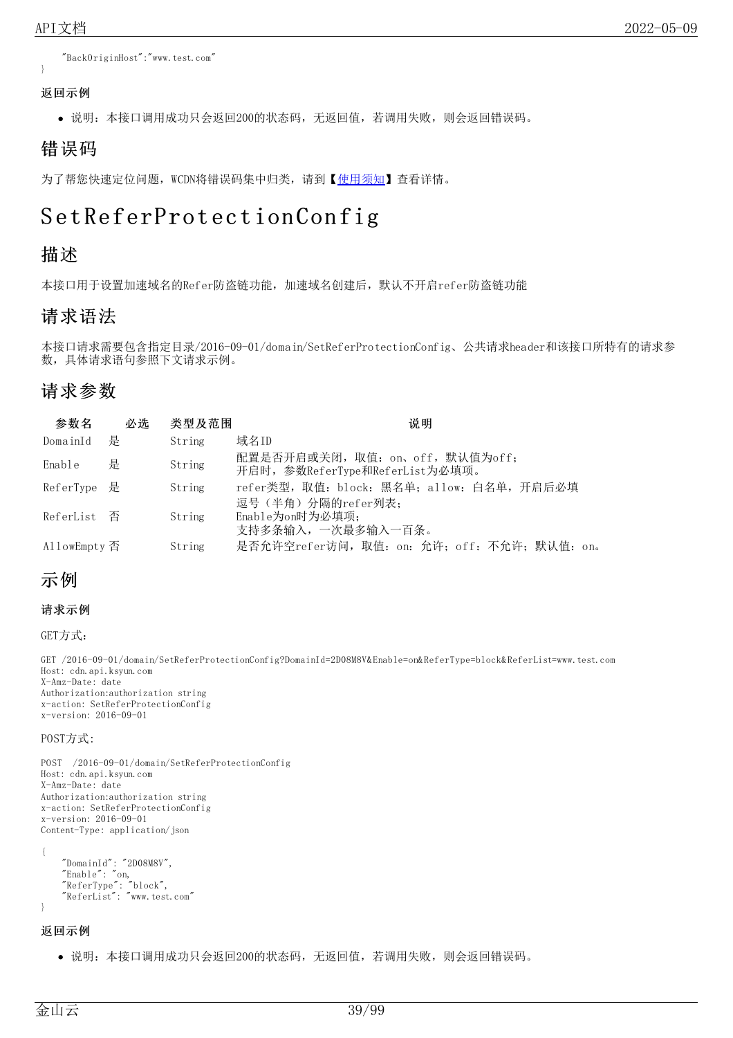```
    "BackOriginHost":"www.test.com"
}
```

### 返回示例

- 说明：本接口调用成功只会返回200的状态码，无返回值，若调用失败，则会返回错误码。

## 错误码

为了帮您快速定位问题，WCDN将错误码集中归类，请到【使用须知】查看详情。

# SetReferProtectionConfig

## 描述

本接口用于设置加速域名的Refer防盗链功能，加速域名创建后，默认不开启refer防盗链功能

## 请求语法

本接口请求需要包含指定目录/2016-09-01/domain/SetReferProtectionConfig、公共请求header和该接口所特有的请求参数，具体请求语句参照下文请求示例。

## 请求参数

| 参数名 | 必选 | 类型及范围 | 说明 |
| --- | --- | --- | --- |
| DomainId | 是 | String | 域名ID |
| Enable | 是 | String | 配置是否开启或关闭，取值：on、off，默认值为off；<br>开启时，参数ReferType和ReferList为必填项。 |
| ReferType | 是 | String | refer类型，取值：block：黑名单；allow：白名单，开启后必填 |
| ReferList | 否 | String | 逗号（半角）分隔的refer列表；<br>Enable为on时为必填项；<br>支持多条输入，一次最多输入一百条。 |
| AllowEmpty | 否 | String | 是否允许空refer访问，取值：on：允许；off：不允许；默认值：on。 |

## 示例

### 请求示例

GET方式：

```
GET /2016-09-01/domain/SetReferProtectionConfig?DomainId=2D08M8V&Enable=on&ReferType=block&ReferList=www.test.com
Host: cdn.api.ksyun.com
X-Amz-Date: date
Authorization:authorization string
x-action: SetReferProtectionConfig
x-version: 2016-09-01
```

POST方式：

```
POST  /2016-09-01/domain/SetReferProtectionConfig
Host: cdn.api.ksyun.com
X-Amz-Date: date
Authorization:authorization string
x-action: SetReferProtectionConfig
x-version: 2016-09-01
Content-Type: application/json

{
    "DomainId": "2D08M8V",
    "Enable": "on,
    "ReferType": "block",
    "ReferList": "www.test.com"
}
```

### 返回示例

- 说明：本接口调用成功只会返回200的状态码，无返回值，若调用失败，则会返回错误码。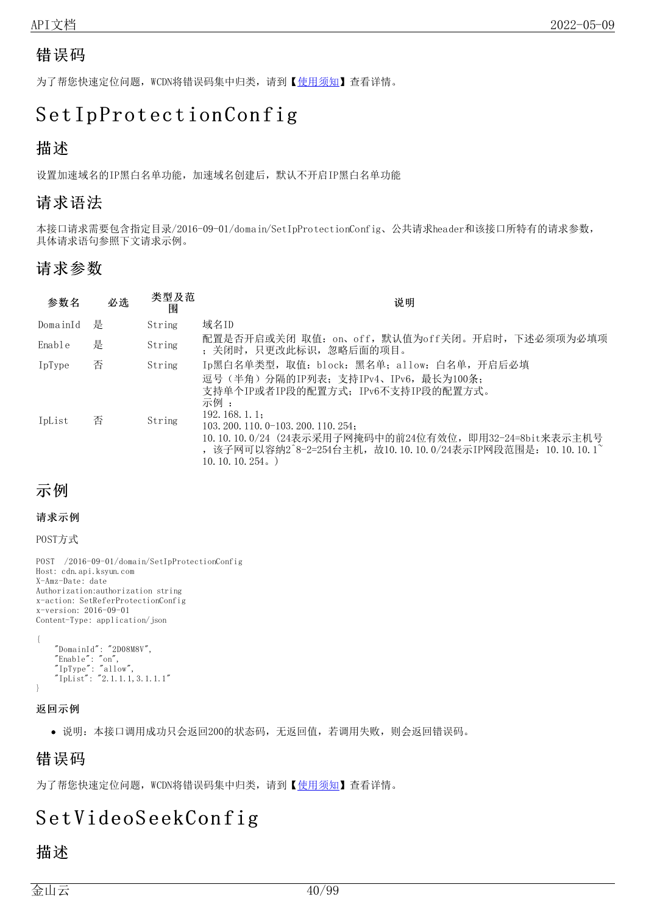## 错误码

为了帮您快速定位问题，WCDN将错误码集中归类，请到【使用须知】查看详情。

# SetIpProtectionConfig

## 描述

设置加速域名的IP黑白名单功能，加速域名创建后，默认不开启IP黑白名单功能

## 请求语法

本接口请求需要包含指定目录/2016-09-01/domain/SetIpProtectionConfig、公共请求header和该接口所特有的请求参数，具体请求语句参照下文请求示例。

## 请求参数

| 参数名 | 必选 | 类型及范围 | 说明 |
|---|---|---|---|
| DomainId | 是 | String | 域名ID |
| Enable | 是 | String | 配置是否开启或关闭 取值：on、off，默认值为off关闭。开启时，下述必须项为必填项；关闭时，只更改此标识，忽略后面的项目。 |
| IpType | 否 | String | Ip黑白名单类型，取值：block：黑名单；allow：白名单，开启后必填 |
| IpList | 否 | String | 逗号（半角）分隔的IP列表；支持IPv4、IPv6，最长为100条；<br>支持单个IP或者IP段的配置方式；IPv6不支持IP段的配置方式。<br>示例 ：<br>192.168.1.1；<br>103.200.110.0-103.200.110.254；<br>10.10.10.0/24（24表示采用子网掩码中的前24位有效位，即用32-24=8bit来表示主机号，该子网可以容纳2^8-2=254台主机，故10.10.10.0/24表示IP网段范围是：10.10.10.1~10.10.10.254。） |

## 示例

#### 请求示例

POST方式

```
POST  /2016-09-01/domain/SetIpProtectionConfig
Host: cdn.api.ksyun.com
X-Amz-Date: date
Authorization:authorization string
x-action: SetReferProtectionConfig
x-version: 2016-09-01
Content-Type: application/json

{
    "DomainId": "2D08M8V",
    "Enable": "on",
    "IpType": "allow",
    "IpList": "2.1.1.1,3.1.1.1"
}
```

#### 返回示例

- 说明：本接口调用成功只会返回200的状态码，无返回值，若调用失败，则会返回错误码。

## 错误码

为了帮您快速定位问题，WCDN将错误码集中归类，请到【使用须知】查看详情。

# SetVideoSeekConfig

## 描述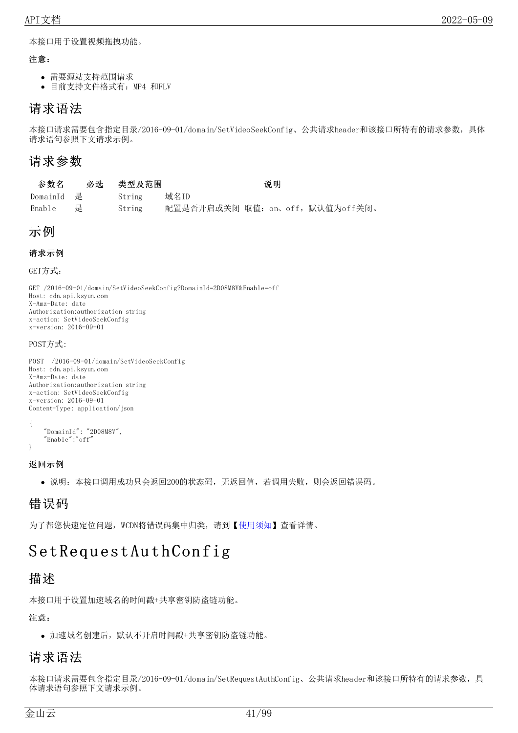本接口用于设置视频拖拽功能。

**注意：**

- 需要源站支持范围请求
- 目前支持文件格式有：MP4 和FLV

## 请求语法

本接口请求需要包含指定目录/2016-09-01/domain/SetVideoSeekConfig、公共请求header和该接口所特有的请求参数，具体请求语句参照下文请求示例。

## 请求参数

| 参数名 | 必选 | 类型及范围 | 说明 |
| --- | --- | --- | --- |
| DomainId | 是 | String | 域名ID |
| Enable | 是 | String | 配置是否开启或关闭 取值：on、off，默认值为off关闭。 |

## 示例

**请求示例**

GET方式：

```
GET /2016-09-01/domain/SetVideoSeekConfig?DomainId=2D08M8V&Enable=off
Host: cdn.api.ksyun.com
X-Amz-Date: date
Authorization:authorization string
x-action: SetVideoSeekConfig
x-version: 2016-09-01
```

POST方式:

```
POST  /2016-09-01/domain/SetVideoSeekConfig
Host: cdn.api.ksyun.com
X-Amz-Date: date
Authorization:authorization string
x-action: SetVideoSeekConfig
x-version: 2016-09-01
Content-Type: application/json
```

```
{
    "DomainId": "2D08M8V",
    "Enable":"off"
}
```

**返回示例**

- 说明：本接口调用成功只会返回200的状态码，无返回值，若调用失败，则会返回错误码。

## 错误码

为了帮您快速定位问题，WCDN将错误码集中归类，请到【使用须知】查看详情。

# SetRequestAuthConfig

## 描述

本接口用于设置加速域名的时间戳+共享密钥防盗链功能。

**注意：**

- 加速域名创建后，默认不开启时间戳+共享密钥防盗链功能。

## 请求语法

本接口请求需要包含指定目录/2016-09-01/domain/SetRequestAuthConfig、公共请求header和该接口所特有的请求参数，具体请求语句参照下文请求示例。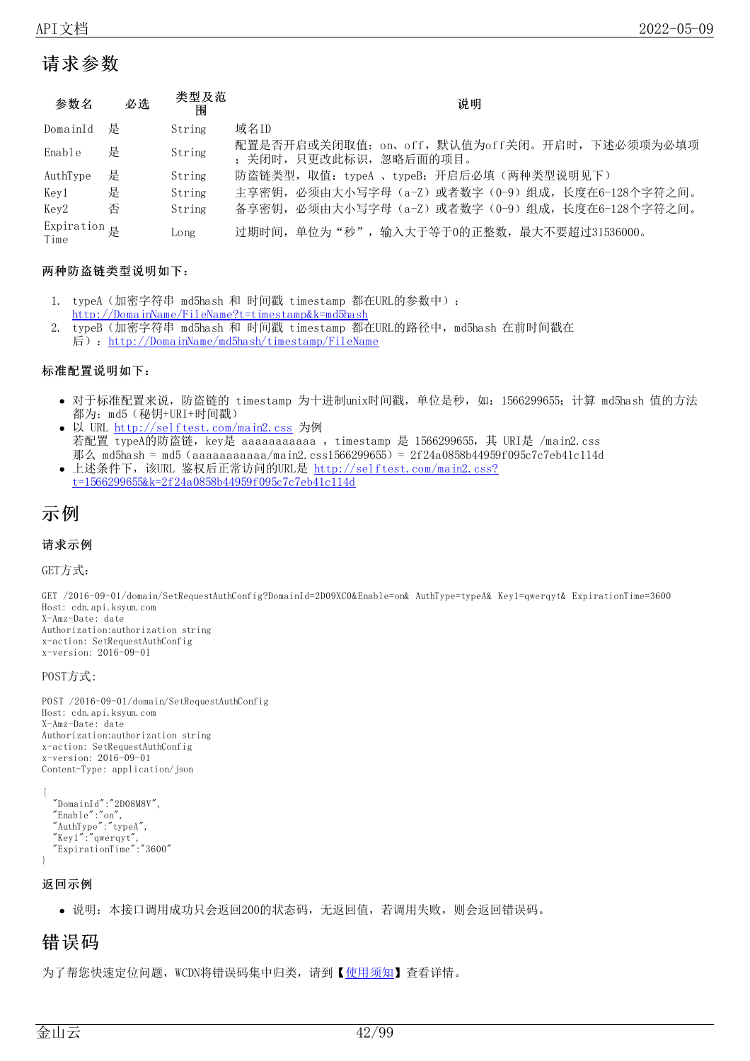## 请求参数

| 参数名 | 必选 | 类型及范围 | 说明 |
|---|---|---|---|
| DomainId | 是 | String | 域名ID |
| Enable | 是 | String | 配置是否开启或关闭取值：on、off，默认值为off关闭。开启时，下述必须项为必填项；关闭时，只更改此标识，忽略后面的项目。 |
| AuthType | 是 | String | 防盗链类型，取值：typeA 、typeB；开启后必填（两种类型说明见下） |
| Key1 | 是 | String | 主享密钥，必须由大小写字母（a-Z）或者数字（0-9）组成，长度在6-128个字符之间。 |
| Key2 | 否 | String | 备享密钥，必须由大小写字母（a-Z）或者数字（0-9）组成，长度在6-128个字符之间。 |
| ExpirationTime | 是 | Long | 过期时间，单位为“秒”，输入大于等于0的正整数，最大不要超过31536000。 |

**两种防盗链类型说明如下：**

1. typeA（加密字符串 md5hash 和 时间戳 timestamp 都在URL的参数中）：http://DomainName/FileName?t=timestamp&k=md5hash
2. typeB（加密字符串 md5hash 和 时间戳 timestamp 都在URL的路径中，md5hash 在前时间戳在后）：http://DomainName/md5hash/timestamp/FileName

**标准配置说明如下：**

- 对于标准配置来说，防盗链的 timestamp 为十进制unix时间戳，单位是秒，如：1566299655；计算 md5hash 值的方法都为：md5（秘钥+URI+时间戳）
- 以 URL http://selftest.com/main2.css 为例
  若配置 typeA的防盗链，key是 aaaaaaaaaaa ，timestamp 是 1566299655，其 URI是 /main2.css
  那么 md5hash = md5（aaaaaaaaaaaa/main2.css1566299655）= 2f24a0858b44959f095c7c7eb41c114d
- 上述条件下，该URL 鉴权后正常访问的URL是 http://selftest.com/main2.css?t=1566299655&k=2f24a0858b44959f095c7c7eb41c114d

## 示例

### 请求示例

GET方式：

```
GET /2016-09-01/domain/SetRequestAuthConfig?DomainId=2D09XC0&Enable=on& AuthType=typeA& Key1=qwerqyt& ExpirationTime=3600
Host: cdn.api.ksyun.com
X-Amz-Date: date
Authorization:authorization string
x-action: SetRequestAuthConfig
x-version: 2016-09-01
```

POST方式:

```
POST /2016-09-01/domain/SetRequestAuthConfig
Host: cdn.api.ksyun.com
X-Amz-Date: date
Authorization:authorization string
x-action: SetRequestAuthConfig
x-version: 2016-09-01
Content-Type: application/json

{
  "DomainId":"2D08M8V",
  "Enable":"on",
  "AuthType":"typeA",
  "Key1":"qwerqyt",
  "ExpirationTime":"3600"
}
```

### 返回示例

- 说明：本接口调用成功只会返回200的状态码，无返回值，若调用失败，则会返回错误码。

## 错误码

为了帮您快速定位问题，WCDN将错误码集中归类，请到【使用须知】查看详情。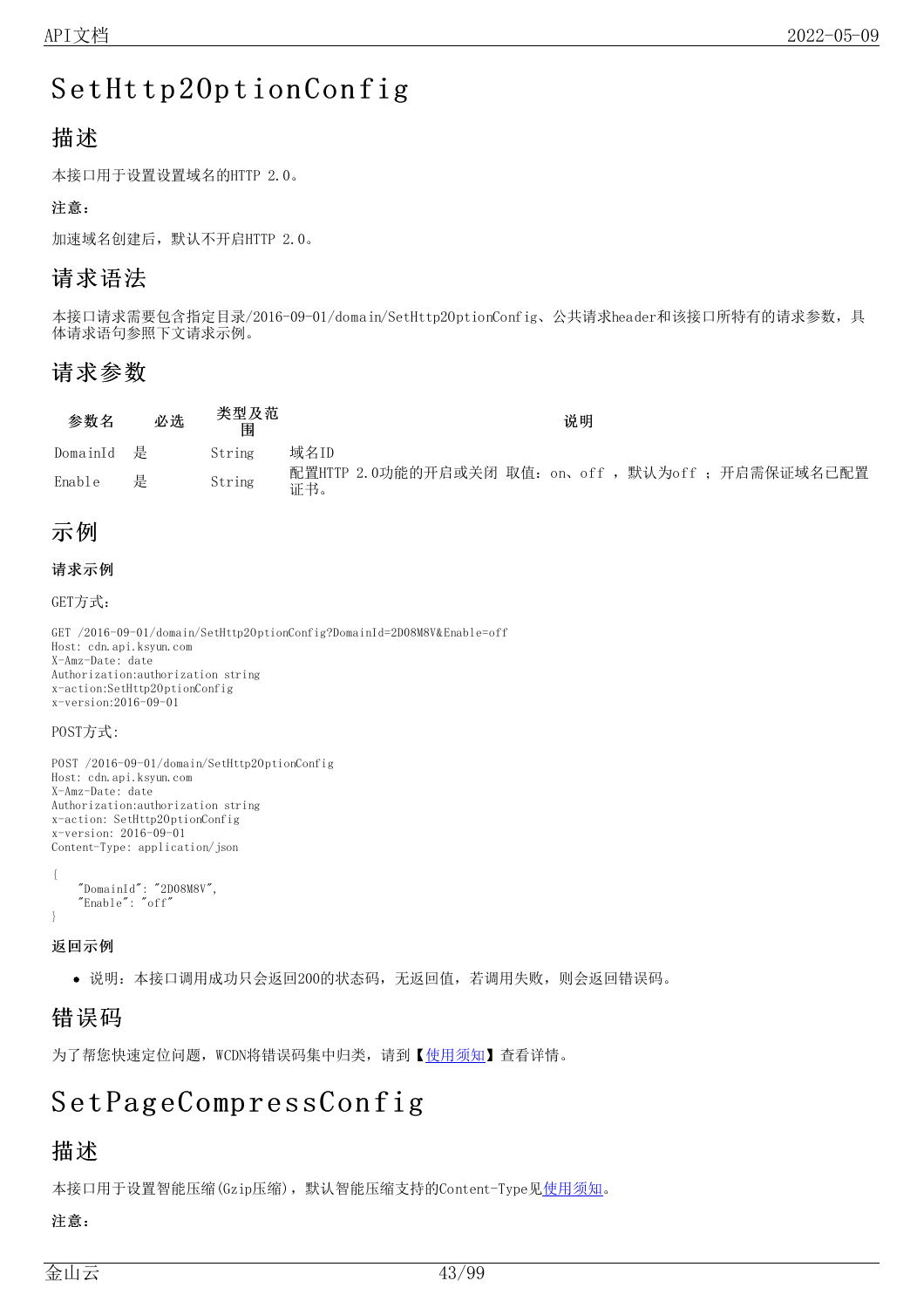# SetHttp2OptionConfig

## 描述

本接口用于设置设置域名的HTTP 2.0。

**注意：**

加速域名创建后，默认不开启HTTP 2.0。

## 请求语法

本接口请求需要包含指定目录/2016-09-01/domain/SetHttp2OptionConfig、公共请求header和该接口所特有的请求参数，具体请求语句参照下文请求示例。

## 请求参数

| 参数名 | 必选 | 类型及范围 | 说明 |
| --- | --- | --- | --- |
| DomainId | 是 | String | 域名ID |
| Enable | 是 | String | 配置HTTP 2.0功能的开启或关闭 取值：on、off ，默认为off ；开启需保证域名已配置证书。 |

## 示例

**请求示例**

GET方式：

```
GET /2016-09-01/domain/SetHttp2OptionConfig?DomainId=2D08M8V&Enable=off
Host: cdn.api.ksyun.com
X-Amz-Date: date
Authorization:authorization string
x-action:SetHttp2OptionConfig
x-version:2016-09-01
```

POST方式:

```
POST /2016-09-01/domain/SetHttp2OptionConfig
Host: cdn.api.ksyun.com
X-Amz-Date: date
Authorization:authorization string
x-action: SetHttp2OptionConfig
x-version: 2016-09-01
Content-Type: application/json

{
    "DomainId": "2D08M8V",
    "Enable": "off"
}
```

**返回示例**

- 说明：本接口调用成功只会返回200的状态码，无返回值，若调用失败，则会返回错误码。

## 错误码

为了帮您快速定位问题，WCDN将错误码集中归类，请到【使用须知】查看详情。

# SetPageCompressConfig

## 描述

本接口用于设置智能压缩(Gzip压缩)，默认智能压缩支持的Content-Type见使用须知。

**注意：**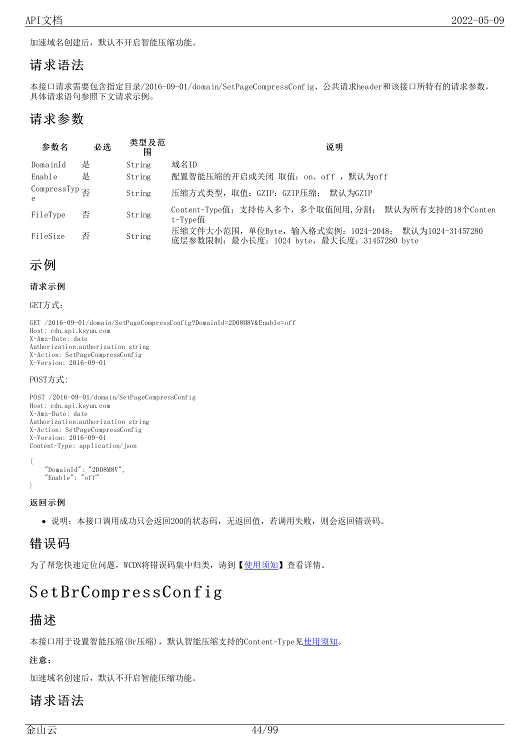加速域名创建后，默认不开启智能压缩功能。

## 请求语法

本接口请求需要包含指定目录/2016-09-01/domain/SetPageCompressConfig、公共请求header和该接口所特有的请求参数，具体请求语句参照下文请求示例。

## 请求参数

| 参数名 | 必选 | 类型及范围 | 说明 |
|---|---|---|---|
| DomainId | 是 | String | 域名ID |
| Enable | 是 | String | 配置智能压缩的开启或关闭 取值：on、off ，默认为off |
| CompressType | 否 | String | 压缩方式类型，取值：GZIP：GZIP压缩；  默认为GZIP |
| FileType | 否 | String | Content-Type值；支持传入多个，多个取值间用,分割；  默认为所有支持的18个Content-Type值 |
| FileSize | 否 | String | 压缩文件大小范围，单位Byte，输入格式实例：1024-2048；  默认为1024-31457280<br>底层参数限制：最小长度：1024 byte，最大长度：31457280 byte |

## 示例

### 请求示例

GET方式：

```
GET /2016-09-01/domain/SetPageCompressConfig?DomainId=2D08M8V&Enable=off
Host: cdn.api.ksyun.com
X-Amz-Date: date
Authorization:authorization string
X-Action: SetPageCompressConfig
X-Version: 2016-09-01
```

POST方式：

```
POST /2016-09-01/domain/SetPageCompressConfig
Host: cdn.api.ksyun.com
X-Amz-Date: date
Authorization:authorization string
X-Action: SetPageCompressConfig
X-Version: 2016-09-01
Content-Type: application/json

{
    "DomainId": "2D08M8V",
    "Enable": "off"
}
```

### 返回示例

- 说明：本接口调用成功只会返回200的状态码，无返回值，若调用失败，则会返回错误码。

## 错误码

为了帮您快速定位问题，WCDN将错误码集中归类，请到【使用须知】查看详情。

# SetBrCompressConfig

## 描述

本接口用于设置智能压缩(Br压缩)，默认智能压缩支持的Content-Type见使用须知。

**注意：**

加速域名创建后，默认不开启智能压缩功能。

## 请求语法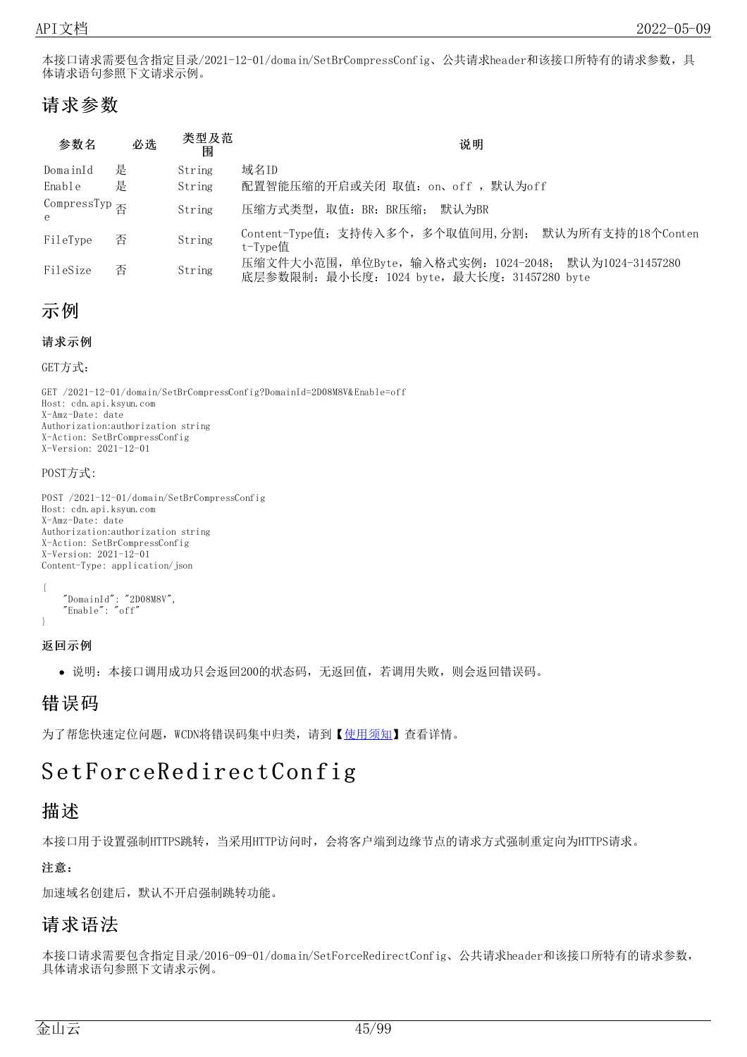本接口请求需要包含指定目录/2021-12-01/domain/SetBrCompressConfig、公共请求header和该接口所特有的请求参数，具体请求语句参照下文请求示例。

## 请求参数

| 参数名 | 必选 | 类型及范围 | 说明 |
|---|---|---|---|
| DomainId | 是 | String | 域名ID |
| Enable | 是 | String | 配置智能压缩的开启或关闭 取值：on、off ，默认为off |
| CompressType | 否 | String | 压缩方式类型，取值：BR：BR压缩； 默认为BR |
| FileType | 否 | String | Content-Type值；支持传入多个，多个取值间用,分割； 默认为所有支持的18个Content-Type值 |
| FileSize | 否 | String | 压缩文件大小范围，单位Byte，输入格式实例：1024-2048； 默认为1024-31457280 底层参数限制：最小长度：1024 byte，最大长度：31457280 byte |

## 示例

### 请求示例

GET方式：

```
GET /2021-12-01/domain/SetBrCompressConfig?DomainId=2D08M8V&Enable=off
Host: cdn.api.ksyun.com
X-Amz-Date: date
Authorization:authorization string
X-Action: SetBrCompressConfig
X-Version: 2021-12-01
```

POST方式：

```
POST /2021-12-01/domain/SetBrCompressConfig
Host: cdn.api.ksyun.com
X-Amz-Date: date
Authorization:authorization string
X-Action: SetBrCompressConfig
X-Version: 2021-12-01
Content-Type: application/json

{
    "DomainId": "2D08M8V",
    "Enable": "off"
}
```

### 返回示例

- 说明：本接口调用成功只会返回200的状态码，无返回值，若调用失败，则会返回错误码。

## 错误码

为了帮您快速定位问题，WCDN将错误码集中归类，请到【使用须知】查看详情。

# SetForceRedirectConfig

## 描述

本接口用于设置强制HTTPS跳转，当采用HTTP访问时，会将客户端到边缘节点的请求方式强制重定向为HTTPS请求。

**注意：**

加速域名创建后，默认不开启强制跳转功能。

## 请求语法

本接口请求需要包含指定目录/2016-09-01/domain/SetForceRedirectConfig、公共请求header和该接口所特有的请求参数，具体请求语句参照下文请求示例。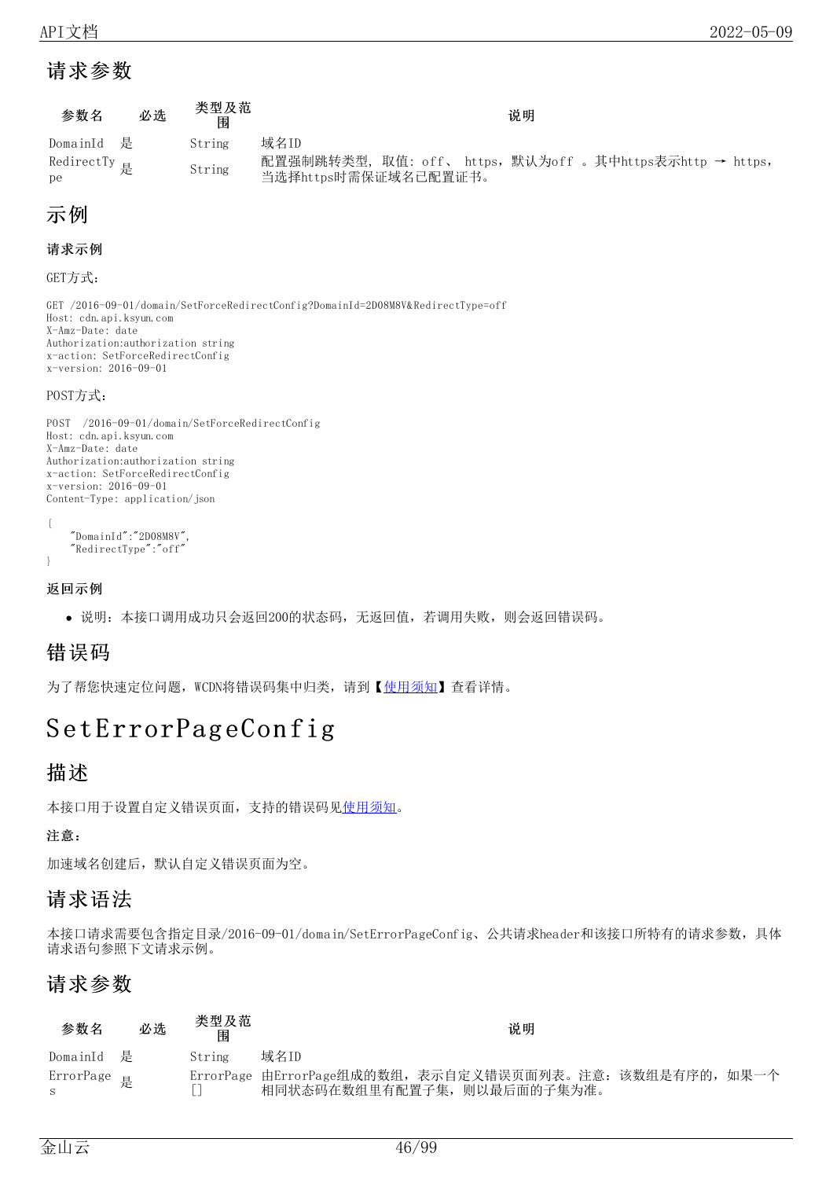## 请求参数

| 参数名 | 必选 | 类型及范围 | 说明 |
|---|---|---|---|
| DomainId | 是 | String | 域名ID |
| RedirectType | 是 | String | 配置强制跳转类型，取值：off、 https，默认为off 。其中https表示http → https，当选择https时需保证域名已配置证书。 |

## 示例

### 请求示例

GET方式：

```
GET /2016-09-01/domain/SetForceRedirectConfig?DomainId=2D08M8V&RedirectType=off
Host: cdn.api.ksyun.com
X-Amz-Date: date
Authorization:authorization string
x-action: SetForceRedirectConfig
x-version: 2016-09-01
```

POST方式：

```
POST  /2016-09-01/domain/SetForceRedirectConfig
Host: cdn.api.ksyun.com
X-Amz-Date: date
Authorization:authorization string
x-action: SetForceRedirectConfig
x-version: 2016-09-01
Content-Type: application/json

{
    "DomainId":"2D08M8V",
    "RedirectType":"off"
}
```

### 返回示例

- 说明：本接口调用成功只会返回200的状态码，无返回值，若调用失败，则会返回错误码。

## 错误码

为了帮您快速定位问题，WCDN将错误码集中归类，请到【使用须知】查看详情。

# SetErrorPageConfig

## 描述

本接口用于设置自定义错误页面，支持的错误码见使用须知。

**注意：**

加速域名创建后，默认自定义错误页面为空。

## 请求语法

本接口请求需要包含指定目录/2016-09-01/domain/SetErrorPageConfig、公共请求header和该接口所特有的请求参数，具体请求语句参照下文请求示例。

## 请求参数

| 参数名 | 必选 | 类型及范围 | 说明 |
|---|---|---|---|
| DomainId | 是 | String | 域名ID |
| ErrorPages | 是 | ErrorPage[] | 由ErrorPage组成的数组，表示自定义错误页面列表。注意：该数组是有序的，如果一个相同状态码在数组里有配置子集，则以最后面的子集为准。 |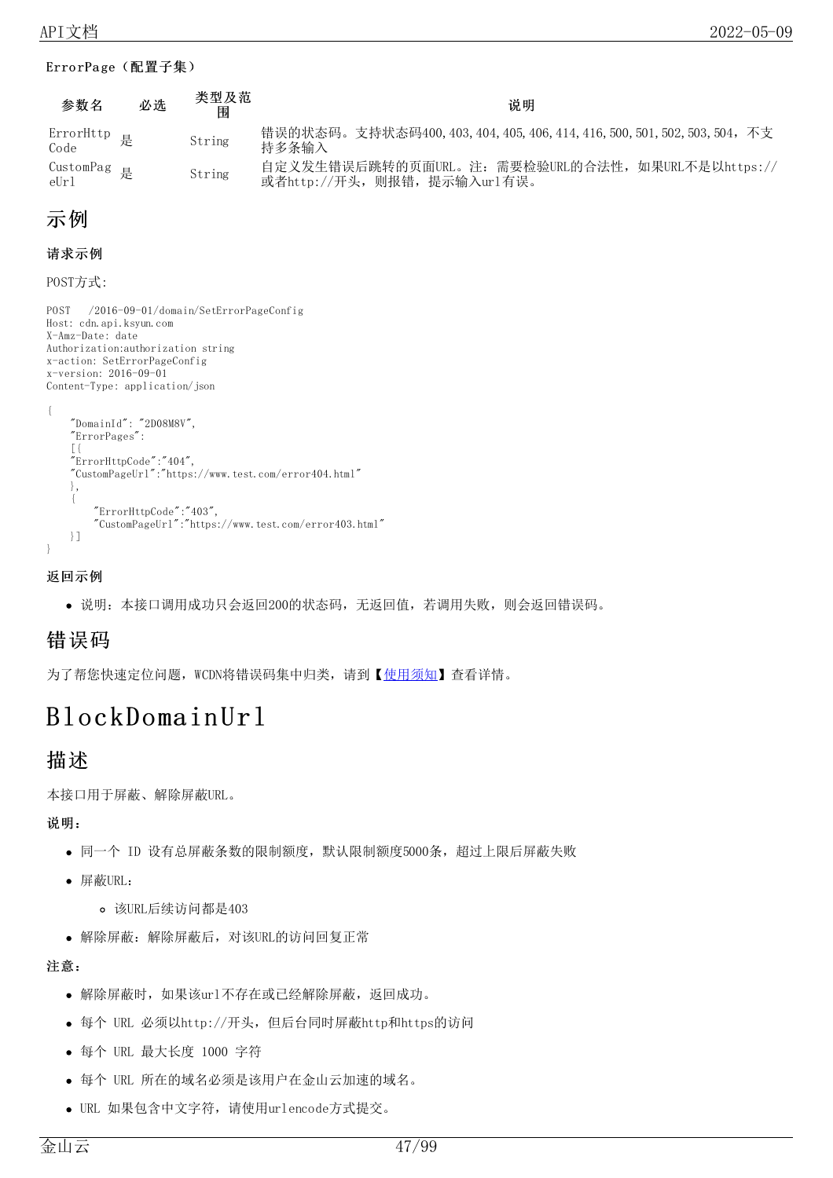**ErrorPage（配置子集）**

| 参数名 | 必选 | 类型及范围 | 说明 |
| --- | --- | --- | --- |
| ErrorHttpCode | 是 | String | 错误的状态码。支持状态码400,403,404,405,406,414,416,500,501,502,503,504，不支持多条输入 |
| CustomPageUrl | 是 | String | 自定义发生错误后跳转的页面URL。注：需要检验URL的合法性，如果URL不是以https://或者http://开头，则报错，提示输入url有误。 |

## 示例

### 请求示例

POST方式:

```
POST   /2016-09-01/domain/SetErrorPageConfig
Host: cdn.api.ksyun.com
X-Amz-Date: date
Authorization:authorization string
x-action: SetErrorPageConfig
x-version: 2016-09-01
Content-Type: application/json
```

```
{
    "DomainId": "2D08M8V",
    "ErrorPages":
    [{
    "ErrorHttpCode":"404",
    "CustomPageUrl":"https://www.test.com/error404.html"
    },
    {
        "ErrorHttpCode":"403",
        "CustomPageUrl":"https://www.test.com/error403.html"
    }]
}
```

### 返回示例

- 说明：本接口调用成功只会返回200的状态码，无返回值，若调用失败，则会返回错误码。

## 错误码

为了帮您快速定位问题，WCDN将错误码集中归类，请到【使用须知】查看详情。

# BlockDomainUrl

## 描述

本接口用于屏蔽、解除屏蔽URL。

**说明：**

- 同一个 ID 设有总屏蔽条数的限制额度，默认限制额度5000条，超过上限后屏蔽失败
- 屏蔽URL：
  - 该URL后续访问都是403
- 解除屏蔽：解除屏蔽后，对该URL的访问回复正常

**注意：**

- 解除屏蔽时，如果该url不存在或已经解除屏蔽，返回成功。
- 每个 URL 必须以http://开头，但后台同时屏蔽http和https的访问
- 每个 URL 最大长度 1000 字符
- 每个 URL 所在的域名必须是该用户在金山云加速的域名。
- URL 如果包含中文字符，请使用urlencode方式提交。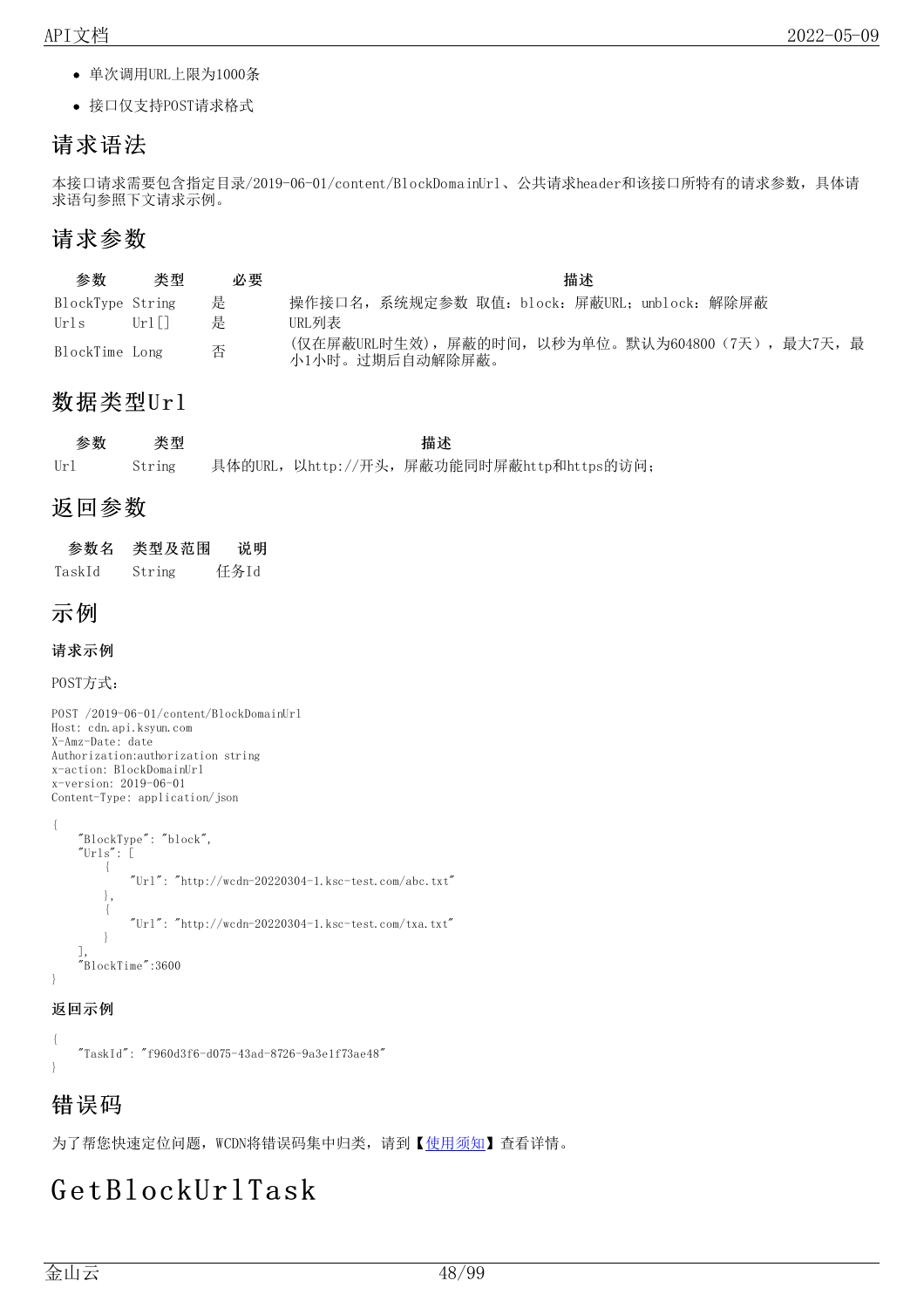- 单次调用URL上限为1000条
- 接口仅支持POST请求格式

## 请求语法

本接口请求需要包含指定目录/2019-06-01/content/BlockDomainUrl、公共请求header和该接口所特有的请求参数，具体请求语句参照下文请求示例。

## 请求参数

| 参数 | 类型 | 必要 | 描述 |
| --- | --- | --- | --- |
| BlockType | String | 是 | 操作接口名，系统规定参数 取值：block：屏蔽URL；unblock：解除屏蔽 |
| Urls | Url[] | 是 | URL列表 |
| BlockTime | Long | 否 | (仅在屏蔽URL时生效)，屏蔽的时间，以秒为单位。默认为604800（7天），最大7天，最小1小时。过期后自动解除屏蔽。 |

## 数据类型Url

| 参数 | 类型 | 描述 |
| --- | --- | --- |
| Url | String | 具体的URL，以http://开头，屏蔽功能同时屏蔽http和https的访问； |

## 返回参数

| 参数名 | 类型及范围 | 说明 |
| --- | --- | --- |
| TaskId | String | 任务Id |

## 示例

### 请求示例

POST方式：

```
POST /2019-06-01/content/BlockDomainUrl
Host: cdn.api.ksyun.com
X-Amz-Date: date
Authorization:authorization string
x-action: BlockDomainUrl
x-version: 2019-06-01
Content-Type: application/json
```

```
{
    "BlockType": "block",
    "Urls": [
        {
            "Url": "http://wcdn-20220304-1.ksc-test.com/abc.txt"
        },
        {
            "Url": "http://wcdn-20220304-1.ksc-test.com/txa.txt"
        }
    ],
    "BlockTime":3600
}
```

### 返回示例

```
{
    "TaskId": "f960d3f6-d075-43ad-8726-9a3e1f73ae48"
}
```

## 错误码

为了帮您快速定位问题，WCDN将错误码集中归类，请到【使用须知】查看详情。

# GetBlockUrlTask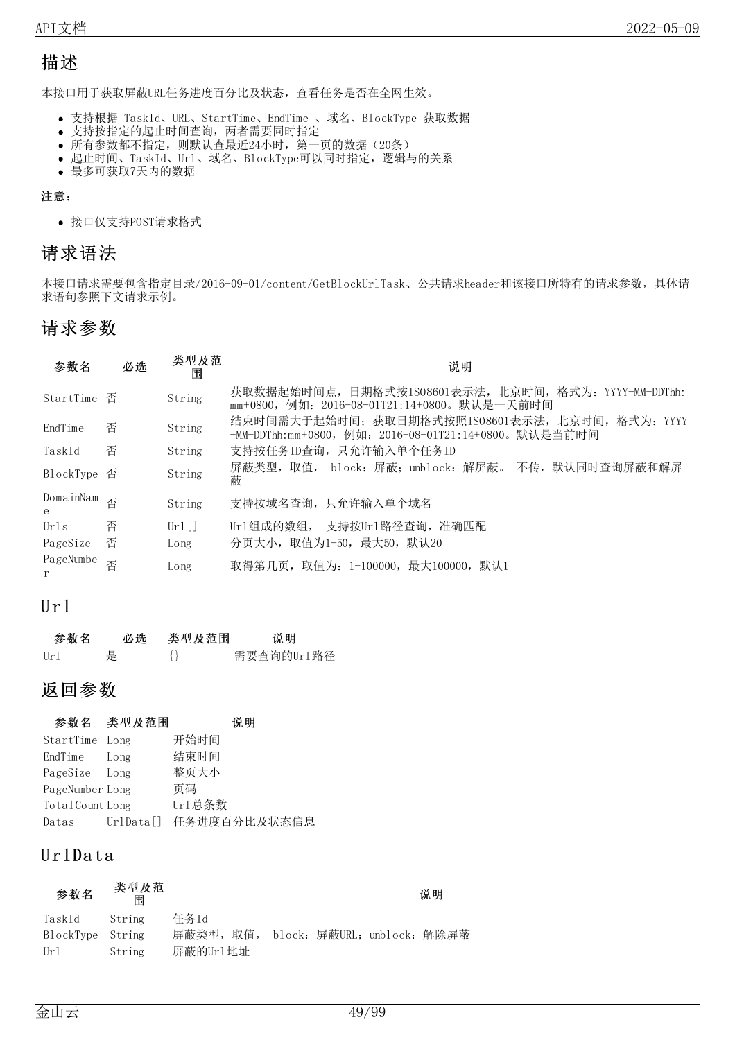## 描述

本接口用于获取屏蔽URL任务进度百分比及状态，查看任务是否在全网生效。

- 支持根据 TaskId、URL、StartTime、EndTime 、域名、BlockType 获取数据
- 支持按指定的起止时间查询，两者需要同时指定
- 所有参数都不指定，则默认查最近24小时，第一页的数据（20条）
- 起止时间、TaskId、Url、域名、BlockType可以同时指定，逻辑与的关系
- 最多可获取7天内的数据

**注意：**

- 接口仅支持POST请求格式

## 请求语法

本接口请求需要包含指定目录/2016-09-01/content/GetBlockUrlTask、公共请求header和该接口所特有的请求参数，具体请求语句参照下文请求示例。

## 请求参数

| 参数名 | 必选 | 类型及范围 | 说明 |
|---|---|---|---|
| StartTime | 否 | String | 获取数据起始时间点，日期格式按ISO8601表示法，北京时间，格式为：YYYY-MM-DDThh:mm+0800，例如：2016-08-01T21:14+0800。默认是一天前时间 |
| EndTime | 否 | String | 结束时间需大于起始时间；获取日期格式按照ISO8601表示法，北京时间，格式为：YYYY-MM-DDThh:mm+0800，例如：2016-08-01T21:14+0800。默认是当前时间 |
| TaskId | 否 | String | 支持按任务ID查询，只允许输入单个任务ID |
| BlockType | 否 | String | 屏蔽类型，取值， block：屏蔽；unblock：解屏蔽。 不传，默认同时查询屏蔽和解屏蔽 |
| DomainName | 否 | String | 支持按域名查询，只允许输入单个域名 |
| Urls | 否 | Url[] | Url组成的数组， 支持按Url路径查询，准确匹配 |
| PageSize | 否 | Long | 分页大小，取值为1-50，最大50，默认20 |
| PageNumber | 否 | Long | 取得第几页，取值为：1-100000，最大100000，默认1 |

## Url

| 参数名 | 必选 | 类型及范围 | 说明 |
|---|---|---|---|
| Url | 是 | {} | 需要查询的Url路径 |

## 返回参数

| 参数名 | 类型及范围 | 说明 |
|---|---|---|
| StartTime | Long | 开始时间 |
| EndTime | Long | 结束时间 |
| PageSize | Long | 整页大小 |
| PageNumber | Long | 页码 |
| TotalCount | Long | Url总条数 |
| Datas | UrlData[] | 任务进度百分比及状态信息 |

## UrlData

| 参数名 | 类型及范围 | 说明 |
|---|---|---|
| TaskId | String | 任务Id |
| BlockType | String | 屏蔽类型，取值， block：屏蔽URL；unblock：解除屏蔽 |
| Url | String | 屏蔽的Url地址 |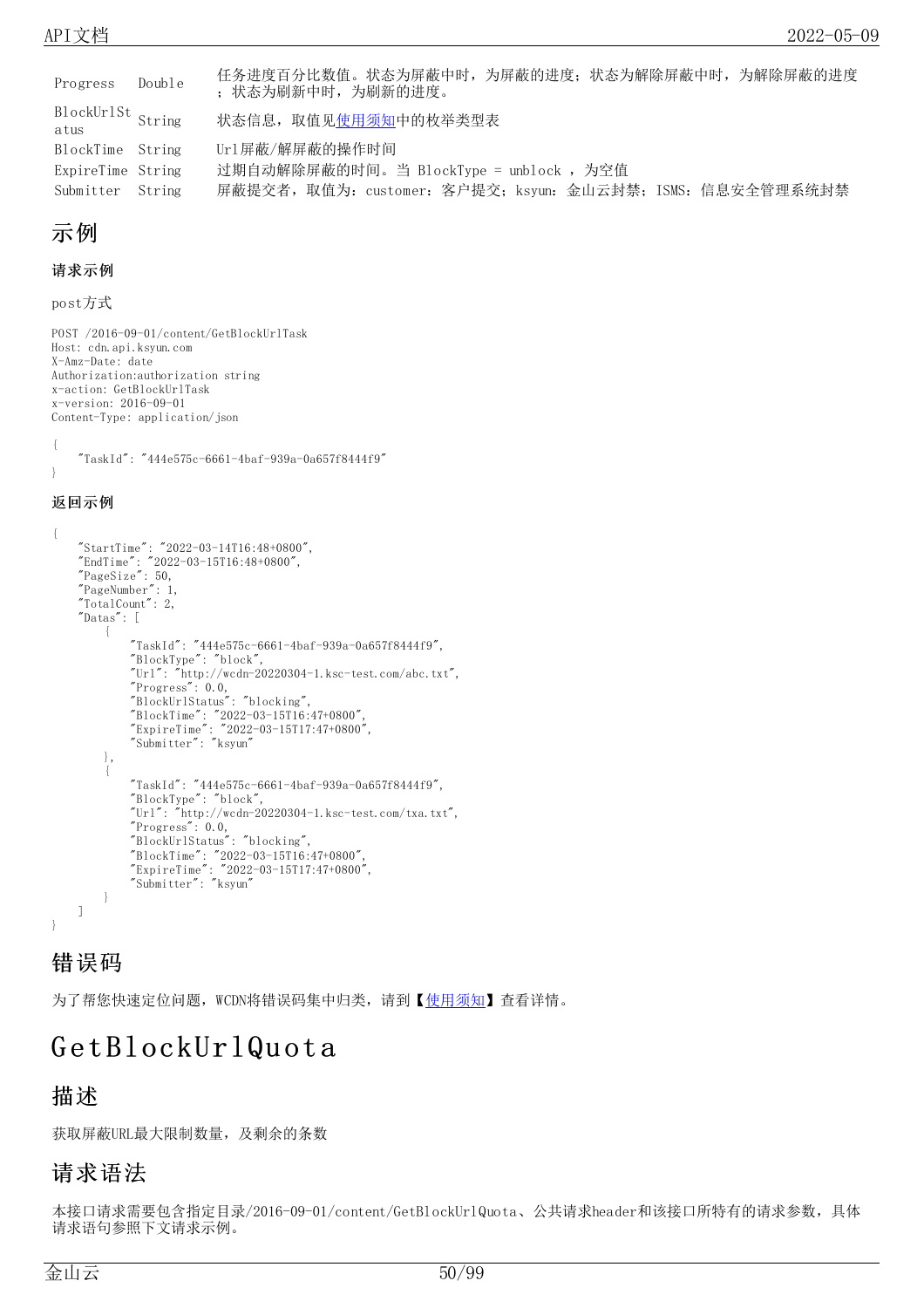| | | |
|---|---|---|
| Progress | Double | 任务进度百分比数值。状态为屏蔽中时，为屏蔽的进度；状态为解除屏蔽中时，为解除屏蔽的进度；状态为刷新中时，为刷新的进度。 |
| BlockUrlStatus | String | 状态信息，取值见使用须知中的枚举类型表 |
| BlockTime | String | Url屏蔽/解屏蔽的操作时间 |
| ExpireTime | String | 过期自动解除屏蔽的时间。当 BlockType = unblock ，为空值 |
| Submitter | String | 屏蔽提交者，取值为：customer：客户提交；ksyun：金山云封禁；ISMS：信息安全管理系统封禁 |

## 示例

### 请求示例

post方式

```
POST /2016-09-01/content/GetBlockUrlTask
Host: cdn.api.ksyun.com
X-Amz-Date: date
Authorization:authorization string
x-action: GetBlockUrlTask
x-version: 2016-09-01
Content-Type: application/json

{
    "TaskId": "444e575c-6661-4baf-939a-0a657f8444f9"
}
```

### 返回示例

```
{
    "StartTime": "2022-03-14T16:48+0800",
    "EndTime": "2022-03-15T16:48+0800",
    "PageSize": 50,
    "PageNumber": 1,
    "TotalCount": 2,
    "Datas": [
        {
            "TaskId": "444e575c-6661-4baf-939a-0a657f8444f9",
            "BlockType": "block",
            "Url": "http://wcdn-20220304-1.ksc-test.com/abc.txt",
            "Progress": 0.0,
            "BlockUrlStatus": "blocking",
            "BlockTime": "2022-03-15T16:47+0800",
            "ExpireTime": "2022-03-15T17:47+0800",
            "Submitter": "ksyun"
        },
        {
            "TaskId": "444e575c-6661-4baf-939a-0a657f8444f9",
            "BlockType": "block",
            "Url": "http://wcdn-20220304-1.ksc-test.com/txa.txt",
            "Progress": 0.0,
            "BlockUrlStatus": "blocking",
            "BlockTime": "2022-03-15T16:47+0800",
            "ExpireTime": "2022-03-15T17:47+0800",
            "Submitter": "ksyun"
        }
    ]
}
```

## 错误码

为了帮您快速定位问题，WCDN将错误码集中归类，请到【使用须知】查看详情。

# GetBlockUrlQuota

## 描述

获取屏蔽URL最大限制数量，及剩余的条数

## 请求语法

本接口请求需要包含指定目录/2016-09-01/content/GetBlockUrlQuota、公共请求header和该接口所特有的请求参数，具体请求语句参照下文请求示例。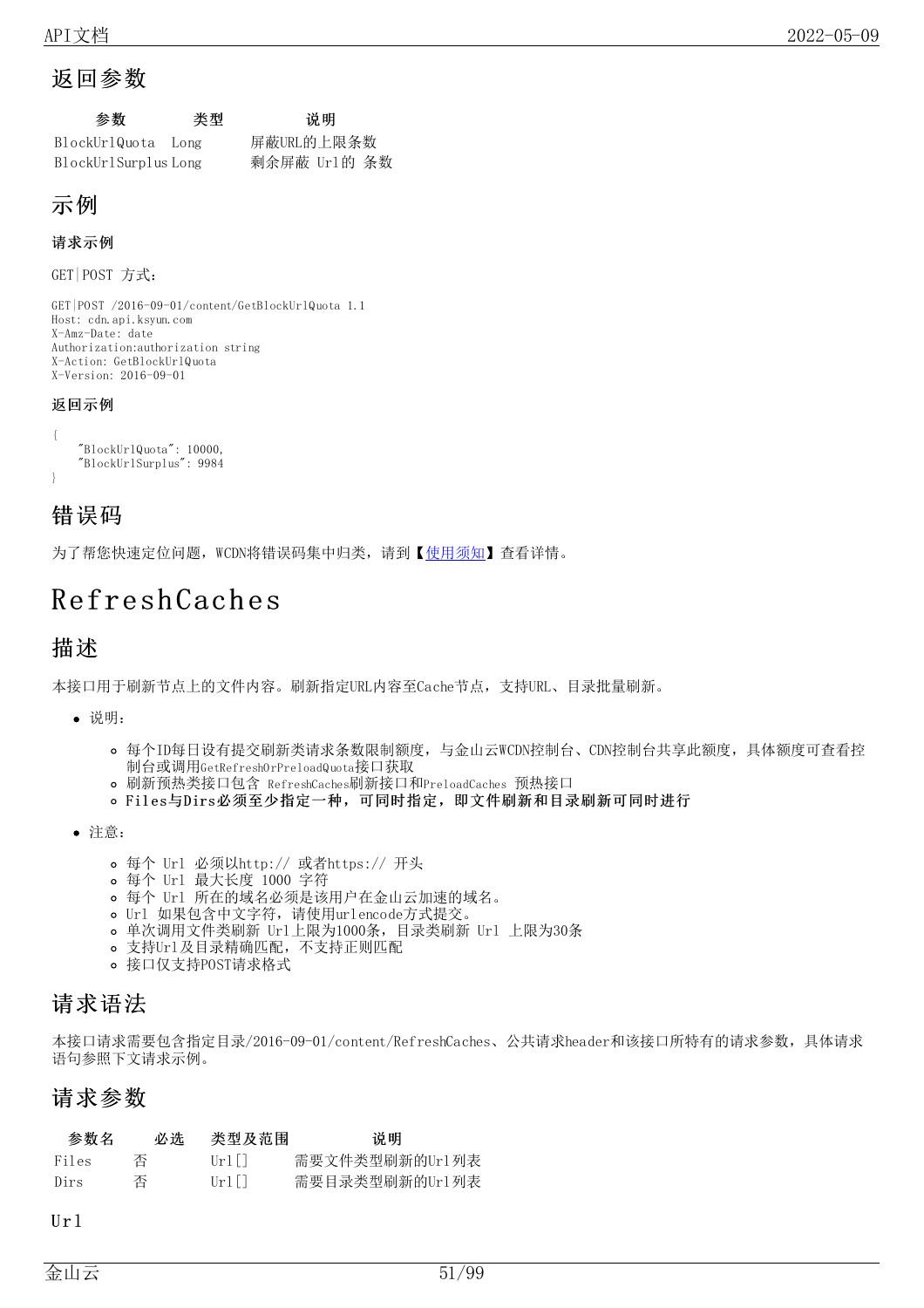## 返回参数

| 参数 | 类型 | 说明 |
| --- | --- | --- |
| BlockUrlQuota | Long | 屏蔽URL的上限条数 |
| BlockUrlSurplus | Long | 剩余屏蔽 Url的 条数 |

## 示例

#### 请求示例

GET|POST 方式：

```
GET|POST /2016-09-01/content/GetBlockUrlQuota 1.1
Host: cdn.api.ksyun.com
X-Amz-Date: date
Authorization:authorization string
X-Action: GetBlockUrlQuota
X-Version: 2016-09-01
```

#### 返回示例

```
{
    "BlockUrlQuota": 10000,
    "BlockUrlSurplus": 9984
}
```

## 错误码

为了帮您快速定位问题，WCDN将错误码集中归类，请到【使用须知】查看详情。

# RefreshCaches

## 描述

本接口用于刷新节点上的文件内容。刷新指定URL内容至Cache节点，支持URL、目录批量刷新。

- 说明：
  - 每个ID每日设有提交刷新类请求条数限制额度，与金山云WCDN控制台、CDN控制台共享此额度，具体额度可查看控制台或调用GetRefreshOrPreloadQuota接口获取
  - 刷新预热类接口包含 RefreshCaches刷新接口和PreloadCaches 预热接口
  - **Files与Dirs必须至少指定一种，可同时指定，即文件刷新和目录刷新可同时进行**
- 注意：
  - 每个 Url 必须以http:// 或者https:// 开头
  - 每个 Url 最大长度 1000 字符
  - 每个 Url 所在的域名必须是该用户在金山云加速的域名。
  - Url 如果包含中文字符，请使用urlencode方式提交。
  - 单次调用文件类刷新 Url上限为1000条，目录类刷新 Url 上限为30条
  - 支持Url及目录精确匹配，不支持正则匹配
  - 接口仅支持POST请求格式

## 请求语法

本接口请求需要包含指定目录/2016-09-01/content/RefreshCaches、公共请求header和该接口所特有的请求参数，具体请求语句可参照下文请求示例。

## 请求参数

| 参数名 | 必选 | 类型及范围 | 说明 |
| --- | --- | --- | --- |
| Files | 否 | Url[] | 需要文件类型刷新的Url列表 |
| Dirs | 否 | Url[] | 需要目录类型刷新的Url列表 |

Url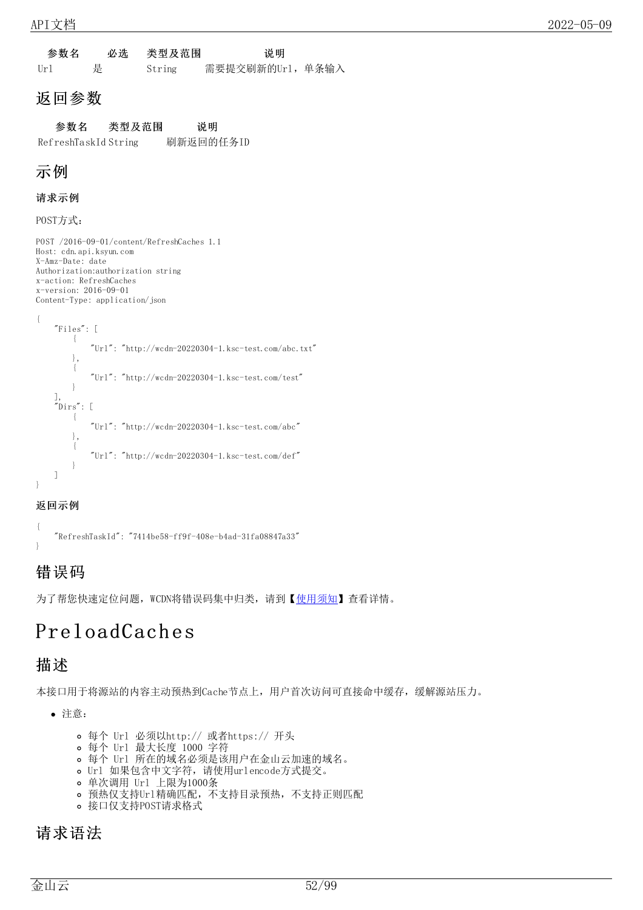| 参数名 | 必选 | 类型及范围 | 说明 |
| --- | --- | --- | --- |
| Url | 是 | String | 需要提交刷新的Url，单条输入 |

## 返回参数

| 参数名 | 类型及范围 | 说明 |
| --- | --- | --- |
| RefreshTaskId | String | 刷新返回的任务ID |

## 示例

**请求示例**

POST方式：

```
POST /2016-09-01/content/RefreshCaches 1.1
Host: cdn.api.ksyun.com
X-Amz-Date: date
Authorization:authorization string
x-action: RefreshCaches
x-version: 2016-09-01
Content-Type: application/json
```

```
{
    "Files": [
        {
            "Url": "http://wcdn-20220304-1.ksc-test.com/abc.txt"
        },
        {
            "Url": "http://wcdn-20220304-1.ksc-test.com/test"
        }
    ],
    "Dirs": [
        {
            "Url": "http://wcdn-20220304-1.ksc-test.com/abc"
        },
        {
            "Url": "http://wcdn-20220304-1.ksc-test.com/def"
        }
    ]
}
```

**返回示例**

```
{
    "RefreshTaskId": "7414be58-ff9f-408e-b4ad-31fa08847a33"
}
```

## 错误码

为了帮您快速定位问题，WCDN将错误码集中归类，请到【使用须知】查看详情。

# PreloadCaches

## 描述

本接口用于将源站的内容主动预热到Cache节点上，用户首次访问可直接命中缓存，缓解源站压力。

- 注意：
  - 每个 Url 必须以http:// 或者https:// 开头
  - 每个 Url 最大长度 1000 字符
  - 每个 Url 所在的域名必须是该用户在金山云加速的域名。
  - Url 如果包含中文字符，请使用urlencode方式提交。
  - 单次调用 Url 上限为1000条
  - 预热仅支持Url精确匹配，不支持目录预热，不支持正则匹配
  - 接口仅支持POST请求格式

## 请求语法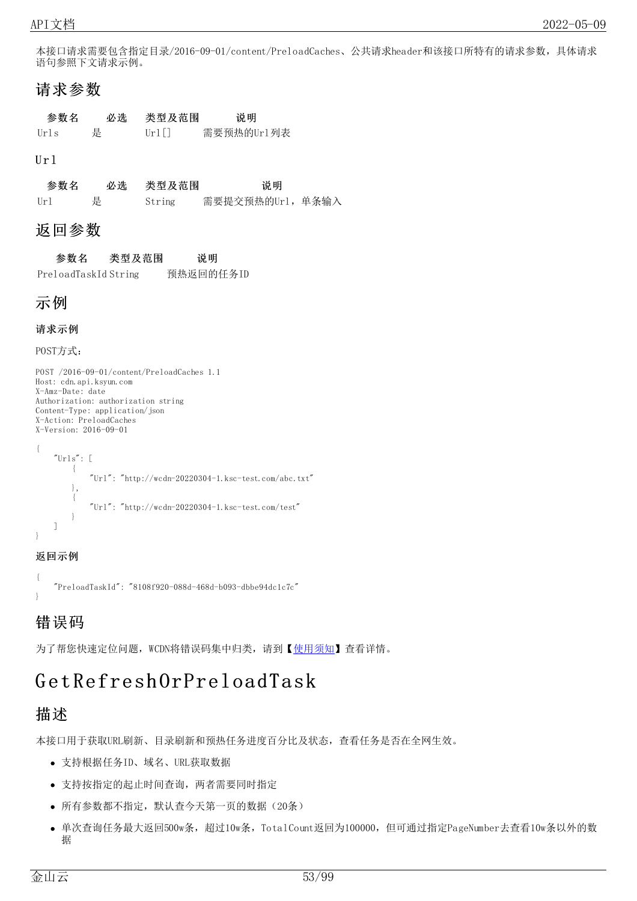本接口请求需要包含指定目录/2016-09-01/content/PreloadCaches、公共请求header和该接口所特有的请求参数，具体请求语句参照下文请求示例。

## 请求参数

| 参数名 | 必选 | 类型及范围 | 说明 |
| --- | --- | --- | --- |
| Urls | 是 | Url[] | 需要预热的Url列表 |

### Url

| 参数名 | 必选 | 类型及范围 | 说明 |
| --- | --- | --- | --- |
| Url | 是 | String | 需要提交预热的Url，单条输入 |

## 返回参数

| 参数名 | 类型及范围 | 说明 |
| --- | --- | --- |
| PreloadTaskId | String | 预热返回的任务ID |

## 示例

### 请求示例

POST方式：

```
POST /2016-09-01/content/PreloadCaches 1.1
Host: cdn.api.ksyun.com
X-Amz-Date: date
Authorization: authorization string
Content-Type: application/json
X-Action: PreloadCaches
X-Version: 2016-09-01

{
    "Urls": [
        {
            "Url": "http://wcdn-20220304-1.ksc-test.com/abc.txt"
        },
        {
            "Url": "http://wcdn-20220304-1.ksc-test.com/test"
        }
    ]
}
```

### 返回示例

```
{
    "PreloadTaskId": "8108f920-088d-468d-b093-dbbe94dc1c7c"
}
```

## 错误码

为了帮您快速定位问题，WCDN将错误码集中归类，请到【使用须知】查看详情。

# GetRefreshOrPreloadTask

## 描述

本接口用于获取URL刷新、目录刷新和预热任务进度百分比及状态，查看任务是否在全网生效。

- 支持根据任务ID、域名、URL获取数据
- 支持按指定的起止时间查询，两者需要同时指定
- 所有参数都不指定，默认查今天第一页的数据（20条）
- 单次查询任务最大返回500w条，超过10w条，TotalCount返回为100000，但可通过指定PageNumber去查看10w条以外的数据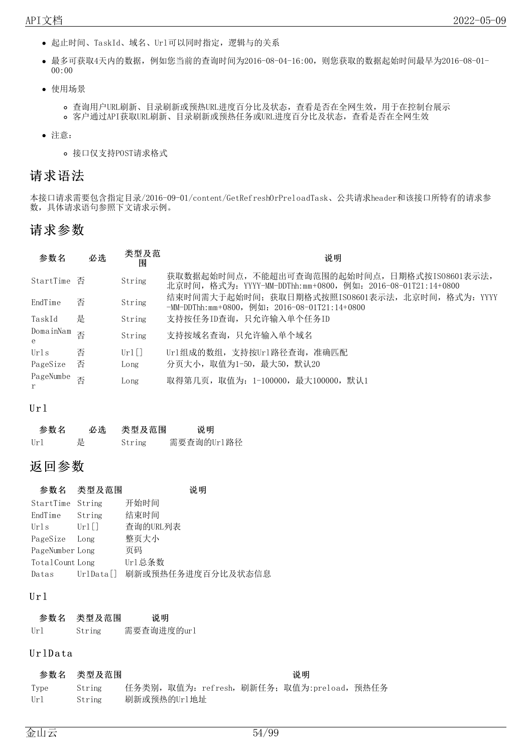- 起止时间、TaskId、域名、Url可以同时指定，逻辑与的关系
- 最多可获取4天内的数据，例如您当前的查询时间为2016-08-04-16:00，则您获取的数据起始时间最早为2016-08-01-00:00
- 使用场景
  - 查询用户URL刷新、目录刷新或预热URL进度百分比及状态，查看是否在全网生效，用于在控制台展示
  - 客户通过API获取URL刷新、目录刷新或预热任务或URL进度百分比及状态，查看是否在全网生效
- 注意：
  - 接口仅支持POST请求格式

## 请求语法

本接口请求需要包含指定目录/2016-09-01/content/GetRefreshOrPreloadTask、公共请求header和该接口所特有的请求参数，具体请求语句参照下文请求示例。

## 请求参数

| 参数名 | 必选 | 类型及范围 | 说明 |
| --- | --- | --- | --- |
| StartTime | 否 | String | 获取数据起始时间点，不能超出可查询范围的起始时间点，日期格式按ISO8601表示法，北京时间，格式为：YYYY-MM-DDThh:mm+0800，例如：2016-08-01T21:14+0800 |
| EndTime | 否 | String | 结束时间需大于起始时间；获取日期格式按照ISO8601表示法，北京时间，格式为：YYYY-MM-DDThh:mm+0800，例如：2016-08-01T21:14+0800 |
| TaskId | 是 | String | 支持按任务ID查询，只允许输入单个任务ID |
| DomainName | 否 | String | 支持按域名查询，只允许输入单个域名 |
| Urls | 否 | Url[] | Url组成的数组，支持按Url路径查询，准确匹配 |
| PageSize | 否 | Long | 分页大小，取值为1-50，最大50，默认20 |
| PageNumber | 否 | Long | 取得第几页，取值为：1-100000，最大100000，默认1 |

### Url

| 参数名 | 必选 | 类型及范围 | 说明 |
| --- | --- | --- | --- |
| Url | 是 | String | 需要查询的Url路径 |

## 返回参数

| 参数名 | 类型及范围 | 说明 |
| --- | --- | --- |
| StartTime | String | 开始时间 |
| EndTime | String | 结束时间 |
| Urls | Url[] | 查询的URL列表 |
| PageSize | Long | 整页大小 |
| PageNumber | Long | 页码 |
| TotalCount | Long | Url总条数 |
| Datas | UrlData[] | 刷新或预热任务进度百分比及状态信息 |

### Url

| 参数名 | 类型及范围 | 说明 |
| --- | --- | --- |
| Url | String | 需要查询进度的url |

### UrlData

| 参数名 | 类型及范围 | 说明 |
| --- | --- | --- |
| Type | String | 任务类别，取值为：refresh，刷新任务；取值为:preload，预热任务 |
| Url | String | 刷新或预热的Url地址 |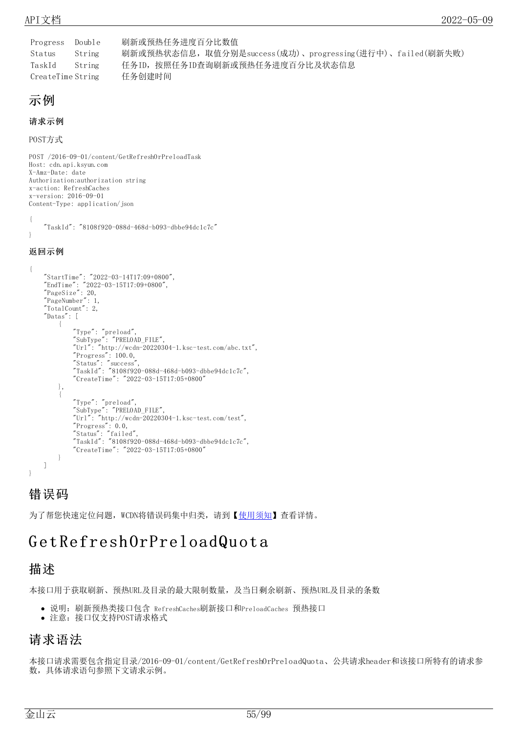| | | |
|---|---|---|
| Progress | Double | 刷新或预热任务进度百分比数值 |
| Status | String | 刷新或预热状态信息，取值分别是success(成功)、progressing(进行中)、failed(刷新失败) |
| TaskId | String | 任务ID，按照任务ID查询刷新或预热任务进度百分比及状态信息 |
| CreateTime | String | 任务创建时间 |

## 示例

#### 请求示例

POST方式

```
POST /2016-09-01/content/GetRefreshOrPreloadTask
Host: cdn.api.ksyun.com
X-Amz-Date: date
Authorization:authorization string
x-action: RefreshCaches
x-version: 2016-09-01
Content-Type: application/json

{
    "TaskId": "8108f920-088d-468d-b093-dbbe94dc1c7c"
}
```

#### 返回示例

```
{
    "StartTime": "2022-03-14T17:09+0800",
    "EndTime": "2022-03-15T17:09+0800",
    "PageSize": 20,
    "PageNumber": 1,
    "TotalCount": 2,
    "Datas": [
        {
            "Type": "preload",
            "SubType": "PRELOAD_FILE",
            "Url": "http://wcdn-20220304-1.ksc-test.com/abc.txt",
            "Progress": 100.0,
            "Status": "success",
            "TaskId": "8108f920-088d-468d-b093-dbbe94dc1c7c",
            "CreateTime": "2022-03-15T17:05+0800"
        },
        {
            "Type": "preload",
            "SubType": "PRELOAD_FILE",
            "Url": "http://wcdn-20220304-1.ksc-test.com/test",
            "Progress": 0.0,
            "Status": "failed",
            "TaskId": "8108f920-088d-468d-b093-dbbe94dc1c7c",
            "CreateTime": "2022-03-15T17:05+0800"
        }
    ]
}
```

## 错误码

为了帮您快速定位问题，WCDN将错误码集中归类，请到【使用须知】查看详情。

# GetRefreshOrPreloadQuota

## 描述

本接口用于获取刷新、预热URL及目录的最大限制数量，及当日剩余刷新、预热URL及目录的条数

- 说明：刷新预热类接口包含 RefreshCaches刷新接口和PreloadCaches 预热接口
- 注意：接口仅支持POST请求格式

## 请求语法

本接口请求需要包含指定目录/2016-09-01/content/GetRefreshOrPreloadQuota、公共请求header和该接口所特有的请求参数，具体请求语句参照下文请求示例。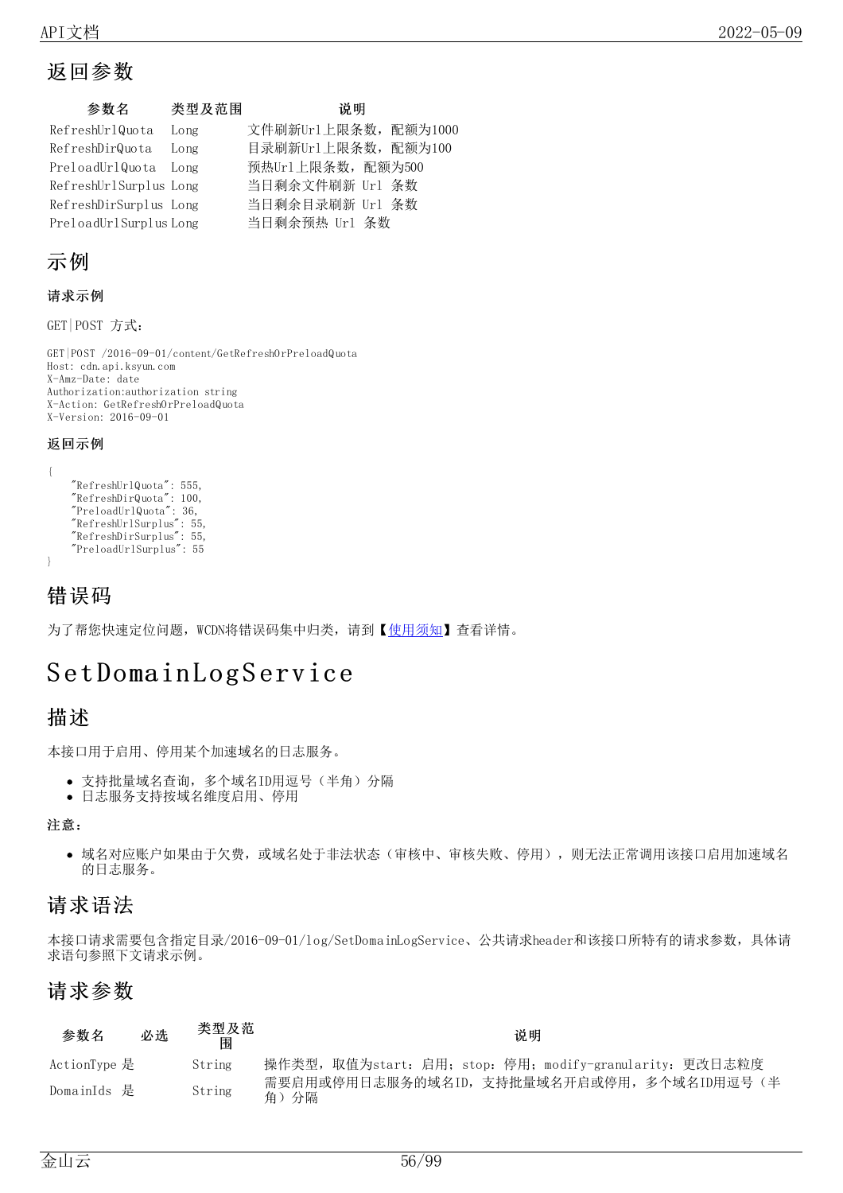## 返回参数

| 参数名 | 类型及范围 | 说明 |
| --- | --- | --- |
| RefreshUrlQuota | Long | 文件刷新Url上限条数，配额为1000 |
| RefreshDirQuota | Long | 目录刷新Url上限条数，配额为100 |
| PreloadUrlQuota | Long | 预热Url上限条数，配额为500 |
| RefreshUrlSurplus | Long | 当日剩余文件刷新 Url 条数 |
| RefreshDirSurplus | Long | 当日剩余目录刷新 Url 条数 |
| PreloadUrlSurplus | Long | 当日剩余预热 Url 条数 |

## 示例

#### 请求示例

GET|POST 方式：

```
GET|POST /2016-09-01/content/GetRefreshOrPreloadQuota
Host: cdn.api.ksyun.com
X-Amz-Date: date
Authorization:authorization string
X-Action: GetRefreshOrPreloadQuota
X-Version: 2016-09-01
```

#### 返回示例

```
{
    "RefreshUrlQuota": 555,
    "RefreshDirQuota": 100,
    "PreloadUrlQuota": 36,
    "RefreshUrlSurplus": 55,
    "RefreshDirSurplus": 55,
    "PreloadUrlSurplus": 55
}
```

## 错误码

为了帮您快速定位问题，WCDN将错误码集中归类，请到【使用须知】查看详情。

# SetDomainLogService

## 描述

本接口用于启用、停用某个加速域名的日志服务。

- 支持批量域名查询，多个域名ID用逗号（半角）分隔
- 日志服务支持按域名维度启用、停用

**注意：**

- 域名对应账户如果由于欠费，或域名处于非法状态（审核中、审核失败、停用），则无法正常调用该接口启用加速域名的日志服务。

## 请求语法

本接口请求需要包含指定目录/2016-09-01/log/SetDomainLogService、公共请求header和该接口所特有的请求参数，具体请求语句参照下文请求示例。

## 请求参数

| 参数名 | 必选 | 类型及范围 | 说明 |
| --- | --- | --- | --- |
| ActionType | 是 | String | 操作类型，取值为start：启用；stop：停用；modify-granularity：更改日志粒度 |
| DomainIds | 是 | String | 需要启用或停用日志服务的域名ID，支持批量域名开启或停用，多个域名ID用逗号（半角）分隔 |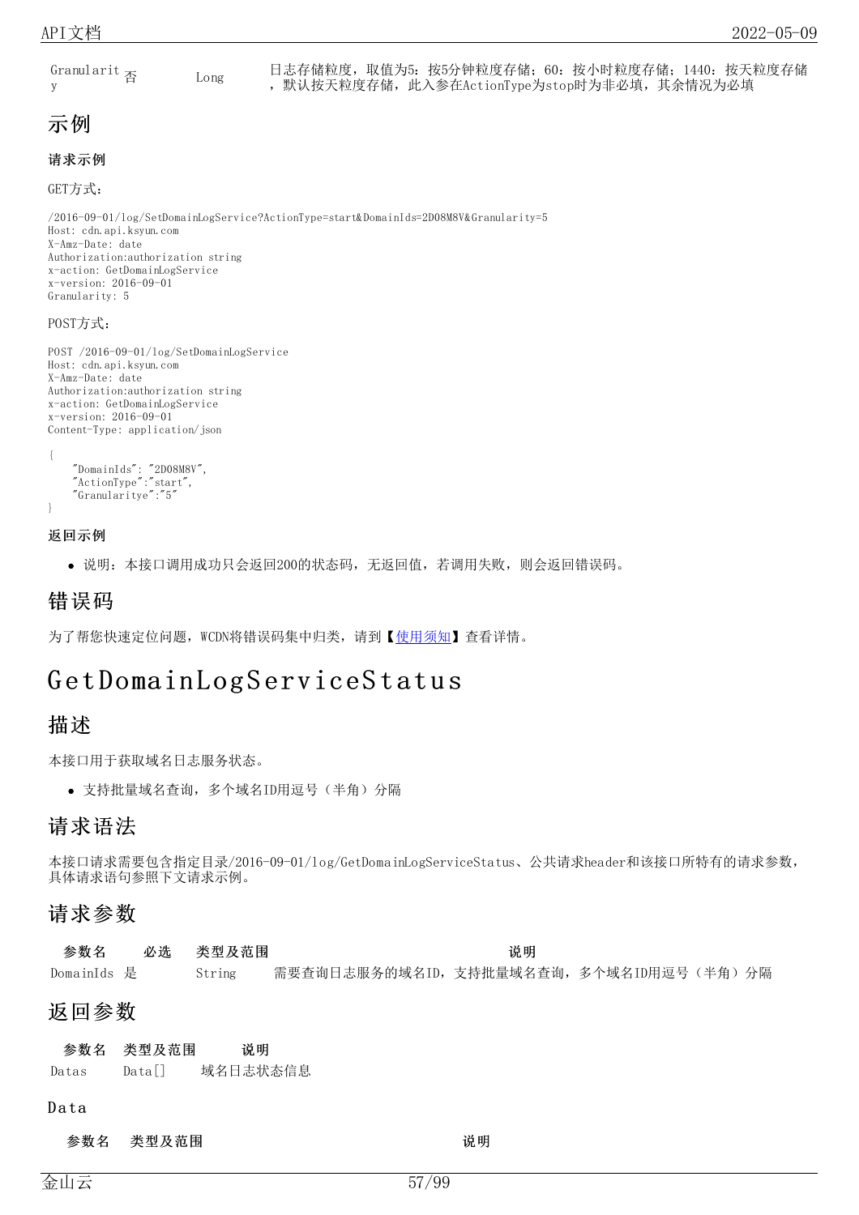| Granularity | 否 | Long | 日志存储粒度，取值为5：按5分钟粒度存储；60：按小时粒度存储；1440：按天粒度存储，默认按天粒度存储，此入参在ActionType为stop时为非必填，其余情况为必填 |
|---|---|---|---|

## 示例

### 请求示例

GET方式：

```
/2016-09-01/log/SetDomainLogService?ActionType=start&DomainIds=2D08M8V&Granularity=5
Host: cdn.api.ksyun.com
X-Amz-Date: date
Authorization:authorization string
x-action: GetDomainLogService
x-version: 2016-09-01
Granularity: 5
```

POST方式：

```
POST /2016-09-01/log/SetDomainLogService
Host: cdn.api.ksyun.com
X-Amz-Date: date
Authorization:authorization string
x-action: GetDomainLogService
x-version: 2016-09-01
Content-Type: application/json

{
    "DomainIds": "2D08M8V",
    "ActionType":"start",
    "Granularitye":"5"
}
```

### 返回示例

- 说明：本接口调用成功只会返回200的状态码，无返回值，若调用失败，则会返回错误码。

## 错误码

为了帮您快速定位问题，WCDN将错误码集中归类，请到【使用须知】查看详情。

# GetDomainLogServiceStatus

## 描述

本接口用于获取域名日志服务状态。

- 支持批量域名查询，多个域名ID用逗号（半角）分隔

## 请求语法

本接口请求需要包含指定目录/2016-09-01/log/GetDomainLogServiceStatus、公共请求header和该接口所特有的请求参数，具体请求语句参照下文请求示例。

## 请求参数

| 参数名 | 必选 | 类型及范围 | 说明 |
|---|---|---|---|
| DomainIds | 是 | String | 需要查询日志服务的域名ID，支持批量域名查询，多个域名ID用逗号（半角）分隔 |

## 返回参数

| 参数名 | 类型及范围 | 说明 |
|---|---|---|
| Datas | Data[] | 域名日志状态信息 |

### Data

| 参数名 | 类型及范围 | 说明 |
|---|---|---|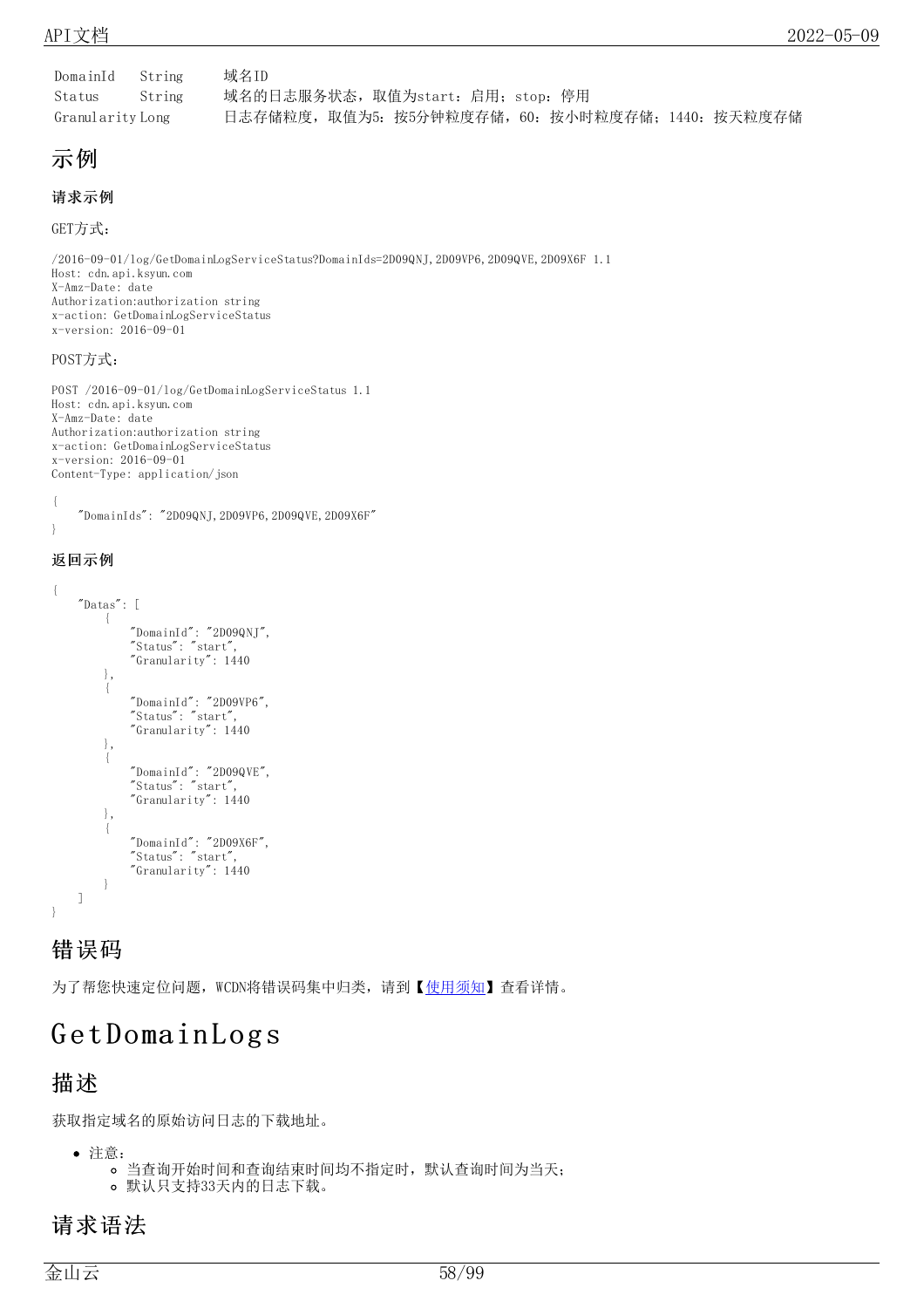| DomainId | String | 域名ID |
| --- | --- | --- |
| Status | String | 域名的日志服务状态，取值为start：启用；stop：停用 |
| Granularity | Long | 日志存储粒度，取值为5：按5分钟粒度存储，60：按小时粒度存储；1440：按天粒度存储 |

## 示例

### 请求示例

GET方式：

```
/2016-09-01/log/GetDomainLogServiceStatus?DomainIds=2D09QNJ,2D09VP6,2D09QVE,2D09X6F 1.1
Host: cdn.api.ksyun.com
X-Amz-Date: date
Authorization:authorization string
x-action: GetDomainLogServiceStatus
x-version: 2016-09-01
```

POST方式：

```
POST /2016-09-01/log/GetDomainLogServiceStatus 1.1
Host: cdn.api.ksyun.com
X-Amz-Date: date
Authorization:authorization string
x-action: GetDomainLogServiceStatus
x-version: 2016-09-01
Content-Type: application/json
```

```
{
    "DomainIds": "2D09QNJ,2D09VP6,2D09QVE,2D09X6F"
}
```

### 返回示例

```
{
    "Datas": [
        {
            "DomainId": "2D09QNJ",
            "Status": "start",
            "Granularity": 1440
        },
        {
            "DomainId": "2D09VP6",
            "Status": "start",
            "Granularity": 1440
        },
        {
            "DomainId": "2D09QVE",
            "Status": "start",
            "Granularity": 1440
        },
        {
            "DomainId": "2D09X6F",
            "Status": "start",
            "Granularity": 1440
        }
    ]
}
```

## 错误码

为了帮您快速定位问题，WCDN将错误码集中归类，请到【使用须知】查看详情。

# GetDomainLogs

## 描述

获取指定域名的原始访问日志的下载地址。

- 注意：
  - 当查询开始时间和查询结束时间均不指定时，默认查询时间为当天；
  - 默认只支持33天内的日志下载。

## 请求语法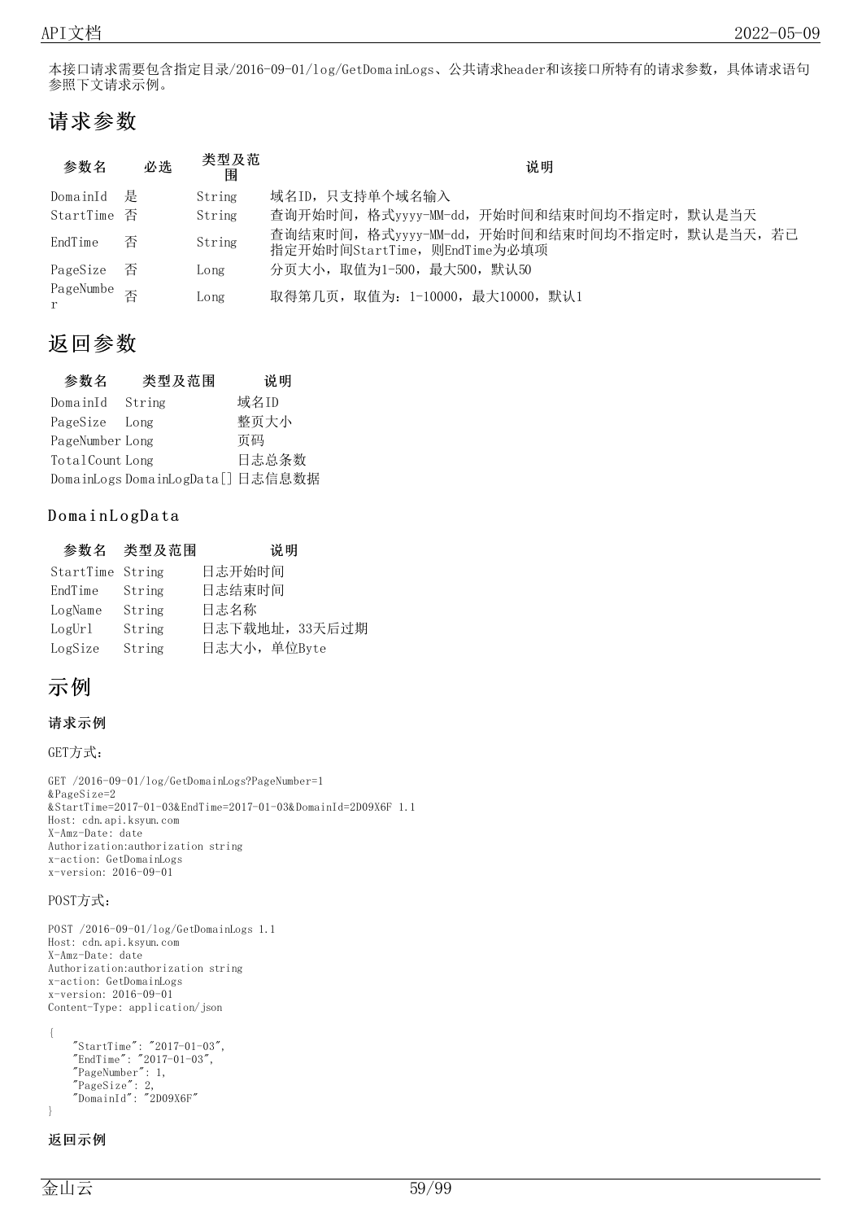本接口请求需要包含指定目录/2016-09-01/log/GetDomainLogs、公共请求header和该接口所特有的请求参数，具体请求语句参照下文请求示例。

## 请求参数

| 参数名 | 必选 | 类型及范围 | 说明 |
|---|---|---|---|
| DomainId | 是 | String | 域名ID，只支持单个域名输入 |
| StartTime | 否 | String | 查询开始时间，格式yyyy-MM-dd，开始时间和结束时间均不指定时，默认是当天 |
| EndTime | 否 | String | 查询结束时间，格式yyyy-MM-dd，开始时间和结束时间均不指定时，默认是当天，若已指定开始时间StartTime，则EndTime为必填项 |
| PageSize | 否 | Long | 分页大小，取值为1-500，最大500，默认50 |
| PageNumber | 否 | Long | 取得第几页，取值为：1-10000，最大10000，默认1 |

## 返回参数

| 参数名 | 类型及范围 | 说明 |
|---|---|---|
| DomainId | String | 域名ID |
| PageSize | Long | 整页大小 |
| PageNumber | Long | 页码 |
| TotalCount | Long | 日志总条数 |
| DomainLogs | DomainLogData[] | 日志信息数据 |

### DomainLogData

| 参数名 | 类型及范围 | 说明 |
|---|---|---|
| StartTime | String | 日志开始时间 |
| EndTime | String | 日志结束时间 |
| LogName | String | 日志名称 |
| LogUrl | String | 日志下载地址，33天后过期 |
| LogSize | String | 日志大小，单位Byte |

## 示例

**请求示例**

GET方式：

```
GET /2016-09-01/log/GetDomainLogs?PageNumber=1
&PageSize=2
&StartTime=2017-01-03&EndTime=2017-01-03&DomainId=2D09X6F 1.1
Host: cdn.api.ksyun.com
X-Amz-Date: date
Authorization:authorization string
x-action: GetDomainLogs
x-version: 2016-09-01
```

POST方式：

```
POST /2016-09-01/log/GetDomainLogs 1.1
Host: cdn.api.ksyun.com
X-Amz-Date: date
Authorization:authorization string
x-action: GetDomainLogs
x-version: 2016-09-01
Content-Type: application/json

{
    "StartTime": "2017-01-03",
    "EndTime": "2017-01-03",
    "PageNumber": 1,
    "PageSize": 2,
    "DomainId": "2D09X6F"
}
```

**返回示例**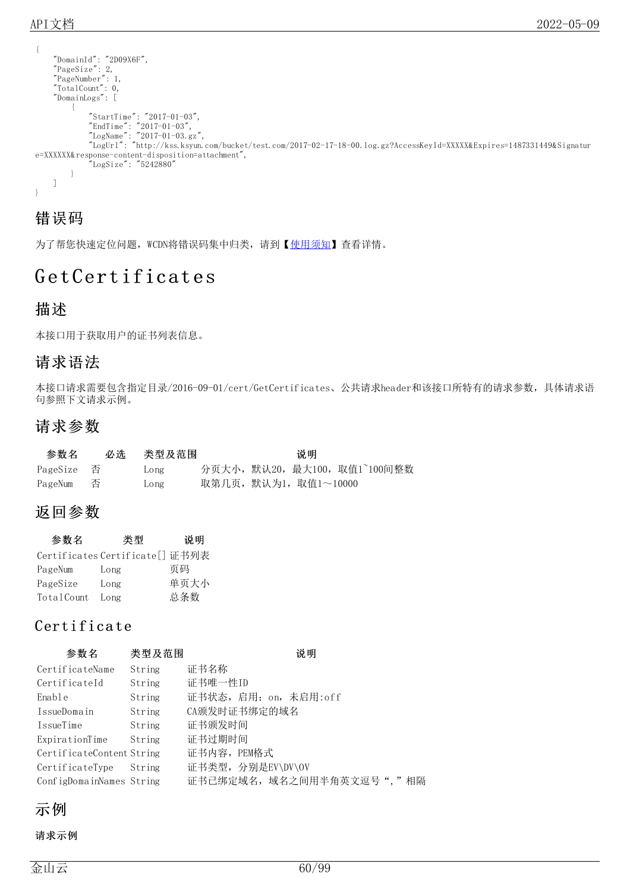```
{
    "DomainId": "2D09X6F",
    "PageSize": 2,
    "PageNumber": 1,
    "TotalCount": 0,
    "DomainLogs": [
        {
            "StartTime": "2017-01-03",
            "EndTime": "2017-01-03",
            "LogName": "2017-01-03.gz",
            "LogUrl": "http://kss.ksyun.com/bucket/test.com/2017-02-17-18-00.log.gz?AccessKeyId=XXXXX&Expires=1487331449&Signature=XXXXXX&response-content-disposition=attachment",
            "LogSize": "5242880"
        }
    ]
}
```

## 错误码

为了帮您快速定位问题，WCDN将错误码集中归类，请到【使用须知】查看详情。

# GetCertificates

## 描述

本接口用于获取用户的证书列表信息。

## 请求语法

本接口请求需要包含指定目录/2016-09-01/cert/GetCertificates、公共请求header和该接口所特有的请求参数，具体请求语句参照下文请求示例。

## 请求参数

| 参数名 | 必选 | 类型及范围 | 说明 |
| --- | --- | --- | --- |
| PageSize | 否 | Long | 分页大小，默认20，最大100，取值1~100间整数 |
| PageNum | 否 | Long | 取第几页，默认为1，取值1～10000 |

## 返回参数

| 参数名 | 类型 | 说明 |
| --- | --- | --- |
| Certificates | Certificate[] | 证书列表 |
| PageNum | Long | 页码 |
| PageSize | Long | 单页大小 |
| TotalCount | Long | 总条数 |

## Certificate

| 参数名 | 类型及范围 | 说明 |
| --- | --- | --- |
| CertificateName | String | 证书名称 |
| CertificateId | String | 证书唯一性ID |
| Enable | String | 证书状态，启用：on，未启用:off |
| IssueDomain | String | CA颁发时证书绑定的域名 |
| IssueTime | String | 证书颁发时间 |
| ExpirationTime | String | 证书过期时间 |
| CertificateContent | String | 证书内容，PEM格式 |
| CertificateType | String | 证书类型，分别是EV\DV\OV |
| ConfigDomainNames | String | 证书已绑定域名，域名之间用半角英文逗号“,”相隔 |

## 示例

**请求示例**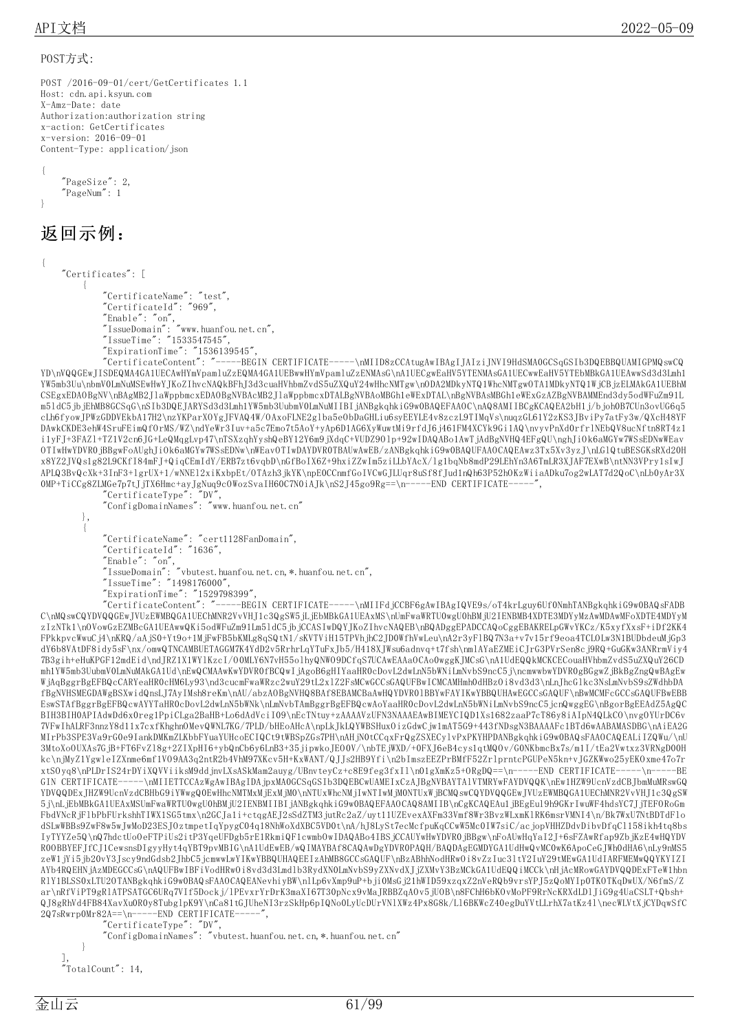POST方式:

```
POST /2016-09-01/cert/GetCertificates 1.1
Host: cdn.api.ksyun.com
X-Amz-Date: date
Authorization:authorization string
x-action: GetCertificates
x-version: 2016-09-01
Content-Type: application/json

{
    "PageSize": 2,
    "PageNum": 1
}
```

# 返回示例:

```
{
    "Certificates": [
        {
            "CertificateName": "test",
            "CertificateId": "969",
            "Enable": "on",
            "IssueDomain": "www.huanfou.net.cn",
            "IssueTime": "1533547545",
            "ExpirationTime": "1536139545",
            "CertificateContent": "-----BEGIN CERTIFICATE-----\nMIID8zCCAtugAwIBAgIJAIziJNVI9HdSMA0GCSqGSIb3DQEBBQUAMIGPMQswCQYD\nVQQGEwJISDEQMA4GA1UECAwHYmVpamluZzEQMA4GA1UEBwwHYmVpamluZzENMAsG\nA1UECgwEaHV5YTENMAsGA1UECwwEaHV5YTEbMBkGA1UEAwwSd3d3Lmh1YW5mb3Uu\nbmV0LmNuMSEwHwYJKoZIhvcNAQkBFhJ3d3cuaHVhbmZvdS5uZXQuY24wHhcNMTgw\nODA2MDkyNTQ1WhcNMTgwOTA1MDkyNTQ1WjCBjzELMAkGA1UEBhMCSEgxEDAOBgNV\nBAgMB2JlaWppbmcxEDAOBgNVBAcMB2JlaWppbmcxDTALBgNVBAoMBGh1eWExDTAL\nBgNVBAsMBGh1eWExGzAZBgNVBAMMEnd3dy5odWFuZm91Lm5ldC5jbjEhMB8GCSqG\nSIb3DQEJARYSd3d3Lmh1YW5mb3UubmV0LmNuMIIBIjANBgkqhkiG9w0BAQEFAAOC\nAQ8AMIIBCgKCAQEA2bH1j/bjohOB7CUn3ovUG6q5cLh6fyowJPWzGDDVEkbA17H2\nzYKParXOYgJFVAQ4W/OAxoFLNE2glba5e0bDaGHLiu6syEEYLE4v8zczL9TIMqVs\nuqzGL61Y2zKS3JBviPy7atFy3w/QXcH48YFDAwkCKDE3ehW4SruFEimQfOrMS/WZ\ndYeWr3Iuv+a5c7Emo7t5AoY+yAp6D1AG6XyWuwtMi9rfdJ6j461FM4XCYk9Gi1AQ\nvyvPnXdOrfrlNEbQV8ucNftn8RT4z1i1yFJ+3FAZ1+TZ1V2cn6JG+LeQMqgLvp47\nTSXzqhYyshQeBY12Y6m9jXdqC+VUDZ90lp+92wIDAQABo1AwTjAdBgNVHQ4EFgQU\nghJiOk6aMGYw7WSsEDNwWEavOTIwHwYDVR0jBBgwFoAUghJiOk6aMGYw7WSsEDNw\nWEavOTIwDAYDVR0TBAUwAwEB/zANBgkqhkiG9w0BAQUFAAOCAQEAwz3Tx5Xv3yzJ\nLG1QtuBESGKsRXd20Hx8YZ2JVQsIg82L9CKfI84mFJ+QiqCEmIdY/ERB7zt6vqbD\nGfBoIX6Z+9hxiZZwIm5ziLLbYAcX/1g1bqNb8mdP29LEhYn3A6TmLR3XJAF7EXwB\ntNN3VPry1sIwJAPLQ3BvQcXk+3InF3+1grUX+1/wNNE12xiKxbpEt/OTAzh3jkYK\npeOCCnmfGoIVCwGJLUqr8uSf8fJud1nQh63P52hOKzWiiaADku7og2wLAT7d2QoC\nLb0yAr3XOMP+TiCCg8ZLMGe7p7tJjTX6Hmc+ayJgNuq9cOWozSvaIH60C7N0iAJk\nS2J45go9Rg==\n-----END CERTIFICATE-----",
            "CertificateType": "DV",
            "ConfigDomainNames": "www.huanfou.net.cn"
        },
        {
            "CertificateName": "cert1128FanDomain",
            "CertificateId": "1636",
            "Enable": "on",
            "IssueDomain": "vbutest.huanfou.net.cn,*.huanfou.net.cn",
            "IssueTime": "1498176000",
            "ExpirationTime": "1529798399",
            "CertificateContent": "-----BEGIN CERTIFICATE-----\nMIIFdjCCBF6gAwIBAgIQVE9s/oT4krLguy6UfONmbTANBgkqhkiG9w0BAQsFADBC\nMQswCQYDVQQGEwJVUzEWMBQGA1UEChMNR2VvVHJ1c3QgSW5jLjEbMBkGA1UEAxMS\nUmFwaWRTU0wgU0hBMjU2IENBMB4XDTE3MDYyMzAwMDAwMFoXDTE4MDYyMzIzNTk1\nOVowGzEZMBcGA1UEAwwQKi5odWFuZm91Lm5ldC5jbjCCASIwDQYJKoZIhvcNAQEB\nBQADggEPADCCAQoCggEBAKRELpGWvYKCz/K5xyfXxsF+iDf2KK4FPkkpvcWwuCj4\nKRQ/aAjSO+Yt9o+1MjFwFB5bKMLg8qSQtN1/sKVTViH15TPVhjhC2JD0WfhVwLeu\nA2r3yFlBQ7N3a+v7v15rf9eoa4TCLOLw3N1BUDbdeuMjGp3dY6b8VAtDF8idy5sF\nx/omwQTNCAMBUETAGGM7K4YdD2v5RrhrLqYTuFxJb5/H418XJWsu6adnvq+t7fsh\nmlAYaEZMEiCJrG3PVrSen8cj9RQ+GuGKw3ANRrmViy47B3gih+eHuKPGF12mdEid\ndJRZ1X1WYlKzcI/O0MLY6N7vH55olhyQNWO9DCfqS7UCAwEAAaOCAoOwggJ/MCsG\nA1UdEQQkMCKCEConaHVhbmZvdS5uZXQuY26CDmh1YW5mb3UubmV0LmNuMAkGA1Ud\nEwQCMAAwKwYDVR0fBCQwIjAgoB6gHIYaaHR0cDovL2dwLnN5bWNiLmNvbS9ncC5j\ncmwwbwYDVR0gBGgwZjBkBgZngQwBAgEwWjAqBggrBgEFBQcCARYeaHR0cHM6Ly93\nd3cucmFwaWRzc2wuY29tL2xlZ2FsMCwGCCsGAQUFBwICMCAMHmh0dHBzOi8vd3d3\nLnJhcGlkc3NsLmNvbS9sZWdhbDAfBgNVHSMEGDAWgBSXwidQnsLJ7AyIMsh8reKm\nAU/abzAOBgNVHQ8BAf8EBAMCBaAwHQYDVR0lBBYwFAYIKwYBBQUHAwEGCCsGAQUF\nBwMCMFcGCCsGAQUFBwEBBEswSTAfBggrBgEFBQcwAYYTaHR0cDovL2dwLnN5bWNk\nLmNvbTAmBggrBgEFBQcwAoYaaHR0cDovL2dwLnN5bWNiLmNvbS9ncC5jcnQwggEG\nBgorBgEEAdZ5AgQCBIH3BIH0APIAdwDd6x0reg1PpiCLga2BaHB+Lo6dAdVciI09\nEcTNtuy+zAAAAVzUFN3NAAAEAwBIMEYCIQD1Xs1682zaaP7cT86y8iAIpN4QLkCO\nvgOYUrDC6v7VFwIhALRF3nnzY8d11x7cxfKhghnOMevQWNL7KG/7PLD/bHEoAHcA\npLkJkLQYWBSHuxOizGdwCjw1mAT5G9+443fNDsgN3BAAAAFc1BTd6wAABAMASDBG\nAiEA2GMIrPb3SPE3Va9rG0e9IankDMKmZLKbbFYuaYUHcoECIQCt9tWBSpZGs7PH\nAHjN0tCCqxFrQgZSXECylvPxPKYHPDANBgkqhkiG9w0BAQsFAAOCAQEALiIZQWu/\nU3MtoXoOUXAs7GjB+FT6FvZl8g+2ZIXpHI6+ybQnCb6y6LnB3+35jipwkoJEO0V/\nbTEjWXD/+OFXJ6eB4cys1qtMQ0v/G0NKbmcBx7s/m1I/tEa2Vwtxz3VRNgDO0Hkc\njMyZ1Ygw1eIZXnme6mf1VO9AA3q2ntR2b4VhM97XKcv5H+KxWANT/QJJs2HB9Yfi\n2bImszEEZPrBMfF52ZrlprntcPGUPeN5kn+vJGZKWwo25yEKOxme47o7rxtSOyq8\nPLDrIS24rDYiXQVViiksM9ddjnvLXsASkMam2auyg/UBnvteyCz+c8E9feg3fxIl\n01gXmKz5+ORgDQ==\n-----END CERTIFICATE-----\n-----BEGIN CERTIFICATE-----\nMIIETTCCAzWgAwIBAgIDAjpxMA0GCSqGSIb3DQEBCwUAMEIxCzAJBgNVBAYTAlVT\nMRYwFAYDVQQK\nEw1HZW9UcnVzdCBJbmMuMRswGQYDVQQDExJHZW9UcnVzdCBHbG9iYWwgQ0EwHhcN\nMTMxMjExMjM0\nNTUxWhcNMjIwNTIwMjM0NTUxWjBCMQswCQYDVQQGEwJVUzEWMBQGA1UEChMNR2Vv\nVHJ1c3QgSW5j\nLjEbMBkGA1UEAxMSUmFwaWRTU0wgU0hBMjU2IENBMIIBIjANBgkqhkiG9w0BAQEF\nAAOCAQ8AMIIB\nCgKCAQEAu1jBEgEul9h9GKrIwuWF4hdsYC7JjTEFORoGmFbdVNcRjF1bPbFUrkshhTIWX1SG5tmx\n2GCJa1i+ctqgAEJ2sdZTM3jutRc2aZ/uyt11UZEvexAXFm33Vmf8Wr3BvzWLxmKlRK6msrVMNI4\n/Bk7WxU7NtBDTdFloSDLwWBBs9ZwF8w5wJwMoD23ESJOztmpetIqYpygC04q18NhWoXdXBC5VD0t\nA/hJ8LySt7ecMcfpuKqCCwW5Mc0IW7siC/acjopVHHZDdvDibvDfqCl158ikh4tq8bsIyTYYZe5Q\nQ7hdctUoOeFTPiUs2itP3YqeUFDgb5rE1RkmiQF1cwmbOwIDAQABo4IBSjCCAUYwHwYDVR0jBBgw\nFoAUwHqYaI2J+6sFZAwRfap9ZbjKzE4wHQYDVR0OBBYEFJfCJ1CewsnsDIgyyHyt4qYBT9pvMBIG\nA1UdEwEB/wQIMAYBAf8CAQAwDgYDVR0PAQH/BAQDAgEGMDYGA1UdHwQvMC0wK6ApoCeGJWh0dHA6\nLy9nMS5zeW1jYi5jb20vY3Jscy9ndGdsb2JhbC5jcmwwLwYIKwYBBQUHAQEEIzAhMB8GCCsGAQUF\nBzABhhNodHRwOi8vZzIuc3ltY2IuY29tMEwGA1UdIARFMEMwQQYKYIZIAYb4RQEHNjAzMDEGCCsG\nAQUFBwIBFiVodHRwOi8vd3d3Lmdlb3RydXN0LmNvbS9yZXNvdXJjZXMvY3BzMCkGA1UdEQQiMCCk\nHjAcMRowGAYDVQQDExFTeW1hbnRlY1BLSS0xLTU2OTANBgkqhkiG9w0BAQsFAAOCAQEANevhiyBW\nlLp6vXmp9uP+bjiOMsGj21hWID59xzqxZ2nVeRQb9vrsYPJ5zQoMYIp0TKOTKqDwUX/N6fmS/Zar\nRfViPT9gRlATPSATGC6URq7VIf5Dockj/lPEvxrYrDrK3maXI67T30pNcx9vMaJRBBZqAOv5jUOB\n8FChH6bKOvMoPF9RrNcKRXdLD1JiG9g4UaCSLT+Qbsh+QJ8gRhVd4FB84XavXu0R0y8TubglpK9Y\nCa81tGJUheNI3rzSkHp6pIQNoOLyUcDUrVNlXWz4Px8G8k/Ll6BKWcZ40egDuYVtLLrhX7atKz41\necWLVtXjCYDqwSfC2Q7sRwrpOMr82A==\n-----END CERTIFICATE-----",
            "CertificateType": "DV",
            "ConfigDomainNames": "vbutest.huanfou.net.cn,*.huanfou.net.cn"
        }
    ],
    "TotalCount": 14,
```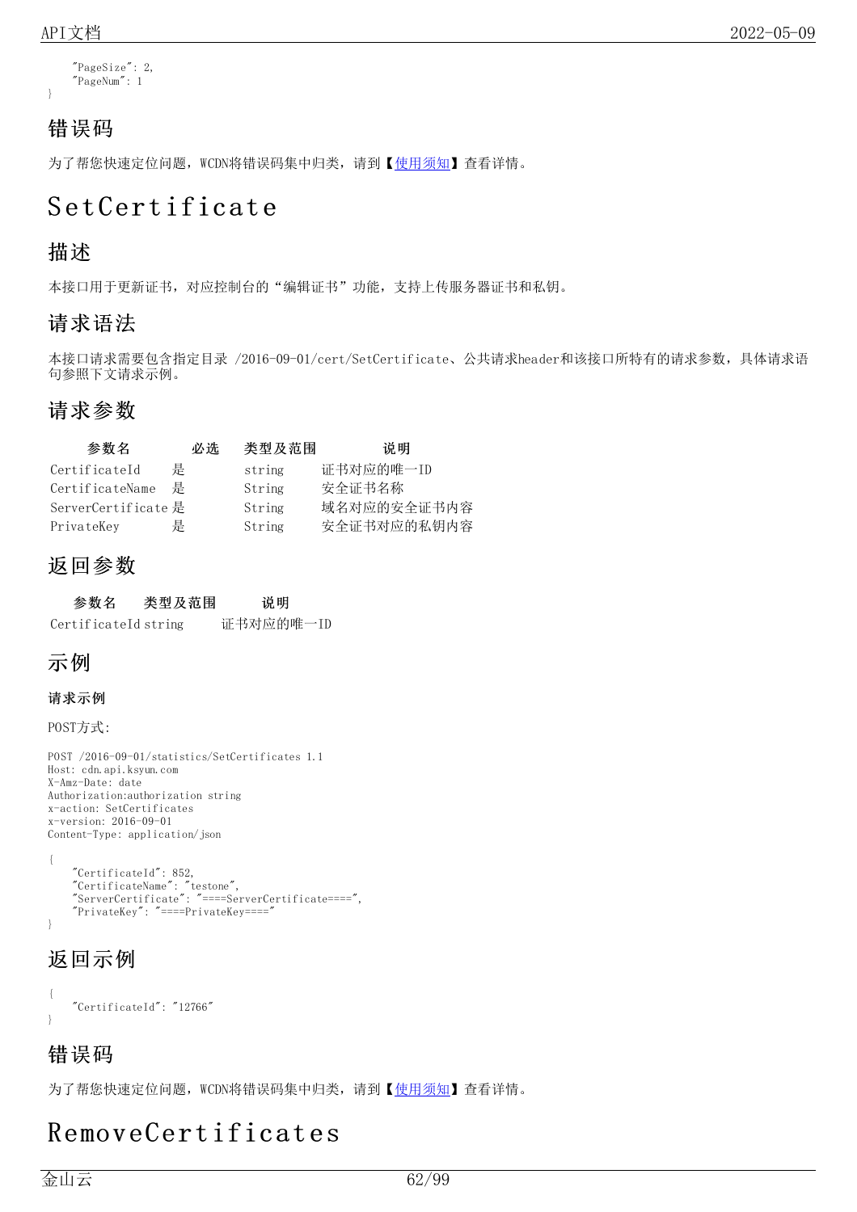```
    "PageSize": 2,
    "PageNum": 1
}
```

## 错误码

为了帮您快速定位问题，WCDN将错误码集中归类，请到【使用须知】查看详情。

# SetCertificate

## 描述

本接口用于更新证书，对应控制台的“编辑证书”功能，支持上传服务器证书和私钥。

## 请求语法

本接口请求需要包含指定目录 /2016-09-01/cert/SetCertificate、公共请求header和该接口所特有的请求参数，具体请求语句参照下文请求示例。

## 请求参数

| 参数名 | 必选 | 类型及范围 | 说明 |
| --- | --- | --- | --- |
| CertificateId | 是 | string | 证书对应的唯一ID |
| CertificateName | 是 | String | 安全证书名称 |
| ServerCertificate | 是 | String | 域名对应的安全证书内容 |
| PrivateKey | 是 | String | 安全证书对应的私钥内容 |

## 返回参数

| 参数名 | 类型及范围 | 说明 |
| --- | --- | --- |
| CertificateId | string | 证书对应的唯一ID |

## 示例

### 请求示例

POST方式:

```
POST /2016-09-01/statistics/SetCertificates 1.1
Host: cdn.api.ksyun.com
X-Amz-Date: date
Authorization:authorization string
x-action: SetCertificates
x-version: 2016-09-01
Content-Type: application/json
```

```
{
    "CertificateId": 852,
    "CertificateName": "testone",
    "ServerCertificate": "====ServerCertificate====",
    "PrivateKey": "====PrivateKey===="
}
```

## 返回示例

```
{
    "CertificateId": "12766"
}
```

## 错误码

为了帮您快速定位问题，WCDN将错误码集中归类，请到【使用须知】查看详情。

# RemoveCertificates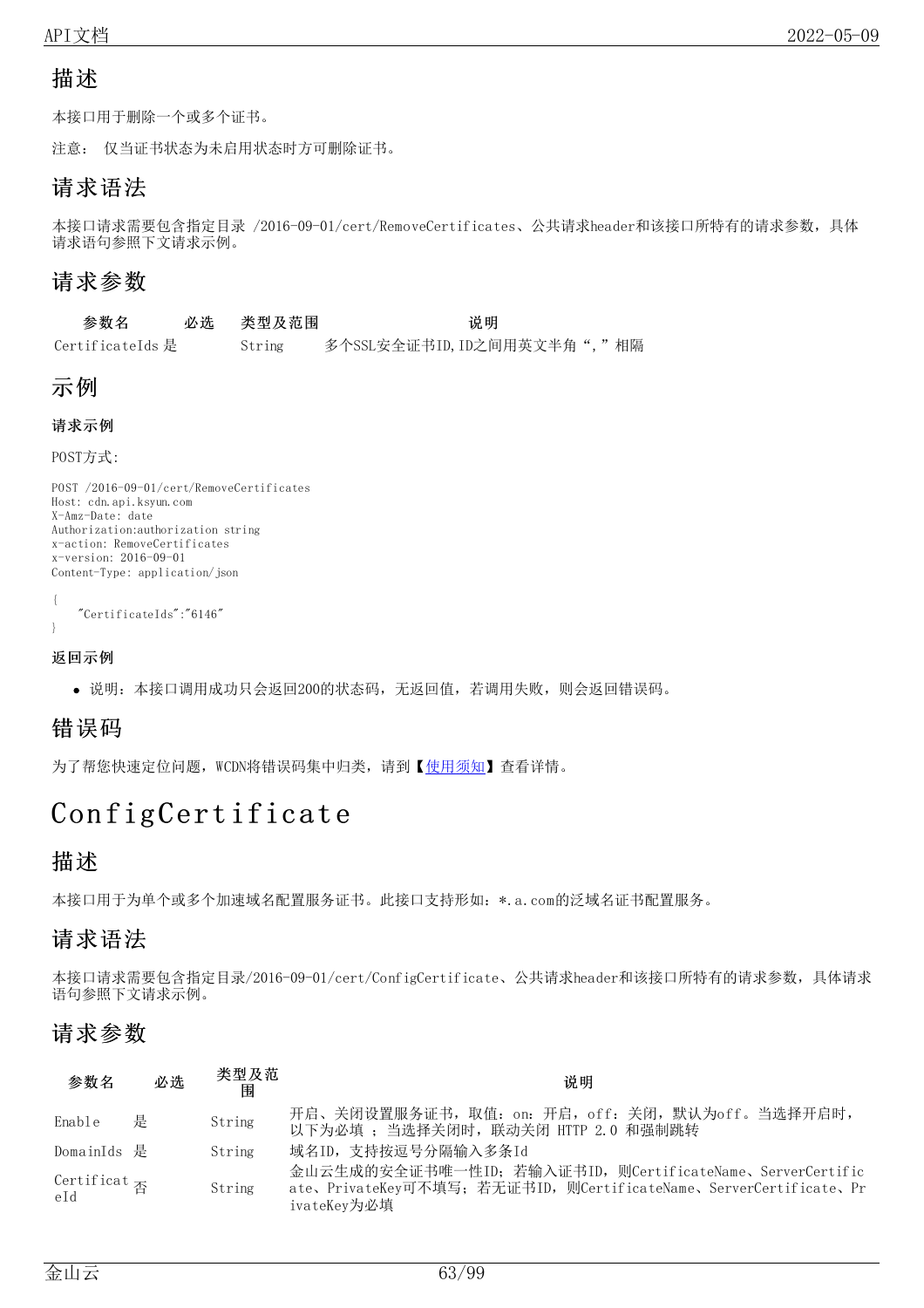## 描述

本接口用于删除一个或多个证书。

注意： 仅当证书状态为未启用状态时方可删除证书。

## 请求语法

本接口请求需要包含指定目录 /2016-09-01/cert/RemoveCertificates、公共请求header和该接口所特有的请求参数，具体请求语句参照下文请求示例。

## 请求参数

| 参数名 | 必选 | 类型及范围 | 说明 |
| --- | --- | --- | --- |
| CertificateIds | 是 | String | 多个SSL安全证书ID,ID之间用英文半角“,”相隔 |

## 示例

### 请求示例

POST方式:

```
POST /2016-09-01/cert/RemoveCertificates
Host: cdn.api.ksyun.com
X-Amz-Date: date
Authorization:authorization string
x-action: RemoveCertificates
x-version: 2016-09-01
Content-Type: application/json

{
    "CertificateIds":"6146"
}
```

### 返回示例

- 说明：本接口调用成功只会返回200的状态码，无返回值，若调用失败，则会返回错误码。

## 错误码

为了帮您快速定位问题，WCDN将错误码集中归类，请到【使用须知】查看详情。

# ConfigCertificate

## 描述

本接口用于为单个或多个加速域名配置服务证书。此接口支持形如：*.a.com的泛域名证书配置服务。

## 请求语法

本接口请求需要包含指定目录/2016-09-01/cert/ConfigCertificate、公共请求header和该接口所特有的请求参数，具体请求语句参照下文请求示例。

## 请求参数

| 参数名 | 必选 | 类型及范围 | 说明 |
| --- | --- | --- | --- |
| Enable | 是 | String | 开启、关闭设置服务证书，取值：on：开启，off：关闭，默认为off。当选择开启时，以下为必填 ；当选择关闭时，联动关闭 HTTP 2.0 和强制跳转 |
| DomainIds | 是 | String | 域名ID，支持按逗号分隔输入多条Id |
| CertificateId | 否 | String | 金山云生成的安全证书唯一性ID；若输入证书ID，则CertificateName、ServerCertificate、PrivateKey可不填写；若无证书ID，则CertificateName、ServerCertificate、PrivateKey为必填 |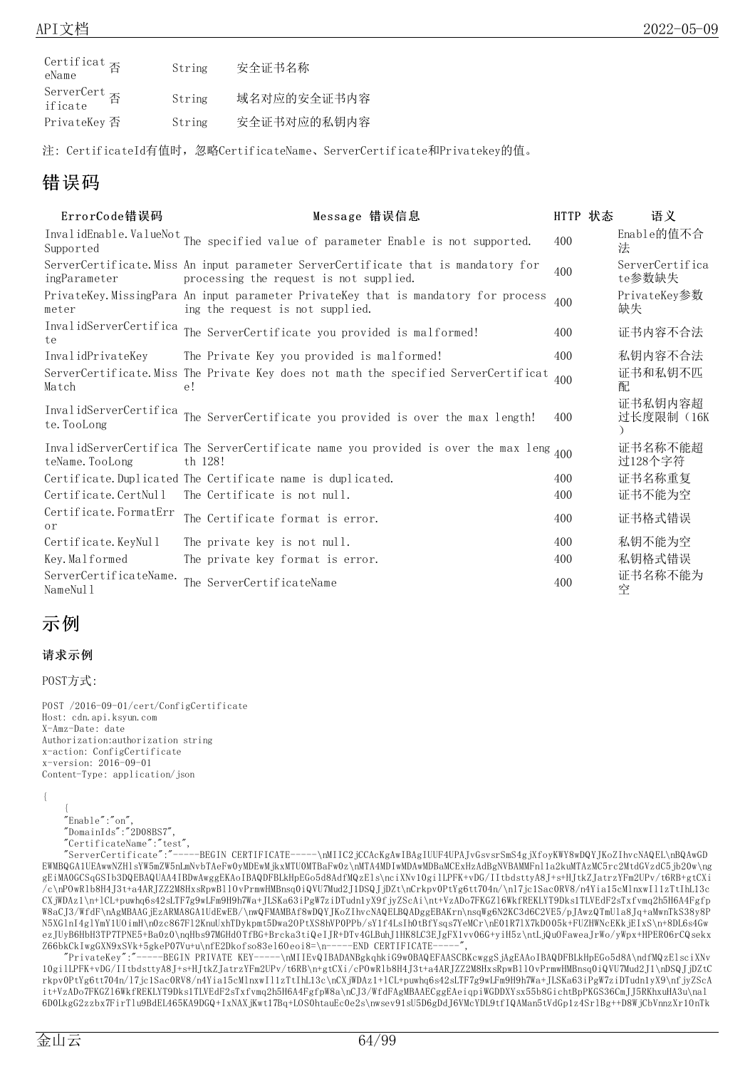| | | | |
|---|---|---|---|
| CertificateName | 否 | String | 安全证书名称 |
| ServerCertificate | 否 | String | 域名对应的安全证书内容 |
| PrivateKey | 否 | String | 安全证书对应的私钥内容 |

注：CertificateId有值时，忽略CertificateName、ServerCertificate和Privatekey的值。

## 错误码

| ErrorCode错误码 | Message 错误信息 | HTTP 状态 | 语义 |
|---|---|---|---|
| InvalidEnable.ValueNotSupported | The specified value of parameter Enable is not supported. | 400 | Enable的值不合法 |
| ServerCertificate.MissingParameter | An input parameter ServerCertificate that is mandatory for processing the request is not supplied. | 400 | ServerCertificate参数缺失 |
| PrivateKey.MissingParameter | An input parameter PrivateKey that is mandatory for processing the request is not supplied. | 400 | PrivateKey参数缺失 |
| InvalidServerCertificate | The ServerCertificate you provided is malformed! | 400 | 证书内容不合法 |
| InvalidPrivateKey | The Private Key you provided is malformed! | 400 | 私钥内容不合法 |
| ServerCertificate.MissMatch | The Private Key does not math the specified ServerCertificate! | 400 | 证书和私钥不匹配 |
| InvalidServerCertificate.TooLong | The ServerCertificate you provided is over the max length! | 400 | 证书私钥内容超过长度限制（16K） |
| InvalidServerCertificateName.TooLong | The ServerCertificate name you provided is over the max length 128! | 400 | 证书名称不能超过128个字符 |
| Certificate.Duplicated | The Certificate name is duplicated. | 400 | 证书名称重复 |
| Certificate.CertNull | The Certificate is not null. | 400 | 证书不能为空 |
| Certificate.FormatError | The Certificate format is error. | 400 | 证书格式错误 |
| Certificate.KeyNull | The private key is not null. | 400 | 私钥不能为空 |
| Key.Malformed | The private key format is error. | 400 | 私钥格式错误 |
| ServerCertificateName.NameNull | The ServerCertificateName | 400 | 证书名称不能为空 |

## 示例

### 请求示例

POST方式:

```
POST /2016-09-01/cert/ConfigCertificate
Host: cdn.api.ksyun.com
X-Amz-Date: date
Authorization:authorization string
x-action: ConfigCertificate
x-version: 2016-09-01
Content-Type: application/json

{
    {
    "Enable":"on",
    "DomainIds":"2D08BS7",
    "CertificateName":"test",
    "ServerCertificate":"-----BEGIN CERTIFICATE-----\nMIIC2jCCAcKgAwIBAgIUUF4UPAJvGsvsrSmS4gjXfoyKWY8wDQYJKoZIhvcNAQEL\nBQAwGDEWMBQGA1UEAwwNZHlsYW5mZW5nLmNvbTAeFw0yMDEwMjkxMTU0MTBaFw0z\nMTA4MDIwMDAwMDBaMCExHzAdBgNVBAMMFnl1a2kuMTAzMC5rc2MtdGVzdC5jb20w\nggEiMA0GCSqGSIb3DQEBAQUAA4IBDwAwggEKAoIBAQDFBLkHpEGo5d8AdfMQzEls\nciXNv10gilLPFK+vDG/IItbdsttyA8J+s+HJtkZJatrzYFm2UPv/t6RB+gtCXi/c\nPOwRlb8H4J3t+a4ARJZZ2M8HxsRpwBl10vPrmwHMBnsq0iQVU7Mud2J1DSQJjDZt\nCrkpv0PtYg6tt704n/\nl7jc1SacORV8/n4Yia15cMlnxwIl1zTtIhL13cCXjWDAz1\n+lCL+puwhq6s42sLTF7g9wLFm9H9h7Wa+JLSKa63iPgW7ziDTudn1yX9fjyZScAi\nt+VzADo7FKGZ16WkfREKLYT9Dks1TLVEdF2sTxfvmq2h5H6A4FgfpW8aCJ3/WfdF\nAgMBAAGjEzARMA8GA1UdEwEB/\nwQFMAMBAf8wDQYJKoZIhvcNAQELBQADggEBAKrn\nsqWg6N2KC3d6C2VE5/pJAwzQTmUla8Jq+aMwnTkS38y8PW8aCJ3/WfdF\nAgMBAAGjEzARMA8GA1UdEwEB/\nwQFMAMBAf8wDQYJKoZIhvcNAQELBQADggEBAKrn\nsqWg6N2KC3d6C2VE5/pJAwzQTmUla8Jq+aMwnTkS38y8PN5XGlnI4glYmY1U0imH\n0zc867F12KnuUxhTDykpmt5Dwa20PtXS8hVP0PPb/sY1f4LsIh0tBfYsqs7YeMCr\nE01R71X7kD005k+FUZHWNcEKkjEIxS\n+8DL6s4GwezJUyB6HbH3TP7TPNE5+Ba0z0\nqHbs97MGHd0TfBG+Brcka3tiQeIJR+DTv4GLBuhJ1HK8LC3EJgFX1vv06G+yiH5z\ntLjQu0FaweaJrWo/yWpx+HPERO6rCQsekxZ66bkCkIwgGXN9xSVk+5gkeP07Vu+u\nfE2Dkofso83el60eoi8=\n-----END CERTIFICATE-----",
    "PrivateKey":"-----BEGIN PRIVATE KEY-----\nMIIEvQIBADANBgkqhkiG9w0BAQEFAASCBKcwggSjAgEAAoIBAQDFBLkHpEGo5d8A\ndfMQzElsciXNv10gilLPFK+vDG/IItbdsttyA8J+s+HJtkZJatrzYFm2UPv/t6RB\n+gtCXi/cPOwRlb8H4J3t+a4ARJZZ2M8HxsRpwBl10vPrmwHMBnsq0iQVU7Mud2J1\nDSQJjDZtCrkpv0PtYg6tt704n/l7jc1SacORV8/n4Yia15cMlnxwIl1zTtIhL13c\nCXjWDAz1+lCL+puwhq6s42sLTF7g9wLFm9H9h7Wa+JLSKa63iPgW7ziDTudn1yX9\nfjyZScAit+VzADo7FKGZ16WkfREKLYT9Dks1TLVEdF2sTxfvmq2h5H6A4FgfpW8a\nCJ3/WfdFAgMBAAECggEAeiqpiWGDDXYsx55b8GichtBpPKGS36CmJJ5RKhxuHA3u\nal6D0LkgG2zzbx7FirTlu9BdEL465KA9DGQ+IxNAXjKwt17Bq+LOS0htauEc0e2s\nwsev91sU5D6gDdJ6VMcYDL9tfIQAMan5tVdGp1z4SrlBg++D8WjCbVnnzXr10nTk
```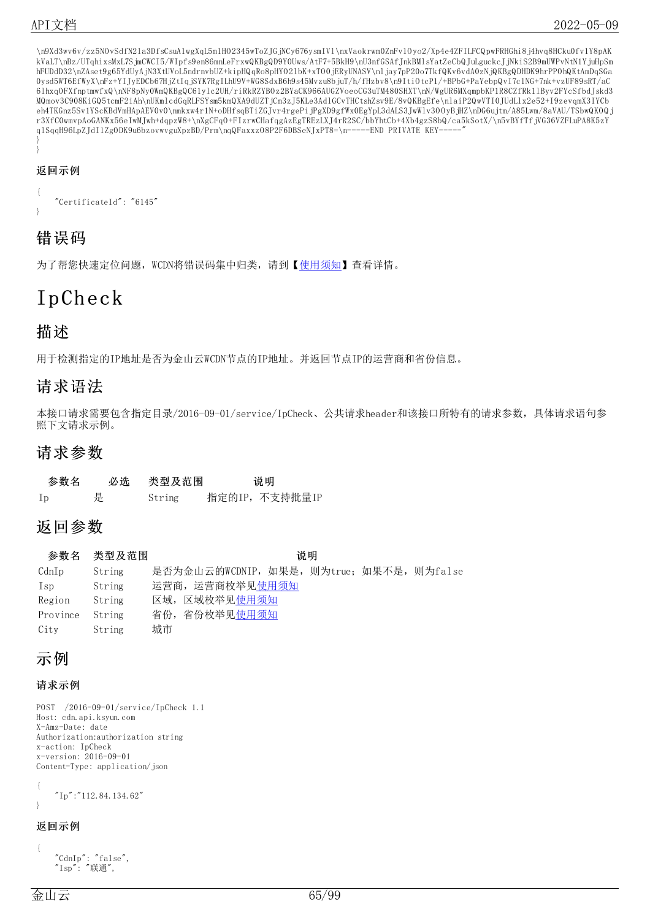```
\n9Xd3wv6v/zz5NOvSdfN2la3DfsCsuA1wgXqL5m1HO2345wToZJGjNCy676ysmIVl\nxVaokrwmOZnFv1Oyo2/Xp4e4ZFILFCQpwFRHGhi8j4hvq8HCkuOfv1Y8pAK
kVaLT\nBz/UTqhixsMxL7SjmCWCI5/WIpfs9en86mnLeFrxwQKBgQD9YOUws/AtF7+5BkH9\nU3nfGSAfJnkBMlsYatZeCbQJuLguckcJjNkiS2B9mUWPvNtN1YjuHpSm
hFUDdD32\nZAset9g65YdUyAjN3XtUVoL5ndrnvbUZ+kipHQqRo8pHYO21bK+xTOOjERyUNASV\nljay7pP20o7TkfQKv6vdA0zNjQKBgQDHDK9hrPPOhQKtAmDqSGa
Oysd5WT6EfWyX\nFz+YIJyEDCb67HjZtIqjSYK7RgILhU9V+WG8SdxB6h9s45Mvzu8bjuT/h/fHzbv8\n9ItiOtcP1/+BPbG+PaYebpQvI7c1NG+7nk+vzUF89sRT/aC
61hxqOFXfnptmwfxQ\nNF8pNyOWmQKBgQC61ylc2UH/riRkRZYBOz2BYaCK966AUGZVoeoCG3uTM480SHXT\nN/WgUR6MXqmpbKP1R8CZfRk1lByv2FYcSfbdJskd3
MQmov3C908KiGQ5tcmF2iAh\nUKmlcdGqRLFSYsm5kmQXA9dUZTjCm3zJ5KLe3Ad1GCvTHCtshZsv9E/8vQKBgEfe\nlaiP2QwVTIOJUdLlx2e52+I9zevqmX3IYCb
eh4TKGnz5Sv1YScKBdVmHApAEVOvO\nmkxw4r1N+oDHfsqBTiZGJvr4rgePijPgXD9gfWxOEgYpL3dALS3JwWlv30OyBjHZ\nDG6ujtm/A85Lwm/8aVAU/TSbwQKOQj
r3XfCOwmvpAoGANKx56eIwMJwh+dqpzW8+\nXgCFqO+FIzrwCHafqgAzEgTREzLXJ4rR2SC/bbYhtCb+4Xb4gzS8bQ/ca5kSotX/\n5vBYfTfjVG36VZFLuPA8K5zY
qlSqqH96LpZJdI1ZgODK9u6bzovwvguXpzBD/Prm\nqQFaxxz08P2F6DBSeNJxPT8=\n-----END PRIVATE KEY-----"
}
}
```

### 返回示例

```
{
    "CertificateId": "6145"
}
```

## 错误码

为了帮您快速定位问题，WCDN将错误码集中归类，请到【使用须知】查看详情。

# IpCheck

## 描述

用于检测指定的IP地址是否为金山云WCDN节点的IP地址。并返回节点IP的运营商和省份信息。

## 请求语法

本接口请求需要包含指定目录/2016-09-01/service/IpCheck、公共请求header和该接口所特有的请求参数，具体请求语句参照下文请求示例。

## 请求参数

| 参数名 | 必选 | 类型及范围 | 说明 |
|---|---|---|---|
| Ip | 是 | String | 指定的IP，不支持批量IP |

## 返回参数

| 参数名 | 类型及范围 | 说明 |
|---|---|---|
| CdnIp | String | 是否为金山云的WCDNIP，如果是，则为true；如果不是，则为false |
| Isp | String | 运营商，运营商枚举见使用须知 |
| Region | String | 区域，区域枚举见使用须知 |
| Province | String | 省份，省份枚举见使用须知 |
| City | String | 城市 |

## 示例

### 请求示例

```
POST  /2016-09-01/service/IpCheck 1.1
Host: cdn.api.ksyun.com
X-Amz-Date: date
Authorization:authorization string
x-action: IpCheck
x-version: 2016-09-01
Content-Type: application/json

{
    "Ip":"112.84.134.62"
}
```

### 返回示例

```
{
    "CdnIp": "false",
    "Isp": "联通",
```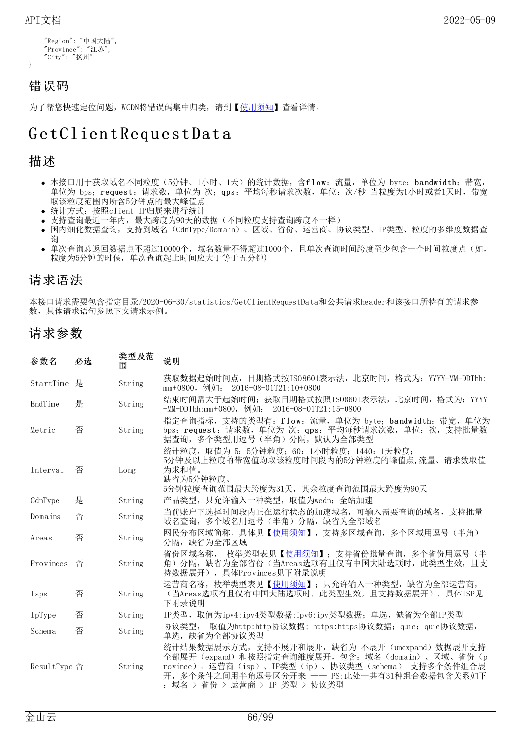```
    "Region": "中国大陆",
    "Province": "江苏",
    "City": "扬州"
}
```

## 错误码

为了帮您快速定位问题，WCDN将错误码集中归类，请到【使用须知】查看详情。

# GetClientRequestData

## 描述

- 本接口用于获取域名不同粒度（5分钟、1小时、1天）的统计数据，含**flow**：流量，单位为 byte；**bandwidth**：带宽，单位为 bps；**request**：请求数，单位为 次；**qps**：平均每秒请求次数，单位：次/秒 当粒度为1小时或者1天时，带宽取该粒度范围内所含5分钟点的最大峰值点
- 统计方式：按照client IP归属来进行统计
- 支持查询最近一年内，最大跨度为90天的数据（不同粒度支持查询跨度不一样）
- 国内细化数据查询，支持到域名（CdnType/Domain）、区域、省份、运营商、协议类型、IP类型、粒度的多维度数据查询
- 单次查询总返回数据点不超过10000个，域名数量不得超过1000个，且单次查询时间跨度至少包含一个时间粒度点（如，粒度为5分钟的时候，单次查询起止时间应大于等于五分钟）

## 请求语法

本接口请求需要包含指定目录/2020-06-30/statistics/GetClientRequestData和公共请求header和该接口所特有的请求参数，具体请求语句参照下文请求示例。

## 请求参数

| 参数名 | 必选 | 类型及范围 | 说明 |
|---|---|---|---|
| StartTime | 是 | String | 获取数据起始时间点，日期格式按ISO8601表示法，北京时间，格式为：YYYY-MM-DDThh:mm+0800，例如： 2016-08-01T21:10+0800 |
| EndTime | 是 | String | 结束时间需大于起始时间；获取日期格式按照ISO8601表示法，北京时间，格式为：YYYY-MM-DDThh:mm+0800，例如： 2016-08-01T21:15+0800 |
| Metric | 否 | String | 指定查询指标，支持的类型有：**flow**：流量，单位为 byte；**bandwidth**：带宽，单位为bps；**request**：请求数，单位为 次；**qps**：平均每秒请求次数，单位：次，支持批量数据查询，多个类型用逗号（半角）分隔，默认为全部类型 |
| Interval | 否 | Long | 统计粒度，取值为 5：5分钟粒度；60：1小时粒度；1440：1天粒度；<br>5分钟及以上粒度的带宽值均取该粒度时间段内的5分钟粒度的峰值点,流量、请求数取值为求和值。<br>缺省为5分钟粒度。<br>5分钟粒度查询范围最大跨度为31天，其余粒度查询范围最大跨度为90天 |
| CdnType | 是 | String | 产品类型，只允许输入一种类型，取值为wcdn：全站加速 |
| Domains | 否 | String | 当前账户下选择时间段内正在运行状态的加速域名，可输入需要查询的域名，支持批量域名查询，多个域名用逗号（半角）分隔，缺省为全部域名 |
| Areas | 否 | String | 网民分布区域简称，具体见【使用须知】，支持多区域查询，多个区域用逗号（半角）分隔，缺省为全部区域 |
| Provinces | 否 | String | 省份区域名称， 枚举类型表见【使用须知】；支持省份批量查询，多个省份用逗号（半角）分隔，缺省为全部省份（当Areas选项有且仅有中国大陆选项时，此类型生效，且支持数据展开），具体Provinces见下附录说明 |
| Isps | 否 | String | 运营商名称，枚举类型表见【使用须知】；只允许输入一种类型，缺省为全部运营商，（当Areas选项有且仅有中国大陆选项时，此类型生效，且支持数据展开），具体ISP见下附录说明 |
| IpType | 否 | String | IP类型，取值为ipv4:ipv4类型数据;ipv6:ipv类型数据；单选，缺省为全部IP类型 |
| Schema | 否 | String | 协议类型， 取值为http:http协议数据；https:https协议数据；quic：quic协议数据，单选，缺省为全部协议类型 |
| ResultType | 否 | String | 统计结果数据展示方式，支持不展开和展开，缺省为 不展开（unexpand）数据展开支持全部展开（expand）和按照指定查询维度展开，包含：域名（domain）、区域、省份（province）、运营商（isp）、IP类型（ip）、协议类型（schema） 支持多个条件组合展开，多个条件之间用半角逗号区分开来 —— PS:此处一共有31种组合数据包含关系如下：域名 > 省份 > 运营商 > IP 类型 > 协议类型 |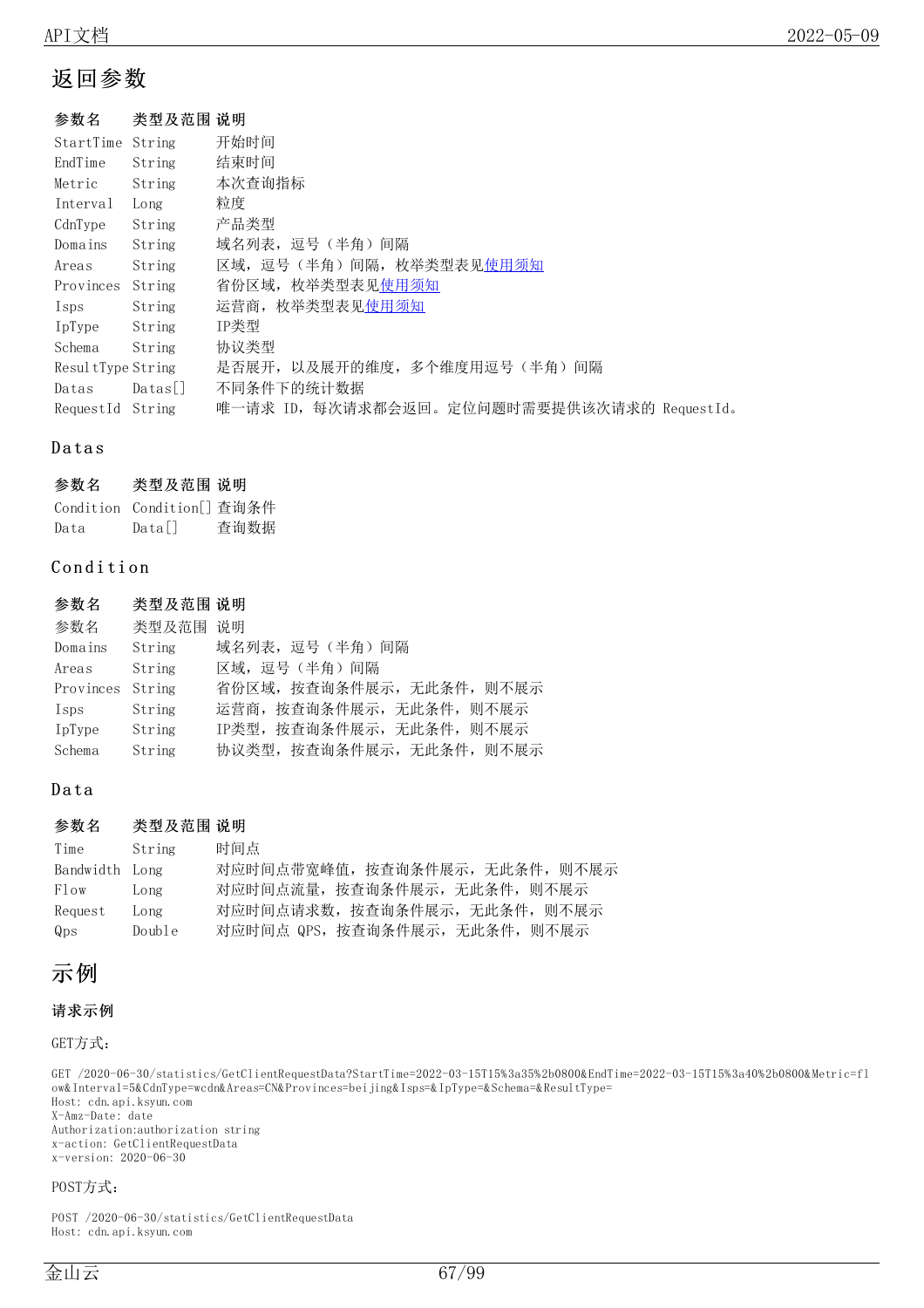## 返回参数

| 参数名 | 类型及范围 | 说明 |
| --- | --- | --- |
| StartTime | String | 开始时间 |
| EndTime | String | 结束时间 |
| Metric | String | 本次查询指标 |
| Interval | Long | 粒度 |
| CdnType | String | 产品类型 |
| Domains | String | 域名列表，逗号（半角）间隔 |
| Areas | String | 区域，逗号（半角）间隔，枚举类型表见使用须知 |
| Provinces | String | 省份区域，枚举类型表见使用须知 |
| Isps | String | 运营商，枚举类型表见使用须知 |
| IpType | String | IP类型 |
| Schema | String | 协议类型 |
| ResultType | String | 是否展开，以及展开的维度，多个维度用逗号（半角）间隔 |
| Datas | Datas[] | 不同条件下的统计数据 |
| RequestId | String | 唯一请求 ID，每次请求都会返回。定位问题时需要提供该次请求的 RequestId。 |

### Datas

| 参数名 | 类型及范围 | 说明 |
| --- | --- | --- |
| Condition | Condition[] | 查询条件 |
| Data | Data[] | 查询数据 |

### Condition

| 参数名 | 类型及范围 | 说明 |
| --- | --- | --- |
| 参数名 | 类型及范围 | 说明 |
| Domains | String | 域名列表，逗号（半角）间隔 |
| Areas | String | 区域，逗号（半角）间隔 |
| Provinces | String | 省份区域，按查询条件展示，无此条件，则不展示 |
| Isps | String | 运营商，按查询条件展示，无此条件，则不展示 |
| IpType | String | IP类型，按查询条件展示，无此条件，则不展示 |
| Schema | String | 协议类型，按查询条件展示，无此条件，则不展示 |

### Data

| 参数名 | 类型及范围 | 说明 |
| --- | --- | --- |
| Time | String | 时间点 |
| Bandwidth | Long | 对应时间点带宽峰值，按查询条件展示，无此条件，则不展示 |
| Flow | Long | 对应时间点流量，按查询条件展示，无此条件，则不展示 |
| Request | Long | 对应时间点请求数，按查询条件展示，无此条件，则不展示 |
| Qps | Double | 对应时间点 QPS，按查询条件展示，无此条件，则不展示 |

## 示例

**请求示例**

GET方式：

```
GET /2020-06-30/statistics/GetClientRequestData?StartTime=2022-03-15T15%3a35%2b0800&EndTime=2022-03-15T15%3a40%2b0800&Metric=flow&Interval=5&CdnType=wcdn&Areas=CN&Provinces=beijing&Isps=&IpType=&Schema=&ResultType=
Host: cdn.api.ksyun.com
X-Amz-Date: date
Authorization:authorization string
x-action: GetClientRequestData
x-version: 2020-06-30
```

POST方式：

```
POST /2020-06-30/statistics/GetClientRequestData
Host: cdn.api.ksyun.com
```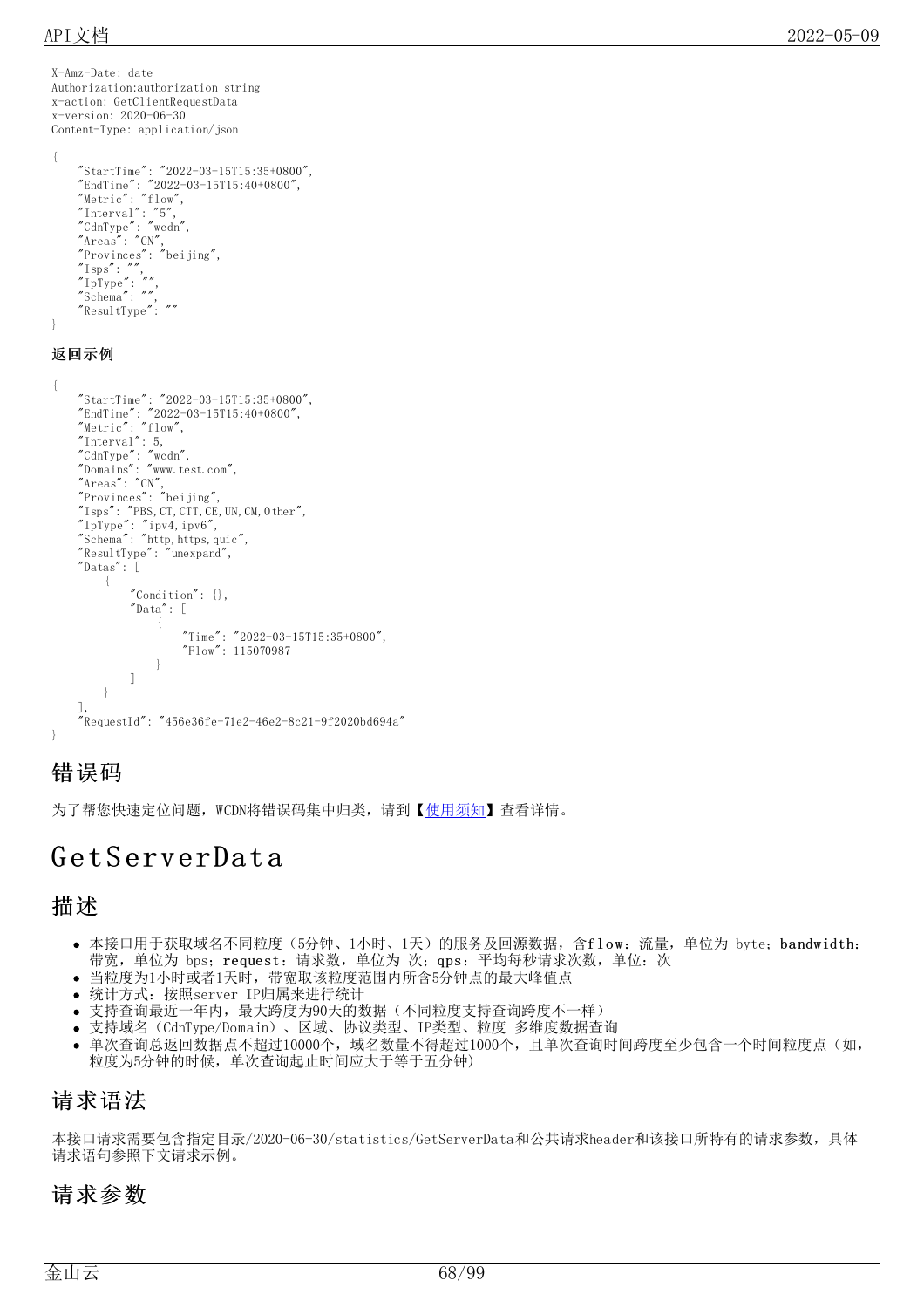```
X-Amz-Date: date
Authorization:authorization string
x-action: GetClientRequestData
x-version: 2020-06-30
Content-Type: application/json

{
    "StartTime": "2022-03-15T15:35+0800",
    "EndTime": "2022-03-15T15:40+0800",
    "Metric": "flow",
    "Interval": "5",
    "CdnType": "wcdn",
    "Areas": "CN",
    "Provinces": "beijing",
    "Isps": "",
    "IpType": "",
    "Schema": "",
    "ResultType": ""
}
```

**返回示例**

```
{
    "StartTime": "2022-03-15T15:35+0800",
    "EndTime": "2022-03-15T15:40+0800",
    "Metric": "flow",
    "Interval": 5,
    "CdnType": "wcdn",
    "Domains": "www.test.com",
    "Areas": "CN",
    "Provinces": "beijing",
    "Isps": "PBS,CT,CTT,CE,UN,CM,Other",
    "IpType": "ipv4,ipv6",
    "Schema": "http,https,quic",
    "ResultType": "unexpand",
    "Datas": [
        {
            "Condition": {},
            "Data": [
                {
                    "Time": "2022-03-15T15:35+0800",
                    "Flow": 115070987
                }
            ]
        }
    ],
    "RequestId": "456e36fe-71e2-46e2-8c21-9f2020bd694a"
}
```

## 错误码

为了帮您快速定位问题，WCDN将错误码集中归类，请到【使用须知】查看详情。

# GetServerData

## 描述

- 本接口用于获取域名不同粒度（5分钟、1小时、1天）的服务及回源数据，含flow：流量，单位为 byte；bandwidth：带宽，单位为 bps；request：请求数，单位为 次；qps：平均每秒请求次数，单位：次
- 当粒度为1小时或者1天时，带宽取该粒度范围内所含5分钟点的最大峰值点
- 统计方式：按照server IP归属来进行统计
- 支持查询最近一年内，最大跨度为90天的数据（不同粒度支持查询跨度不一样）
- 支持域名（CdnType/Domain）、区域、协议类型、IP类型、粒度 多维度数据查询
- 单次查询总返回数据点不超过10000个，域名数量不得超过1000个，且单次查询时间跨度至少包含一个时间粒度点（如，粒度为5分钟的时候，单次查询起止时间应大于等于五分钟）

## 请求语法

本接口请求需要包含指定目录/2020-06-30/statistics/GetServerData和公共请求header和该接口所特有的请求参数，具体请求语句参照下文请求示例。

## 请求参数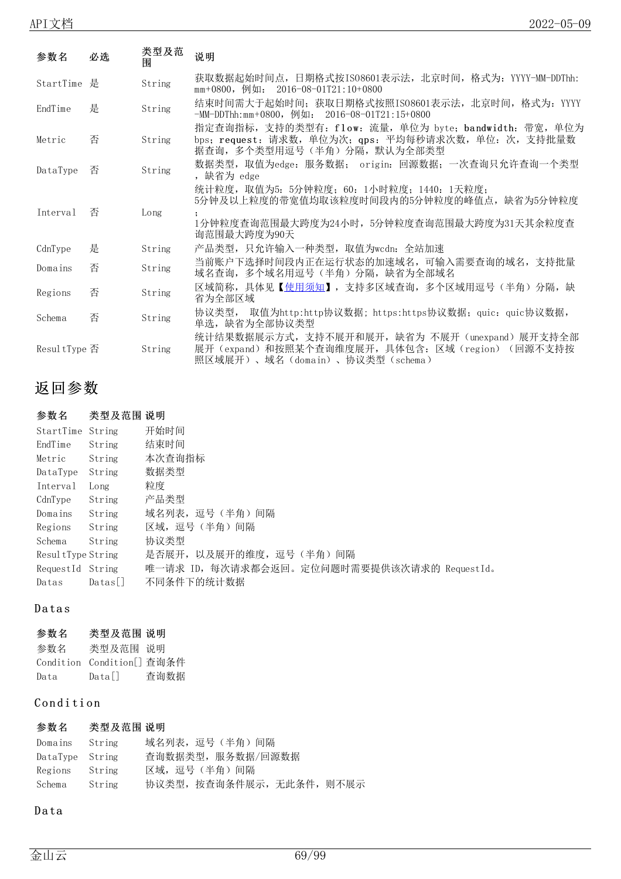| 参数名 | 必选 | 类型及范围 | 说明 |
| --- | --- | --- | --- |
| StartTime | 是 | String | 获取数据起始时间点，日期格式按ISO8601表示法，北京时间，格式为：YYYY-MM-DDThh:mm+0800，例如： 2016-08-01T21:10+0800 |
| EndTime | 是 | String | 结束时间需大于起始时间；获取日期格式按照ISO8601表示法，北京时间，格式为：YYYY-MM-DDThh:mm+0800，例如： 2016-08-01T21:15+0800 |
| Metric | 否 | String | 指定查询指标，支持的类型有：**flow**：流量，单位为 byte；**bandwidth**：带宽，单位为 bps；**request**：请求数，单位为次；**qps**：平均每秒请求次数，单位：次，支持批量数据查询，多个类型用逗号（半角）分隔，默认为全部类型 |
| DataType | 否 | String | 数据类型，取值为edge：服务数据； origin：回源数据；一次查询只允许查询一个类型，缺省为 edge |
| Interval | 否 | Long | 统计粒度，取值为5：5分钟粒度；60：1小时粒度；1440：1天粒度；<br>5分钟及以上粒度的带宽值均取该粒度时间段内的5分钟粒度的峰值点，缺省为5分钟粒度；<br>1分钟粒度查询范围最大跨度为24小时，5分钟粒度查询范围最大跨度为31天其余粒度查询范围最大跨度为90天 |
| CdnType | 是 | String | 产品类型，只允许输入一种类型，取值为wcdn：全站加速 |
| Domains | 否 | String | 当前账户下选择时间段内正在运行状态的加速域名，可输入需要查询的域名，支持批量域名查询，多个域名用逗号（半角）分隔，缺省为全部域名 |
| Regions | 否 | String | 区域简称，具体见【使用须知】，支持多区域查询，多个区域用逗号（半角）分隔，缺省为全部区域 |
| Schema | 否 | String | 协议类型， 取值为http:http协议数据; https:https协议数据；quic：quic协议数据，单选，缺省为全部协议类型 |
| ResultType | 否 | String | 统计结果数据展示方式，支持不展开和展开，缺省为 不展开（unexpand）展开支持全部展开（expand）和按照某个查询维度展开，具体包含：区域（region）（回源不支持按照区域展开）、域名（domain）、协议类型（schema） |

## 返回参数

| 参数名 | 类型及范围 | 说明 |
| --- | --- | --- |
| StartTime | String | 开始时间 |
| EndTime | String | 结束时间 |
| Metric | String | 本次查询指标 |
| DataType | String | 数据类型 |
| Interval | Long | 粒度 |
| CdnType | String | 产品类型 |
| Domains | String | 域名列表，逗号（半角）间隔 |
| Regions | String | 区域，逗号（半角）间隔 |
| Schema | String | 协议类型 |
| ResultType | String | 是否展开，以及展开的维度，逗号（半角）间隔 |
| RequestId | String | 唯一请求 ID，每次请求都会返回。定位问题时需要提供该次请求的 RequestId。 |
| Datas | Datas[] | 不同条件下的统计数据 |

### Datas

| 参数名 | 类型及范围 | 说明 |
| --- | --- | --- |
| 参数名 | 类型及范围 | 说明 |
| Condition | Condition[] | 查询条件 |
| Data | Data[] | 查询数据 |

### Condition

| 参数名 | 类型及范围 | 说明 |
| --- | --- | --- |
| Domains | String | 域名列表，逗号（半角）间隔 |
| DataType | String | 查询数据类型，服务数据/回源数据 |
| Regions | String | 区域，逗号（半角）间隔 |
| Schema | String | 协议类型，按查询条件展示，无此条件，则不展示 |

### Data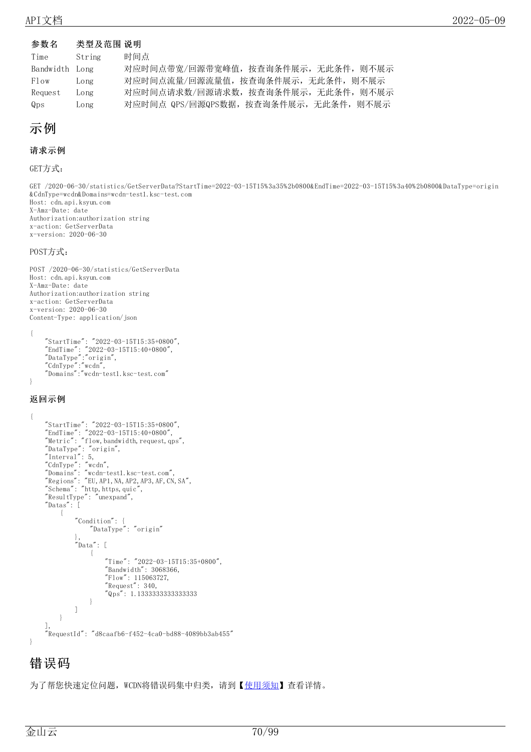| 参数名 | 类型及范围 | 说明 |
| --- | --- | --- |
| Time | String | 时间点 |
| Bandwidth | Long | 对应时间点带宽/回源带宽峰值，按查询条件展示，无此条件，则不展示 |
| Flow | Long | 对应时间点流量/回源流量值，按查询条件展示，无此条件，则不展示 |
| Request | Long | 对应时间点请求数/回源请求数，按查询条件展示，无此条件，则不展示 |
| Qps | Long | 对应时间点 QPS/回源QPS数据，按查询条件展示，无此条件，则不展示 |

# 示例

### 请求示例

GET方式：

```
GET /2020-06-30/statistics/GetServerData?StartTime=2022-03-15T15%3a35%2b0800&EndTime=2022-03-15T15%3a40%2b0800&DataType=origin
&CdnType=wcdn&Domains=wcdn-test1.ksc-test.com
Host: cdn.api.ksyun.com
X-Amz-Date: date
Authorization:authorization string
x-action: GetServerData
x-version: 2020-06-30
```

POST方式：

```
POST /2020-06-30/statistics/GetServerData
Host: cdn.api.ksyun.com
X-Amz-Date: date
Authorization:authorization string
x-action: GetServerData
x-version: 2020-06-30
Content-Type: application/json

{
    "StartTime": "2022-03-15T15:35+0800",
    "EndTime": "2022-03-15T15:40+0800",
    "DataType":"origin",
    "CdnType":"wcdn",
    "Domains":"wcdn-test1.ksc-test.com"
}
```

### 返回示例

```
{
    "StartTime": "2022-03-15T15:35+0800",
    "EndTime": "2022-03-15T15:40+0800",
    "Metric": "flow,bandwidth,request,qps",
    "DataType": "origin",
    "Interval": 5,
    "CdnType": "wcdn",
    "Domains": "wcdn-test1.ksc-test.com",
    "Regions": "EU,AP1,NA,AP2,AP3,AF,CN,SA",
    "Schema": "http,https,quic",
    "ResultType": "unexpand",
    "Datas": [
        {
            "Condition": {
                "DataType": "origin"
            },
            "Data": [
                {
                    "Time": "2022-03-15T15:35+0800",
                    "Bandwidth": 3068366,
                    "Flow": 115063727,
                    "Request": 340,
                    "Qps": 1.1333333333333333
                }
            ]
        }
    ],
    "RequestId": "d8caafb6-f452-4ca0-bd88-4089bb3ab455"
}
```

# 错误码

为了帮您快速定位问题，WCDN将错误码集中归类，请到【使用须知】查看详情。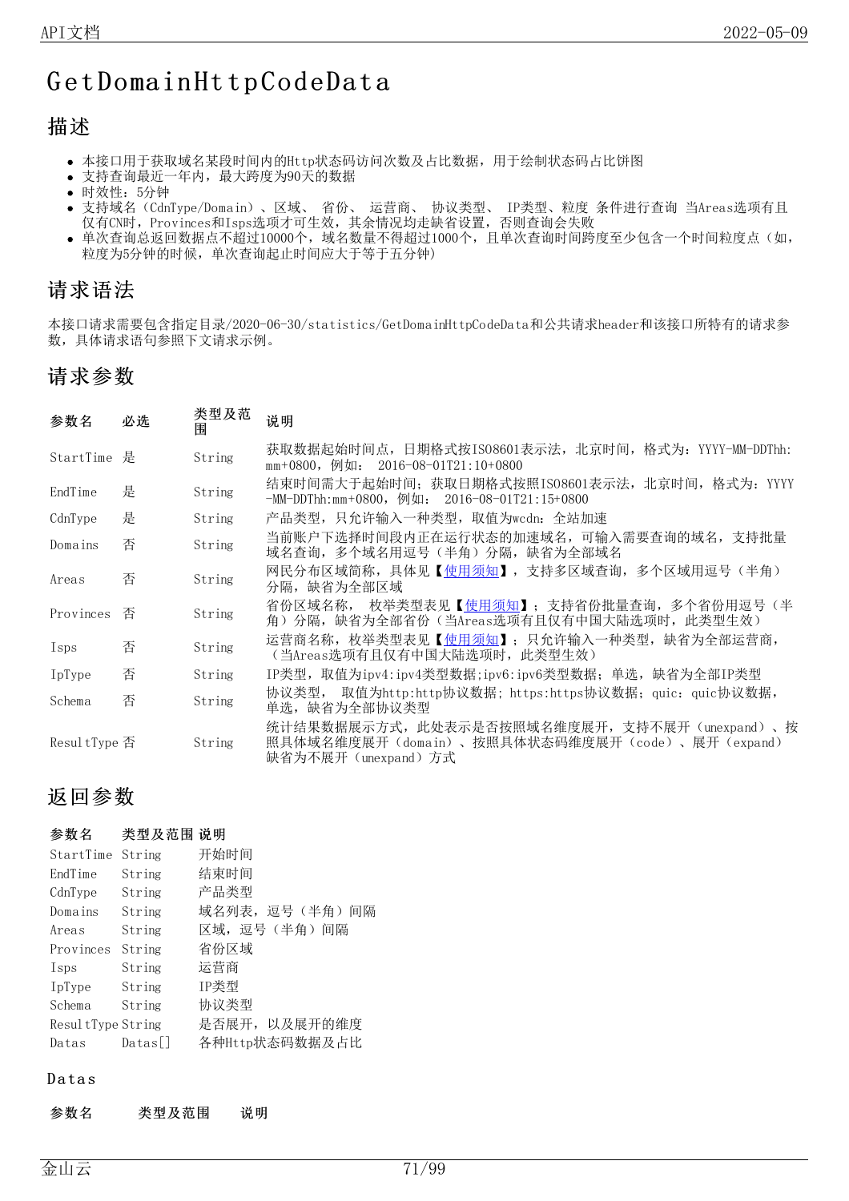# GetDomainHttpCodeData

## 描述

- 本接口用于获取域名某段时间内的Http状态码访问次数及占比数据，用于绘制状态码占比饼图
- 支持查询最近一年内，最大跨度为90天的数据
- 时效性：5分钟
- 支持域名（CdnType/Domain）、区域、 省份、 运营商、 协议类型、 IP类型、粒度 条件进行查询 当Areas选项有且仅有CN时，Provinces和Isps选项才可生效，其余情况均走缺省设置， 否则查询会失败
- 单次查询总返回数据点不超过10000个，域名数量不得超过1000个，且单次查询时间跨度至少包含一个时间粒度点（如，粒度为5分钟的时候，单次查询起止时间应大于等于五分钟）

## 请求语法

本接口请求需要包含指定目录/2020-06-30/statistics/GetDomainHttpCodeData和公共请求header和该接口所特有的请求参数，具体请求语句参照下文请求示例。

## 请求参数

| 参数名 | 必选 | 类型及范围 | 说明 |
|---|---|---|---|
| StartTime | 是 | String | 获取数据起始时间点，日期格式按ISO8601表示法，北京时间，格式为：YYYY-MM-DDThh:mm+0800，例如： 2016-08-01T21:10+0800 |
| EndTime | 是 | String | 结束时间需大于起始时间；获取日期格式按照ISO8601表示法，北京时间，格式为：YYYY-MM-DDThh:mm+0800，例如： 2016-08-01T21:15+0800 |
| CdnType | 是 | String | 产品类型，只允许输入一种类型，取值为wcdn：全站加速 |
| Domains | 否 | String | 当前账户下选择时间段内正在运行状态的加速域名，可输入需要查询的域名，支持批量域名查询，多个域名用逗号（半角）分隔，缺省为全部域名 |
| Areas | 否 | String | 网民分布区域简称，具体见【使用须知】，支持多区域查询，多个区域用逗号（半角）分隔，缺省为全部区域 |
| Provinces | 否 | String | 省份区域名称， 枚举类型表见【使用须知】；支持省份批量查询，多个省份用逗号（半角）分隔，缺省为全部省份（当Areas选项有且仅有中国大陆选项时，此类型生效） |
| Isps | 否 | String | 运营商名称，枚举类型表见【使用须知】；只允许输入一种类型，缺省为全部运营商，（当Areas选项有且仅有中国大陆选项时，此类型生效） |
| IpType | 否 | String | IP类型，取值为ipv4:ipv4类型数据;ipv6:ipv6类型数据；单选，缺省为全部IP类型 |
| Schema | 否 | String | 协议类型， 取值为http:http协议数据；https:https协议数据；quic：quic协议数据，单选，缺省为全部协议类型 |
| ResultType | 否 | String | 统计结果数据展示方式，此处表示是否按照域名维度展开，支持不展开（unexpand）、按照具体域名维度展开（domain）、按照具体状态码维度展开（code）、展开（expand）缺省为不展开（unexpand）方式 |

## 返回参数

| 参数名 | 类型及范围 | 说明 |
|---|---|---|
| StartTime | String | 开始时间 |
| EndTime | String | 结束时间 |
| CdnType | String | 产品类型 |
| Domains | String | 域名列表，逗号（半角）间隔 |
| Areas | String | 区域，逗号（半角）间隔 |
| Provinces | String | 省份区域 |
| Isps | String | 运营商 |
| IpType | String | IP类型 |
| Schema | String | 协议类型 |
| ResultType | String | 是否展开，以及展开的维度 |
| Datas | Datas[] | 各种Http状态码数据及占比 |

### Datas

| 参数名 | 类型及范围 | 说明 |
|---|---|---|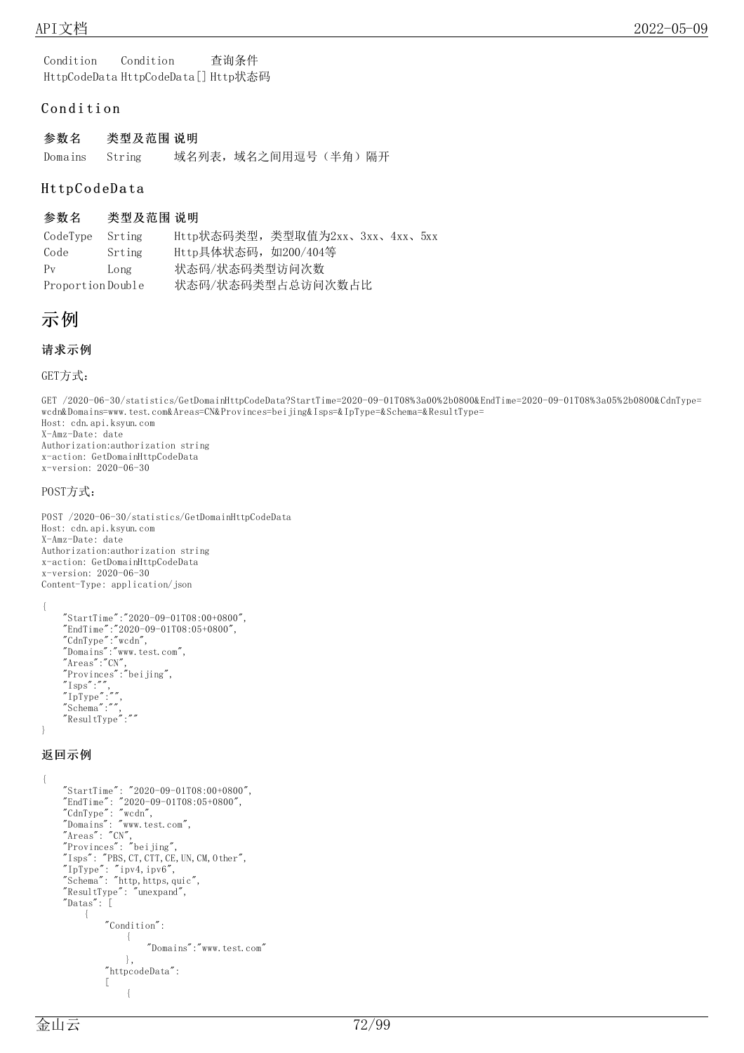| | | |
|---|---|---|
| Condition | Condition | 查询条件 |
| HttpCodeData | HttpCodeData[] | Http状态码 |

### Condition

| 参数名 | 类型及范围 | 说明 |
|---|---|---|
| Domains | String | 域名列表，域名之间用逗号（半角）隔开 |

### HttpCodeData

| 参数名 | 类型及范围 | 说明 |
|---|---|---|
| CodeType | Srting | Http状态码类型，类型取值为2xx、3xx、4xx、5xx |
| Code | Srting | Http具体状态码，如200/404等 |
| Pv | Long | 状态码/状态码类型访问次数 |
| Proportion | Double | 状态码/状态码类型占总访问次数占比 |

# 示例

#### 请求示例

GET方式：

```
GET /2020-06-30/statistics/GetDomainHttpCodeData?StartTime=2020-09-01T08%3a00%2b0800&EndTime=2020-09-01T08%3a05%2b0800&CdnType=wcdn&Domains=www.test.com&Areas=CN&Provinces=beijing&Isps=&IpType=&Schema=&ResultType=
Host: cdn.api.ksyun.com
X-Amz-Date: date
Authorization:authorization string
x-action: GetDomainHttpCodeData
x-version: 2020-06-30
```

POST方式：

```
POST /2020-06-30/statistics/GetDomainHttpCodeData
Host: cdn.api.ksyun.com
X-Amz-Date: date
Authorization:authorization string
x-action: GetDomainHttpCodeData
x-version: 2020-06-30
Content-Type: application/json

{
    "StartTime":"2020-09-01T08:00+0800",
    "EndTime":"2020-09-01T08:05+0800",
    "CdnType":"wcdn",
    "Domains":"www.test.com",
    "Areas":"CN",
    "Provinces":"beijing",
    "Isps":"",
    "IpType":"",
    "Schema":"",
    "ResultType":""
}
```

#### 返回示例

```
{
    "StartTime": "2020-09-01T08:00+0800",
    "EndTime": "2020-09-01T08:05+0800",
    "CdnType": "wcdn",
    "Domains": "www.test.com",
    "Areas": "CN",
    "Provinces": "beijing",
    "Isps": "PBS,CT,CTT,CE,UN,CM,Other",
    "IpType": "ipv4,ipv6",
    "Schema": "http,https,quic",
    "ResultType": "unexpand",
    "Datas": [
        {
            "Condition":
                {
                    "Domains":"www.test.com"
                },
            "httpcodeData":
            [
                {
```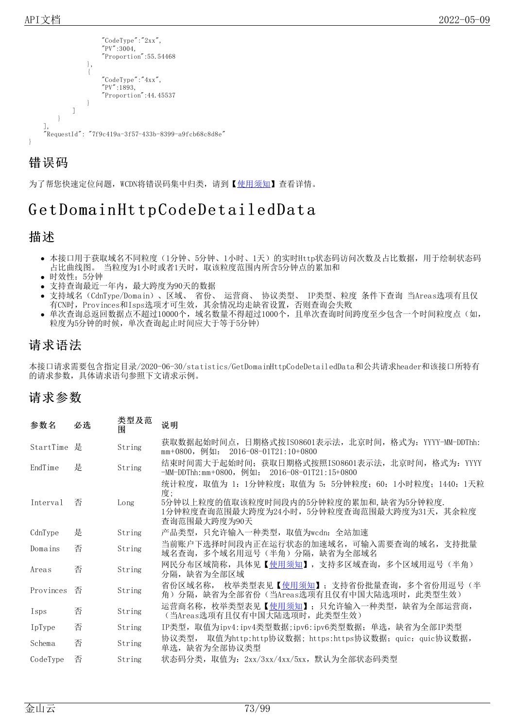```
                "CodeType":"2xx",
                "PV":3004,
                "Proportion":55.54468
            },
            {
                "CodeType":"4xx",
                "PV":1893,
                "Proportion":44.45537
            }
        ]
    }
  ],
  "RequestId": "7f9c419a-3f57-433b-8399-a9fcb68c8d8e"
}
```

## 错误码

为了帮您快速定位问题，WCDN将错误码集中归类，请到【使用须知】查看详情。

# GetDomainHttpCodeDetailedData

## 描述

- 本接口用于获取域名不同粒度（1分钟、5分钟、1小时、1天）的实时Http状态码访问次数及占比数据，用于绘制状态码占比曲线图。 当粒度为1小时或者1天时，取该粒度范围内所含5分钟点的累加和
- 时效性：5分钟
- 支持查询最近一年内，最大跨度为90天的数据
- 支持域名（CdnType/Domain）、区域、 省份、 运营商、 协议类型、 IP类型、粒度 条件下查询 当Areas选项有且仅有CN时，Provinces和Isps选项才可生效，其余情况均走缺省设置，否则查询会失败
- 单次查询总返回数据点不超过10000个，域名数量不得超过1000个，且单次查询时间跨度至少包含一个时间粒度点（如，粒度为5分钟的时候，单次查询起止时间应大于等于5分钟)

## 请求语法

本接口请求需要包含指定目录/2020-06-30/statistics/GetDomainHttpCodeDetailedData和公共请求header和该接口所特有的请求参数，具体请求语句参照下文请求示例。

## 请求参数

| 参数名 | 必选 | 类型及范围 | 说明 |
|---|---|---|---|
| StartTime | 是 | String | 获取数据起始时间点，日期格式按ISO8601表示法，北京时间，格式为：YYYY-MM-DDThh:mm+0800，例如： 2016-08-01T21:10+0800 |
| EndTime | 是 | String | 结束时间需大于起始时间；获取日期格式按照ISO8601表示法，北京时间，格式为：YYYY-MM-DDThh:mm+0800，例如： 2016-08-01T21:15+0800 |
| Interval | 否 | Long | 统计粒度，取值为 1：1分钟粒度；取值为 5：5分钟粒度；60：1小时粒度；1440：1天粒度;<br>5分钟以上粒度的值取该粒度时间段内的5分钟粒度的累加和,缺省为5分钟粒度.<br>1分钟粒度查询范围最大跨度为24小时，5分钟粒度查询范围最大跨度为31天，其余粒度查询范围最大跨度为90天 |
| CdnType | 是 | String | 产品类型，只允许输入一种类型，取值为wcdn：全站加速 |
| Domains | 否 | String | 当前账户下选择时间段内正在运行状态的加速域名，可输入需要查询的域名，支持批量域名查询，多个域名用逗号（半角）分隔，缺省为全部域名 |
| Areas | 否 | String | 网民分布区域简称，具体见【使用须知】，支持多区域查询，多个区域用逗号（半角）分隔，缺省为全部区域 |
| Provinces | 否 | String | 省份区域名称， 枚举类型表见【使用须知】；支持省份批量查询，多个省份用逗号（半角）分隔，缺省为全部省份（当Areas选项有且仅有中国大陆选项时，此类型生效） |
| Isps | 否 | String | 运营商名称，枚举类型表见【使用须知】；只允许输入一种类型，缺省为全部运营商，（当Areas选项有且仅有中国大陆选项时，此类型生效） |
| IpType | 否 | String | IP类型，取值为ipv4:ipv4类型数据;ipv6:ipv6类型数据；单选，缺省为全部IP类型 |
| Schema | 否 | String | 协议类型， 取值为http:http协议数据；https:https协议数据；quic：quic协议数据，单选，缺省为全部协议类型 |
| CodeType | 否 | String | 状态码分类，取值为：2xx/3xx/4xx/5xx，默认为全部状态码类型 |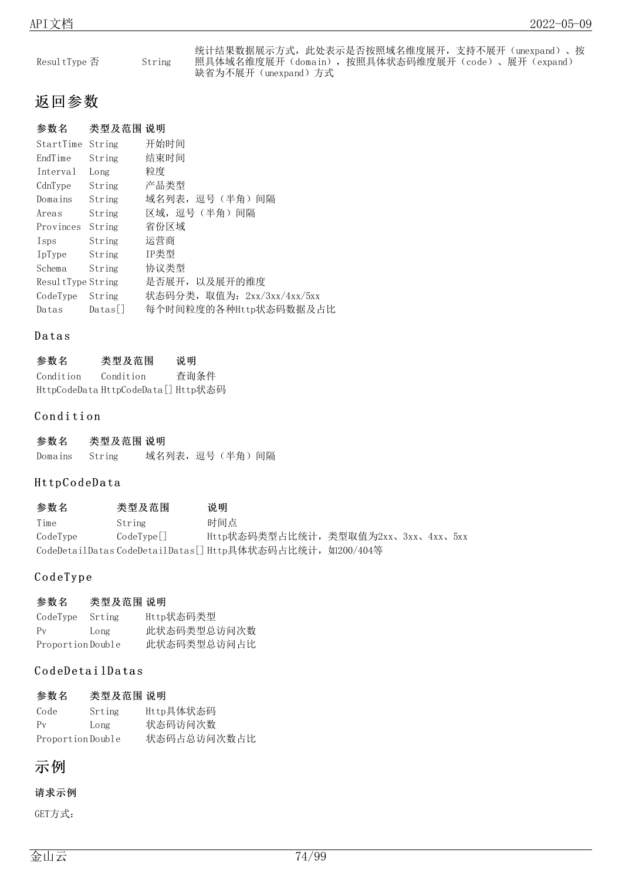| | | | |
|---|---|---|---|
| ResultType | 否 | String | 统计结果数据展示方式，此处表示是否按照域名维度展开，支持不展开（unexpand）、按照具体域名维度展开（domain），按照具体状态码维度展开（code）、展开（expand）缺省为不展开（unexpand）方式 |

## 返回参数

| 参数名 | 类型及范围 | 说明 |
|---|---|---|
| StartTime | String | 开始时间 |
| EndTime | String | 结束时间 |
| Interval | Long | 粒度 |
| CdnType | String | 产品类型 |
| Domains | String | 域名列表，逗号（半角）间隔 |
| Areas | String | 区域，逗号（半角）间隔 |
| Provinces | String | 省份区域 |
| Isps | String | 运营商 |
| IpType | String | IP类型 |
| Schema | String | 协议类型 |
| ResultType | String | 是否展开，以及展开的维度 |
| CodeType | String | 状态码分类，取值为：2xx/3xx/4xx/5xx |
| Datas | Datas[] | 每个时间粒度的各种Http状态码数据及占比 |

### Datas

| 参数名 | 类型及范围 | 说明 |
|---|---|---|
| Condition | Condition | 查询条件 |
| HttpCodeData | HttpCodeData[] | Http状态码 |

### Condition

| 参数名 | 类型及范围 | 说明 |
|---|---|---|
| Domains | String | 域名列表，逗号（半角）间隔 |

### HttpCodeData

| 参数名 | 类型及范围 | 说明 |
|---|---|---|
| Time | String | 时间点 |
| CodeType | CodeType[] | Http状态码类型占比统计，类型取值为2xx、3xx、4xx、5xx |
| CodeDetailDatas | CodeDetailDatas[] | Http具体状态码占比统计，如200/404等 |

### CodeType

| 参数名 | 类型及范围 | 说明 |
|---|---|---|
| CodeType | Srting | Http状态码类型 |
| Pv | Long | 此状态码类型总访问次数 |
| Proportion | Double | 此状态码类型总访问占比 |

### CodeDetailDatas

| 参数名 | 类型及范围 | 说明 |
|---|---|---|
| Code | Srting | Http具体状态码 |
| Pv | Long | 状态码访问次数 |
| Proportion | Double | 状态码占总访问次数占比 |

## 示例

**请求示例**

GET方式：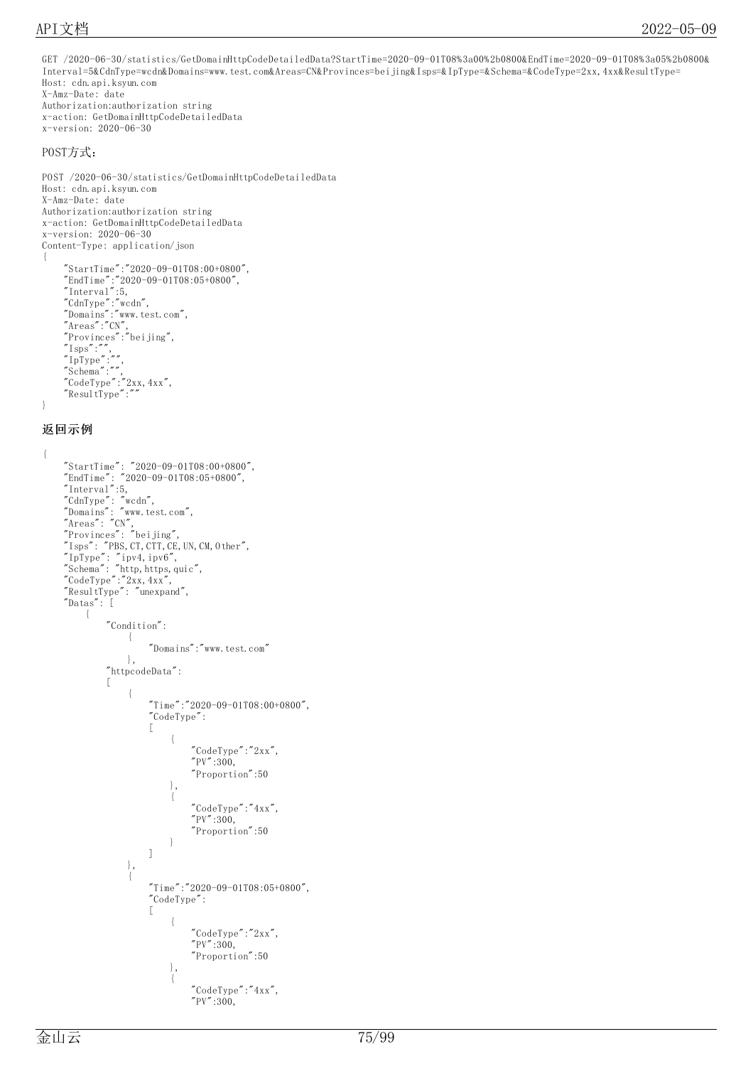```
GET /2020-06-30/statistics/GetDomainHttpCodeDetailedData?StartTime=2020-09-01T08%3a00%2b0800&EndTime=2020-09-01T08%3a05%2b0800&
Interval=5&CdnType=wcdn&Domains=www.test.com&Areas=CN&Provinces=beijing&Isps=&IpType=&Schema=&CodeType=2xx,4xx&ResultType=
Host: cdn.api.ksyun.com
X-Amz-Date: date
Authorization:authorization string
x-action: GetDomainHttpCodeDetailedData
x-version: 2020-06-30
```

POST方式：

```
POST /2020-06-30/statistics/GetDomainHttpCodeDetailedData
Host: cdn.api.ksyun.com
X-Amz-Date: date
Authorization:authorization string
x-action: GetDomainHttpCodeDetailedData
x-version: 2020-06-30
Content-Type: application/json
{
    "StartTime":"2020-09-01T08:00+0800",
    "EndTime":"2020-09-01T08:05+0800",
    "Interval":5,
    "CdnType":"wcdn",
    "Domains":"www.test.com",
    "Areas":"CN",
    "Provinces":"beijing",
    "Isps":"",
    "IpType":"",
    "Schema":"",
    "CodeType":"2xx,4xx",
    "ResultType":""
}
```

### 返回示例

```
{
    "StartTime": "2020-09-01T08:00+0800",
    "EndTime": "2020-09-01T08:05+0800",
    "Interval":5,
    "CdnType": "wcdn",
    "Domains": "www.test.com",
    "Areas": "CN",
    "Provinces": "beijing",
    "Isps": "PBS,CT,CTT,CE,UN,CM,Other",
    "IpType": "ipv4,ipv6",
    "Schema": "http,https,quic",
    "CodeType":"2xx,4xx",
    "ResultType": "unexpand",
    "Datas": [
        {
            "Condition":
                {
                    "Domains":"www.test.com"
                },
            "httpcodeData":
            [
                {
                    "Time":"2020-09-01T08:00+0800",
                    "CodeType":
                    [
                        {
                            "CodeType":"2xx",
                            "PV":300,
                            "Proportion":50
                        },
                        {
                            "CodeType":"4xx",
                            "PV":300,
                            "Proportion":50
                        }
                    ]
                },
                {
                    "Time":"2020-09-01T08:05+0800",
                    "CodeType":
                    [
                        {
                            "CodeType":"2xx",
                            "PV":300,
                            "Proportion":50
                        },
                        {
                            "CodeType":"4xx",
                            "PV":300,
```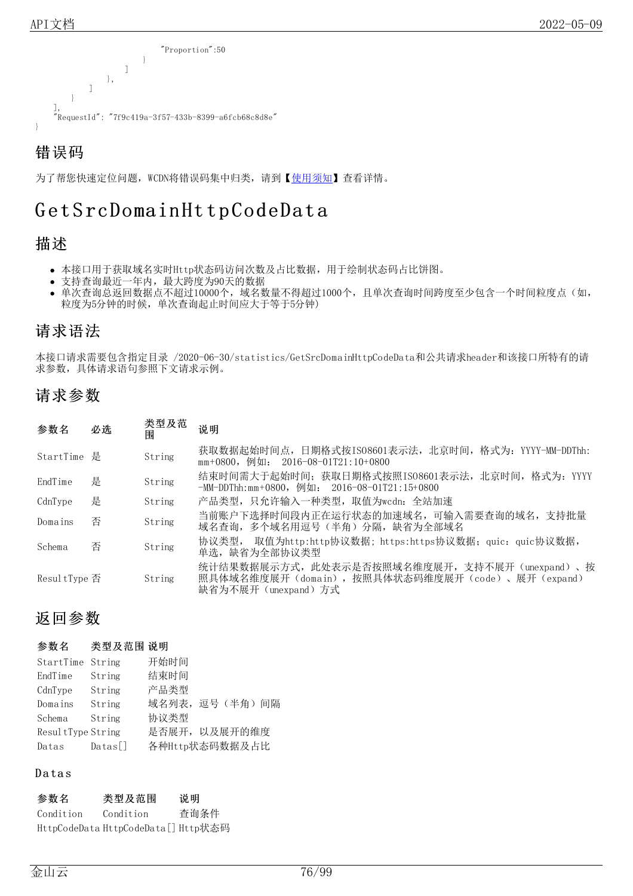```
                        "Proportion":50
                    }
                ]
            },
        ]
    }
],
"RequestId": "7f9c419a-3f57-433b-8399-a6fcb68c8d8e"
}
```

## 错误码

为了帮您快速定位问题，WCDN将错误码集中归类，请到【使用须知】查看详情。

# GetSrcDomainHttpCodeData

## 描述

- 本接口用于获取域名实时Http状态码访问次数及占比数据，用于绘制状态码占比饼图。
- 支持查询最近一年内，最大跨度为90天的数据
- 单次查询总返回数据点不超过10000个，域名数量不得超过1000个，且单次查询时间跨度至少包含一个时间粒度点（如，粒度为5分钟的时候，单次查询起止时间应大于等于5分钟）

## 请求语法

本接口请求需要包含指定目录 /2020-06-30/statistics/GetSrcDomainHttpCodeData和公共请求header和该接口所特有的请求参数，具体请求语句参照下文请求示例。

## 请求参数

| 参数名 | 必选 | 类型及范围 | 说明 |
| --- | --- | --- | --- |
| StartTime | 是 | String | 获取数据起始时间点，日期格式按ISO8601表示法，北京时间，格式为：YYYY-MM-DDThh:mm+0800，例如： 2016-08-01T21:10+0800 |
| EndTime | 是 | String | 结束时间需大于起始时间；获取日期格式按照ISO8601表示法，北京时间，格式为：YYYY-MM-DDThh:mm+0800，例如： 2016-08-01T21:15+0800 |
| CdnType | 是 | String | 产品类型，只允许输入一种类型，取值为wcdn：全站加速 |
| Domains | 否 | String | 当前账户下选择时间段内正在运行状态的加速域名，可输入需要查询的域名，支持批量域名查询，多个域名用逗号（半角）分隔，缺省为全部域名 |
| Schema | 否 | String | 协议类型， 取值为http:http协议数据; https:https协议数据; quic：quic协议数据，单选，缺省为全部协议类型 |
| ResultType | 否 | String | 统计结果数据展示方式，此处表示是否按照域名维度展开，支持不展开（unexpand）、按照具体域名维度展开（domain），按照具体状态码维度展开（code）、展开（expand）缺省为不展开（unexpand）方式 |

## 返回参数

| 参数名 | 类型及范围 | 说明 |
| --- | --- | --- |
| StartTime | String | 开始时间 |
| EndTime | String | 结束时间 |
| CdnType | String | 产品类型 |
| Domains | String | 域名列表，逗号（半角）间隔 |
| Schema | String | 协议类型 |
| ResultType | String | 是否展开，以及展开的维度 |
| Datas | Datas[] | 各种Http状态码数据及占比 |

### Datas

| 参数名 | 类型及范围 | 说明 |
| --- | --- | --- |
| Condition | Condition | 查询条件 |
| HttpCodeData | HttpCodeData[] | Http状态码 |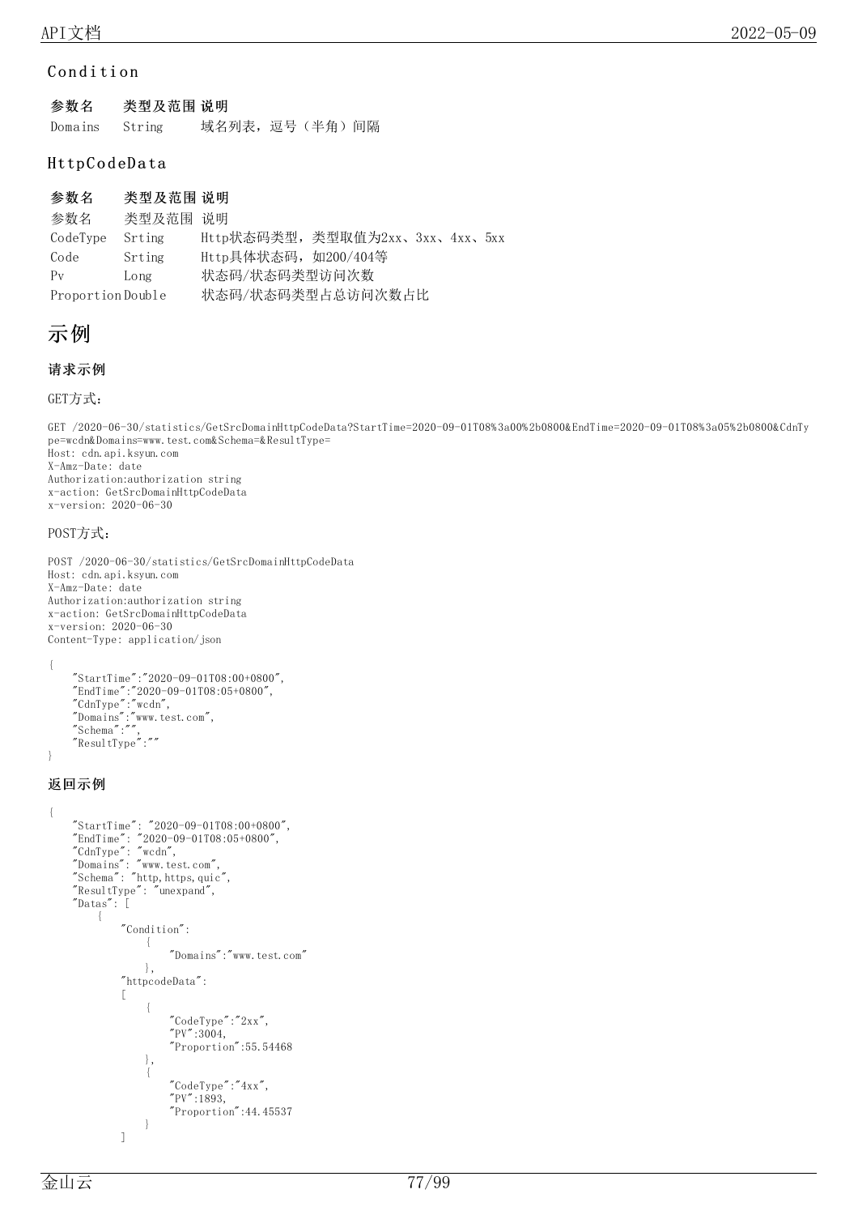### Condition

| 参数名 | 类型及范围 | 说明 |
|---|---|---|
| Domains | String | 域名列表，逗号（半角）间隔 |

### HttpCodeData

| 参数名 | 类型及范围 | 说明 |
|---|---|---|
| 参数名 | 类型及范围 | 说明 |
| CodeType | Srting | Http状态码类型，类型取值为2xx、3xx、4xx、5xx |
| Code | Srting | Http具体状态码，如200/404等 |
| Pv | Long | 状态码/状态码类型访问次数 |
| Proportion | Double | 状态码/状态码类型占总访问次数占比 |

# 示例

#### 请求示例

GET方式：

```
GET /2020-06-30/statistics/GetSrcDomainHttpCodeData?StartTime=2020-09-01T08%3a00%2b0800&EndTime=2020-09-01T08%3a05%2b0800&CdnType=wcdn&Domains=www.test.com&Schema=&ResultType=
Host: cdn.api.ksyun.com
X-Amz-Date: date
Authorization:authorization string
x-action: GetSrcDomainHttpCodeData
x-version: 2020-06-30
```

POST方式：

```
POST /2020-06-30/statistics/GetSrcDomainHttpCodeData
Host: cdn.api.ksyun.com
X-Amz-Date: date
Authorization:authorization string
x-action: GetSrcDomainHttpCodeData
x-version: 2020-06-30
Content-Type: application/json

{
    "StartTime":"2020-09-01T08:00+0800",
    "EndTime":"2020-09-01T08:05+0800",
    "CdnType":"wcdn",
    "Domains":"www.test.com",
    "Schema":"",
    "ResultType":""
}
```

#### 返回示例

```
{
    "StartTime": "2020-09-01T08:00+0800",
    "EndTime": "2020-09-01T08:05+0800",
    "CdnType": "wcdn",
    "Domains": "www.test.com",
    "Schema": "http,https,quic",
    "ResultType": "unexpand",
    "Datas": [
        {
            "Condition":
                {
                    "Domains":"www.test.com"
                },
            "httpcodeData":
            [
                {
                    "CodeType":"2xx",
                    "PV":3004,
                    "Proportion":55.54468
                },
                {
                    "CodeType":"4xx",
                    "PV":1893,
                    "Proportion":44.45537
                }
            ]
```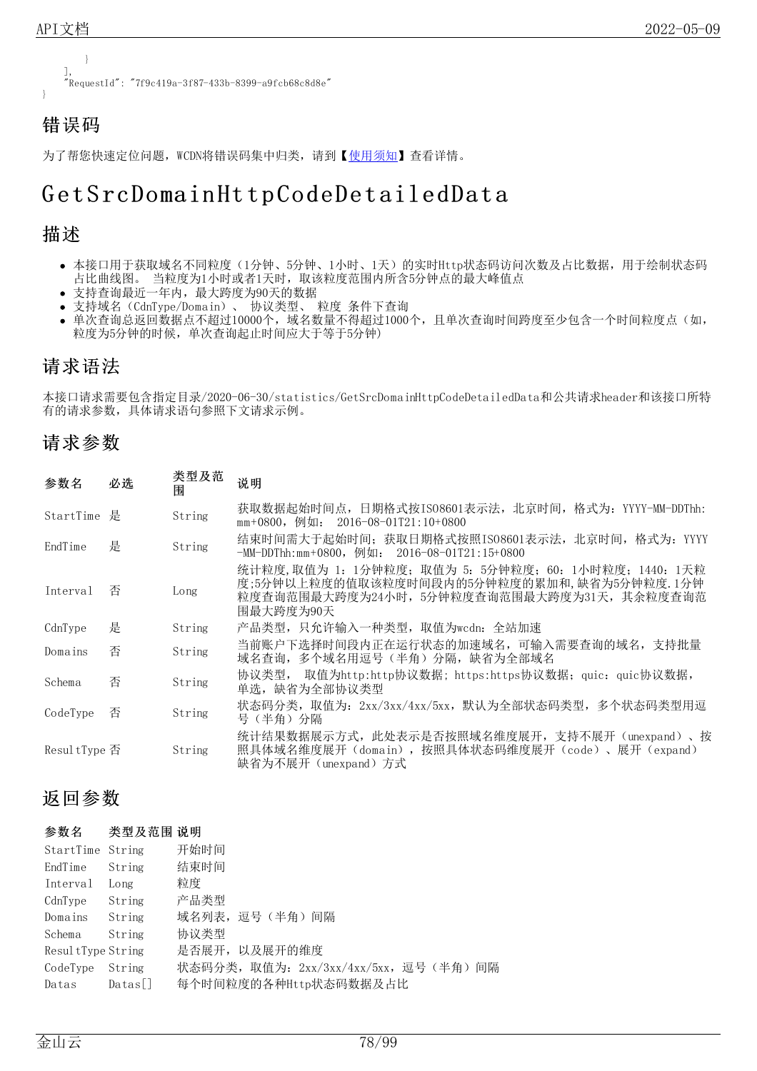```
        }
    ],
    "RequestId": "7f9c419a-3f87-433b-8399-a9fcb68c8d8e"
}
```

## 错误码

为了帮您快速定位问题，WCDN将错误码集中归类，请到【使用须知】查看详情。

# GetSrcDomainHttpCodeDetailedData

## 描述

- 本接口用于获取域名不同粒度（1分钟、5分钟、1小时、1天）的实时Http状态码访问次数及占比数据，用于绘制状态码占比曲线图。 当粒度为1小时或者1天时，取该粒度范围内所含5分钟点的最大峰值点
- 支持查询最近一年内，最大跨度为90天的数据
- 支持域名（CdnType/Domain）、 协议类型、 粒度 条件下查询
- 单次查询总返回数据点不超过10000个，域名数量不得超过1000个，且单次查询时间跨度至少包含一个时间粒度点（如，粒度为5分钟的时候，单次查询起止时间应大于等于5分钟）

## 请求语法

本接口请求需要包含指定目录/2020-06-30/statistics/GetSrcDomainHttpCodeDetailedData和公共请求header和该接口所特有的请求参数，具体请求语句参照下文请求示例。

## 请求参数

| 参数名 | 必选 | 类型及范围 | 说明 |
|---|---|---|---|
| StartTime | 是 | String | 获取数据起始时间点，日期格式按ISO8601表示法，北京时间，格式为：YYYY-MM-DDThh:mm+0800，例如： 2016-08-01T21:10+0800 |
| EndTime | 是 | String | 结束时间需大于起始时间；获取日期格式按照ISO8601表示法，北京时间，格式为：YYYY-MM-DDThh:mm+0800，例如： 2016-08-01T21:15+0800 |
| Interval | 否 | Long | 统计粒度,取值为 1：1分钟粒度；取值为 5：5分钟粒度；60：1小时粒度；1440：1天粒度;5分钟以上粒度的值取该粒度时间段内的5分钟粒度的累加和,缺省为5分钟粒度.1分钟粒度查询范围最大跨度为24小时，5分钟粒度查询范围最大跨度为31天，其余粒度查询范围最大跨度为90天 |
| CdnType | 是 | String | 产品类型，只允许输入一种类型，取值为wcdn：全站加速 |
| Domains | 否 | String | 当前账户下选择时间段内正在运行状态的加速域名，可输入需要查询的域名，支持批量域名查询，多个域名用逗号（半角）分隔，缺省为全部域名 |
| Schema | 否 | String | 协议类型， 取值为http:http协议数据；https:https协议数据；quic：quic协议数据，单选，缺省为全部协议类型 |
| CodeType | 否 | String | 状态码分类，取值为：2xx/3xx/4xx/5xx，默认为全部状态码类型，多个状态码类型用逗号（半角）分隔 |
| ResultType | 否 | String | 统计结果数据展示方式，此处表示是否按照域名维度展开，支持不展开（unexpand）、按照具体域名维度展开（domain），按照具体状态码维度展开（code）、展开（expand）缺省为不展开（unexpand）方式 |

## 返回参数

| 参数名 | 类型及范围 | 说明 |
|---|---|---|
| StartTime | String | 开始时间 |
| EndTime | String | 结束时间 |
| Interval | Long | 粒度 |
| CdnType | String | 产品类型 |
| Domains | String | 域名列表，逗号（半角）间隔 |
| Schema | String | 协议类型 |
| ResultType | String | 是否展开，以及展开的维度 |
| CodeType | String | 状态码分类，取值为：2xx/3xx/4xx/5xx，逗号（半角）间隔 |
| Datas | Datas[] | 每个时间粒度的各种Http状态码数据及占比 |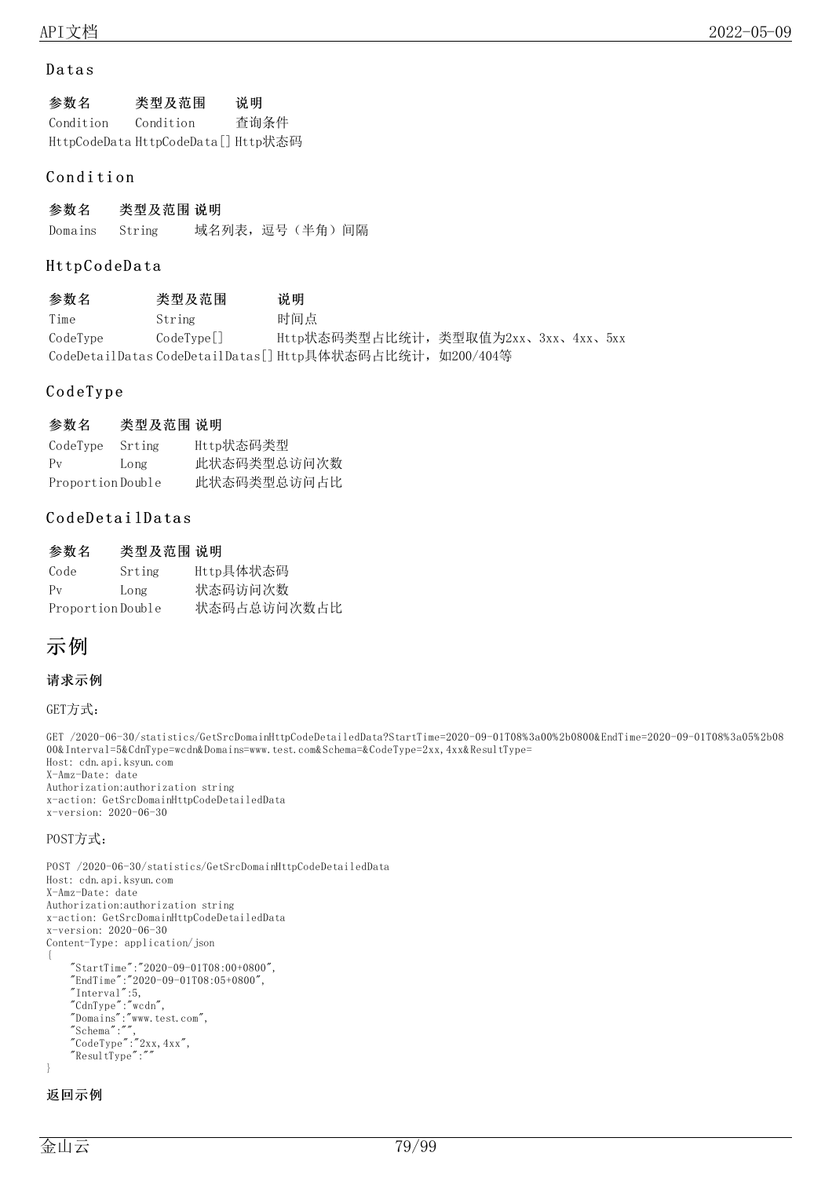### Datas

| 参数名 | 类型及范围 | 说明 |
| --- | --- | --- |
| Condition | Condition | 查询条件 |
| HttpCodeData | HttpCodeData[] | Http状态码 |

### Condition

| 参数名 | 类型及范围 | 说明 |
| --- | --- | --- |
| Domains | String | 域名列表，逗号（半角）间隔 |

### HttpCodeData

| 参数名 | 类型及范围 | 说明 |
| --- | --- | --- |
| Time | String | 时间点 |
| CodeType | CodeType[] | Http状态码类型占比统计，类型取值为2xx、3xx、4xx、5xx |
| CodeDetailDatas | CodeDetailDatas[] | Http具体状态码占比统计，如200/404等 |

### CodeType

| 参数名 | 类型及范围 | 说明 |
| --- | --- | --- |
| CodeType | Srting | Http状态码类型 |
| Pv | Long | 此状态码类型总访问次数 |
| Proportion | Double | 此状态码类型总访问占比 |

### CodeDetailDatas

| 参数名 | 类型及范围 | 说明 |
| --- | --- | --- |
| Code | Srting | Http具体状态码 |
| Pv | Long | 状态码访问次数 |
| Proportion | Double | 状态码占总访问次数占比 |

## 示例

**请求示例**

GET方式：

```
GET /2020-06-30/statistics/GetSrcDomainHttpCodeDetailedData?StartTime=2020-09-01T08%3a00%2b0800&EndTime=2020-09-01T08%3a05%2b0800&Interval=5&CdnType=wcdn&Domains=www.test.com&Schema=&CodeType=2xx,4xx&ResultType=
Host: cdn.api.ksyun.com
X-Amz-Date: date
Authorization:authorization string
x-action: GetSrcDomainHttpCodeDetailedData
x-version: 2020-06-30
```

POST方式：

```
POST /2020-06-30/statistics/GetSrcDomainHttpCodeDetailedData
Host: cdn.api.ksyun.com
X-Amz-Date: date
Authorization:authorization string
x-action: GetSrcDomainHttpCodeDetailedData
x-version: 2020-06-30
Content-Type: application/json
{
    "StartTime":"2020-09-01T08:00+0800",
    "EndTime":"2020-09-01T08:05+0800",
    "Interval":5,
    "CdnType":"wcdn",
    "Domains":"www.test.com",
    "Schema":"",
    "CodeType":"2xx,4xx",
    "ResultType":""
}
```

**返回示例**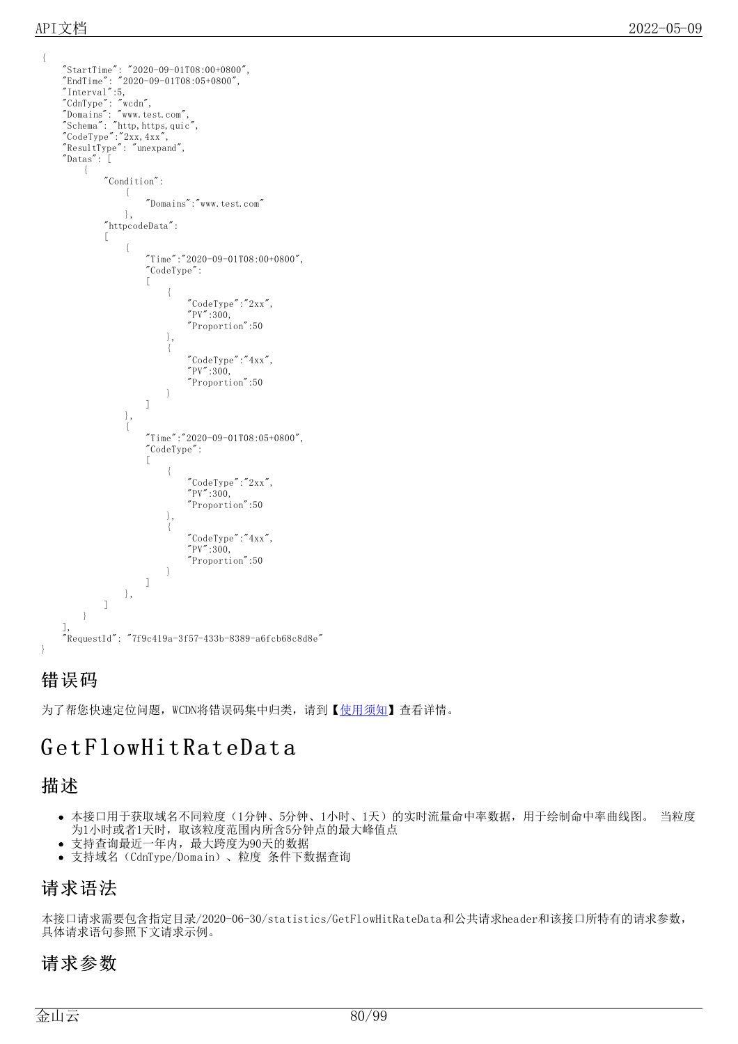```
{
    "StartTime": "2020-09-01T08:00+0800",
    "EndTime": "2020-09-01T08:05+0800",
    "Interval":5,
    "CdnType": "wcdn",
    "Domains": "www.test.com",
    "Schema": "http,https,quic",
    "CodeType":"2xx,4xx",
    "ResultType": "unexpand",
    "Datas": [
        {
            "Condition":
                {
                    "Domains":"www.test.com"
                },
            "httpcodeData":
            [
                {
                    "Time":"2020-09-01T08:00+0800",
                    "CodeType":
                    [
                        {
                            "CodeType":"2xx",
                            "PV":300,
                            "Proportion":50
                        },
                        {
                            "CodeType":"4xx",
                            "PV":300,
                            "Proportion":50
                        }
                    ]
                },
                {
                    "Time":"2020-09-01T08:05+0800",
                    "CodeType":
                    [
                        {
                            "CodeType":"2xx",
                            "PV":300,
                            "Proportion":50
                        },
                        {
                            "CodeType":"4xx",
                            "PV":300,
                            "Proportion":50
                        }
                    ]
                },
            ]
        }
    ],
    "RequestId": "7f9c419a-3f57-433b-8389-a6fcb68c8d8e"
}
```

## 错误码

为了帮您快速定位问题，WCDN将错误码集中归类，请到【使用须知】查看详情。

# GetFlowHitRateData

## 描述

- 本接口用于获取域名不同粒度（1分钟、5分钟、1小时、1天）的实时流量命中率数据，用于绘制命中率曲线图。 当粒度为1小时或者1天时，取该粒度范围内所含5分钟点的最大峰值点
- 支持查询最近一年内，最大跨度为90天的数据
- 支持域名（CdnType/Domain）、粒度 条件下数据查询

## 请求语法

本接口请求需要包含指定目录/2020-06-30/statistics/GetFlowHitRateData和公共请求header和该接口所特有的请求参数，具体请求语句参照下文请求示例。

## 请求参数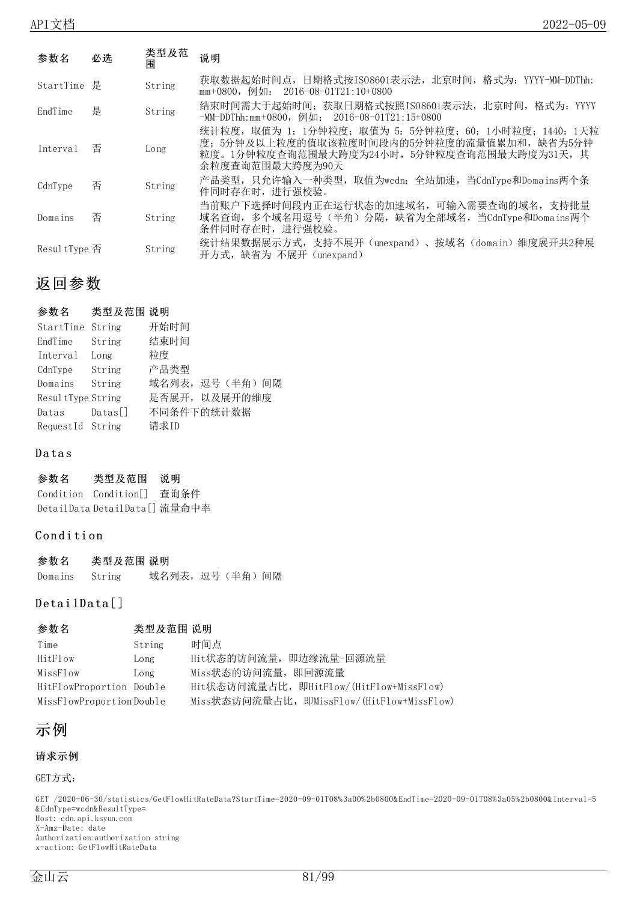| 参数名 | 必选 | 类型及范围 | 说明 |
| --- | --- | --- | --- |
| StartTime | 是 | String | 获取数据起始时间点，日期格式按ISO8601表示法，北京时间，格式为：YYYY-MM-DDThh:mm+0800，例如： 2016-08-01T21:10+0800 |
| EndTime | 是 | String | 结束时间需大于起始时间；获取日期格式按照ISO8601表示法，北京时间，格式为：YYYY-MM-DDThh:mm+0800，例如： 2016-08-01T21:15+0800 |
| Interval | 否 | Long | 统计粒度，取值为 1：1分钟粒度；取值为 5：5分钟粒度；60：1小时粒度；1440：1天粒度；5分钟及以上粒度的值取该粒度时间段内的5分钟粒度的流量值累加和，缺省为5分钟粒度。1分钟粒度查询范围最大跨度为24小时，5分钟粒度查询范围最大跨度为31天，其余粒度查询范围最大跨度为90天 |
| CdnType | 否 | String | 产品类型，只允许输入一种类型，取值为wcdn：全站加速，当CdnType和Domains两个条件同时存在时，进行强校验。 |
| Domains | 否 | String | 当前账户下选择时间段内正在运行状态的加速域名，可输入需要查询的域名，支持批量域名查询，多个域名用逗号（半角）分隔，缺省为全部域名，当CdnType和Domains两个条件同时存在时，进行强校验。 |
| ResultType | 否 | String | 统计结果数据展示方式，支持不展开（unexpand）、按域名（domain）维度展开共2种展开方式，缺省为 不展开（unexpand） |

# 返回参数

| 参数名 | 类型及范围 | 说明 |
| --- | --- | --- |
| StartTime | String | 开始时间 |
| EndTime | String | 结束时间 |
| Interval | Long | 粒度 |
| CdnType | String | 产品类型 |
| Domains | String | 域名列表，逗号（半角）间隔 |
| ResultType | String | 是否展开，以及展开的维度 |
| Datas | Datas[] | 不同条件下的统计数据 |
| RequestId | String | 请求ID |

## Datas

| 参数名 | 类型及范围 | 说明 |
| --- | --- | --- |
| Condition | Condition[] | 查询条件 |
| DetailData | DetailData[] | 流量命中率 |

## Condition

| 参数名 | 类型及范围 | 说明 |
| --- | --- | --- |
| Domains | String | 域名列表，逗号（半角）间隔 |

## DetailData[]

| 参数名 | 类型及范围 | 说明 |
| --- | --- | --- |
| Time | String | 时间点 |
| HitFlow | Long | Hit状态的访问流量，即边缘流量-回源流量 |
| MissFlow | Long | Miss状态的访问流量，即回源流量 |
| HitFlowProportion | Double | Hit状态访问流量占比，即HitFlow/(HitFlow+MissFlow) |
| MissFlowProportion | Double | Miss状态访问流量占比，即MissFlow/(HitFlow+MissFlow) |

# 示例

**请求示例**

GET方式：

```
GET /2020-06-30/statistics/GetFlowHitRateData?StartTime=2020-09-01T08%3a00%2b0800&EndTime=2020-09-01T08%3a05%2b0800&Interval=5
&CdnType=wcdn&ResultType=
Host: cdn.api.ksyun.com
X-Amz-Date: date
Authorization:authorization string
x-action: GetFlowHitRateData
```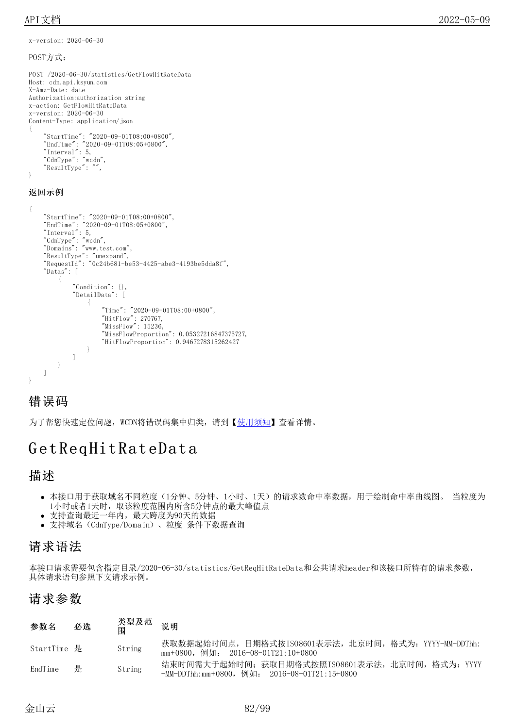```
x-version: 2020-06-30
```

POST方式：

```
POST /2020-06-30/statistics/GetFlowHitRateData
Host: cdn.api.ksyun.com
X-Amz-Date: date
Authorization:authorization string
x-action: GetFlowHitRateData
x-version: 2020-06-30
Content-Type: application/json
{
    "StartTime": "2020-09-01T08:00+0800",
    "EndTime": "2020-09-01T08:05+0800",
    "Interval": 5,
    "CdnType": "wcdn",
    "ResultType": "",
}
```

### 返回示例

```
{
    "StartTime": "2020-09-01T08:00+0800",
    "EndTime": "2020-09-01T08:05+0800",
    "Interval": 5,
    "CdnType": "wcdn",
    "Domains": "www.test.com",
    "ResultType": "unexpand",
    "RequestId": "0c24b681-be53-4425-abe3-4193be5dda8f",
    "Datas": [
        {
            "Condition": {},
            "DetailData": [
                {
                    "Time": "2020-09-01T08:00+0800",
                    "HitFlow": 270767,
                    "MissFlow": 15236,
                    "MissFlowProportion": 0.05327216847375727,
                    "HitFlowProportion": 0.9467278315262427
                }
            ]
        }
    ]
}
```

## 错误码

为了帮您快速定位问题，WCDN将错误码集中归类，请到【使用须知】查看详情。

# GetReqHitRateData

## 描述

- 本接口用于获取域名不同粒度（1分钟、5分钟、1小时、1天）的请求数命中率数据，用于绘制命中率曲线图。 当粒度为1小时或者1天时，取该粒度范围内所含5分钟点的最大峰值点
- 支持查询最近一年内，最大跨度为90天的数据
- 支持域名（CdnType/Domain）、粒度 条件下数据查询

## 请求语法

本接口请求需要包含指定目录/2020-06-30/statistics/GetReqHitRateData和公共请求header和该接口所特有的请求参数，具体请求语句参照下文请求示例。

## 请求参数

| 参数名 | 必选 | 类型及范围 | 说明 |
| --- | --- | --- | --- |
| StartTime | 是 | String | 获取数据起始时间点，日期格式按ISO8601表示法，北京时间，格式为：YYYY-MM-DDThh:mm+0800，例如： 2016-08-01T21:10+0800 |
| EndTime | 是 | String | 结束时间需大于起始时间；获取日期格式按照ISO8601表示法，北京时间，格式为：YYYY-MM-DDThh:mm+0800，例如： 2016-08-01T21:15+0800 |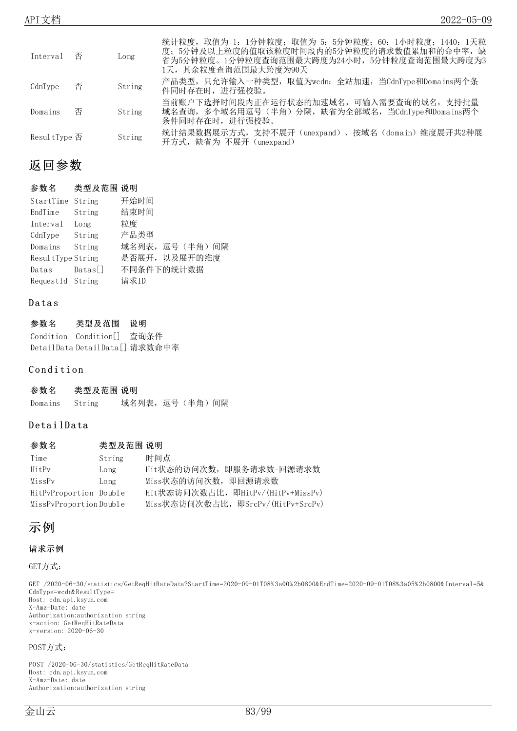| Interval | 否 | Long | 统计粒度，取值为 1：1分钟粒度；取值为 5：5分钟粒度；60：1小时粒度；1440：1天粒度；5分钟及以上粒度的值取该粒度时间段内的5分钟粒度的请求数值累加和的命中率，缺省为5分钟粒度。1分钟粒度查询范围最大跨度为24小时，5分钟粒度查询范围最大跨度为31天，其余粒度查询范围最大跨度为90天 |
|---|---|---|---|
| CdnType | 否 | String | 产品类型，只允许输入一种类型，取值为wcdn：全站加速，当CdnType和Domains两个条件同时存在时，进行强校验。 |
| Domains | 否 | String | 当前账户下选择时间段内正在运行状态的加速域名，可输入需要查询的域名，支持批量域名查询，多个域名用逗号（半角）分隔，缺省为全部域名，当CdnType和Domains两个条件同时存在时，进行强校验。 |
| ResultType | 否 | String | 统计结果数据展示方式，支持不展开（unexpand）、按域名（domain）维度展开共2种展开方式，缺省为 不展开（unexpand） |

## 返回参数

| 参数名 | 类型及范围 | 说明 |
|---|---|---|
| StartTime | String | 开始时间 |
| EndTime | String | 结束时间 |
| Interval | Long | 粒度 |
| CdnType | String | 产品类型 |
| Domains | String | 域名列表，逗号（半角）间隔 |
| ResultType | String | 是否展开，以及展开的维度 |
| Datas | Datas[] | 不同条件下的统计数据 |
| RequestId | String | 请求ID |

### Datas

| 参数名 | 类型及范围 | 说明 |
|---|---|---|
| Condition | Condition[] | 查询条件 |
| DetailData | DetailData[] | 请求数命中率 |

### Condition

| 参数名 | 类型及范围 | 说明 |
|---|---|---|
| Domains | String | 域名列表，逗号（半角）间隔 |

### DetailData

| 参数名 | 类型及范围 | 说明 |
|---|---|---|
| Time | String | 时间点 |
| HitPv | Long | Hit状态的访问次数，即服务请求数-回源请求数 |
| MissPv | Long | Miss状态的访问次数，即回源请求数 |
| HitPvProportion | Double | Hit状态访问次数占比，即HitPv/(HitPv+MissPv) |
| MissPvProportion | Double | Miss状态访问次数占比，即SrcPv/(HitPv+SrcPv) |

## 示例

**请求示例**

GET方式：

```
GET /2020-06-30/statistics/GetReqHitRateData?StartTime=2020-09-01T08%3a00%2b0800&EndTime=2020-09-01T08%3a05%2b0800&Interval=5&
CdnType=wcdn&ResultType=
Host: cdn.api.ksyun.com
X-Amz-Date: date
Authorization:authorization string
x-action: GetReqHitRateData
x-version: 2020-06-30
```

POST方式：

```
POST /2020-06-30/statistics/GetReqHitRateData
Host: cdn.api.ksyun.com
X-Amz-Date: date
Authorization:authorization string
```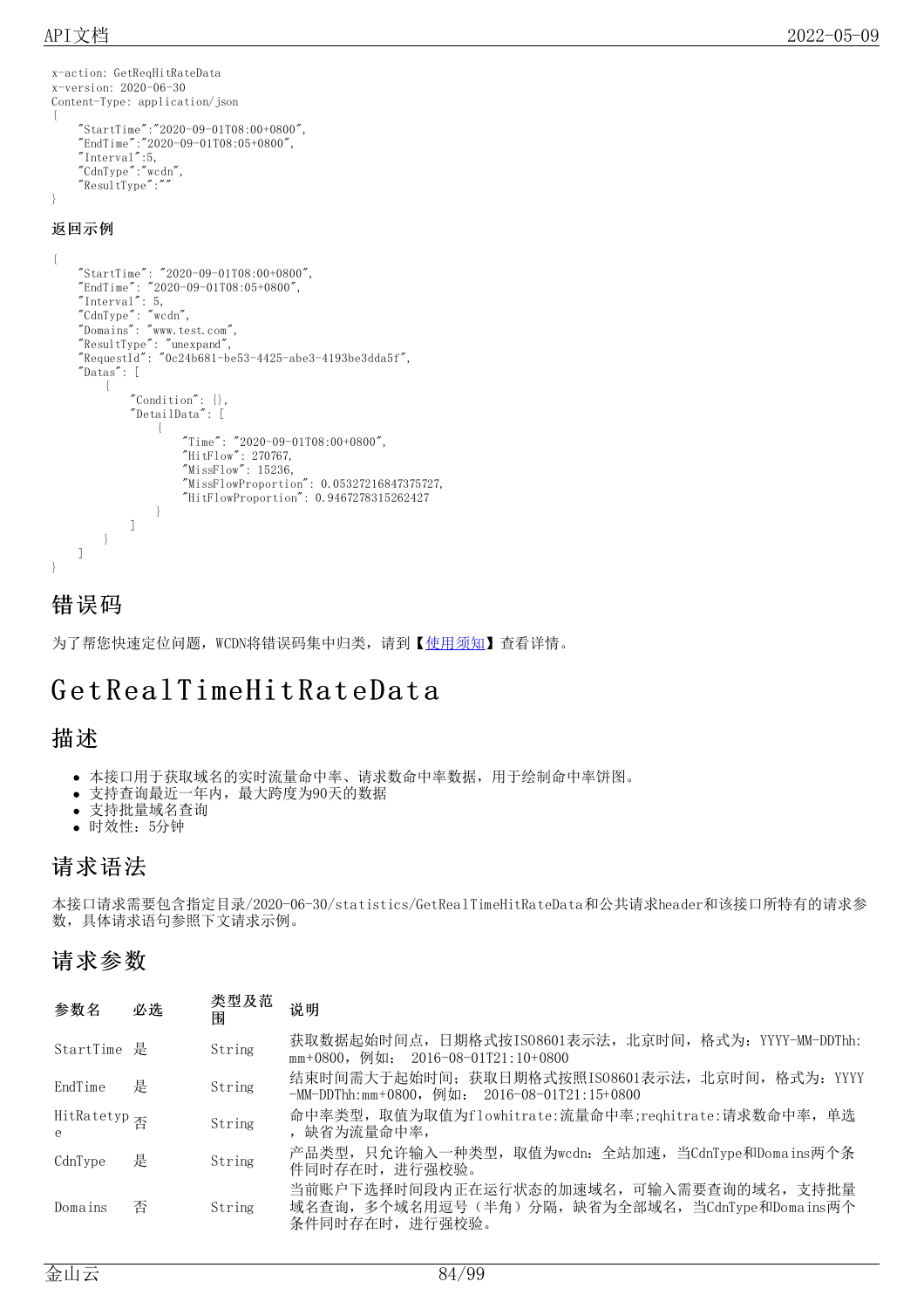```
x-action: GetReqHitRateData
x-version: 2020-06-30
Content-Type: application/json
{
    "StartTime":"2020-09-01T08:00+0800",
    "EndTime":"2020-09-01T08:05+0800",
    "Interval":5,
    "CdnType":"wcdn",
    "ResultType":""
}
```

**返回示例**

```
{
    "StartTime": "2020-09-01T08:00+0800",
    "EndTime": "2020-09-01T08:05+0800",
    "Interval": 5,
    "CdnType": "wcdn",
    "Domains": "www.test.com",
    "ResultType": "unexpand",
    "RequestId": "0c24b681-be53-4425-abe3-4193be3dda5f",
    "Datas": [
        {
            "Condition": {},
            "DetailData": [
                {
                    "Time": "2020-09-01T08:00+0800",
                    "HitFlow": 270767,
                    "MissFlow": 15236,
                    "MissFlowProportion": 0.05327216847375727,
                    "HitFlowProportion": 0.9467278315262427
                }
            ]
        }
    ]
}
```

## 错误码

为了帮您快速定位问题，WCDN将错误码集中归类，请到【使用须知】查看详情。

# GetRealTimeHitRateData

## 描述

- 本接口用于获取域名的实时流量命中率、请求数命中率数据，用于绘制命中率饼图。
- 支持查询最近一年内，最大跨度为90天的数据
- 支持批量域名查询
- 时效性：5分钟

## 请求语法

本接口请求需要包含指定目录/2020-06-30/statistics/GetRealTimeHitRateData和公共请求header和该接口所特有的请求参数，具体请求语句参照下文请求示例。

## 请求参数

| 参数名 | 必选 | 类型及范围 | 说明 |
| --- | --- | --- | --- |
| StartTime | 是 | String | 获取数据起始时间点，日期格式按ISO8601表示法，北京时间，格式为：YYYY-MM-DDThh:mm+0800，例如： 2016-08-01T21:10+0800 |
| EndTime | 是 | String | 结束时间需大于起始时间；获取日期格式按照ISO8601表示法，北京时间，格式为：YYYY-MM-DDThh:mm+0800，例如： 2016-08-01T21:15+0800 |
| HitRatetype | 否 | String | 命中率类型，取值为取值为flowhitrate:流量命中率;reqhitrate:请求数命中率，单选，缺省为流量命中率， |
| CdnType | 是 | String | 产品类型，只允许输入一种类型，取值为wcdn：全站加速，当CdnType和Domains两个条件同时存在时，进行强校验。 |
| Domains | 否 | String | 当前账户下选择时间段内正在运行状态的加速域名，可输入需要查询的域名，支持批量域名查询，多个域名用逗号（半角）分隔，缺省为全部域名，当CdnType和Domains两个条件同时存在时，进行强校验。 |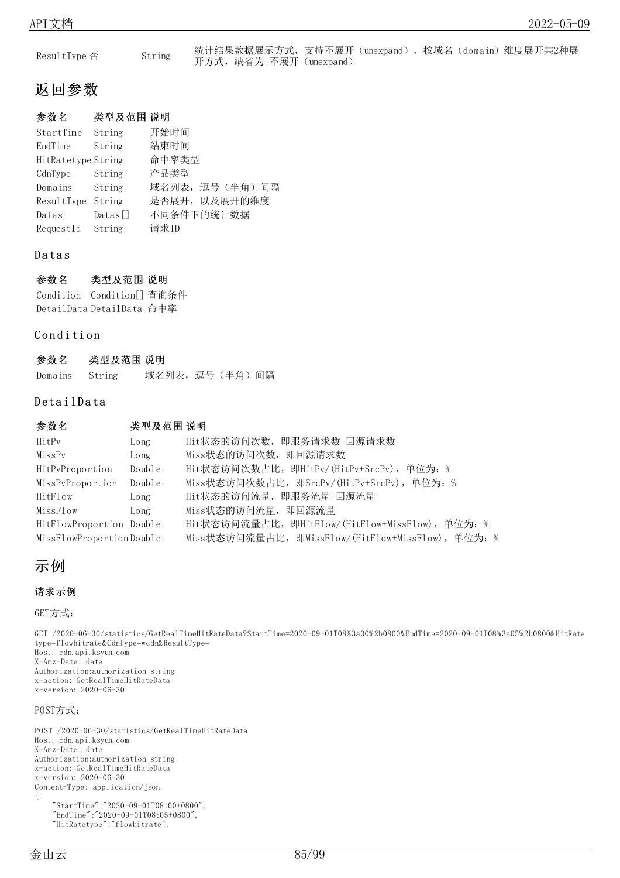| ResultType | 否 | String | 统计结果数据展示方式，支持不展开（unexpand）、按域名（domain）维度展开共2种展开方式，缺省为 不展开（unexpand） |
|---|---|---|---|

## 返回参数

| 参数名 | 类型及范围 | 说明 |
|---|---|---|
| StartTime | String | 开始时间 |
| EndTime | String | 结束时间 |
| HitRatetype | String | 命中率类型 |
| CdnType | String | 产品类型 |
| Domains | String | 域名列表，逗号（半角）间隔 |
| ResultType | String | 是否展开，以及展开的维度 |
| Datas | Datas[] | 不同条件下的统计数据 |
| RequestId | String | 请求ID |

### Datas

| 参数名 | 类型及范围 | 说明 |
|---|---|---|
| Condition | Condition[] | 查询条件 |
| DetailData | DetailData | 命中率 |

### Condition

| 参数名 | 类型及范围 | 说明 |
|---|---|---|
| Domains | String | 域名列表，逗号（半角）间隔 |

### DetailData

| 参数名 | 类型及范围 | 说明 |
|---|---|---|
| HitPv | Long | Hit状态的访问次数，即服务请求数-回源请求数 |
| MissPv | Long | Miss状态的访问次数，即回源请求数 |
| HitPvProportion | Double | Hit状态访问次数占比，即HitPv/(HitPv+SrcPv)，单位为：% |
| MissPvProportion | Double | Miss状态访问次数占比，即SrcPv/(HitPv+SrcPv)，单位为：% |
| HitFlow | Long | Hit状态的访问流量，即服务流量-回源流量 |
| MissFlow | Long | Miss状态的访问流量，即回源流量 |
| HitFlowProportion | Double | Hit状态访问流量占比，即HitFlow/(HitFlow+MissFlow)，单位为：% |
| MissFlowProportion | Double | Miss状态访问流量占比，即MissFlow/(HitFlow+MissFlow)，单位为：% |

## 示例

**请求示例**

GET方式：

```
GET /2020-06-30/statistics/GetRealTimeHitRateData?StartTime=2020-09-01T08%3a00%2b0800&EndTime=2020-09-01T08%3a05%2b0800&HitRatetype=flowhitrate&CdnType=wcdn&ResultType=
Host: cdn.api.ksyun.com
X-Amz-Date: date
Authorization:authorization string
x-action: GetRealTimeHitRateData
x-version: 2020-06-30
```

POST方式：

```
POST /2020-06-30/statistics/GetRealTimeHitRateData
Host: cdn.api.ksyun.com
X-Amz-Date: date
Authorization:authorization string
x-action: GetRealTimeHitRateData
x-version: 2020-06-30
Content-Type: application/json
{
    "StartTime":"2020-09-01T08:00+0800",
    "EndTime":"2020-09-01T08:05+0800",
    "HitRatetype":"flowhitrate",
```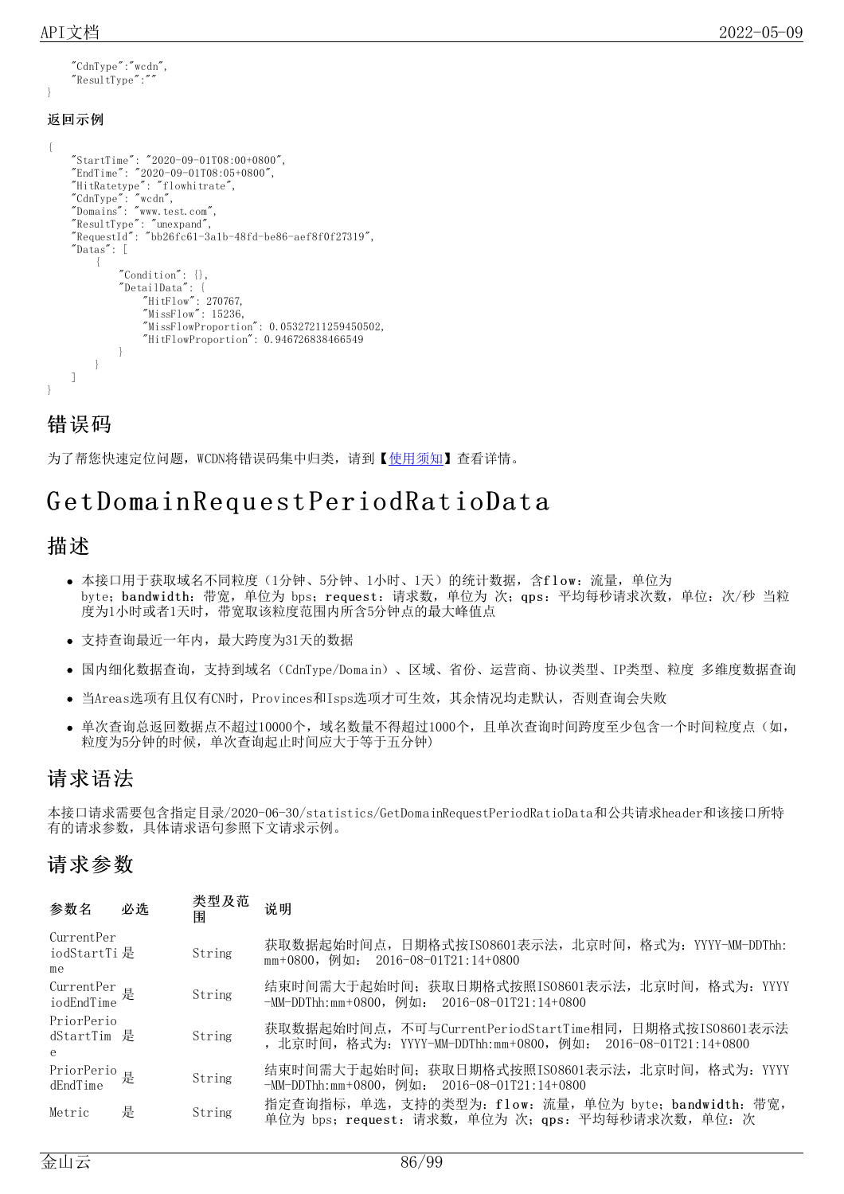```
    "CdnType":"wcdn",
    "ResultType":""
}
```

**返回示例**

```
{
    "StartTime": "2020-09-01T08:00+0800",
    "EndTime": "2020-09-01T08:05+0800",
    "HitRatetype": "flowhitrate",
    "CdnType": "wcdn",
    "Domains": "www.test.com",
    "ResultType": "unexpand",
    "RequestId": "bb26fc61-3a1b-48fd-be86-aef8f0f27319",
    "Datas": [
        {
            "Condition": {},
            "DetailData": {
                "HitFlow": 270767,
                "MissFlow": 15236,
                "MissFlowProportion": 0.05327211259450502,
                "HitFlowProportion": 0.946726838466549
            }
        }
    ]
}
```

## 错误码

为了帮您快速定位问题，WCDN将错误码集中归类，请到【使用须知】查看详情。

# GetDomainRequestPeriodRatioData

## 描述

- 本接口用于获取域名不同粒度（1分钟、5分钟、1小时、1天）的统计数据，含**flow**：流量，单位为 byte；**bandwidth**：带宽，单位为 bps；**request**：请求数，单位为 次；**qps**：平均每秒请求次数，单位：次/秒 当粒度为1小时或者1天时，带宽取该粒度范围内所含5分钟点的最大峰值点
- 支持查询最近一年内，最大跨度为31天的数据
- 国内细化数据查询，支持到域名（CdnType/Domain）、区域、省份、运营商、协议类型、IP类型、粒度 多维度数据查询
- 当Areas选项有且仅有CN时，Provinces和Isps选项才可生效，其余情况均走默认，否则查询会失败
- 单次查询总返回数据点不超过10000个，域名数量不得超过1000个，且单次查询时间跨度至少包含一个时间粒度点（如，粒度为5分钟的时候，单次查询起止时间应大于等于五分钟）

## 请求语法

本接口请求需要包含指定目录/2020-06-30/statistics/GetDomainRequestPeriodRatioData和公共请求header和该接口所特有的请求参数，具体请求语句参照下文请求示例。

## 请求参数

| 参数名 | 必选 | 类型及范围 | 说明 |
|---|---|---|---|
| CurrentPeriodStartTime | 是 | String | 获取数据起始时间点，日期格式按ISO8601表示法，北京时间，格式为：YYYY-MM-DDThh:mm+0800，例如： 2016-08-01T21:14+0800 |
| CurrentPeriodEndTime | 是 | String | 结束时间需大于起始时间；获取日期格式按照ISO8601表示法，北京时间，格式为：YYYY-MM-DDThh:mm+0800，例如： 2016-08-01T21:14+0800 |
| PriorPeriodStartTime | 是 | String | 获取数据起始时间点，不可与CurrentPeriodStartTime相同，日期格式按ISO8601表示法，北京时间，格式为：YYYY-MM-DDThh:mm+0800，例如： 2016-08-01T21:14+0800 |
| PriorPeriodEndTime | 是 | String | 结束时间需大于起始时间；获取日期格式按照ISO8601表示法，北京时间，格式为：YYYY-MM-DDThh:mm+0800，例如： 2016-08-01T21:14+0800 |
| Metric | 是 | String | 指定查询指标，单选，支持的类型为：**flow**：流量，单位为 byte；**bandwidth**：带宽，单位为 bps；**request**：请求数，单位为 次；**qps**：平均每秒请求次数，单位：次 |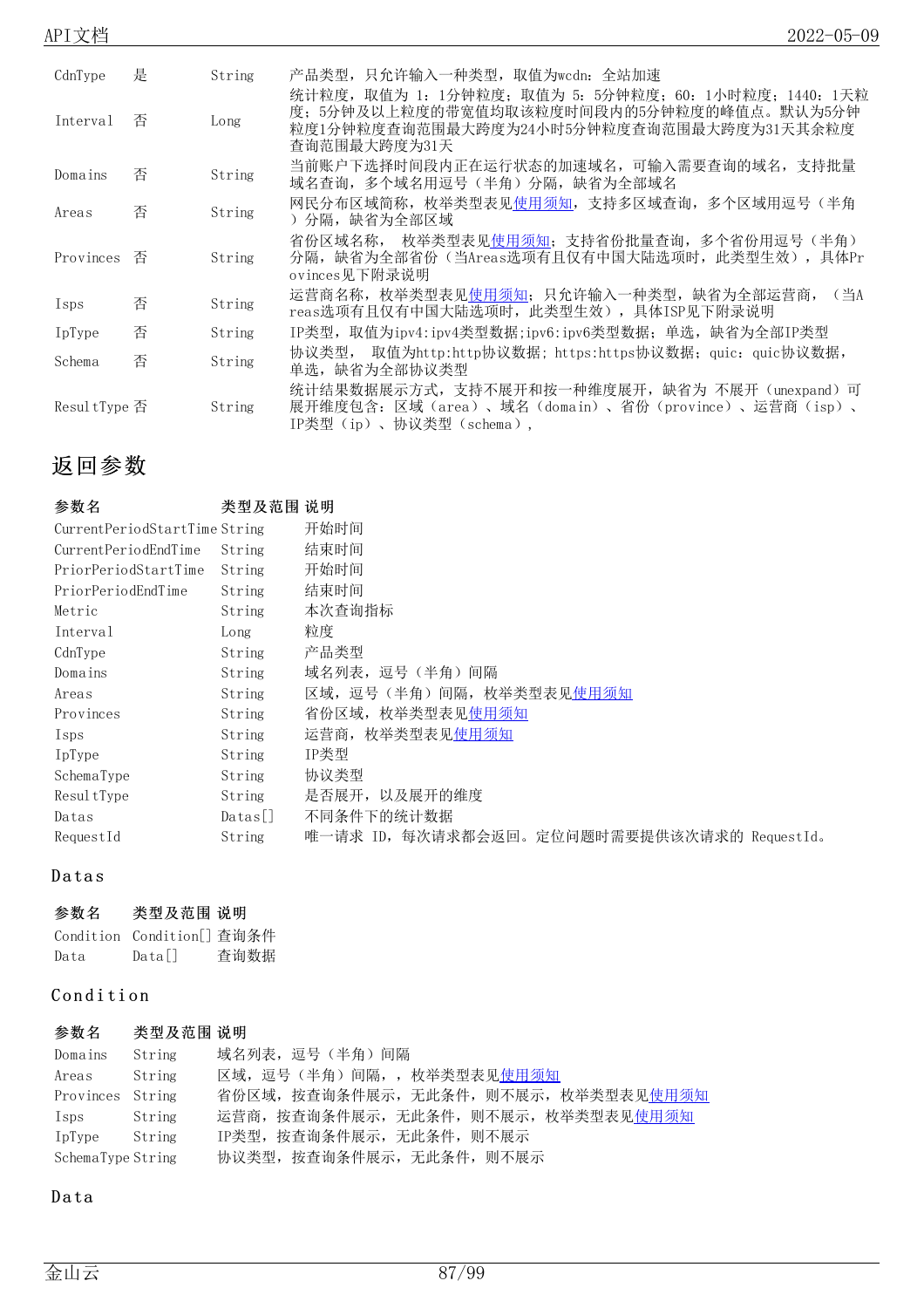| | | | |
|---|---|---|---|
| CdnType | 是 | String | 产品类型，只允许输入一种类型，取值为wcdn：全站加速 |
| Interval | 否 | Long | 统计粒度，取值为 1：1分钟粒度；取值为 5：5分钟粒度；60：1小时粒度；1440：1天粒度；5分钟及以上粒度的带宽值均取该粒度时间段内的5分钟粒度的峰值点。默认为5分钟粒度1分钟粒度查询范围最大跨度为24小时5分钟粒度查询范围最大跨度为31天其余粒度查询范围最大跨度为31天 |
| Domains | 否 | String | 当前账户下选择时间段内正在运行状态的加速域名，可输入需要查询的域名，支持批量域名查询，多个域名用逗号（半角）分隔，缺省为全部域名 |
| Areas | 否 | String | 网民分布区域简称，枚举类型表见使用须知，支持多区域查询，多个区域用逗号（半角）分隔，缺省为全部区域 |
| Provinces | 否 | String | 省份区域名称， 枚举类型表见使用须知；支持省份批量查询，多个省份用逗号（半角）分隔，缺省为全部省份（当Areas选项有且仅有中国大陆选项时，此类型生效），具体Provinces见下附录说明 |
| Isps | 否 | String | 运营商名称，枚举类型表见使用须知；只允许输入一种类型，缺省为全部运营商，（当Areas选项有且仅有中国大陆选项时，此类型生效），具体ISP见下附录说明 |
| IpType | 否 | String | IP类型，取值为ipv4:ipv4类型数据;ipv6:ipv6类型数据；单选，缺省为全部IP类型 |
| Schema | 否 | String | 协议类型， 取值为http:http协议数据；https:https协议数据；quic：quic协议数据，单选，缺省为全部协议类型 |
| ResultType | 否 | String | 统计结果数据展示方式，支持不展开和按一种维度展开，缺省为 不展开（unexpand）可展开维度包含：区域（area）、域名（domain）、省份（province）、运营商（isp）、IP类型（ip）、协议类型（schema）, |

## 返回参数

| 参数名 | 类型及范围 | 说明 |
|---|---|---|
| CurrentPeriodStartTime | String | 开始时间 |
| CurrentPeriodEndTime | String | 结束时间 |
| PriorPeriodStartTime | String | 开始时间 |
| PriorPeriodEndTime | String | 结束时间 |
| Metric | String | 本次查询指标 |
| Interval | Long | 粒度 |
| CdnType | String | 产品类型 |
| Domains | String | 域名列表，逗号（半角）间隔 |
| Areas | String | 区域，逗号（半角）间隔，枚举类型表见使用须知 |
| Provinces | String | 省份区域，枚举类型表见使用须知 |
| Isps | String | 运营商，枚举类型表见使用须知 |
| IpType | String | IP类型 |
| SchemaType | String | 协议类型 |
| ResultType | String | 是否展开，以及展开的维度 |
| Datas | Datas[] | 不同条件下的统计数据 |
| RequestId | String | 唯一请求 ID，每次请求都会返回。定位问题时需要提供该次请求的 RequestId。 |

### Datas

| 参数名 | 类型及范围 | 说明 |
|---|---|---|
| Condition | Condition[] | 查询条件 |
| Data | Data[] | 查询数据 |

### Condition

| 参数名 | 类型及范围 | 说明 |
|---|---|---|
| Domains | String | 域名列表，逗号（半角）间隔 |
| Areas | String | 区域，逗号（半角）间隔，，枚举类型表见使用须知 |
| Provinces | String | 省份区域，按查询条件展示，无此条件，则不展示，枚举类型表见使用须知 |
| Isps | String | 运营商，按查询条件展示，无此条件，则不展示，枚举类型表见使用须知 |
| IpType | String | IP类型，按查询条件展示，无此条件，则不展示 |
| SchemaType | String | 协议类型，按查询条件展示，无此条件，则不展示 |

### Data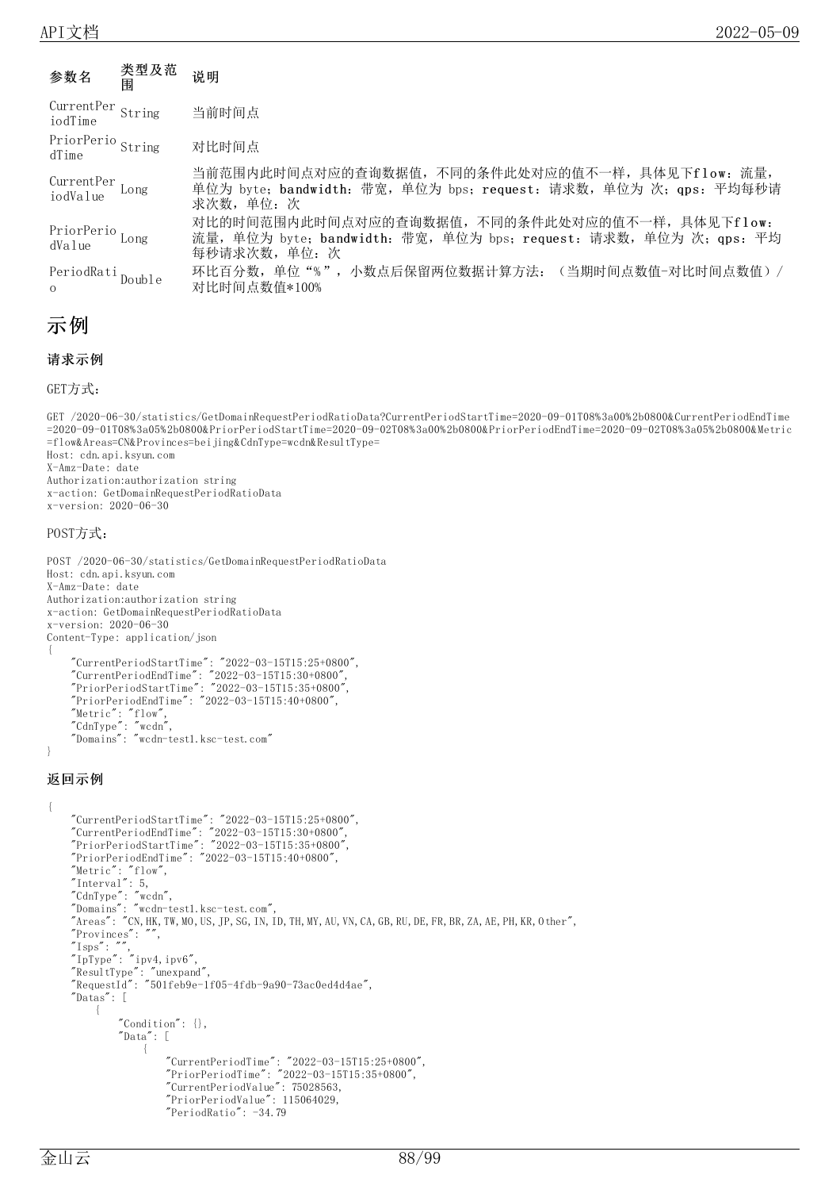| 参数名 | 类型及范围 | 说明 |
| --- | --- | --- |
| CurrentPeriodTime | String | 当前时间点 |
| PriorPeriodTime | String | 对比时间点 |
| CurrentPeriodValue | Long | 当前范围内此时间点对应的查询数据值，不同的条件此处对应的值不一样，具体见下flow：流量，单位为 byte；bandwidth：带宽，单位为 bps；request：请求数，单位为 次；qps：平均每秒请求次数，单位：次 |
| PriorPeriodValue | Long | 对比的时间范围内此时间点对应的查询数据值，不同的条件此处对应的值不一样，具体见下flow：流量，单位为 byte；bandwidth：带宽，单位为 bps；request：请求数，单位为 次；qps：平均每秒请求次数，单位：次 |
| PeriodRatio | Double | 环比百分数，单位“%”，小数点后保留两位数据计算方法：（当期时间点数值-对比时间点数值）/对比时间点数值*100% |

# 示例

### 请求示例

GET方式：

```
GET /2020-06-30/statistics/GetDomainRequestPeriodRatioData?CurrentPeriodStartTime=2020-09-01T08%3a00%2b0800&CurrentPeriodEndTime=2020-09-01T08%3a05%2b0800&PriorPeriodStartTime=2020-09-02T08%3a00%2b0800&PriorPeriodEndTime=2020-09-02T08%3a05%2b0800&Metric=flow&Areas=CN&Provinces=beijing&CdnType=wcdn&ResultType=
Host: cdn.api.ksyun.com
X-Amz-Date: date
Authorization:authorization string
x-action: GetDomainRequestPeriodRatioData
x-version: 2020-06-30
```

POST方式：

```
POST /2020-06-30/statistics/GetDomainRequestPeriodRatioData
Host: cdn.api.ksyun.com
X-Amz-Date: date
Authorization:authorization string
x-action: GetDomainRequestPeriodRatioData
x-version: 2020-06-30
Content-Type: application/json
{
    "CurrentPeriodStartTime": "2022-03-15T15:25+0800",
    "CurrentPeriodEndTime": "2022-03-15T15:30+0800",
    "PriorPeriodStartTime": "2022-03-15T15:35+0800",
    "PriorPeriodEndTime": "2022-03-15T15:40+0800",
    "Metric": "flow",
    "CdnType": "wcdn",
    "Domains": "wcdn-test1.ksc-test.com"
}
```

### 返回示例

```
{
    "CurrentPeriodStartTime": "2022-03-15T15:25+0800",
    "CurrentPeriodEndTime": "2022-03-15T15:30+0800",
    "PriorPeriodStartTime": "2022-03-15T15:35+0800",
    "PriorPeriodEndTime": "2022-03-15T15:40+0800",
    "Metric": "flow",
    "Interval": 5,
    "CdnType": "wcdn",
    "Domains": "wcdn-test1.ksc-test.com",
    "Areas": "CN,HK,TW,MO,US,JP,SG,IN,ID,TH,MY,AU,VN,CA,GB,RU,DE,FR,BR,ZA,AE,PH,KR,Other",
    "Provinces": "",
    "Isps": "",
    "IpType": "ipv4,ipv6",
    "ResultType": "unexpand",
    "RequestId": "501feb9e-1f05-4fdb-9a90-73ac0ed4d4ae",
    "Datas": [
        {
            "Condition": {},
            "Data": [
                {
                    "CurrentPeriodTime": "2022-03-15T15:25+0800",
                    "PriorPeriodTime": "2022-03-15T15:35+0800",
                    "CurrentPeriodValue": 75028563,
                    "PriorPeriodValue": 115064029,
                    "PeriodRatio": -34.79
```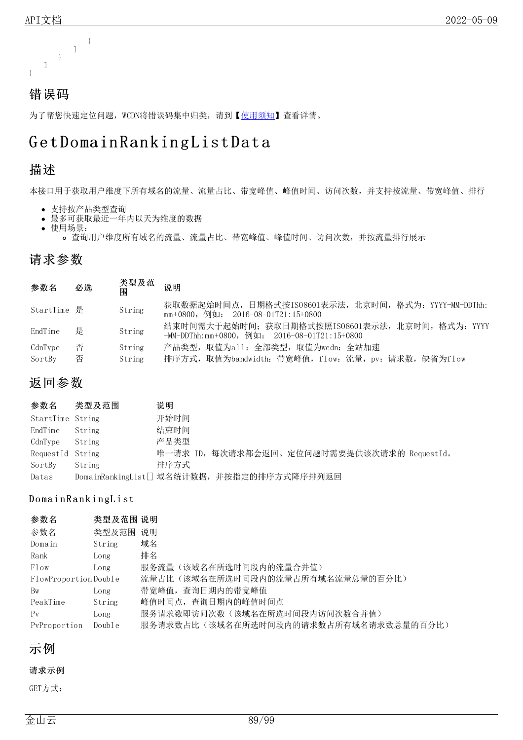```
            }
        ]
      }
    ]
}
```

## 错误码

为了帮您快速定位问题，WCDN将错误码集中归类，请到【使用须知】查看详情。

# GetDomainRankingListData

## 描述

本接口用于获取用户维度下所有域名的流量、流量占比、带宽峰值、峰值时间、访问次数，并支持按流量、带宽峰值、排行

- 支持按产品类型查询
- 最多可获取最近一年内以天为维度的数据
- 使用场景：
  - 查询用户维度所有域名的流量、流量占比、带宽峰值、峰值时间、访问次数，并按流量排行展示

## 请求参数

| 参数名 | 必选 | 类型及范围 | 说明 |
| --- | --- | --- | --- |
| StartTime | 是 | String | 获取数据起始时间点，日期格式按ISO8601表示法，北京时间，格式为：YYYY-MM-DDThh:mm+0800，例如： 2016-08-01T21:15+0800 |
| EndTime | 是 | String | 结束时间需大于起始时间；获取日期格式按照ISO8601表示法，北京时间，格式为：YYYY-MM-DDThh:mm+0800，例如： 2016-08-01T21:15+0800 |
| CdnType | 否 | String | 产品类型，取值为all：全部类型，取值为wcdn：全站加速 |
| SortBy | 否 | String | 排序方式，取值为bandwidth：带宽峰值，flow：流量，pv：请求数，缺省为flow |

## 返回参数

| 参数名 | 类型及范围 | 说明 |
| --- | --- | --- |
| StartTime | String | 开始时间 |
| EndTime | String | 结束时间 |
| CdnType | String | 产品类型 |
| RequestId | String | 唯一请求 ID，每次请求都会返回。定位问题时需要提供该次请求的 RequestId。 |
| SortBy | String | 排序方式 |
| Datas | DomainRankingList[] | 域名统计数据，并按指定的排序方式降序排列返回 |

### DomainRankingList

| 参数名 | 类型及范围 | 说明 |
| --- | --- | --- |
| 参数名 | 类型及范围 | 说明 |
| Domain | String | 域名 |
| Rank | Long | 排名 |
| Flow | Long | 服务流量（该域名在所选时间段内的流量合并值） |
| FlowProportion | Double | 流量占比（该域名在所选时间段内的流量占所有域名流量总量的百分比） |
| Bw | Long | 带宽峰值，查询日期内的带宽峰值 |
| PeakTime | String | 峰值时间点，查询日期内的峰值时间点 |
| Pv | Long | 服务请求数即访问次数（该域名在所选时间段内访问次数合并值） |
| PvProportion | Double | 服务请求数占比（该域名在所选时间段内的请求数占所有域名请求数总量的百分比） |

## 示例

#### 请求示例

GET方式：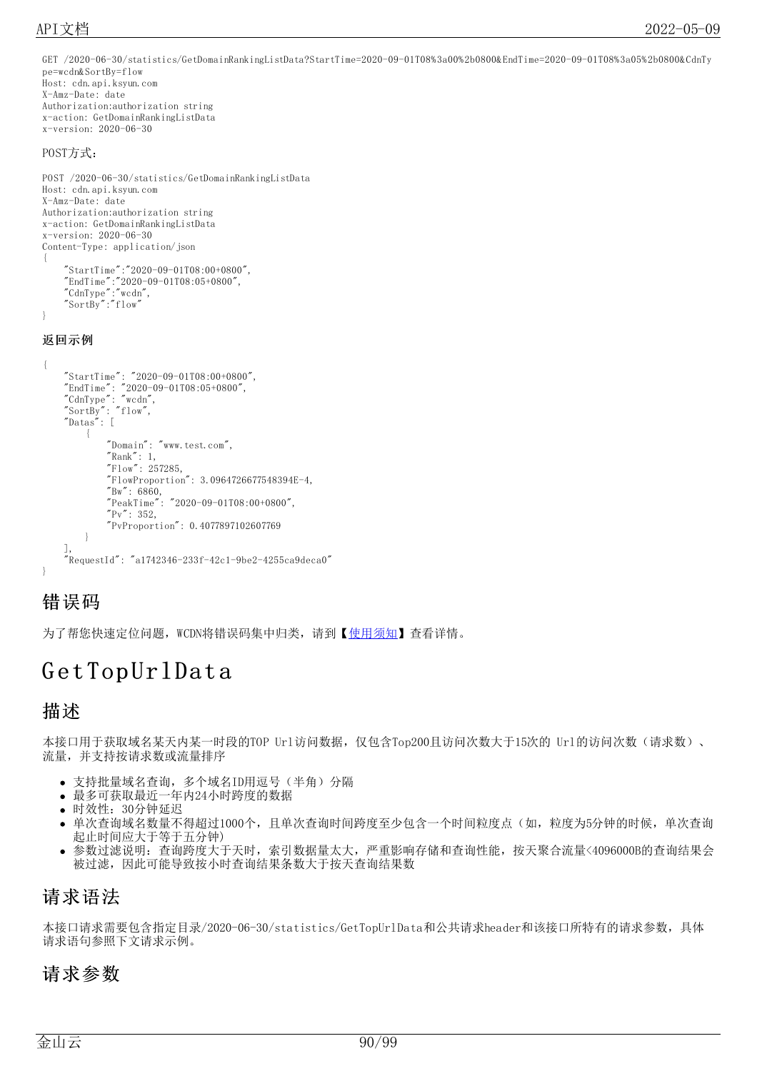```
GET /2020-06-30/statistics/GetDomainRankingListData?StartTime=2020-09-01T08%3a00%2b0800&EndTime=2020-09-01T08%3a05%2b0800&CdnType=wcdn&SortBy=flow
Host: cdn.api.ksyun.com
X-Amz-Date: date
Authorization:authorization string
x-action: GetDomainRankingListData
x-version: 2020-06-30
```

POST方式：

```
POST /2020-06-30/statistics/GetDomainRankingListData
Host: cdn.api.ksyun.com
X-Amz-Date: date
Authorization:authorization string
x-action: GetDomainRankingListData
x-version: 2020-06-30
Content-Type: application/json
{
    "StartTime":"2020-09-01T08:00+0800",
    "EndTime":"2020-09-01T08:05+0800",
    "CdnType":"wcdn",
    "SortBy":"flow"
}
```

**返回示例**

```
{
    "StartTime": "2020-09-01T08:00+0800",
    "EndTime": "2020-09-01T08:05+0800",
    "CdnType": "wcdn",
    "SortBy": "flow",
    "Datas": [
        {
            "Domain": "www.test.com",
            "Rank": 1,
            "Flow": 257285,
            "FlowProportion": 3.0964726677548394E-4,
            "Bw": 6860,
            "PeakTime": "2020-09-01T08:00+0800",
            "Pv": 352,
            "PvProportion": 0.4077897102607769
        }
    ],
    "RequestId": "a1742346-233f-42c1-9be2-4255ca9deca0"
}
```

## 错误码

为了帮您快速定位问题，WCDN将错误码集中归类，请到【使用须知】查看详情。

# GetTopUrlData

## 描述

本接口用于获取域名某天内某一时段的TOP Url访问数据，仅包含Top200且访问次数大于15次的 Url的访问次数（请求数）、流量，并支持按请求数或流量排序

- 支持批量域名查询，多个域名ID用逗号（半角）分隔
- 最多可获取最近一年内24小时跨度的数据
- 时效性：30分钟延迟
- 单次查询域名数量不得超过1000个，且单次查询时间跨度至少包含一个时间粒度点（如，粒度为5分钟的时候，单次查询起止时间应大于等于五分钟）
- 参数过滤说明：查询跨度大于天时，索引数据量太大，严重影响存储和查询性能，按天聚合流量<4096000B的查询结果会被过滤，因此可能导致按小时查询结果条数大于按天查询结果数

## 请求语法

本接口请求需要包含指定目录/2020-06-30/statistics/GetTopUrlData和公共请求header和该接口所特有的请求参数，具体请求语句参照下文请求示例。

## 请求参数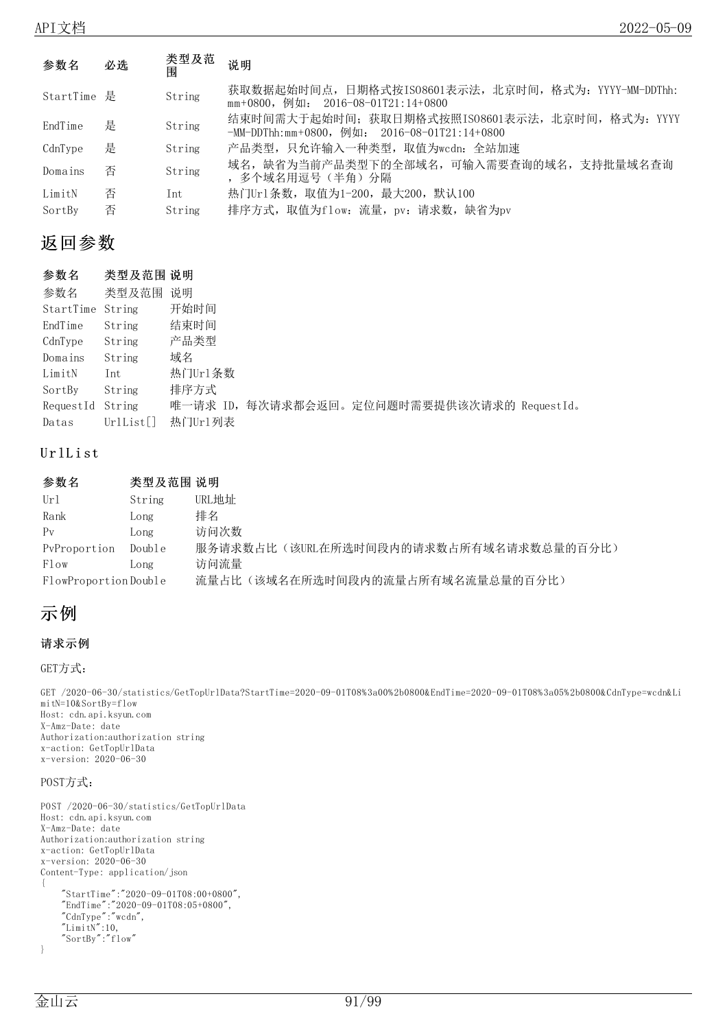| 参数名 | 必选 | 类型及范围 | 说明 |
| --- | --- | --- | --- |
| StartTime | 是 | String | 获取数据起始时间点，日期格式按ISO8601表示法，北京时间，格式为：YYYY-MM-DDThh:mm+0800，例如： 2016-08-01T21:14+0800 |
| EndTime | 是 | String | 结束时间需大于起始时间；获取日期格式按照ISO8601表示法，北京时间，格式为：YYYY-MM-DDThh:mm+0800，例如： 2016-08-01T21:14+0800 |
| CdnType | 是 | String | 产品类型，只允许输入一种类型，取值为wcdn：全站加速 |
| Domains | 否 | String | 域名，缺省为当前产品类型下的全部域名，可输入需要查询的域名，支持批量域名查询，多个域名用逗号（半角）分隔 |
| LimitN | 否 | Int | 热门Url条数，取值为1-200，最大200，默认100 |
| SortBy | 否 | String | 排序方式，取值为flow：流量，pv：请求数，缺省为pv |

## 返回参数

| 参数名 | 类型及范围 | 说明 |
| --- | --- | --- |
| 参数名 | 类型及范围 | 说明 |
| StartTime | String | 开始时间 |
| EndTime | String | 结束时间 |
| CdnType | String | 产品类型 |
| Domains | String | 域名 |
| LimitN | Int | 热门Url条数 |
| SortBy | String | 排序方式 |
| RequestId | String | 唯一请求 ID，每次请求都会返回。定位问题时需要提供该次请求的 RequestId。 |
| Datas | UrlList[] | 热门Url列表 |

### UrlList

| 参数名 | 类型及范围 | 说明 |
| --- | --- | --- |
| Url | String | URL地址 |
| Rank | Long | 排名 |
| Pv | Long | 访问次数 |
| PvProportion | Double | 服务请求数占比（该URL在所选时间段内的请求数占所有域名请求数总量的百分比） |
| Flow | Long | 访问流量 |
| FlowProportion | Double | 流量占比（该域名在所选时间段内的流量占所有域名流量总量的百分比） |

## 示例

**请求示例**

GET方式：

```
GET /2020-06-30/statistics/GetTopUrlData?StartTime=2020-09-01T08%3a00%2b0800&EndTime=2020-09-01T08%3a05%2b0800&CdnType=wcdn&LimitN=10&SortBy=flow
Host: cdn.api.ksyun.com
X-Amz-Date: date
Authorization:authorization string
x-action: GetTopUrlData
x-version: 2020-06-30
```

POST方式：

```
POST /2020-06-30/statistics/GetTopUrlData
Host: cdn.api.ksyun.com
X-Amz-Date: date
Authorization:authorization string
x-action: GetTopUrlData
x-version: 2020-06-30
Content-Type: application/json
{
    "StartTime":"2020-09-01T08:00+0800",
    "EndTime":"2020-09-01T08:05+0800",
    "CdnType":"wcdn",
    "LimitN":10,
    "SortBy":"flow"
}
```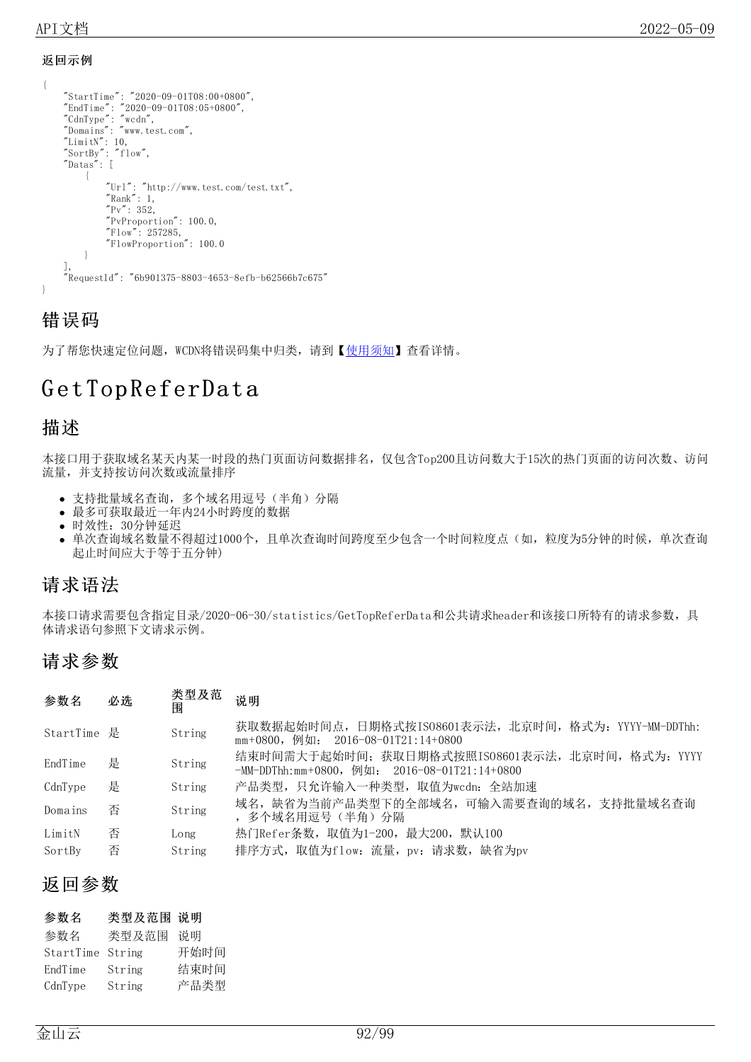**返回示例**

```
{
    "StartTime": "2020-09-01T08:00+0800",
    "EndTime": "2020-09-01T08:05+0800",
    "CdnType": "wcdn",
    "Domains": "www.test.com",
    "LimitN": 10,
    "SortBy": "flow",
    "Datas": [
        {
            "Url": "http://www.test.com/test.txt",
            "Rank": 1,
            "Pv": 352,
            "PvProportion": 100.0,
            "Flow": 257285,
            "FlowProportion": 100.0
        }
    ],
    "RequestId": "6b901375-8803-4653-8efb-b62566b7c675"
}
```

## 错误码

为了帮您快速定位问题，WCDN将错误码集中归类，请到【使用须知】查看详情。

# GetTopReferData

## 描述

本接口用于获取域名某天内某一时段的热门页面访问数据排名，仅包含Top200且访问数大于15次的热门页面的访问次数、访问流量，并支持按访问次数或流量排序

- 支持批量域名查询，多个域名用逗号（半角）分隔
- 最多可获取最近一年内24小时跨度的数据
- 时效性：30分钟延迟
- 单次查询域名数量不得超过1000个，且单次查询时间跨度至少包含一个时间粒度点（如，粒度为5分钟的时候，单次查询起止时间应大于等于五分钟）

## 请求语法

本接口请求需要包含指定目录/2020-06-30/statistics/GetTopReferData和公共请求header和该接口所特有的请求参数，具体请求语句参照下文请求示例。

## 请求参数

| 参数名 | 必选 | 类型及范围 | 说明 |
|---|---|---|---|
| StartTime | 是 | String | 获取数据起始时间点，日期格式按ISO8601表示法，北京时间，格式为：YYYY-MM-DDThh:mm+0800，例如： 2016-08-01T21:14+0800 |
| EndTime | 是 | String | 结束时间需大于起始时间；获取日期格式按照ISO8601表示法，北京时间，格式为：YYYY-MM-DDThh:mm+0800，例如： 2016-08-01T21:14+0800 |
| CdnType | 是 | String | 产品类型，只允许输入一种类型，取值为wcdn：全站加速 |
| Domains | 否 | String | 域名，缺省为当前产品类型下的全部域名，可输入需要查询的域名，支持批量域名查询，多个域名用逗号（半角）分隔 |
| LimitN | 否 | Long | 热门Refer条数，取值为1-200，最大200，默认100 |
| SortBy | 否 | String | 排序方式，取值为flow：流量，pv：请求数，缺省为pv |

## 返回参数

| 参数名 | 类型及范围 | 说明 |
|---|---|---|
| 参数名 | 类型及范围 | 说明 |
| StartTime | String | 开始时间 |
| EndTime | String | 结束时间 |
| CdnType | String | 产品类型 |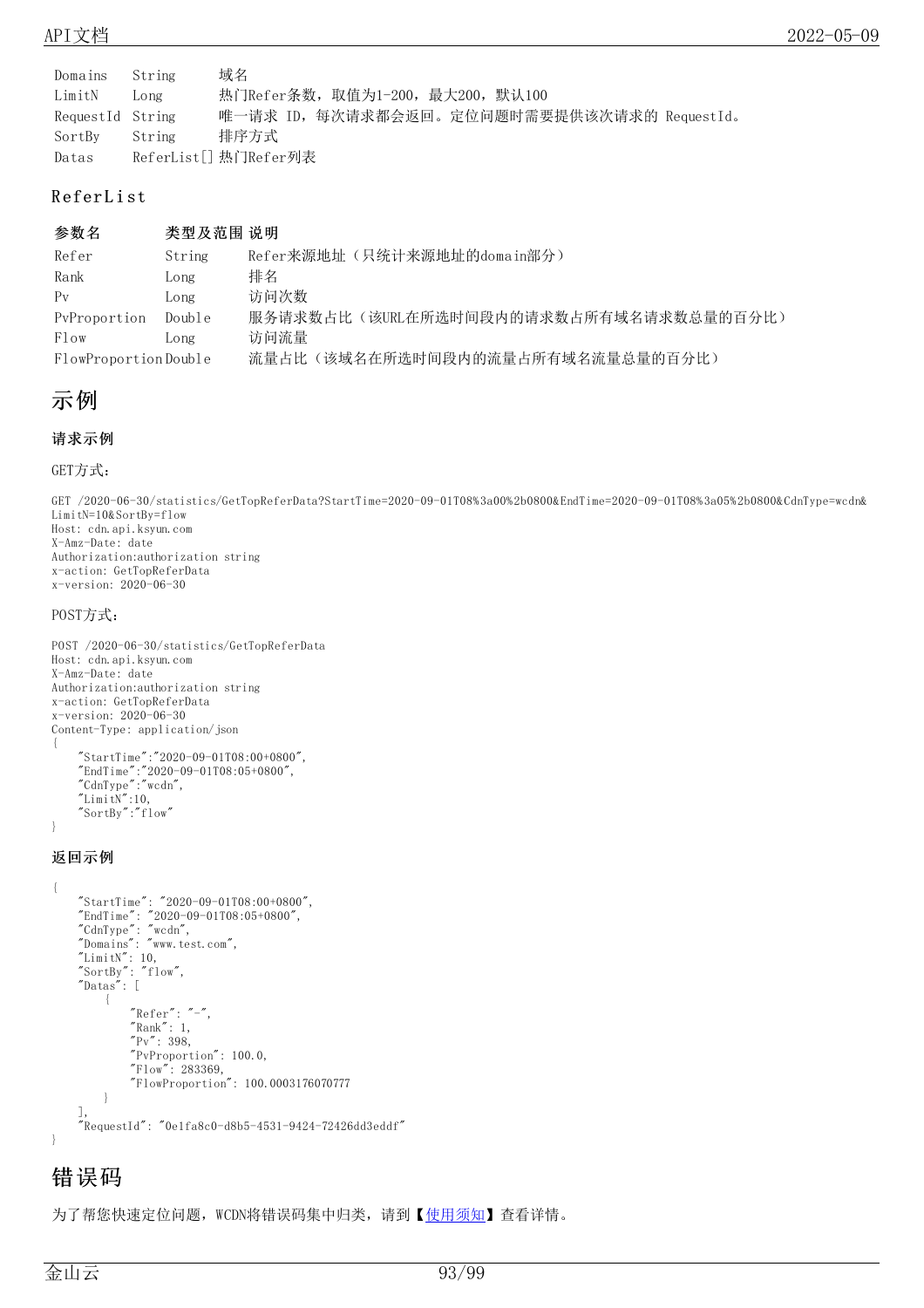| | | |
|---|---|---|
| Domains | String | 域名 |
| LimitN | Long | 热门Refer条数，取值为1-200，最大200，默认100 |
| RequestId | String | 唯一请求 ID，每次请求都会返回。定位问题时需要提供该次请求的 RequestId。 |
| SortBy | String | 排序方式 |
| Datas | ReferList[] | 热门Refer列表 |

### ReferList

| 参数名 | 类型及范围 | 说明 |
|---|---|---|
| Refer | String | Refer来源地址（只统计来源地址的domain部分） |
| Rank | Long | 排名 |
| Pv | Long | 访问次数 |
| PvProportion | Double | 服务请求数占比（该URL在所选时间段内的请求数占所有域名请求数总量的百分比） |
| Flow | Long | 访问流量 |
| FlowProportion | Double | 流量占比（该域名在所选时间段内的流量占所有域名流量总量的百分比） |

## 示例

#### 请求示例

GET方式：

```
GET /2020-06-30/statistics/GetTopReferData?StartTime=2020-09-01T08%3a00%2b0800&EndTime=2020-09-01T08%3a05%2b0800&CdnType=wcdn&
LimitN=10&SortBy=flow
Host: cdn.api.ksyun.com
X-Amz-Date: date
Authorization:authorization string
x-action: GetTopReferData
x-version: 2020-06-30
```

POST方式：

```
POST /2020-06-30/statistics/GetTopReferData
Host: cdn.api.ksyun.com
X-Amz-Date: date
Authorization:authorization string
x-action: GetTopReferData
x-version: 2020-06-30
Content-Type: application/json
{
    "StartTime":"2020-09-01T08:00+0800",
    "EndTime":"2020-09-01T08:05+0800",
    "CdnType":"wcdn",
    "LimitN":10,
    "SortBy":"flow"
}
```

#### 返回示例

```
{
    "StartTime": "2020-09-01T08:00+0800",
    "EndTime": "2020-09-01T08:05+0800",
    "CdnType": "wcdn",
    "Domains": "www.test.com",
    "LimitN": 10,
    "SortBy": "flow",
    "Datas": [
        {
            "Refer": "-",
            "Rank": 1,
            "Pv": 398,
            "PvProportion": 100.0,
            "Flow": 283369,
            "FlowProportion": 100.0003176070777
        }
    ],
    "RequestId": "0e1fa8c0-d8b5-4531-9424-72426dd3eddf"
}
```

## 错误码

为了帮您快速定位问题，WCDN将错误码集中归类，请到【使用须知】查看详情。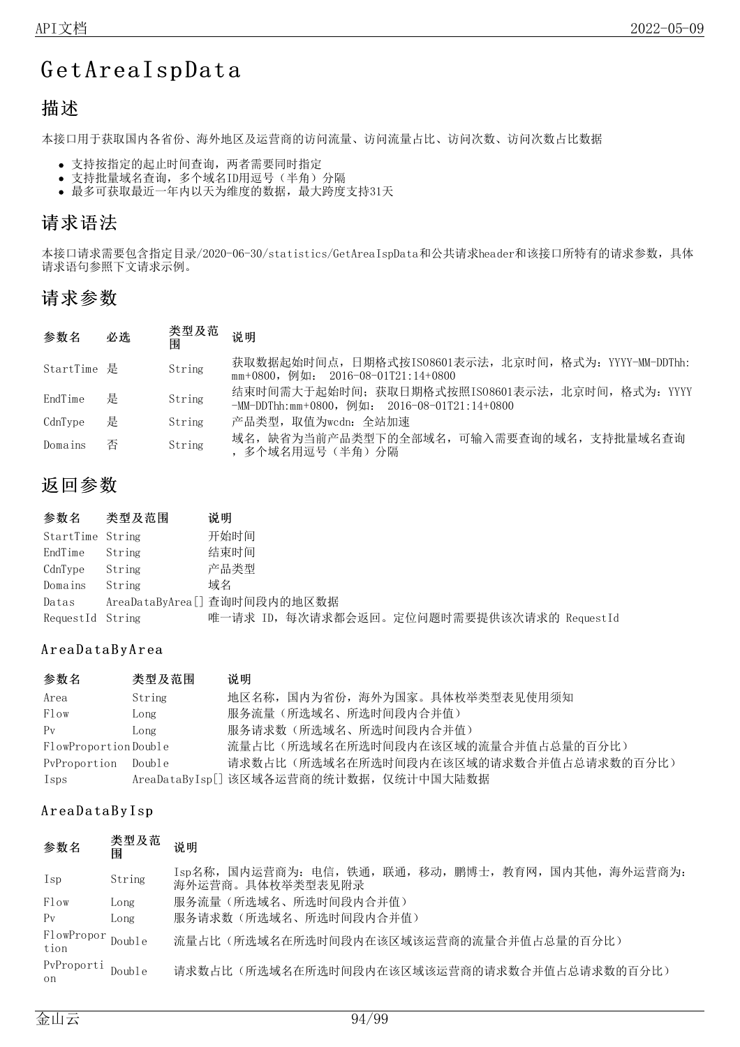# GetAreaIspData

## 描述

本接口用于获取国内各省份、海外地区及运营商的访问流量、访问流量占比、访问次数、访问次数占比数据

- 支持按指定的起止时间查询，两者需要同时指定
- 支持批量域名查询，多个域名ID用逗号（半角）分隔
- 最多可获取最近一年内以天为维度的数据，最大跨度支持31天

## 请求语法

本接口请求需要包含指定目录/2020-06-30/statistics/GetAreaIspData和公共请求header和该接口所特有的请求参数，具体请求语句参照下文请求示例。

## 请求参数

| 参数名 | 必选 | 类型及范围 | 说明 |
| --- | --- | --- | --- |
| StartTime | 是 | String | 获取数据起始时间点，日期格式按ISO8601表示法，北京时间，格式为：YYYY-MM-DDThh:mm+0800，例如： 2016-08-01T21:14+0800 |
| EndTime | 是 | String | 结束时间需大于起始时间；获取日期格式按照ISO8601表示法，北京时间，格式为：YYYY-MM-DDThh:mm+0800，例如： 2016-08-01T21:14+0800 |
| CdnType | 是 | String | 产品类型，取值为wcdn：全站加速 |
| Domains | 否 | String | 域名，缺省为当前产品类型下的全部域名，可输入需要查询的域名，支持批量域名查询，多个域名用逗号（半角）分隔 |

## 返回参数

| 参数名 | 类型及范围 | 说明 |
| --- | --- | --- |
| StartTime | String | 开始时间 |
| EndTime | String | 结束时间 |
| CdnType | String | 产品类型 |
| Domains | String | 域名 |
| Datas | AreaDataByArea[] | 查询时间段内的地区数据 |
| RequestId | String | 唯一请求 ID，每次请求都会返回。定位问题时需要提供该次请求的 RequestId |

### AreaDataByArea

| 参数名 | 类型及范围 | 说明 |
| --- | --- | --- |
| Area | String | 地区名称，国内为省份，海外为国家。具体枚举类型表见使用须知 |
| Flow | Long | 服务流量（所选域名、所选时间段内合并值） |
| Pv | Long | 服务请求数（所选域名、所选时间段内合并值） |
| FlowProportion | Double | 流量占比（所选域名在所选时间段内在该区域的流量合并值占总量的百分比） |
| PvProportion | Double | 请求数占比（所选域名在所选时间段内在该区域的请求数合并值占总请求数的百分比） |
| Isps | AreaDataByIsp[] | 该区域各运营商的统计数据，仅统计中国大陆数据 |

### AreaDataByIsp

| 参数名 | 类型及范围 | 说明 |
| --- | --- | --- |
| Isp | String | Isp名称，国内运营商为：电信，铁通，联通，移动，鹏博士，教育网，国内其他，海外运营商为：海外运营商。具体枚举类型表见附录 |
| Flow | Long | 服务流量（所选域名、所选时间段内合并值） |
| Pv | Long | 服务请求数（所选域名、所选时间段内合并值） |
| FlowProportion | Double | 流量占比（所选域名在所选时间段内在该区域该运营商的流量合并值占总量的百分比） |
| PvProportion | Double | 请求数占比（所选域名在所选时间段内在该区域该运营商的请求数合并值占总请求数的百分比） |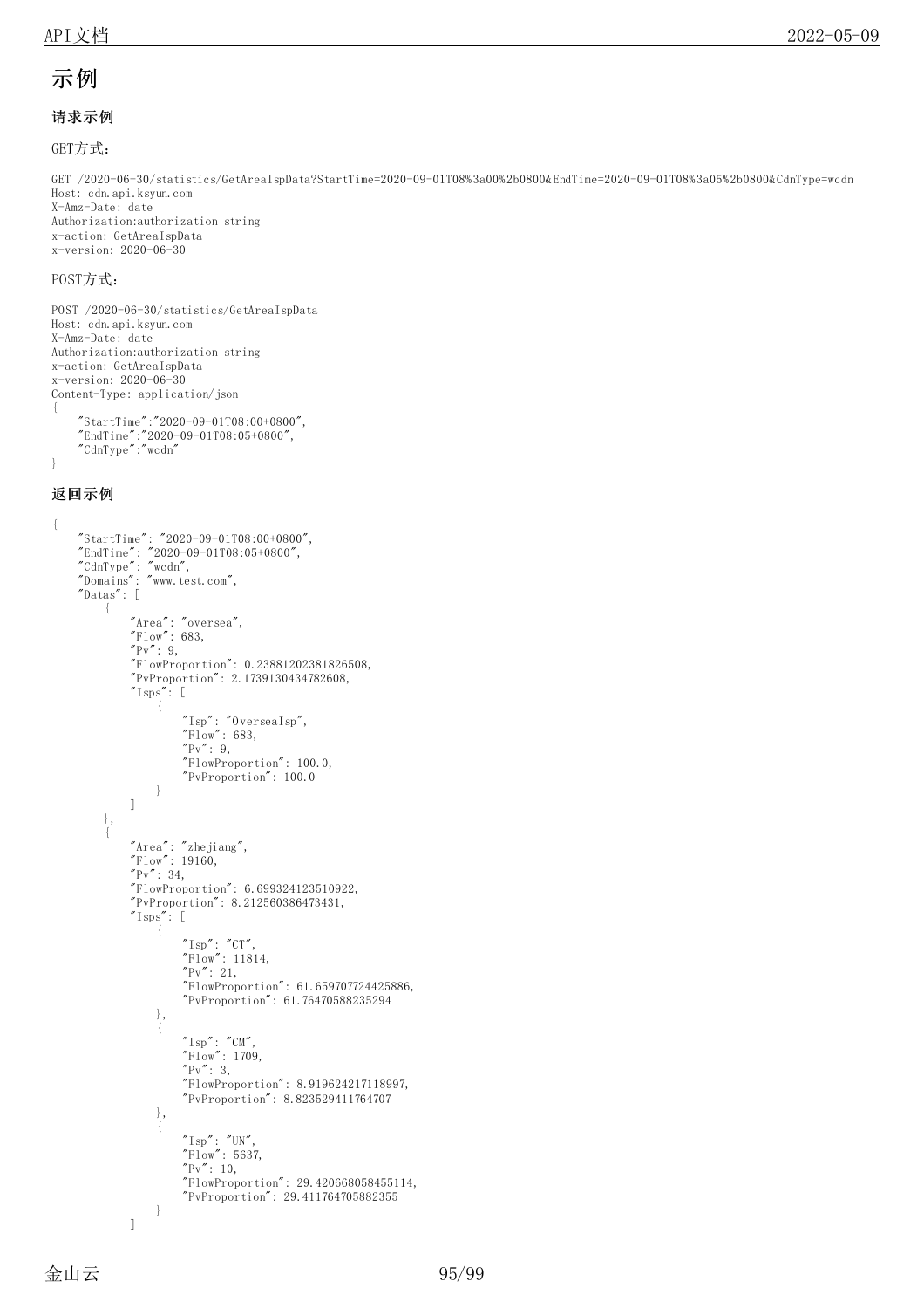# 示例

### 请求示例

GET方式：

```
GET /2020-06-30/statistics/GetAreaIspData?StartTime=2020-09-01T08%3a00%2b0800&EndTime=2020-09-01T08%3a05%2b0800&CdnType=wcdn
Host: cdn.api.ksyun.com
X-Amz-Date: date
Authorization:authorization string
x-action: GetAreaIspData
x-version: 2020-06-30
```

POST方式：

```
POST /2020-06-30/statistics/GetAreaIspData
Host: cdn.api.ksyun.com
X-Amz-Date: date
Authorization:authorization string
x-action: GetAreaIspData
x-version: 2020-06-30
Content-Type: application/json
{
    "StartTime":"2020-09-01T08:00+0800",
    "EndTime":"2020-09-01T08:05+0800",
    "CdnType":"wcdn"
}
```

### 返回示例

```
{
    "StartTime": "2020-09-01T08:00+0800",
    "EndTime": "2020-09-01T08:05+0800",
    "CdnType": "wcdn",
    "Domains": "www.test.com",
    "Datas": [
        {
            "Area": "oversea",
            "Flow": 683,
            "Pv": 9,
            "FlowProportion": 0.23881202381826508,
            "PvProportion": 2.1739130434782608,
            "Isps": [
                {
                    "Isp": "OverseaIsp",
                    "Flow": 683,
                    "Pv": 9,
                    "FlowProportion": 100.0,
                    "PvProportion": 100.0
                }
            ]
        },
        {
            "Area": "zhejiang",
            "Flow": 19160,
            "Pv": 34,
            "FlowProportion": 6.699324123510922,
            "PvProportion": 8.212560386473431,
            "Isps": [
                {
                    "Isp": "CT",
                    "Flow": 11814,
                    "Pv": 21,
                    "FlowProportion": 61.659707724425886,
                    "PvProportion": 61.76470588235294
                },
                {
                    "Isp": "CM",
                    "Flow": 1709,
                    "Pv": 3,
                    "FlowProportion": 8.919624217118997,
                    "PvProportion": 8.823529411764707
                },
                {
                    "Isp": "UN",
                    "Flow": 5637,
                    "Pv": 10,
                    "FlowProportion": 29.420668058455114,
                    "PvProportion": 29.411764705882355
                }
            ]
```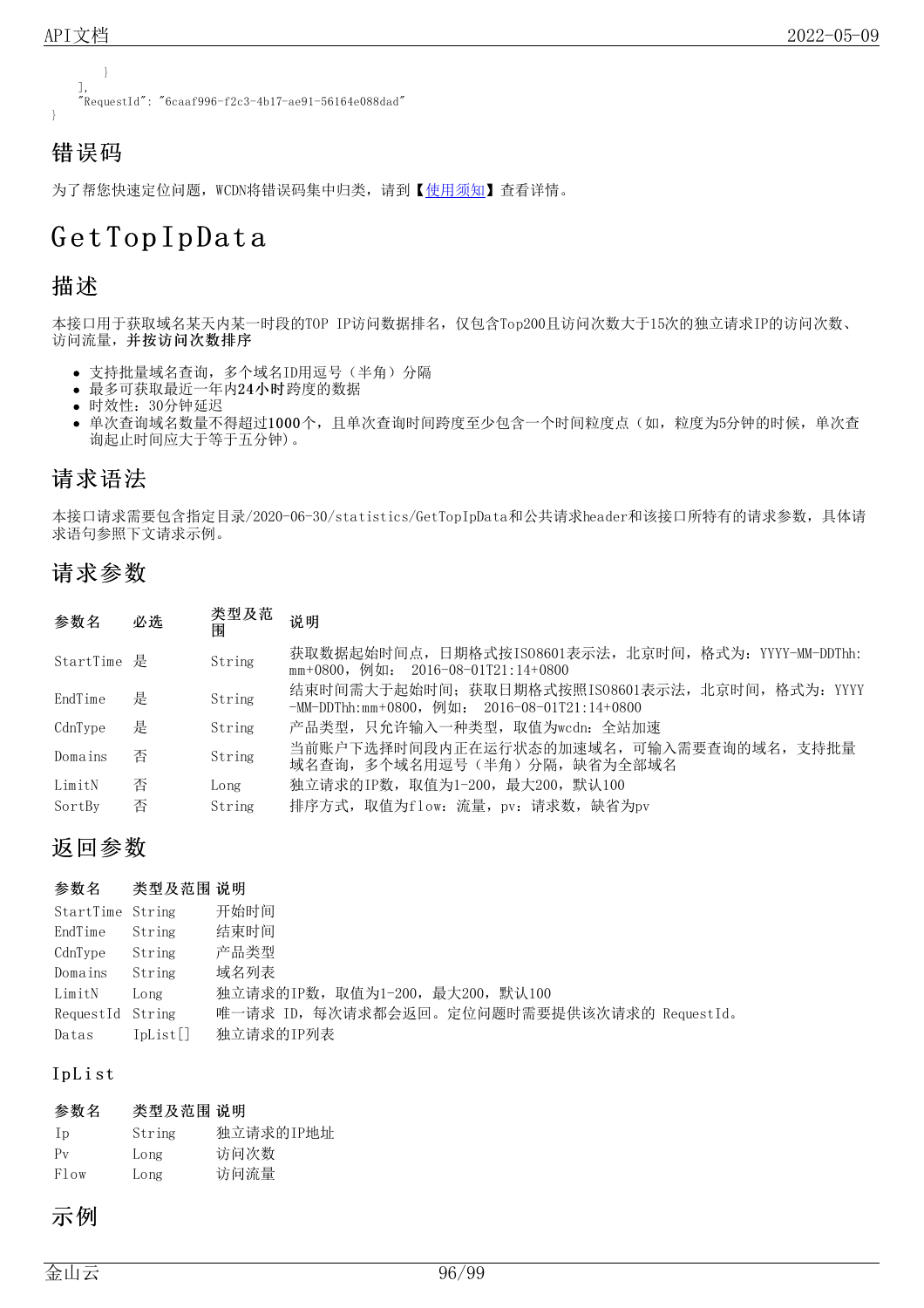```
        }
    ],
    "RequestId": "6caaf996-f2c3-4b17-ae91-56164e088dad"
}
```

## 错误码

为了帮您快速定位问题，WCDN将错误码集中归类，请到【使用须知】查看详情。

# GetTopIpData

## 描述

本接口用于获取域名某天内某一时段的TOP IP访问数据排名，仅包含Top200且访问次数大于15次的独立请求IP的访问次数、访问流量，**并按访问次数排序**

- 支持批量域名查询，多个域名ID用逗号（半角）分隔
- 最多可获取最近一年内**24小时**跨度的数据
- 时效性：30分钟延迟
- 单次查询域名数量不得超过**1000**个，且单次查询时间跨度至少包含一个时间粒度点（如，粒度为5分钟的时候，单次查询起止时间应大于等于五分钟）。

## 请求语法

本接口请求需要包含指定目录/2020-06-30/statistics/GetTopIpData和公共请求header和该接口所特有的请求参数，具体请求语句参照下文请求示例。

## 请求参数

| 参数名 | 必选 | 类型及范围 | 说明 |
| --- | --- | --- | --- |
| StartTime | 是 | String | 获取数据起始时间点，日期格式按ISO8601表示法，北京时间，格式为：YYYY-MM-DDThh:mm+0800，例如： 2016-08-01T21:14+0800 |
| EndTime | 是 | String | 结束时间需大于起始时间；获取日期格式按照ISO8601表示法，北京时间，格式为：YYYY-MM-DDThh:mm+0800，例如： 2016-08-01T21:14+0800 |
| CdnType | 是 | String | 产品类型，只允许输入一种类型，取值为wcdn：全站加速 |
| Domains | 否 | String | 当前账户下选择时间段内正在运行状态的加速域名，可输入需要查询的域名，支持批量域名查询，多个域名用逗号（半角）分隔，缺省为全部域名 |
| LimitN | 否 | Long | 独立请求的IP数，取值为1-200，最大200，默认100 |
| SortBy | 否 | String | 排序方式，取值为flow：流量，pv：请求数，缺省为pv |

## 返回参数

| 参数名 | 类型及范围 | 说明 |
| --- | --- | --- |
| StartTime | String | 开始时间 |
| EndTime | String | 结束时间 |
| CdnType | String | 产品类型 |
| Domains | String | 域名列表 |
| LimitN | Long | 独立请求的IP数，取值为1-200，最大200，默认100 |
| RequestId | String | 唯一请求 ID，每次请求都会返回。定位问题时需要提供该次请求的 RequestId。 |
| Datas | IpList[] | 独立请求的IP列表 |

### IpList

| 参数名 | 类型及范围 | 说明 |
| --- | --- | --- |
| Ip | String | 独立请求的IP地址 |
| Pv | Long | 访问次数 |
| Flow | Long | 访问流量 |

## 示例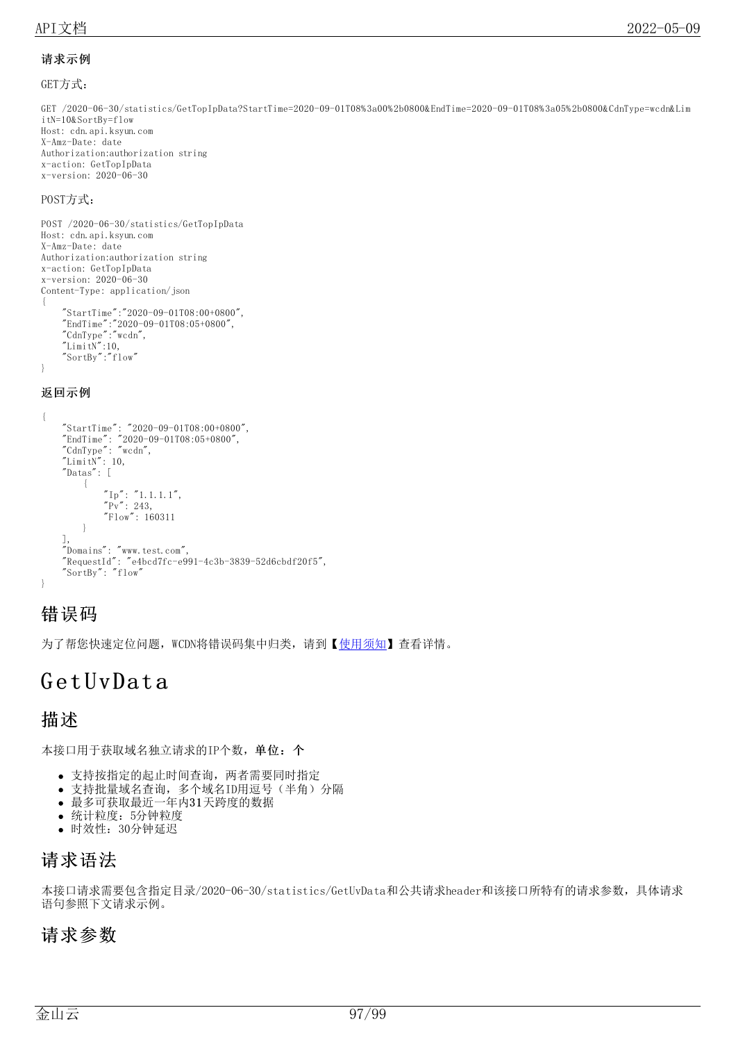#### 请求示例

GET方式：

```
GET /2020-06-30/statistics/GetTopIpData?StartTime=2020-09-01T08%3a00%2b0800&EndTime=2020-09-01T08%3a05%2b0800&CdnType=wcdn&LimitN=10&SortBy=flow
Host: cdn.api.ksyun.com
X-Amz-Date: date
Authorization:authorization string
x-action: GetTopIpData
x-version: 2020-06-30
```

POST方式：

```
POST /2020-06-30/statistics/GetTopIpData
Host: cdn.api.ksyun.com
X-Amz-Date: date
Authorization:authorization string
x-action: GetTopIpData
x-version: 2020-06-30
Content-Type: application/json
{
    "StartTime":"2020-09-01T08:00+0800",
    "EndTime":"2020-09-01T08:05+0800",
    "CdnType":"wcdn",
    "LimitN":10,
    "SortBy":"flow"
}
```

#### 返回示例

```
{
    "StartTime": "2020-09-01T08:00+0800",
    "EndTime": "2020-09-01T08:05+0800",
    "CdnType": "wcdn",
    "LimitN": 10,
    "Datas": [
        {
            "Ip": "1.1.1.1",
            "Pv": 243,
            "Flow": 160311
        }
    ],
    "Domains": "www.test.com",
    "RequestId": "e4bcd7fc-e991-4c3b-3839-52d6cbdf20f5",
    "SortBy": "flow"
}
```

## 错误码

为了帮您快速定位问题，WCDN将错误码集中归类，请到【使用须知】查看详情。

# GetUvData

## 描述

本接口用于获取域名独立请求的IP个数，**单位：个**

- 支持按指定的起止时间查询，两者需要同时指定
- 支持批量域名查询，多个域名ID用逗号（半角）分隔
- 最多可获取最近一年内31天跨度的数据
- 统计粒度：5分钟粒度
- 时效性：30分钟延迟

## 请求语法

本接口请求需要包含指定目录/2020-06-30/statistics/GetUvData和公共请求header和该接口所特有的请求参数，具体请求语句参照下文请求示例。

## 请求参数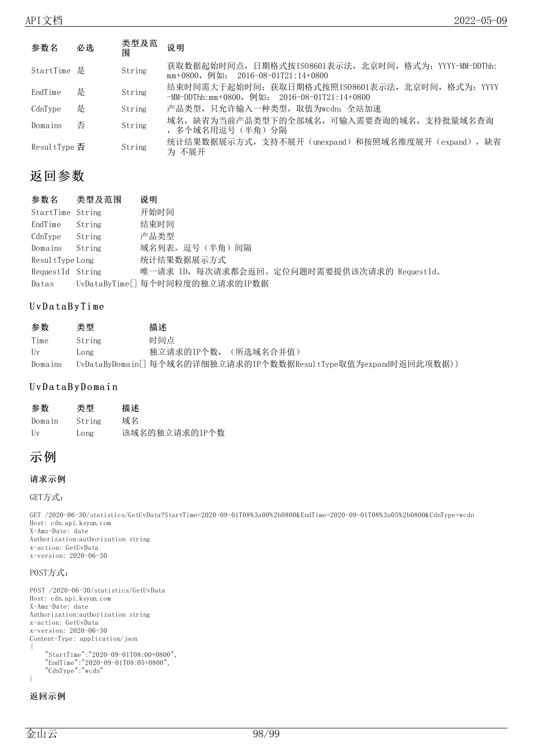| 参数名 | 必选 | 类型及范围 | 说明 |
| --- | --- | --- | --- |
| StartTime | 是 | String | 获取数据起始时间点，日期格式按ISO8601表示法，北京时间，格式为：YYYY-MM-DDThh:mm+0800，例如： 2016-08-01T21:14+0800 |
| EndTime | 是 | String | 结束时间需大于起始时间；获取日期格式按照ISO8601表示法，北京时间，格式为：YYYY-MM-DDThh:mm+0800，例如： 2016-08-01T21:14+0800 |
| CdnType | 是 | String | 产品类型，只允许输入一种类型，取值为wcdn：全站加速 |
| Domains | 否 | String | 域名，缺省为当前产品类型下的全部域名，可输入需要查询的域名，支持批量域名查询，多个域名用逗号（半角）分隔 |
| ResultType | 否 | String | 统计结果数据展示方式，支持不展开（unexpand）和按照域名维度展开（expand），缺省为 不展开 |

## 返回参数

| 参数名 | 类型及范围 | 说明 |
| --- | --- | --- |
| StartTime | String | 开始时间 |
| EndTime | String | 结束时间 |
| CdnType | String | 产品类型 |
| Domains | String | 域名列表，逗号（半角）间隔 |
| ResultType | Long | 统计结果数据展示方式 |
| RequestId | String | 唯一请求 ID，每次请求都会返回。定位问题时需要提供该次请求的 RequestId。 |
| Datas | UvDataByTime[] | 每个时间粒度的独立请求的IP数据 |

### UvDataByTime

| 参数 | 类型 | 描述 |
| --- | --- | --- |
| Time | String | 时间点 |
| Uv | Long | 独立请求的IP个数，（所选域名合并值） |
| Domains | UvDataByDomain[] | 每个域名的详细独立请求的IP个数数据ResultType取值为expand时返回此项数据)) |

### UvDataByDomain

| 参数 | 类型 | 描述 |
| --- | --- | --- |
| Domain | String | 域名 |
| Uv | Long | 该域名的独立请求的IP个数 |

## 示例

**请求示例**

GET方式：

```
GET /2020-06-30/statistics/GetUvData?StartTime=2020-09-01T08%3a00%2b0800&EndTime=2020-09-01T08%3a05%2b0800&CdnType=wcdn
Host: cdn.api.ksyun.com
X-Amz-Date: date
Authorization:authorization string
x-action: GetUvData
x-version: 2020-06-30
```

POST方式：

```
POST /2020-06-30/statistics/GetUvData
Host: cdn.api.ksyun.com
X-Amz-Date: date
Authorization:authorization string
x-action: GetUvData
x-version: 2020-06-30
Content-Type: application/json
{
    "StartTime":"2020-09-01T08:00+0800",
    "EndTime":"2020-09-01T08:05+0800",
    "CdnType":"wcdn"
}
```

**返回示例**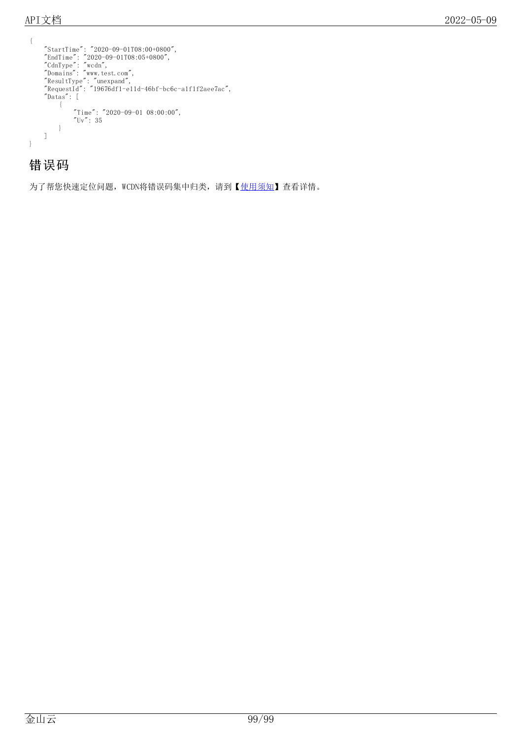```
{
    "StartTime": "2020-09-01T08:00+0800",
    "EndTime": "2020-09-01T08:05+0800",
    "CdnType": "wcdn",
    "Domains": "www.test.com",
    "ResultType": "unexpand",
    "RequestId": "19676df1-e11d-46bf-bc6c-a1f1f2aee7ac",
    "Datas": [
        {
            "Time": "2020-09-01 08:00:00",
            "Uv": 35
        }
    ]
}
```

## 错误码

为了帮您快速定位问题，WCDN将错误码集中归类，请到【使用须知】查看详情。